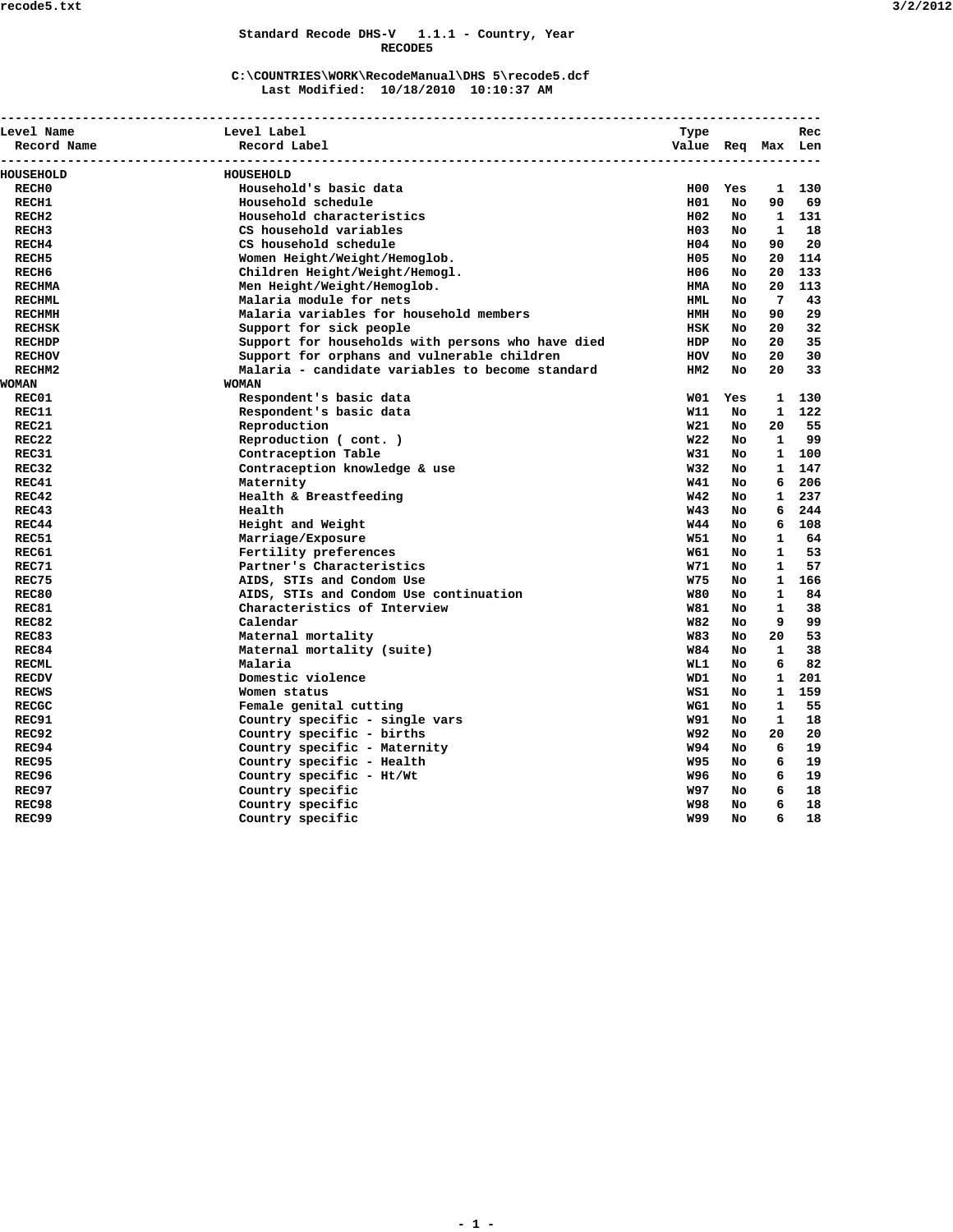Standard Recode DHS-V 1.1.1 - Country, Year
RECODE5

C:\COUNTRIES\WORK\RecodeManual\DHS 5\recode5.dcf
Last Modified: 10/18/2010 10:10:37 AM

| Level Name / Record Name | Level Label / Record Label | Type Value | Req | Max | Rec Len |
|---|---|---|---|---|---|
| **HOUSEHOLD** | **HOUSEHOLD** | | | | |
| RECH0 | Household's basic data | H00 | Yes | 1 | 130 |
| RECH1 | Household schedule | H01 | No | 90 | 69 |
| RECH2 | Household characteristics | H02 | No | 1 | 131 |
| RECH3 | CS household variables | H03 | No | 1 | 18 |
| RECH4 | CS household schedule | H04 | No | 90 | 20 |
| RECH5 | Women Height/Weight/Hemoglob. | H05 | No | 20 | 114 |
| RECH6 | Children Height/Weight/Hemogl. | H06 | No | 20 | 133 |
| RECHMA | Men Height/Weight/Hemoglob. | HMA | No | 20 | 113 |
| RECHML | Malaria module for nets | HML | No | 7 | 43 |
| RECHMH | Malaria variables for household members | HMH | No | 90 | 29 |
| RECHSK | Support for sick people | HSK | No | 20 | 32 |
| RECHDP | Support for households with persons who have died | HDP | No | 20 | 35 |
| RECHOV | Support for orphans and vulnerable children | HOV | No | 20 | 30 |
| RECHM2 | Malaria - candidate variables to become standard | HM2 | No | 20 | 33 |
| **WOMAN** | **WOMAN** | | | | |
| REC01 | Respondent's basic data | W01 | Yes | 1 | 130 |
| REC11 | Respondent's basic data | W11 | No | 1 | 122 |
| REC21 | Reproduction | W21 | No | 20 | 55 |
| REC22 | Reproduction ( cont. ) | W22 | No | 1 | 99 |
| REC31 | Contraception Table | W31 | No | 1 | 100 |
| REC32 | Contraception knowledge & use | W32 | No | 1 | 147 |
| REC41 | Maternity | W41 | No | 6 | 206 |
| REC42 | Health & Breastfeeding | W42 | No | 1 | 237 |
| REC43 | Health | W43 | No | 6 | 244 |
| REC44 | Height and Weight | W44 | No | 6 | 108 |
| REC51 | Marriage/Exposure | W51 | No | 1 | 64 |
| REC61 | Fertility preferences | W61 | No | 1 | 53 |
| REC71 | Partner's Characteristics | W71 | No | 1 | 57 |
| REC75 | AIDS, STIs and Condom Use | W75 | No | 1 | 166 |
| REC80 | AIDS, STIs and Condom Use continuation | W80 | No | 1 | 84 |
| REC81 | Characteristics of Interview | W81 | No | 1 | 38 |
| REC82 | Calendar | W82 | No | 9 | 99 |
| REC83 | Maternal mortality | W83 | No | 20 | 53 |
| REC84 | Maternal mortality (suite) | W84 | No | 1 | 38 |
| RECML | Malaria | WL1 | No | 6 | 82 |
| RECDV | Domestic violence | WD1 | No | 1 | 201 |
| RECWS | Women status | WS1 | No | 1 | 159 |
| RECGC | Female genital cutting | WG1 | No | 1 | 55 |
| REC91 | Country specific - single vars | W91 | No | 1 | 18 |
| REC92 | Country specific - births | W92 | No | 20 | 20 |
| REC94 | Country specific - Maternity | W94 | No | 6 | 19 |
| REC95 | Country specific - Health | W95 | No | 6 | 19 |
| REC96 | Country specific - Ht/Wt | W96 | No | 6 | 19 |
| REC97 | Country specific | W97 | No | 6 | 18 |
| REC98 | Country specific | W98 | No | 6 | 18 |
| REC99 | Country specific | W99 | No | 6 | 18 |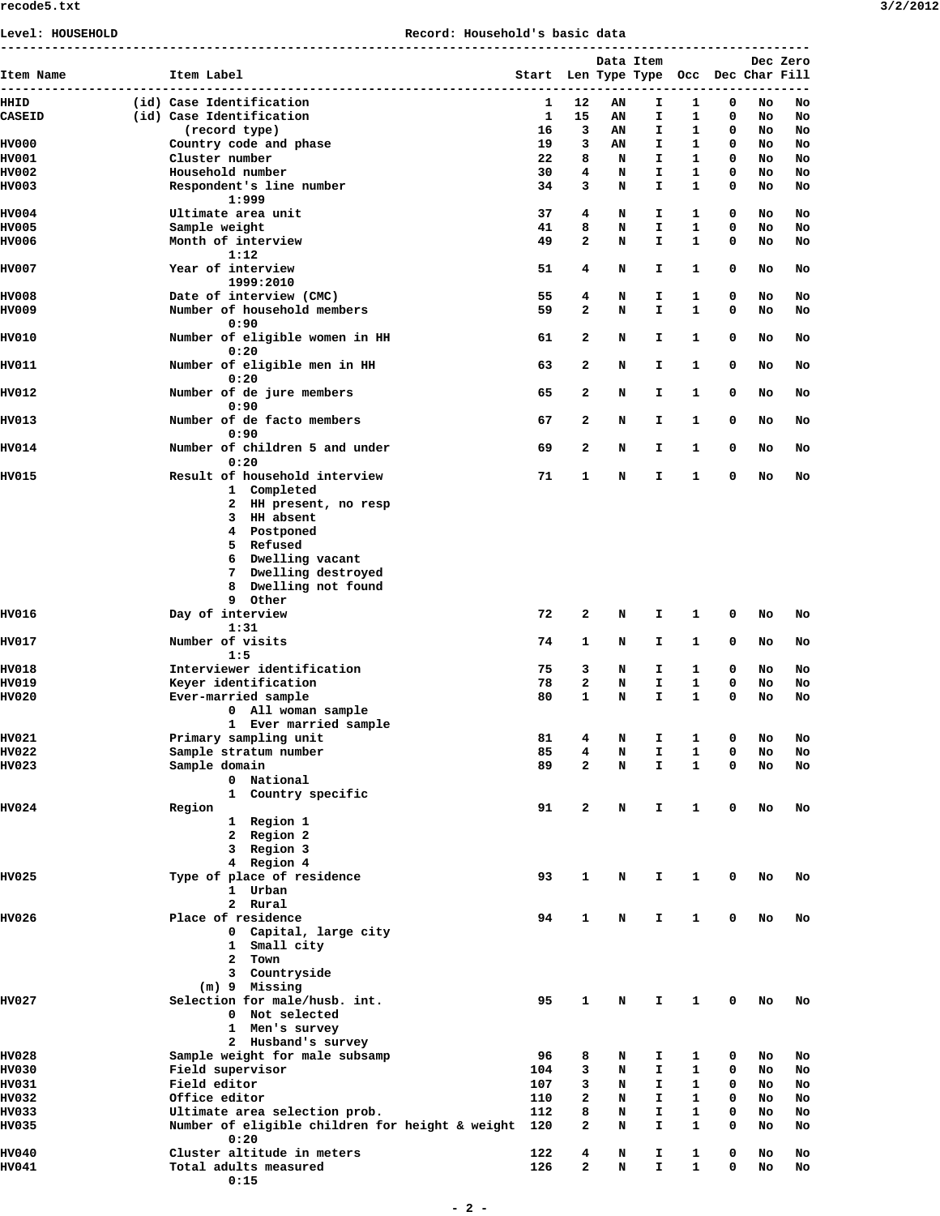Level: HOUSEHOLD Record: Household's basic data

| Item Name | Item Label | Start | Len | Data Type | Item Type | Occ | Dec | Dec Char | Zero Fill |
|---|---|---|---|---|---|---|---|---|---|
| HHID | (id) Case Identification | 1 | 12 | AN | I | 1 | 0 | No | No |
| CASEID | (id) Case Identification | 1 | 15 | AN | I | 1 | 0 | No | No |
| | (record type) | 16 | 3 | AN | I | 1 | 0 | No | No |
| HV000 | Country code and phase | 19 | 3 | AN | I | 1 | 0 | No | No |
| HV001 | Cluster number | 22 | 8 | N | I | 1 | 0 | No | No |
| HV002 | Household number | 30 | 4 | N | I | 1 | 0 | No | No |
| HV003 | Respondent's line number<br>1:999 | 34 | 3 | N | I | 1 | 0 | No | No |
| HV004 | Ultimate area unit | 37 | 4 | N | I | 1 | 0 | No | No |
| HV005 | Sample weight | 41 | 8 | N | I | 1 | 0 | No | No |
| HV006 | Month of interview<br>1:12 | 49 | 2 | N | I | 1 | 0 | No | No |
| HV007 | Year of interview<br>1999:2010 | 51 | 4 | N | I | 1 | 0 | No | No |
| HV008 | Date of interview (CMC) | 55 | 4 | N | I | 1 | 0 | No | No |
| HV009 | Number of household members<br>0:90 | 59 | 2 | N | I | 1 | 0 | No | No |
| HV010 | Number of eligible women in HH<br>0:20 | 61 | 2 | N | I | 1 | 0 | No | No |
| HV011 | Number of eligible men in HH<br>0:20 | 63 | 2 | N | I | 1 | 0 | No | No |
| HV012 | Number of de jure members<br>0:90 | 65 | 2 | N | I | 1 | 0 | No | No |
| HV013 | Number of de facto members<br>0:90 | 67 | 2 | N | I | 1 | 0 | No | No |
| HV014 | Number of children 5 and under<br>0:20 | 69 | 2 | N | I | 1 | 0 | No | No |
| HV015 | Result of household interview<br>1 Completed<br>2 HH present, no resp<br>3 HH absent<br>4 Postponed<br>5 Refused<br>6 Dwelling vacant<br>7 Dwelling destroyed<br>8 Dwelling not found<br>9 Other | 71 | 1 | N | I | 1 | 0 | No | No |
| HV016 | Day of interview<br>1:31 | 72 | 2 | N | I | 1 | 0 | No | No |
| HV017 | Number of visits<br>1:5 | 74 | 1 | N | I | 1 | 0 | No | No |
| HV018 | Interviewer identification | 75 | 3 | N | I | 1 | 0 | No | No |
| HV019 | Keyer identification | 78 | 2 | N | I | 1 | 0 | No | No |
| HV020 | Ever-married sample<br>0 All woman sample<br>1 Ever married sample | 80 | 1 | N | I | 1 | 0 | No | No |
| HV021 | Primary sampling unit | 81 | 4 | N | I | 1 | 0 | No | No |
| HV022 | Sample stratum number | 85 | 4 | N | I | 1 | 0 | No | No |
| HV023 | Sample domain<br>0 National<br>1 Country specific | 89 | 2 | N | I | 1 | 0 | No | No |
| HV024 | Region<br>1 Region 1<br>2 Region 2<br>3 Region 3<br>4 Region 4 | 91 | 2 | N | I | 1 | 0 | No | No |
| HV025 | Type of place of residence<br>1 Urban<br>2 Rural | 93 | 1 | N | I | 1 | 0 | No | No |
| HV026 | Place of residence<br>0 Capital, large city<br>1 Small city<br>2 Town<br>3 Countryside<br>(m) 9 Missing | 94 | 1 | N | I | 1 | 0 | No | No |
| HV027 | Selection for male/husb. int.<br>0 Not selected<br>1 Men's survey<br>2 Husband's survey | 95 | 1 | N | I | 1 | 0 | No | No |
| HV028 | Sample weight for male subsamp | 96 | 8 | N | I | 1 | 0 | No | No |
| HV030 | Field supervisor | 104 | 3 | N | I | 1 | 0 | No | No |
| HV031 | Field editor | 107 | 3 | N | I | 1 | 0 | No | No |
| HV032 | Office editor | 110 | 2 | N | I | 1 | 0 | No | No |
| HV033 | Ultimate area selection prob. | 112 | 8 | N | I | 1 | 0 | No | No |
| HV035 | Number of eligible children for height & weight<br>0:20 | 120 | 2 | N | I | 1 | 0 | No | No |
| HV040 | Cluster altitude in meters | 122 | 4 | N | I | 1 | 0 | No | No |
| HV041 | Total adults measured<br>0:15 | 126 | 2 | N | I | 1 | 0 | No | No |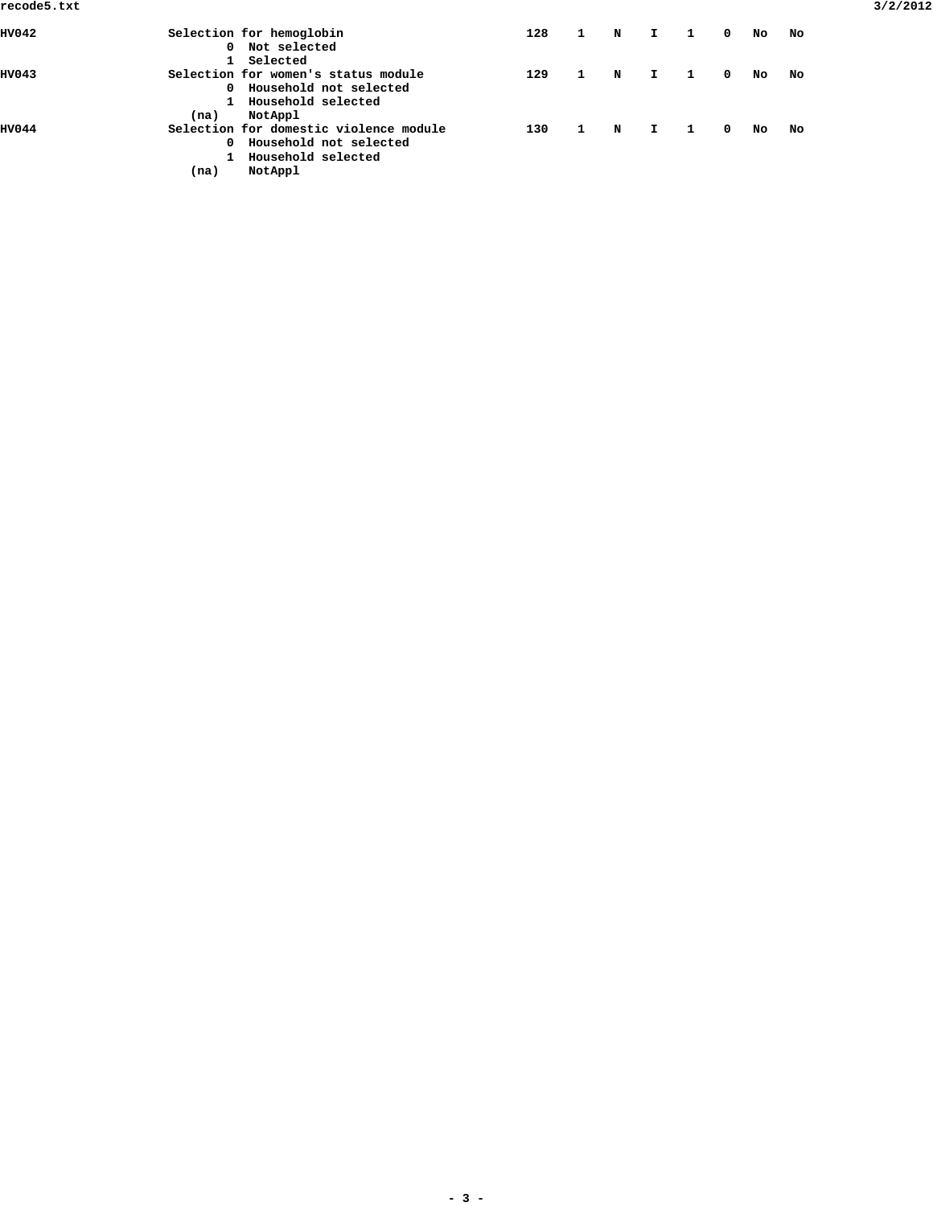```
HV042                  Selection for hemoglobin                     128    1    N    I    1    0   No   No
                               0  Not selected
                               1  Selected
HV043                  Selection for women's status module          129    1    N    I    1    0   No   No
                               0  Household not selected
                               1  Household selected
                            (na)    NotAppl
HV044                  Selection for domestic violence module       130    1    N    I    1    0   No   No
                               0  Household not selected
                               1  Household selected
                            (na)    NotAppl
```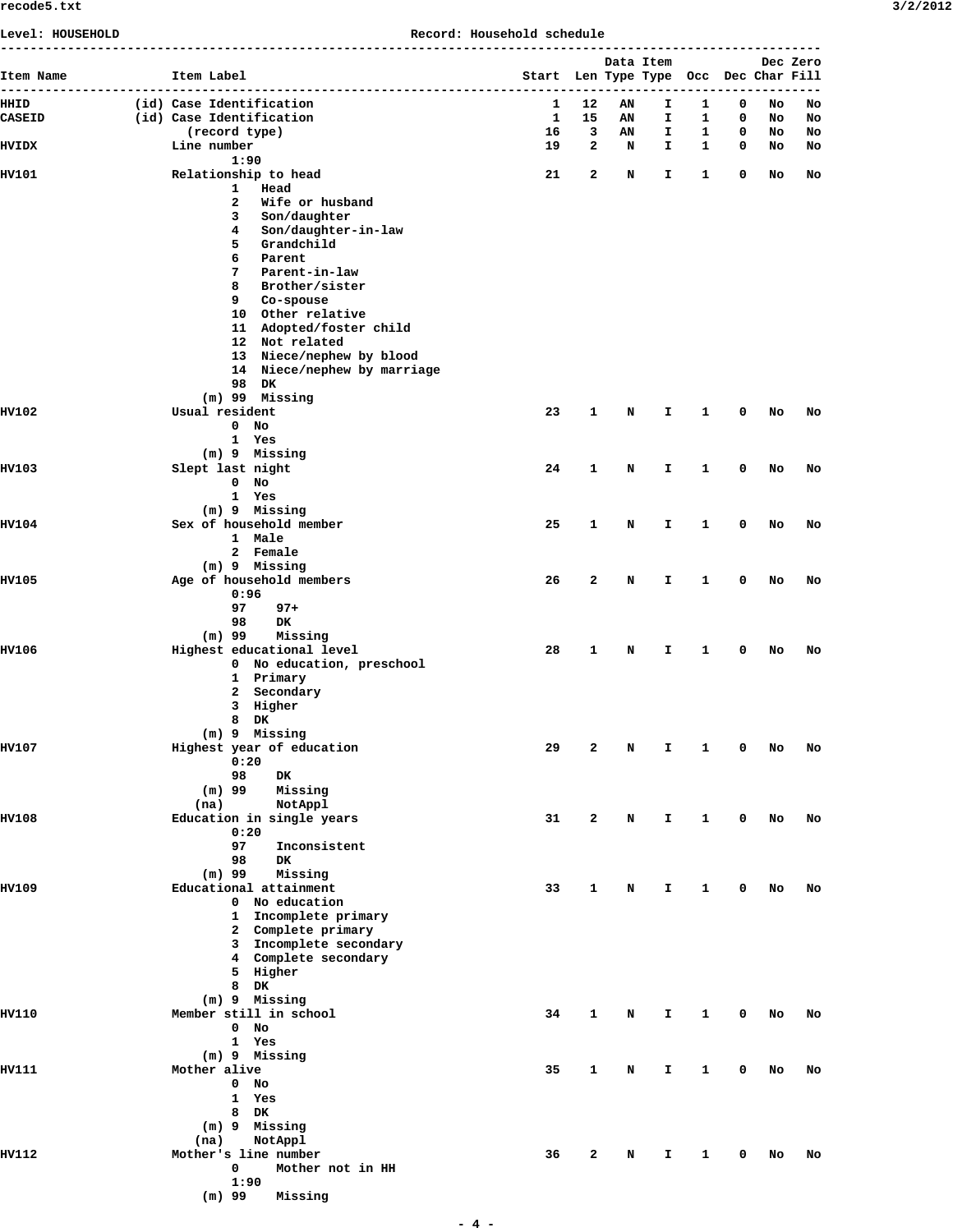Level: HOUSEHOLD Record: Household schedule

```
-----------------------------------------------------------------------------------------------------------------
                                                                              Data Item             Dec Zero
Item Name              Item Label                                   Start  Len Type Type  Occ  Dec Char Fill
-----------------------------------------------------------------------------------------------------------------
HHID              (id) Case Identification                              1   12   AN    I    1    0   No   No
CASEID            (id) Case Identification                              1   15   AN    I    1    0   No   No
                         (record type)                                 16    3   AN    I    1    0   No   No
HVIDX                  Line number                                     19    2    N    I    1    0   No   No
                               1:90
HV101                  Relationship to head                            21    2    N    I    1    0   No   No
                               1   Head
                               2   Wife or husband
                               3   Son/daughter
                               4   Son/daughter-in-law
                               5   Grandchild
                               6   Parent
                               7   Parent-in-law
                               8   Brother/sister
                               9   Co-spouse
                               10  Other relative
                               11  Adopted/foster child
                               12  Not related
                               13  Niece/nephew by blood
                               14  Niece/nephew by marriage
                               98  DK
                           (m) 99  Missing
HV102                  Usual resident                                  23    1    N    I    1    0   No   No
                               0  No
                               1  Yes
                           (m) 9  Missing
HV103                  Slept last night                                24    1    N    I    1    0   No   No
                               0  No
                               1  Yes
                           (m) 9  Missing
HV104                  Sex of household member                         25    1    N    I    1    0   No   No
                               1  Male
                               2  Female
                           (m) 9  Missing
HV105                  Age of household members                        26    2    N    I    1    0   No   No
                               0:96
                               97    97+
                               98    DK
                           (m) 99    Missing
HV106                  Highest educational level                       28    1    N    I    1    0   No   No
                               0  No education, preschool
                               1  Primary
                               2  Secondary
                               3  Higher
                               8  DK
                           (m) 9  Missing
HV107                  Highest year of education                       29    2    N    I    1    0   No   No
                               0:20
                               98    DK
                           (m) 99    Missing
                          (na)       NotAppl
HV108                  Education in single years                       31    2    N    I    1    0   No   No
                               0:20
                               97    Inconsistent
                               98    DK
                           (m) 99    Missing
HV109                  Educational attainment                          33    1    N    I    1    0   No   No
                               0  No education
                               1  Incomplete primary
                               2  Complete primary
                               3  Incomplete secondary
                               4  Complete secondary
                               5  Higher
                               8  DK
                           (m) 9  Missing
HV110                  Member still in school                          34    1    N    I    1    0   No   No
                               0  No
                               1  Yes
                           (m) 9  Missing
HV111                  Mother alive                                    35    1    N    I    1    0   No   No
                               0  No
                               1  Yes
                               8  DK
                           (m) 9  Missing
                          (na)    NotAppl
HV112                  Mother's line number                            36    2    N    I    1    0   No   No
                               0     Mother not in HH
                               1:90
                           (m) 99    Missing
```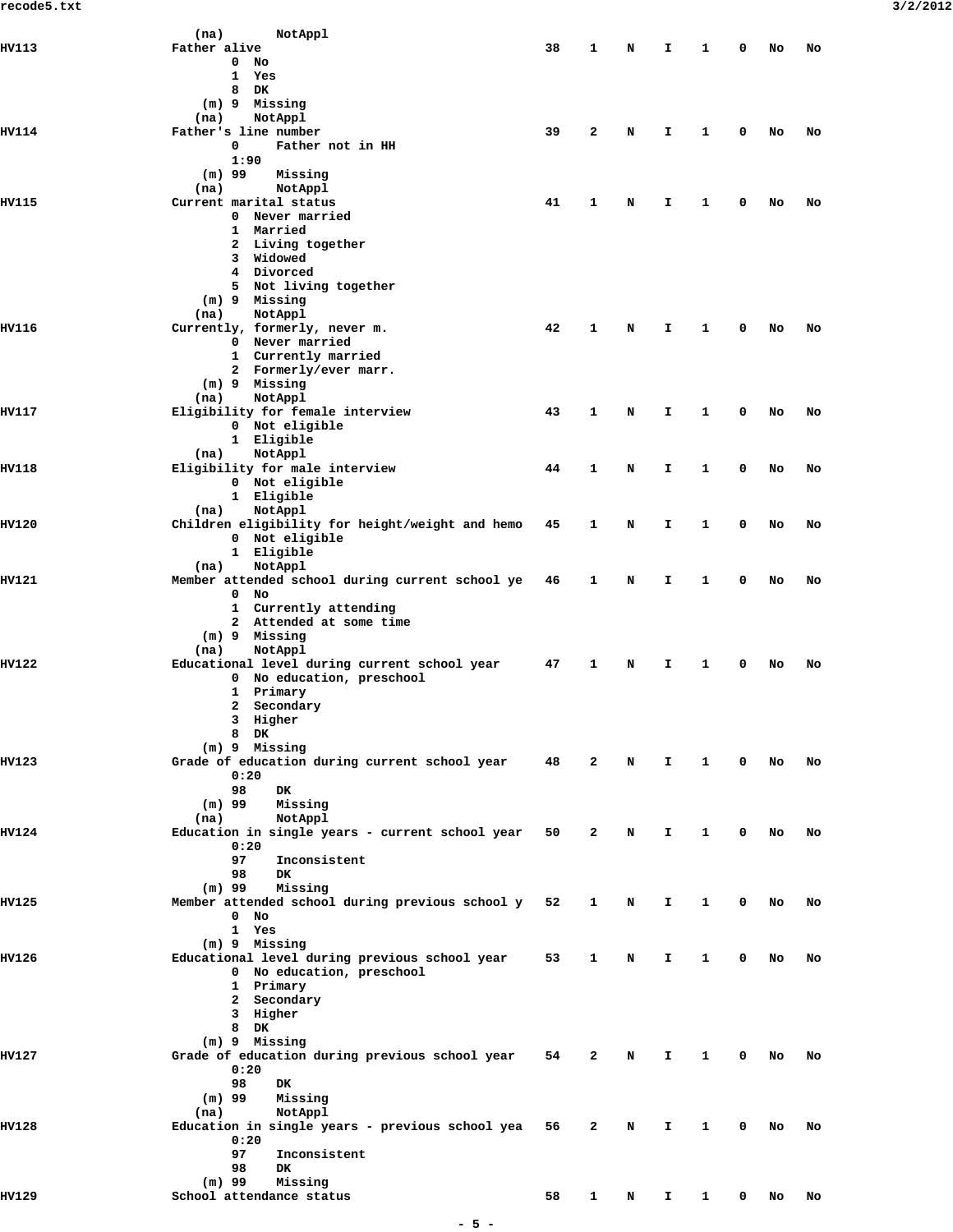```
                   (na)       NotAppl
HV113              Father alive                                   38   1   N   I   1   0   No   No
                          0  No
                          1  Yes
                          8  DK
                      (m) 9  Missing
                     (na)    NotAppl
HV114              Father's line number                           39   2   N   I   1   0   No   No
                          0     Father not in HH
                          1:90
                      (m) 99    Missing
                     (na)       NotAppl
HV115              Current marital status                         41   1   N   I   1   0   No   No
                          0  Never married
                          1  Married
                          2  Living together
                          3  Widowed
                          4  Divorced
                          5  Not living together
                      (m) 9  Missing
                     (na)    NotAppl
HV116              Currently, formerly, never m.                  42   1   N   I   1   0   No   No
                          0  Never married
                          1  Currently married
                          2  Formerly/ever marr.
                      (m) 9  Missing
                     (na)    NotAppl
HV117              Eligibility for female interview               43   1   N   I   1   0   No   No
                          0  Not eligible
                          1  Eligible
                     (na)    NotAppl
HV118              Eligibility for male interview                 44   1   N   I   1   0   No   No
                          0  Not eligible
                          1  Eligible
                     (na)    NotAppl
HV120              Children eligibility for height/weight and hemo  45   1   N   I   1   0   No   No
                          0  Not eligible
                          1  Eligible
                     (na)    NotAppl
HV121              Member attended school during current school ye  46   1   N   I   1   0   No   No
                          0  No
                          1  Currently attending
                          2  Attended at some time
                      (m) 9  Missing
                     (na)    NotAppl
HV122              Educational level during current school year   47   1   N   I   1   0   No   No
                          0  No education, preschool
                          1  Primary
                          2  Secondary
                          3  Higher
                          8  DK
                      (m) 9  Missing
HV123              Grade of education during current school year  48   2   N   I   1   0   No   No
                          0:20
                          98    DK
                      (m) 99    Missing
                     (na)       NotAppl
HV124              Education in single years - current school year  50   2   N   I   1   0   No   No
                          0:20
                          97    Inconsistent
                          98    DK
                      (m) 99    Missing
HV125              Member attended school during previous school y  52   1   N   I   1   0   No   No
                          0  No
                          1  Yes
                      (m) 9  Missing
HV126              Educational level during previous school year  53   1   N   I   1   0   No   No
                          0  No education, preschool
                          1  Primary
                          2  Secondary
                          3  Higher
                          8  DK
                      (m) 9  Missing
HV127              Grade of education during previous school year  54   2   N   I   1   0   No   No
                          0:20
                          98    DK
                      (m) 99    Missing
                     (na)       NotAppl
HV128              Education in single years - previous school yea  56   2   N   I   1   0   No   No
                          0:20
                          97    Inconsistent
                          98    DK
                      (m) 99    Missing
HV129              School attendance status                       58   1   N   I   1   0   No   No
```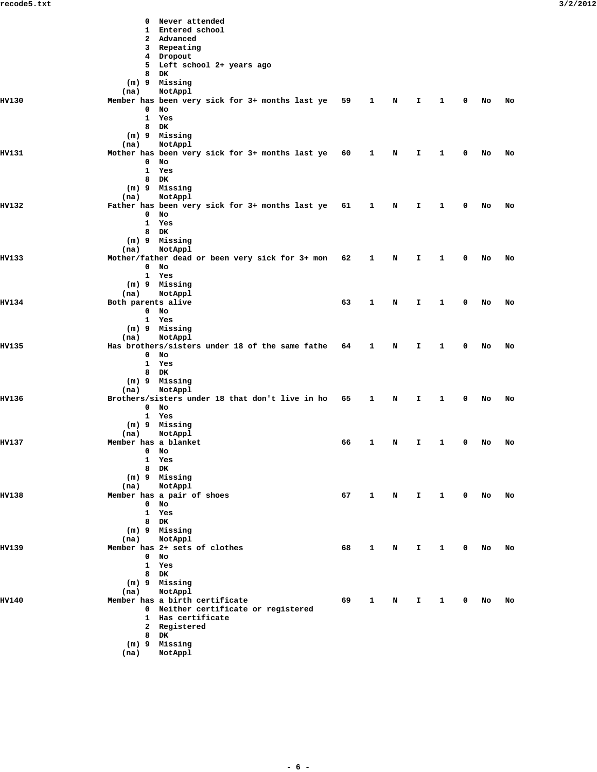```
                    0  Never attended
                    1  Entered school
                    2  Advanced
                    3  Repeating
                    4  Dropout
                    5  Left school 2+ years ago
                    8  DK
                (m) 9  Missing
               (na)    NotAppl
HV130          Member has been very sick for 3+ months last ye   59    1    N    I    1    0   No   No
                    0  No
                    1  Yes
                    8  DK
                (m) 9  Missing
               (na)    NotAppl
HV131          Mother has been very sick for 3+ months last ye   60    1    N    I    1    0   No   No
                    0  No
                    1  Yes
                    8  DK
                (m) 9  Missing
               (na)    NotAppl
HV132          Father has been very sick for 3+ months last ye   61    1    N    I    1    0   No   No
                    0  No
                    1  Yes
                    8  DK
                (m) 9  Missing
               (na)    NotAppl
HV133          Mother/father dead or been very sick for 3+ mon   62    1    N    I    1    0   No   No
                    0  No
                    1  Yes
                (m) 9  Missing
               (na)    NotAppl
HV134          Both parents alive                                63    1    N    I    1    0   No   No
                    0  No
                    1  Yes
                (m) 9  Missing
               (na)    NotAppl
HV135          Has brothers/sisters under 18 of the same fathe   64    1    N    I    1    0   No   No
                    0  No
                    1  Yes
                    8  DK
                (m) 9  Missing
               (na)    NotAppl
HV136          Brothers/sisters under 18 that don't live in ho   65    1    N    I    1    0   No   No
                    0  No
                    1  Yes
                (m) 9  Missing
               (na)    NotAppl
HV137          Member has a blanket                              66    1    N    I    1    0   No   No
                    0  No
                    1  Yes
                    8  DK
                (m) 9  Missing
               (na)    NotAppl
HV138          Member has a pair of shoes                        67    1    N    I    1    0   No   No
                    0  No
                    1  Yes
                    8  DK
                (m) 9  Missing
               (na)    NotAppl
HV139          Member has 2+ sets of clothes                     68    1    N    I    1    0   No   No
                    0  No
                    1  Yes
                    8  DK
                (m) 9  Missing
               (na)    NotAppl
HV140          Member has a birth certificate                    69    1    N    I    1    0   No   No
                    0  Neither certificate or registered
                    1  Has certificate
                    2  Registered
                    8  DK
                (m) 9  Missing
               (na)    NotAppl
```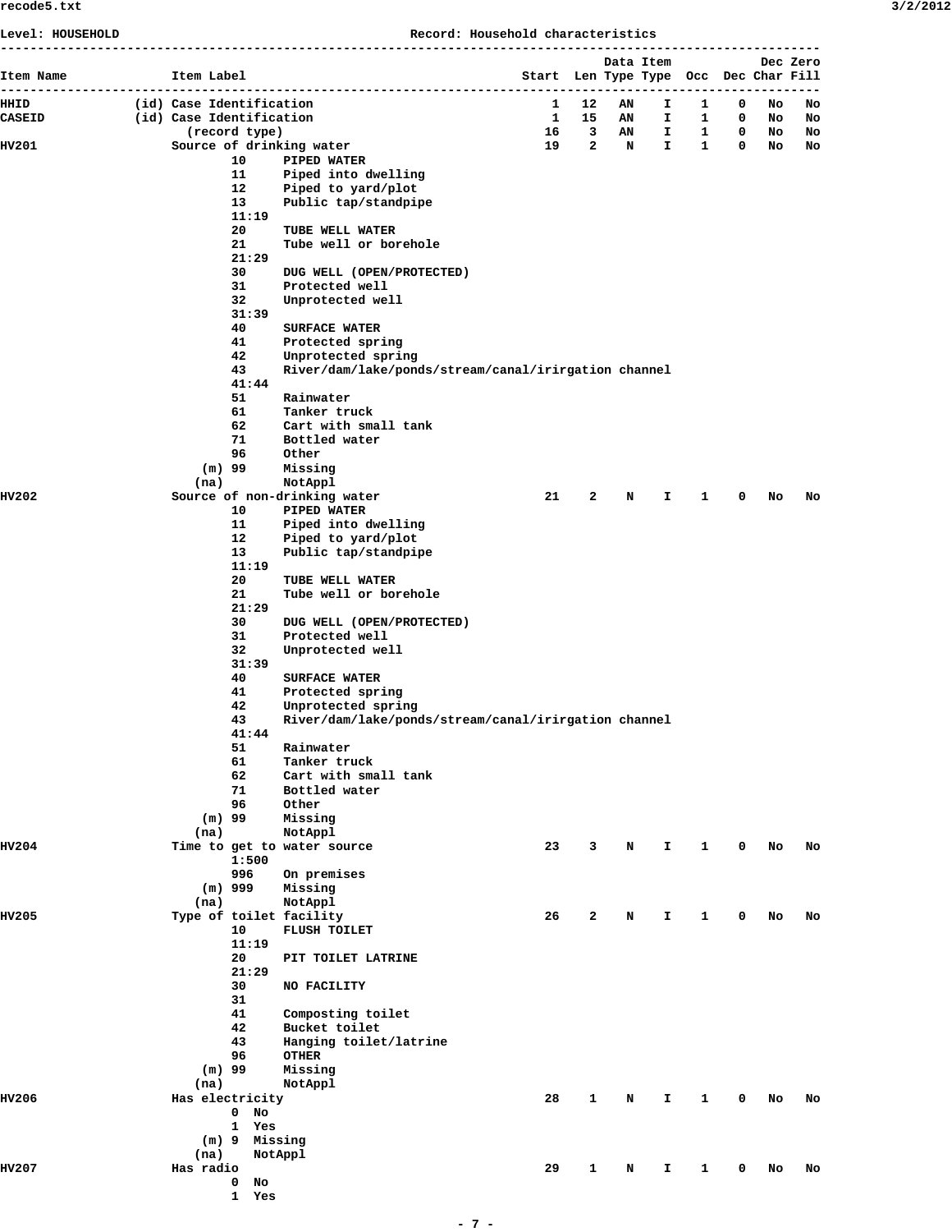Level: HOUSEHOLD                                    Record: Household characteristics

```
-----------------------------------------------------------------------------------------------------
                                                                          Data Item           Dec Zero
Item Name            Item Label                                     Start  Len Type Type  Occ  Dec Char Fill
-----------------------------------------------------------------------------------------------------
HHID            (id) Case Identification                               1   12   AN    I    1    0   No   No
CASEID          (id) Case Identification                               1   15   AN    I    1    0   No   No
                       (record type)                                  16    3   AN    I    1    0   No   No
HV201                Source of drinking water                         19    2    N    I    1    0   No   No
                             10     PIPED WATER
                             11     Piped into dwelling
                             12     Piped to yard/plot
                             13     Public tap/standpipe
                             11:19
                             20     TUBE WELL WATER
                             21     Tube well or borehole
                             21:29
                             30     DUG WELL (OPEN/PROTECTED)
                             31     Protected well
                             32     Unprotected well
                             31:39
                             40     SURFACE WATER
                             41     Protected spring
                             42     Unprotected spring
                             43     River/dam/lake/ponds/stream/canal/irirgation channel
                             41:44
                             51     Rainwater
                             61     Tanker truck
                             62     Cart with small tank
                             71     Bottled water
                             96     Other
                         (m) 99     Missing
                        (na)        NotAppl
HV202                Source of non-drinking water                     21    2    N    I    1    0   No   No
                             10     PIPED WATER
                             11     Piped into dwelling
                             12     Piped to yard/plot
                             13     Public tap/standpipe
                             11:19
                             20     TUBE WELL WATER
                             21     Tube well or borehole
                             21:29
                             30     DUG WELL (OPEN/PROTECTED)
                             31     Protected well
                             32     Unprotected well
                             31:39
                             40     SURFACE WATER
                             41     Protected spring
                             42     Unprotected spring
                             43     River/dam/lake/ponds/stream/canal/irirgation channel
                             41:44
                             51     Rainwater
                             61     Tanker truck
                             62     Cart with small tank
                             71     Bottled water
                             96     Other
                         (m) 99     Missing
                        (na)        NotAppl
HV204                Time to get to water source                      23    3    N    I    1    0   No   No
                             1:500
                             996    On premises
                         (m) 999    Missing
                        (na)        NotAppl
HV205                Type of toilet facility                          26    2    N    I    1    0   No   No
                             10     FLUSH TOILET
                             11:19
                             20     PIT TOILET LATRINE
                             21:29
                             30     NO FACILITY
                             31
                             41     Composting toilet
                             42     Bucket toilet
                             43     Hanging toilet/latrine
                             96     OTHER
                         (m) 99     Missing
                        (na)        NotAppl
HV206                Has electricity                                  28    1    N    I    1    0   No   No
                             0  No
                             1  Yes
                         (m) 9  Missing
                        (na)    NotAppl
HV207                Has radio                                        29    1    N    I    1    0   No   No
                             0  No
                             1  Yes
```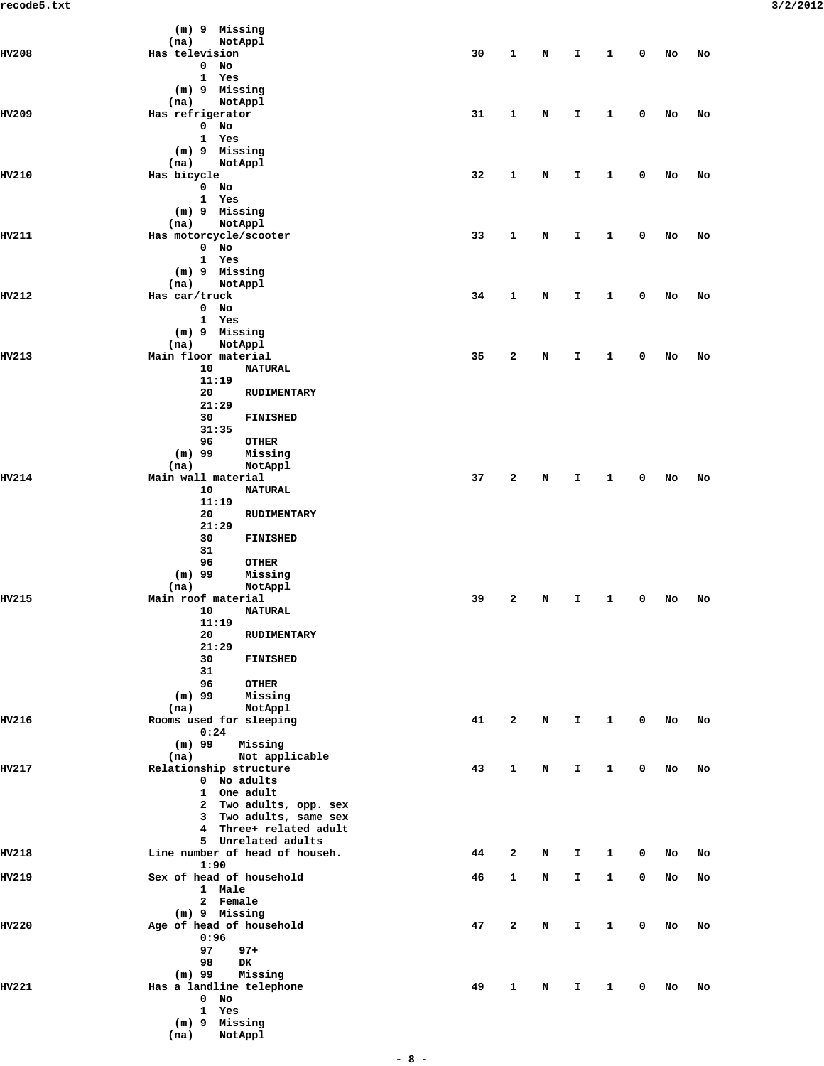```
              (m) 9  Missing
             (na)    NotAppl
HV208           Has television                               30   1   N   I   1   0   No   No
                   0  No
                   1  Yes
              (m) 9  Missing
             (na)    NotAppl
HV209           Has refrigerator                             31   1   N   I   1   0   No   No
                   0  No
                   1  Yes
              (m) 9  Missing
             (na)    NotAppl
HV210           Has bicycle                                  32   1   N   I   1   0   No   No
                   0  No
                   1  Yes
              (m) 9  Missing
             (na)    NotAppl
HV211           Has motorcycle/scooter                       33   1   N   I   1   0   No   No
                   0  No
                   1  Yes
              (m) 9  Missing
             (na)    NotAppl
HV212           Has car/truck                                34   1   N   I   1   0   No   No
                   0  No
                   1  Yes
              (m) 9  Missing
             (na)    NotAppl
HV213           Main floor material                          35   2   N   I   1   0   No   No
                   10     NATURAL
                   11:19
                   20     RUDIMENTARY
                   21:29
                   30     FINISHED
                   31:35
                   96     OTHER
              (m) 99     Missing
             (na)        NotAppl
HV214           Main wall material                           37   2   N   I   1   0   No   No
                   10     NATURAL
                   11:19
                   20     RUDIMENTARY
                   21:29
                   30     FINISHED
                   31
                   96     OTHER
              (m) 99     Missing
             (na)        NotAppl
HV215           Main roof material                           39   2   N   I   1   0   No   No
                   10     NATURAL
                   11:19
                   20     RUDIMENTARY
                   21:29
                   30     FINISHED
                   31
                   96     OTHER
              (m) 99     Missing
             (na)        NotAppl
HV216           Rooms used for sleeping                      41   2   N   I   1   0   No   No
                   0:24
              (m) 99    Missing
             (na)       Not applicable
HV217           Relationship structure                       43   1   N   I   1   0   No   No
                   0  No adults
                   1  One adult
                   2  Two adults, opp. sex
                   3  Two adults, same sex
                   4  Three+ related adult
                   5  Unrelated adults
HV218           Line number of head of househ.               44   2   N   I   1   0   No   No
                   1:90
HV219           Sex of head of household                     46   1   N   I   1   0   No   No
                   1  Male
                   2  Female
              (m) 9  Missing
HV220           Age of head of household                     47   2   N   I   1   0   No   No
                   0:96
                   97    97+
                   98    DK
              (m) 99    Missing
HV221           Has a landline telephone                     49   1   N   I   1   0   No   No
                   0  No
                   1  Yes
              (m) 9  Missing
             (na)    NotAppl
```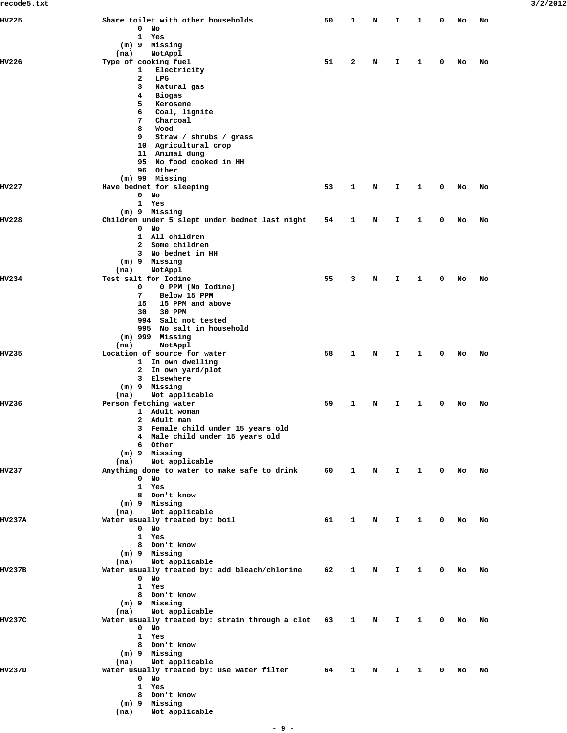```
HV225                Share toilet with other households             50    1    N    I    1    0   No   No
                            0  No
                            1  Yes
                        (m) 9  Missing
                       (na)    NotAppl
HV226                Type of cooking fuel                           51    2    N    I    1    0   No   No
                            1   Electricity
                            2   LPG
                            3   Natural gas
                            4   Biogas
                            5   Kerosene
                            6   Coal, lignite
                            7   Charcoal
                            8   Wood
                            9   Straw / shrubs / grass
                            10  Agricultural crop
                            11  Animal dung
                            95  No food cooked in HH
                            96  Other
                        (m) 99  Missing
HV227                Have bednet for sleeping                       53    1    N    I    1    0   No   No
                            0  No
                            1  Yes
                        (m) 9  Missing
HV228                Children under 5 slept under bednet last night 54    1    N    I    1    0   No   No
                            0  No
                            1  All children
                            2  Some children
                            3  No bednet in HH
                        (m) 9  Missing
                       (na)    NotAppl
HV234                Test salt for Iodine                           55    3    N    I    1    0   No   No
                            0    0 PPM (No Iodine)
                            7    Below 15 PPM
                            15   15 PPM and above
                            30   30 PPM
                            994  Salt not tested
                            995  No salt in household
                        (m) 999  Missing
                       (na)      NotAppl
HV235                Location of source for water                   58    1    N    I    1    0   No   No
                            1  In own dwelling
                            2  In own yard/plot
                            3  Elsewhere
                        (m) 9  Missing
                       (na)    Not applicable
HV236                Person fetching water                          59    1    N    I    1    0   No   No
                            1  Adult woman
                            2  Adult man
                            3  Female child under 15 years old
                            4  Male child under 15 years old
                            6  Other
                        (m) 9  Missing
                       (na)    Not applicable
HV237                Anything done to water to make safe to drink   60    1    N    I    1    0   No   No
                            0  No
                            1  Yes
                            8  Don't know
                        (m) 9  Missing
                       (na)    Not applicable
HV237A               Water usually treated by: boil                 61    1    N    I    1    0   No   No
                            0  No
                            1  Yes
                            8  Don't know
                        (m) 9  Missing
                       (na)    Not applicable
HV237B               Water usually treated by: add bleach/chlorine  62    1    N    I    1    0   No   No
                            0  No
                            1  Yes
                            8  Don't know
                        (m) 9  Missing
                       (na)    Not applicable
HV237C               Water usually treated by: strain through a clot 63   1    N    I    1    0   No   No
                            0  No
                            1  Yes
                            8  Don't know
                        (m) 9  Missing
                       (na)    Not applicable
HV237D               Water usually treated by: use water filter     64    1    N    I    1    0   No   No
                            0  No
                            1  Yes
                            8  Don't know
                        (m) 9  Missing
                       (na)    Not applicable
```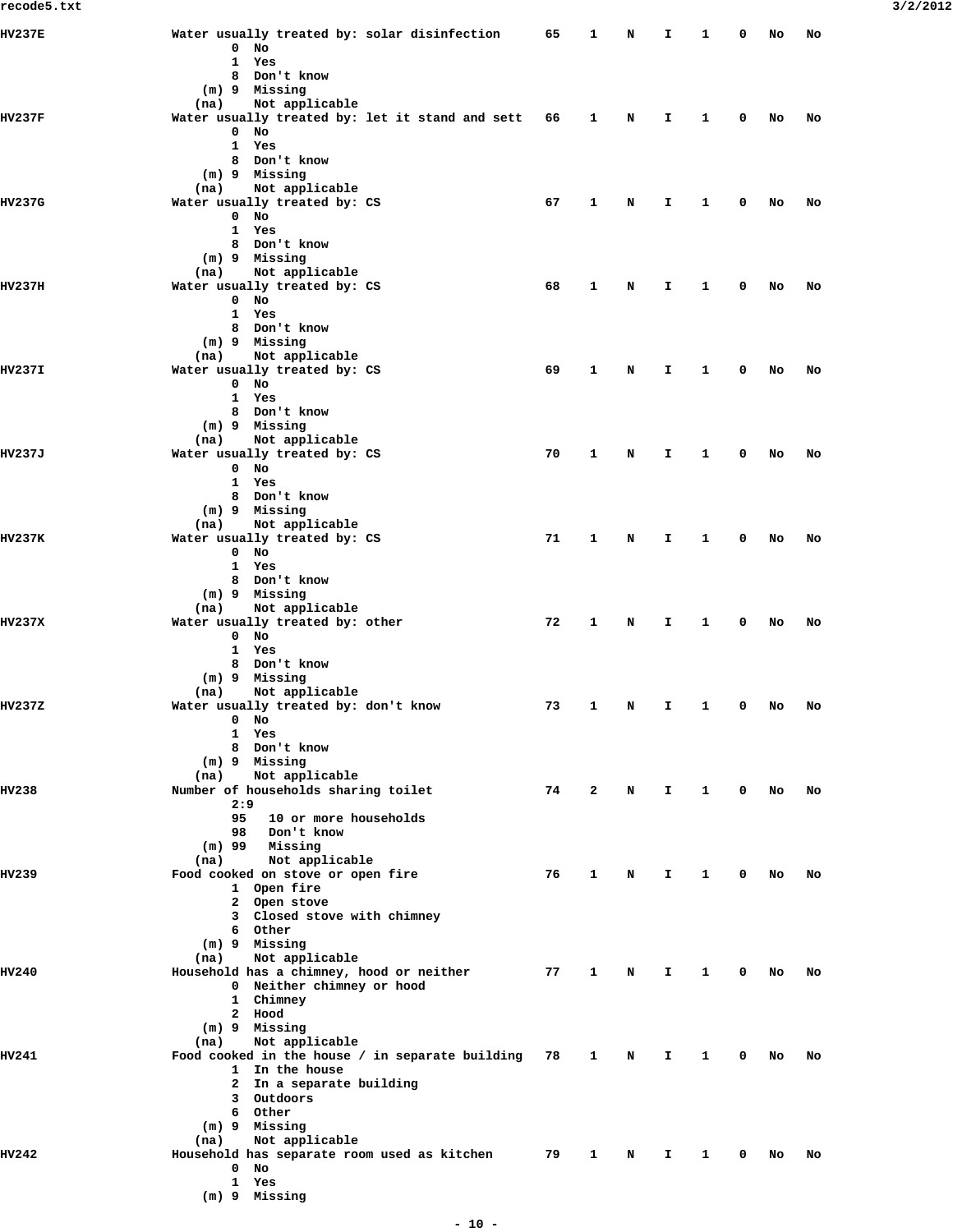```
HV237E                Water usually treated by: solar disinfection     65    1    N    I    1    0   No   No
                             0  No
                             1  Yes
                             8  Don't know
                         (m) 9  Missing
                        (na)    Not applicable
HV237F                Water usually treated by: let it stand and sett  66    1    N    I    1    0   No   No
                             0  No
                             1  Yes
                             8  Don't know
                         (m) 9  Missing
                        (na)    Not applicable
HV237G                Water usually treated by: CS                     67    1    N    I    1    0   No   No
                             0  No
                             1  Yes
                             8  Don't know
                         (m) 9  Missing
                        (na)    Not applicable
HV237H                Water usually treated by: CS                     68    1    N    I    1    0   No   No
                             0  No
                             1  Yes
                             8  Don't know
                         (m) 9  Missing
                        (na)    Not applicable
HV237I                Water usually treated by: CS                     69    1    N    I    1    0   No   No
                             0  No
                             1  Yes
                             8  Don't know
                         (m) 9  Missing
                        (na)    Not applicable
HV237J                Water usually treated by: CS                     70    1    N    I    1    0   No   No
                             0  No
                             1  Yes
                             8  Don't know
                         (m) 9  Missing
                        (na)    Not applicable
HV237K                Water usually treated by: CS                     71    1    N    I    1    0   No   No
                             0  No
                             1  Yes
                             8  Don't know
                         (m) 9  Missing
                        (na)    Not applicable
HV237X                Water usually treated by: other                  72    1    N    I    1    0   No   No
                             0  No
                             1  Yes
                             8  Don't know
                         (m) 9  Missing
                        (na)    Not applicable
HV237Z                Water usually treated by: don't know             73    1    N    I    1    0   No   No
                             0  No
                             1  Yes
                             8  Don't know
                         (m) 9  Missing
                        (na)    Not applicable
HV238                 Number of households sharing toilet              74    2    N    I    1    0   No   No
                             2:9
                             95   10 or more households
                             98   Don't know
                         (m) 99   Missing
                        (na)      Not applicable
HV239                 Food cooked on stove or open fire                76    1    N    I    1    0   No   No
                             1  Open fire
                             2  Open stove
                             3  Closed stove with chimney
                             6  Other
                         (m) 9  Missing
                        (na)    Not applicable
HV240                 Household has a chimney, hood or neither         77    1    N    I    1    0   No   No
                             0  Neither chimney or hood
                             1  Chimney
                             2  Hood
                         (m) 9  Missing
                        (na)    Not applicable
HV241                 Food cooked in the house / in separate building  78    1    N    I    1    0   No   No
                             1  In the house
                             2  In a separate building
                             3  Outdoors
                             6  Other
                         (m) 9  Missing
                        (na)    Not applicable
HV242                 Household has separate room used as kitchen      79    1    N    I    1    0   No   No
                             0  No
                             1  Yes
                         (m) 9  Missing
```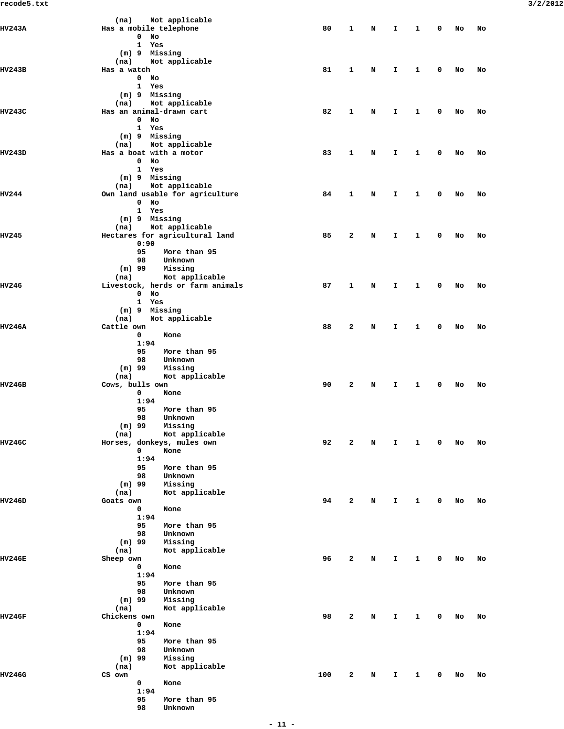```
               (na)    Not applicable
HV243A         Has a mobile telephone                       80   1   N   I   1   0   No   No
                  0  No
                  1  Yes
                (m) 9  Missing
               (na)    Not applicable
HV243B         Has a watch                                  81   1   N   I   1   0   No   No
                  0  No
                  1  Yes
                (m) 9  Missing
               (na)    Not applicable
HV243C         Has an animal-drawn cart                     82   1   N   I   1   0   No   No
                  0  No
                  1  Yes
                (m) 9  Missing
               (na)    Not applicable
HV243D         Has a boat with a motor                      83   1   N   I   1   0   No   No
                  0  No
                  1  Yes
                (m) 9  Missing
               (na)    Not applicable
HV244          Own land usable for agriculture              84   1   N   I   1   0   No   No
                  0  No
                  1  Yes
                (m) 9  Missing
               (na)    Not applicable
HV245          Hectares for agricultural land               85   2   N   I   1   0   No   No
                  0:90
                  95    More than 95
                  98    Unknown
                (m) 99    Missing
               (na)       Not applicable
HV246          Livestock, herds or farm animals             87   1   N   I   1   0   No   No
                  0  No
                  1  Yes
                (m) 9  Missing
               (na)    Not applicable
HV246A         Cattle own                                   88   2   N   I   1   0   No   No
                  0     None
                  1:94
                  95    More than 95
                  98    Unknown
                (m) 99    Missing
               (na)       Not applicable
HV246B         Cows, bulls own                              90   2   N   I   1   0   No   No
                  0     None
                  1:94
                  95    More than 95
                  98    Unknown
                (m) 99    Missing
               (na)       Not applicable
HV246C         Horses, donkeys, mules own                   92   2   N   I   1   0   No   No
                  0     None
                  1:94
                  95    More than 95
                  98    Unknown
                (m) 99    Missing
               (na)       Not applicable
HV246D         Goats own                                    94   2   N   I   1   0   No   No
                  0     None
                  1:94
                  95    More than 95
                  98    Unknown
                (m) 99    Missing
               (na)       Not applicable
HV246E         Sheep own                                    96   2   N   I   1   0   No   No
                  0     None
                  1:94
                  95    More than 95
                  98    Unknown
                (m) 99    Missing
               (na)       Not applicable
HV246F         Chickens own                                 98   2   N   I   1   0   No   No
                  0     None
                  1:94
                  95    More than 95
                  98    Unknown
                (m) 99    Missing
               (na)       Not applicable
HV246G         CS own                                      100   2   N   I   1   0   No   No
                  0     None
                  1:94
                  95    More than 95
                  98    Unknown
```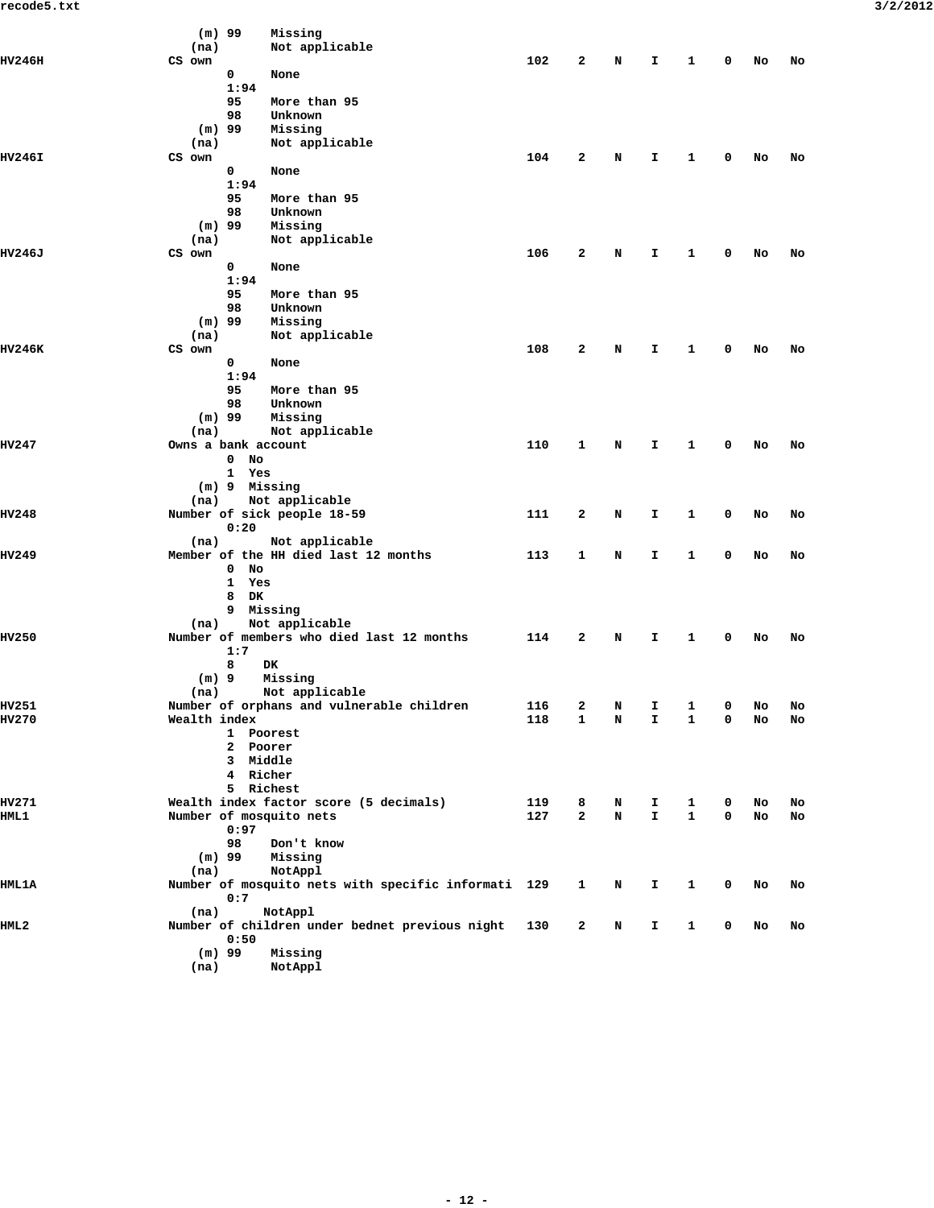```
             (m) 99    Missing
            (na)       Not applicable
HV246H       CS own                                          102   2   N   I   1   0  No  No
                 0     None
                 1:94
                 95    More than 95
                 98    Unknown
             (m) 99    Missing
            (na)       Not applicable
HV246I       CS own                                          104   2   N   I   1   0  No  No
                 0     None
                 1:94
                 95    More than 95
                 98    Unknown
             (m) 99    Missing
            (na)       Not applicable
HV246J       CS own                                          106   2   N   I   1   0  No  No
                 0     None
                 1:94
                 95    More than 95
                 98    Unknown
             (m) 99    Missing
            (na)       Not applicable
HV246K       CS own                                          108   2   N   I   1   0  No  No
                 0     None
                 1:94
                 95    More than 95
                 98    Unknown
             (m) 99    Missing
            (na)       Not applicable
HV247        Owns a bank account                             110   1   N   I   1   0  No  No
                 0  No
                 1  Yes
             (m) 9  Missing
            (na)    Not applicable
HV248        Number of sick people 18-59                     111   2   N   I   1   0  No  No
                 0:20
            (na)       Not applicable
HV249        Member of the HH died last 12 months            113   1   N   I   1   0  No  No
                 0  No
                 1  Yes
                 8  DK
                 9  Missing
            (na)    Not applicable
HV250        Number of members who died last 12 months       114   2   N   I   1   0  No  No
                 1:7
                 8    DK
             (m) 9    Missing
            (na)      Not applicable
HV251        Number of orphans and vulnerable children       116   2   N   I   1   0  No  No
HV270        Wealth index                                    118   1   N   I   1   0  No  No
                 1  Poorest
                 2  Poorer
                 3  Middle
                 4  Richer
                 5  Richest
HV271        Wealth index factor score (5 decimals)          119   8   N   I   1   0  No  No
HML1         Number of mosquito nets                         127   2   N   I   1   0  No  No
                 0:97
                 98    Don't know
             (m) 99    Missing
            (na)       NotAppl
HML1A        Number of mosquito nets with specific informati 129   1   N   I   1   0  No  No
                 0:7
            (na)      NotAppl
HML2         Number of children under bednet previous night  130   2   N   I   1   0  No  No
                 0:50
             (m) 99    Missing
            (na)       NotAppl
```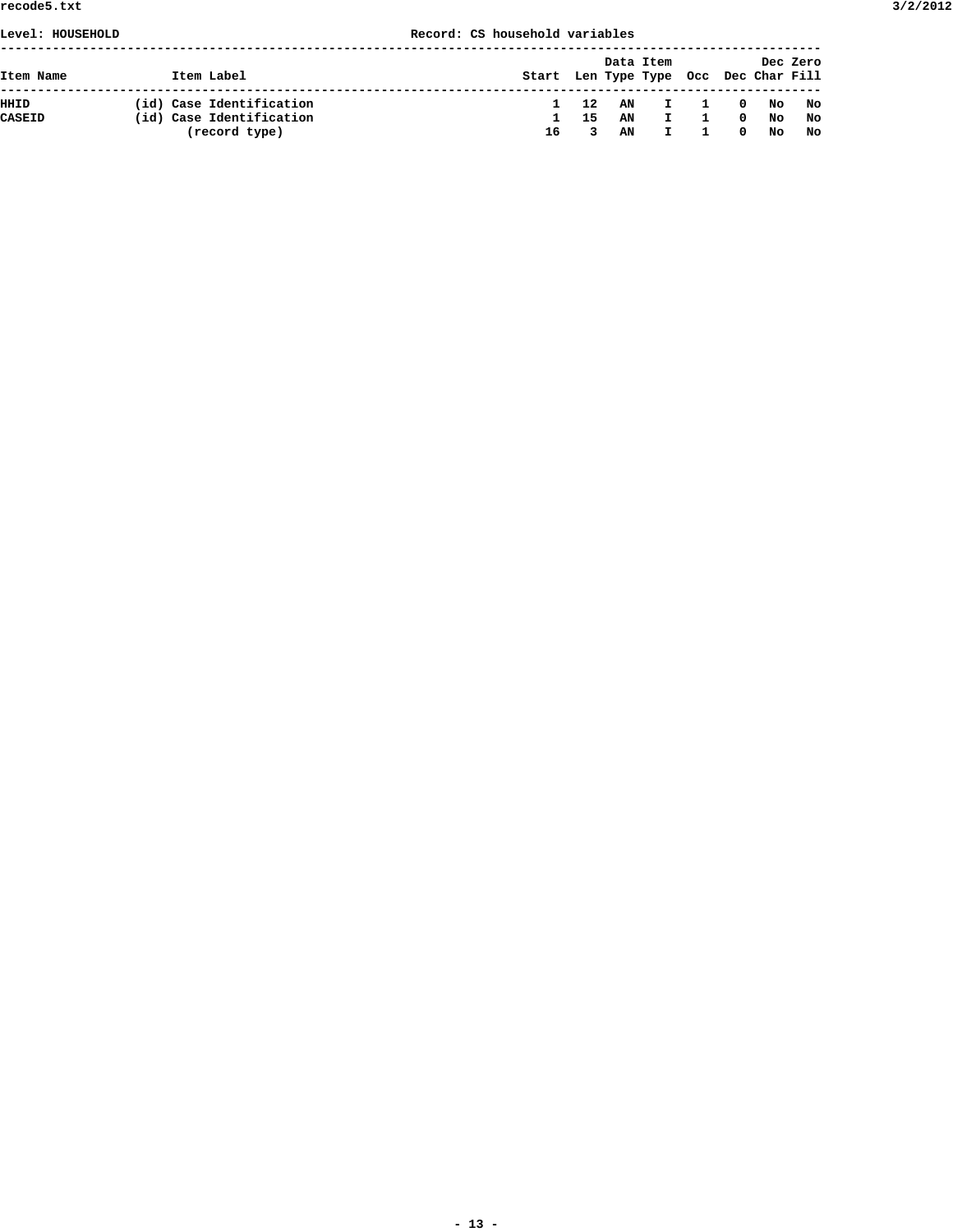Level: HOUSEHOLD Record: CS household variables

| Item Name | Item Label | Start | Len | Data Type | Item Type | Occ | Dec | Dec Char | Zero Fill |
|---|---|---|---|---|---|---|---|---|---|
| HHID | (id) Case Identification | 1 | 12 | AN | I | 1 | 0 | No | No |
| CASEID | (id) Case Identification | 1 | 15 | AN | I | 1 | 0 | No | No |
| | (record type) | 16 | 3 | AN | I | 1 | 0 | No | No |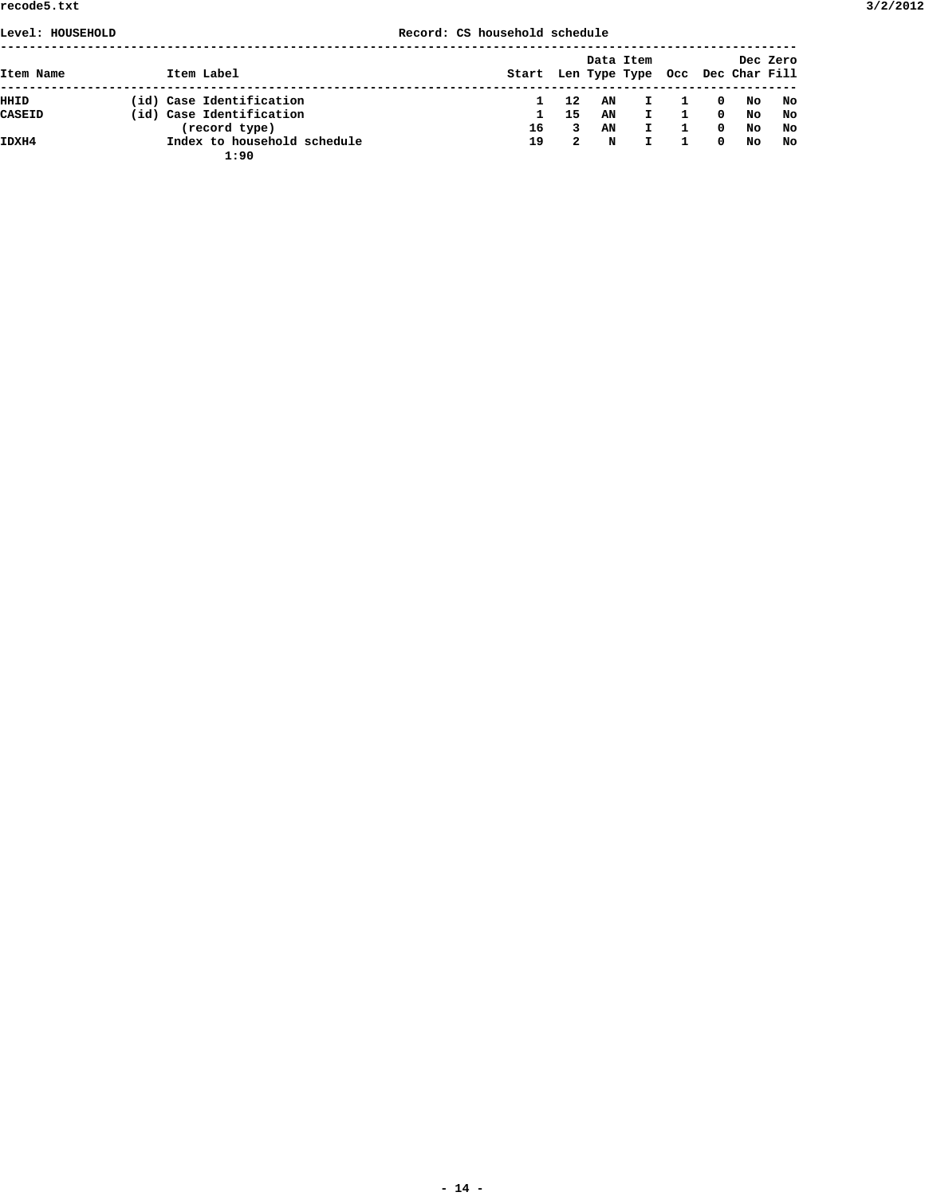Level: HOUSEHOLD Record: CS household schedule

| Item Name | Item Label | Start | Len | Data Type | Item Type | Occ | Dec | Dec Char | Zero Fill |
|---|---|---|---|---|---|---|---|---|---|
| HHID | (id) Case Identification | 1 | 12 | AN | I | 1 | 0 | No | No |
| CASEID | (id) Case Identification | 1 | 15 | AN | I | 1 | 0 | No | No |
| | (record type) | 16 | 3 | AN | I | 1 | 0 | No | No |
| IDXH4 | Index to household schedule<br>1:90 | 19 | 2 | N | I | 1 | 0 | No | No |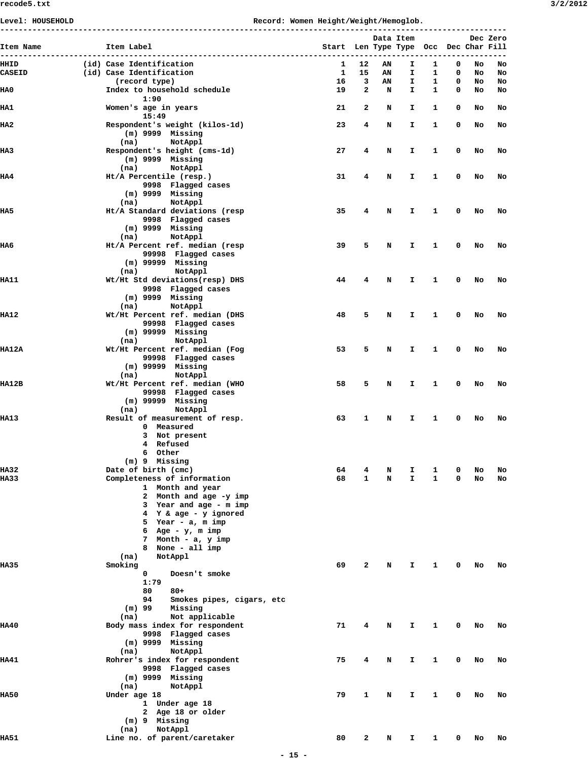Level: HOUSEHOLD Record: Women Height/Weight/Hemoglob.

```
------------------------------------------------------------------------------------------------------
                                                                          Data Item         Dec Zero
Item Name             Item Label                                 Start  Len Type Type  Occ  Dec Char Fill
------------------------------------------------------------------------------------------------------
HHID             (id) Case Identification                            1   12   AN    I    1    0   No   No
CASEID           (id) Case Identification                            1   15   AN    I    1    0   No   No
                        (record type)                               16    3   AN    I    1    0   No   No
HA0                   Index to household schedule                   19    2    N    I    1    0   No   No
                              1:90
HA1                   Women's age in years                          21    2    N    I    1    0   No   No
                              15:49
HA2                   Respondent's weight (kilos-1d)                23    4    N    I    1    0   No   No
                          (m) 9999  Missing
                         (na)       NotAppl
HA3                   Respondent's height (cms-1d)                  27    4    N    I    1    0   No   No
                          (m) 9999  Missing
                         (na)       NotAppl
HA4                   Ht/A Percentile (resp.)                       31    4    N    I    1    0   No   No
                              9998  Flagged cases
                          (m) 9999  Missing
                         (na)       NotAppl
HA5                   Ht/A Standard deviations (resp                35    4    N    I    1    0   No   No
                              9998  Flagged cases
                          (m) 9999  Missing
                         (na)       NotAppl
HA6                   Ht/A Percent ref. median (resp                39    5    N    I    1    0   No   No
                              99998  Flagged cases
                          (m) 99999  Missing
                         (na)        NotAppl
HA11                  Wt/Ht Std deviations(resp) DHS                44    4    N    I    1    0   No   No
                              9998  Flagged cases
                          (m) 9999  Missing
                         (na)       NotAppl
HA12                  Wt/Ht Percent ref. median (DHS                48    5    N    I    1    0   No   No
                              99998  Flagged cases
                          (m) 99999  Missing
                         (na)        NotAppl
HA12A                 Wt/Ht Percent ref. median (Fog                53    5    N    I    1    0   No   No
                              99998  Flagged cases
                          (m) 99999  Missing
                         (na)        NotAppl
HA12B                 Wt/Ht Percent ref. median (WHO                58    5    N    I    1    0   No   No
                              99998  Flagged cases
                          (m) 99999  Missing
                         (na)        NotAppl
HA13                  Result of measurement of resp.                63    1    N    I    1    0   No   No
                              0  Measured
                              3  Not present
                              4  Refused
                              6  Other
                          (m) 9  Missing
HA32                  Date of birth (cmc)                           64    4    N    I    1    0   No   No
HA33                  Completeness of information                   68    1    N    I    1    0   No   No
                              1  Month and year
                              2  Month and age -y imp
                              3  Year and age - m imp
                              4  Y & age - y ignored
                              5  Year - a, m imp
                              6  Age - y, m imp
                              7  Month - a, y imp
                              8  None - all imp
                         (na)    NotAppl
HA35                  Smoking                                       69    2    N    I    1    0   No   No
                              0     Doesn't smoke
                              1:79
                              80    80+
                              94    Smokes pipes, cigars, etc
                          (m) 99    Missing
                         (na)       Not applicable
HA40                  Body mass index for respondent                71    4    N    I    1    0   No   No
                              9998  Flagged cases
                          (m) 9999  Missing
                         (na)       NotAppl
HA41                  Rohrer's index for respondent                 75    4    N    I    1    0   No   No
                              9998  Flagged cases
                          (m) 9999  Missing
                         (na)       NotAppl
HA50                  Under age 18                                  79    1    N    I    1    0   No   No
                              1  Under age 18
                              2  Age 18 or older
                          (m) 9  Missing
                         (na)    NotAppl
HA51                  Line no. of parent/caretaker                  80    2    N    I    1    0   No   No
```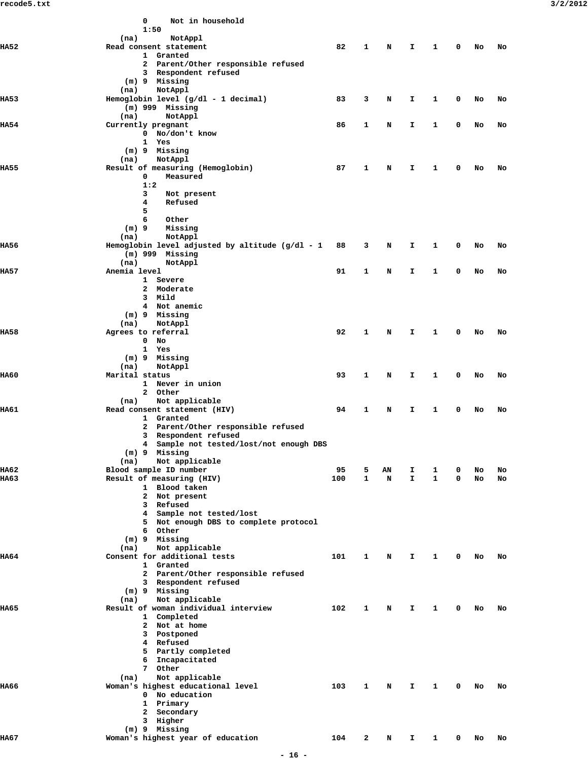```
                  0     Not in household
                  1:50
             (na)       NotAppl
HA52              Read consent statement                    82    1    N    I    1    0   No   No
                  1  Granted
                  2  Parent/Other responsible refused
                  3  Respondent refused
              (m) 9  Missing
             (na)    NotAppl
HA53              Hemoglobin level (g/dl - 1 decimal)       83    3    N    I    1    0   No   No
              (m) 999  Missing
             (na)      NotAppl
HA54              Currently pregnant                        86    1    N    I    1    0   No   No
                  0  No/don't know
                  1  Yes
              (m) 9  Missing
             (na)    NotAppl
HA55              Result of measuring (Hemoglobin)          87    1    N    I    1    0   No   No
                  0    Measured
                  1:2
                  3    Not present
                  4    Refused
                  5
                  6    Other
              (m) 9    Missing
             (na)      NotAppl
HA56              Hemoglobin level adjusted by altitude (g/dl - 1   88    3    N    I    1    0   No   No
              (m) 999  Missing
             (na)      NotAppl
HA57              Anemia level                              91    1    N    I    1    0   No   No
                  1  Severe
                  2  Moderate
                  3  Mild
                  4  Not anemic
              (m) 9  Missing
             (na)    NotAppl
HA58              Agrees to referral                        92    1    N    I    1    0   No   No
                  0  No
                  1  Yes
              (m) 9  Missing
             (na)    NotAppl
HA60              Marital status                            93    1    N    I    1    0   No   No
                  1  Never in union
                  2  Other
             (na)    Not applicable
HA61              Read consent statement (HIV)              94    1    N    I    1    0   No   No
                  1  Granted
                  2  Parent/Other responsible refused
                  3  Respondent refused
                  4  Sample not tested/lost/not enough DBS
              (m) 9  Missing
             (na)    Not applicable
HA62              Blood sample ID number                    95    5   AN    I    1    0   No   No
HA63              Result of measuring (HIV)                100    1    N    I    1    0   No   No
                  1  Blood taken
                  2  Not present
                  3  Refused
                  4  Sample not tested/lost
                  5  Not enough DBS to complete protocol
                  6  Other
              (m) 9  Missing
             (na)    Not applicable
HA64              Consent for additional tests             101    1    N    I    1    0   No   No
                  1  Granted
                  2  Parent/Other responsible refused
                  3  Respondent refused
              (m) 9  Missing
             (na)    Not applicable
HA65              Result of woman individual interview     102    1    N    I    1    0   No   No
                  1  Completed
                  2  Not at home
                  3  Postponed
                  4  Refused
                  5  Partly completed
                  6  Incapacitated
                  7  Other
             (na)    Not applicable
HA66              Woman's highest educational level        103    1    N    I    1    0   No   No
                  0  No education
                  1  Primary
                  2  Secondary
                  3  Higher
              (m) 9  Missing
HA67              Woman's highest year of education        104    2    N    I    1    0   No   No
```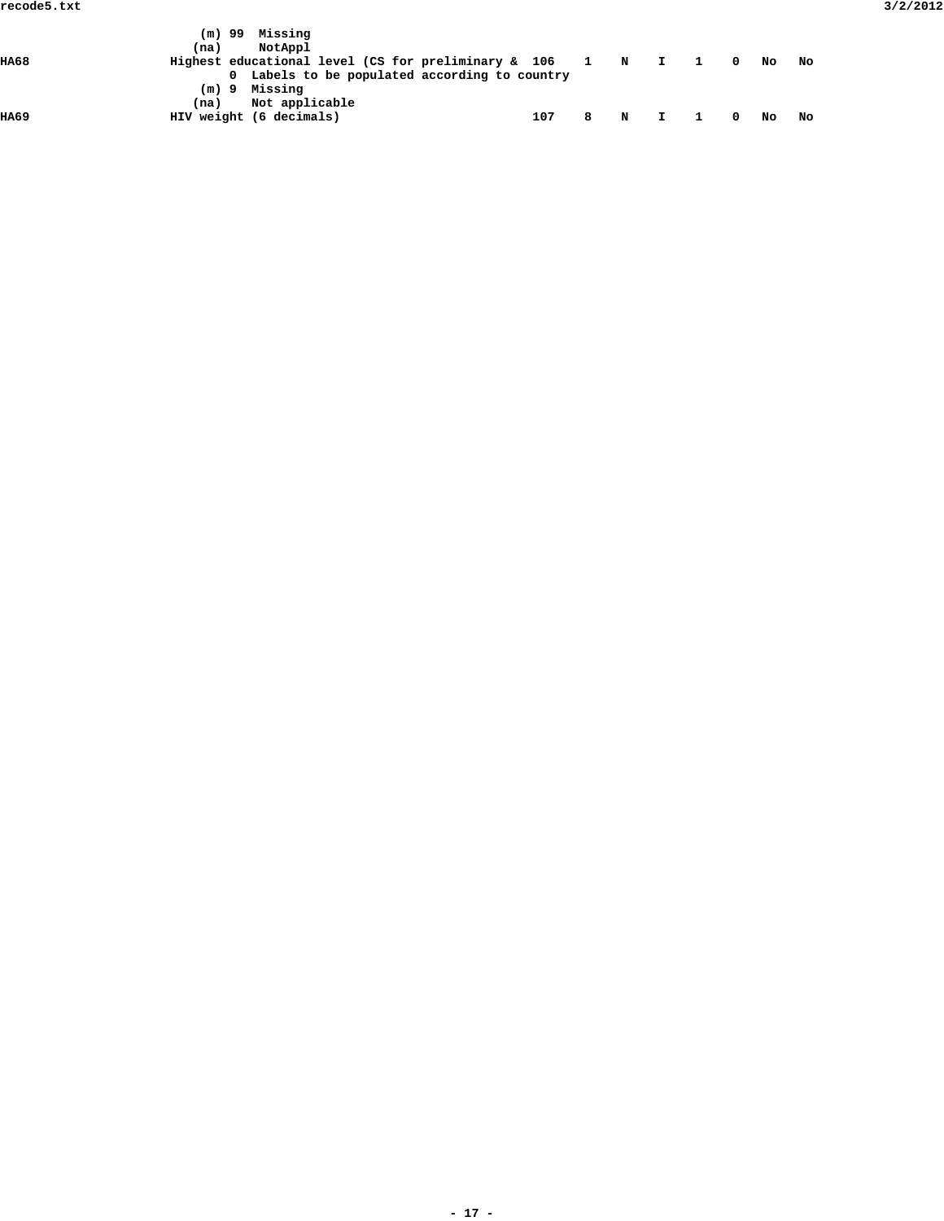```
                     (m) 99  Missing
                    (na)     NotAppl
HA68                Highest educational level (CS for preliminary &  106    1    N    I    1    0   No   No
                           0  Labels to be populated according to country
                     (m) 9  Missing
                    (na)    Not applicable
HA69                HIV weight (6 decimals)                          107    8    N    I    1    0   No   No
```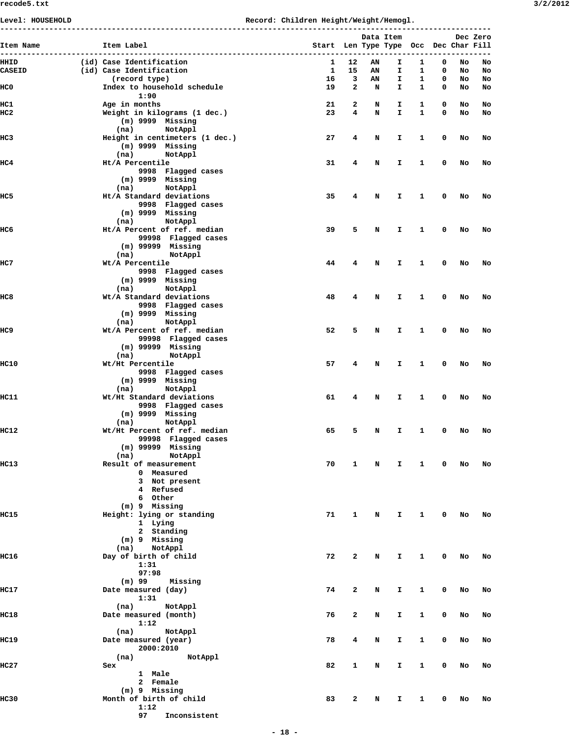Level: HOUSEHOLD                                    Record: Children Height/Weight/Hemogl.

| Item Name | Item Label | Start | Len | Data Type | Item Type | Occ | Dec | Dec Char | Zero Fill |
|---|---|---|---|---|---|---|---|---|---|
| HHID | (id) Case Identification | 1 | 12 | AN | I | 1 | 0 | No | No |
| CASEID | (id) Case Identification | 1 | 15 | AN | I | 1 | 0 | No | No |
| | (record type) | 16 | 3 | AN | I | 1 | 0 | No | No |
| HC0 | Index to household schedule<br>1:90 | 19 | 2 | N | I | 1 | 0 | No | No |
| HC1 | Age in months | 21 | 2 | N | I | 1 | 0 | No | No |
| HC2 | Weight in kilograms (1 dec.)<br>(m) 9999 Missing<br>(na) NotAppl | 23 | 4 | N | I | 1 | 0 | No | No |
| HC3 | Height in centimeters (1 dec.)<br>(m) 9999 Missing<br>(na) NotAppl | 27 | 4 | N | I | 1 | 0 | No | No |
| HC4 | Ht/A Percentile<br>9998 Flagged cases<br>(m) 9999 Missing<br>(na) NotAppl | 31 | 4 | N | I | 1 | 0 | No | No |
| HC5 | Ht/A Standard deviations<br>9998 Flagged cases<br>(m) 9999 Missing<br>(na) NotAppl | 35 | 4 | N | I | 1 | 0 | No | No |
| HC6 | Ht/A Percent of ref. median<br>99998 Flagged cases<br>(m) 99999 Missing<br>(na) NotAppl | 39 | 5 | N | I | 1 | 0 | No | No |
| HC7 | Wt/A Percentile<br>9998 Flagged cases<br>(m) 9999 Missing<br>(na) NotAppl | 44 | 4 | N | I | 1 | 0 | No | No |
| HC8 | Wt/A Standard deviations<br>9998 Flagged cases<br>(m) 9999 Missing<br>(na) NotAppl | 48 | 4 | N | I | 1 | 0 | No | No |
| HC9 | Wt/A Percent of ref. median<br>99998 Flagged cases<br>(m) 99999 Missing<br>(na) NotAppl | 52 | 5 | N | I | 1 | 0 | No | No |
| HC10 | Wt/Ht Percentile<br>9998 Flagged cases<br>(m) 9999 Missing<br>(na) NotAppl | 57 | 4 | N | I | 1 | 0 | No | No |
| HC11 | Wt/Ht Standard deviations<br>9998 Flagged cases<br>(m) 9999 Missing<br>(na) NotAppl | 61 | 4 | N | I | 1 | 0 | No | No |
| HC12 | Wt/Ht Percent of ref. median<br>99998 Flagged cases<br>(m) 99999 Missing<br>(na) NotAppl | 65 | 5 | N | I | 1 | 0 | No | No |
| HC13 | Result of measurement<br>0 Measured<br>3 Not present<br>4 Refused<br>6 Other<br>(m) 9 Missing | 70 | 1 | N | I | 1 | 0 | No | No |
| HC15 | Height: lying or standing<br>1 Lying<br>2 Standing<br>(m) 9 Missing<br>(na) NotAppl | 71 | 1 | N | I | 1 | 0 | No | No |
| HC16 | Day of birth of child<br>1:31<br>97:98<br>(m) 99 Missing | 72 | 2 | N | I | 1 | 0 | No | No |
| HC17 | Date measured (day)<br>1:31<br>(na) NotAppl | 74 | 2 | N | I | 1 | 0 | No | No |
| HC18 | Date measured (month)<br>1:12<br>(na) NotAppl | 76 | 2 | N | I | 1 | 0 | No | No |
| HC19 | Date measured (year)<br>2000:2010<br>(na) NotAppl | 78 | 4 | N | I | 1 | 0 | No | No |
| HC27 | Sex<br>1 Male<br>2 Female<br>(m) 9 Missing | 82 | 1 | N | I | 1 | 0 | No | No |
| HC30 | Month of birth of child<br>1:12<br>97 Inconsistent | 83 | 2 | N | I | 1 | 0 | No | No |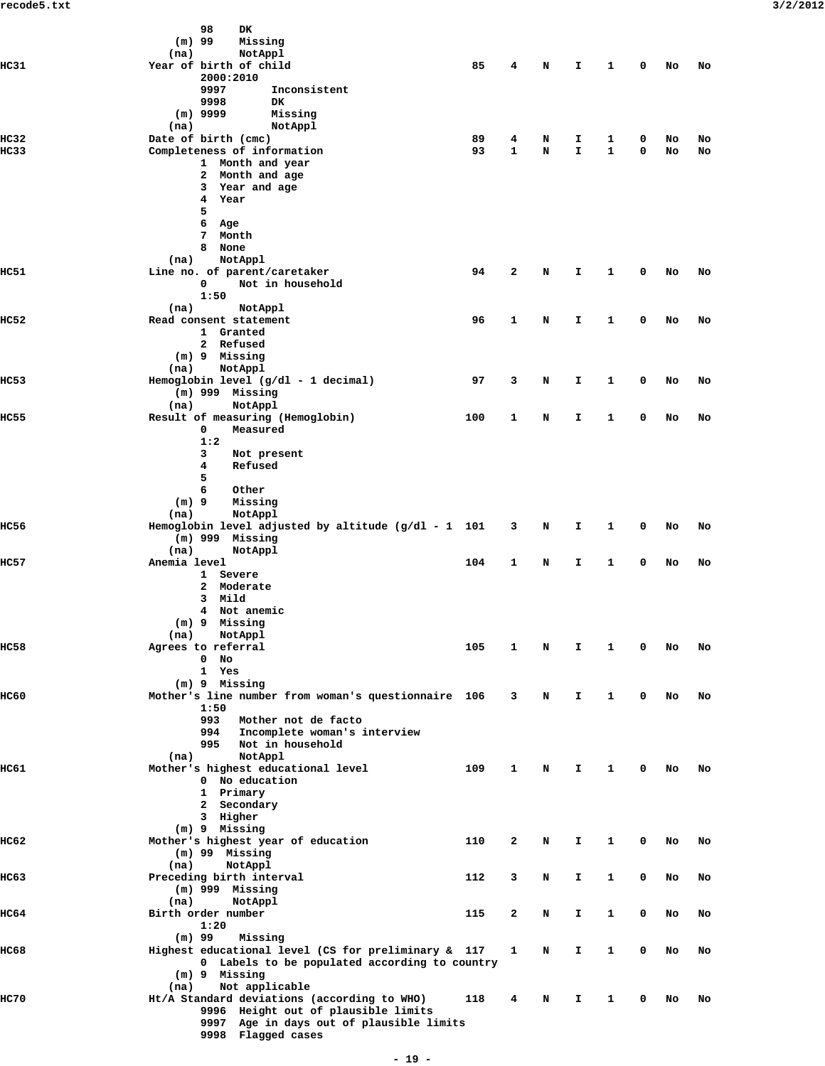```
                    98    DK
                (m) 99    Missing
               (na)       NotAppl
HC31            Year of birth of child                      85    4    N    I    1    0   No   No
                    2000:2010
                    9997       Inconsistent
                    9998       DK
                (m) 9999       Missing
               (na)            NotAppl
HC32            Date of birth (cmc)                         89    4    N    I    1    0   No   No
HC33            Completeness of information                 93    1    N    I    1    0   No   No
                    1  Month and year
                    2  Month and age
                    3  Year and age
                    4  Year
                    5
                    6  Age
                    7  Month
                    8  None
               (na)    NotAppl
HC51            Line no. of parent/caretaker                94    2    N    I    1    0   No   No
                    0     Not in household
                    1:50
               (na)       NotAppl
HC52            Read consent statement                      96    1    N    I    1    0   No   No
                    1  Granted
                    2  Refused
                (m) 9  Missing
               (na)    NotAppl
HC53            Hemoglobin level (g/dl - 1 decimal)         97    3    N    I    1    0   No   No
                (m) 999  Missing
               (na)      NotAppl
HC55            Result of measuring (Hemoglobin)           100    1    N    I    1    0   No   No
                    0    Measured
                    1:2
                    3    Not present
                    4    Refused
                    5
                    6    Other
                (m) 9    Missing
               (na)      NotAppl
HC56            Hemoglobin level adjusted by altitude (g/dl - 1  101    3    N    I    1    0   No   No
                (m) 999  Missing
               (na)      NotAppl
HC57            Anemia level                               104    1    N    I    1    0   No   No
                    1  Severe
                    2  Moderate
                    3  Mild
                    4  Not anemic
                (m) 9  Missing
               (na)    NotAppl
HC58            Agrees to referral                         105    1    N    I    1    0   No   No
                    0  No
                    1  Yes
                (m) 9  Missing
HC60            Mother's line number from woman's questionnaire  106    3    N    I    1    0   No   No
                    1:50
                    993   Mother not de facto
                    994   Incomplete woman's interview
                    995   Not in household
               (na)       NotAppl
HC61            Mother's highest educational level         109    1    N    I    1    0   No   No
                    0  No education
                    1  Primary
                    2  Secondary
                    3  Higher
                (m) 9  Missing
HC62            Mother's highest year of education         110    2    N    I    1    0   No   No
                (m) 99  Missing
               (na)     NotAppl
HC63            Preceding birth interval                   112    3    N    I    1    0   No   No
                (m) 999  Missing
               (na)      NotAppl
HC64            Birth order number                         115    2    N    I    1    0   No   No
                    1:20
                (m) 99    Missing
HC68            Highest educational level (CS for preliminary &  117    1    N    I    1    0   No   No
                    0  Labels to be populated according to country
                (m) 9  Missing
               (na)    Not applicable
HC70            Ht/A Standard deviations (according to WHO)      118    4    N    I    1    0   No   No
                    9996  Height out of plausible limits
                    9997  Age in days out of plausible limits
                    9998  Flagged cases
```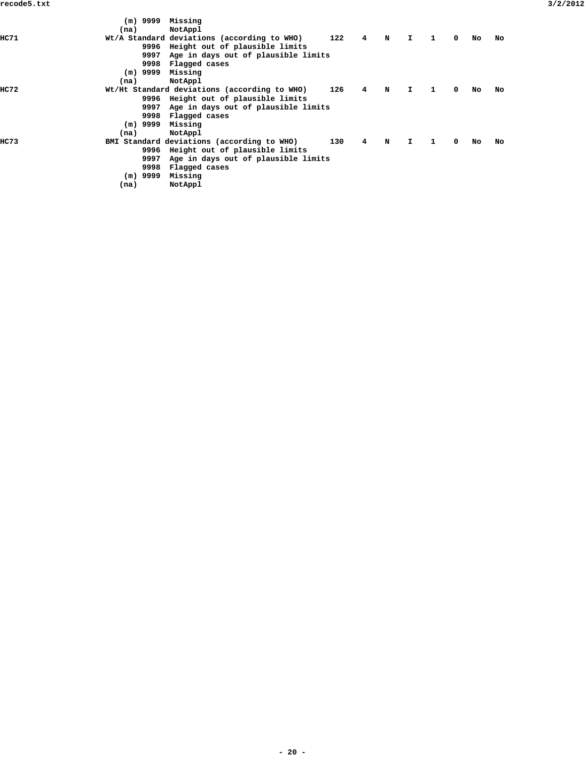```
                   (m) 9999  Missing
                  (na)       NotAppl
HC71              Wt/A Standard deviations (according to WHO)      122    4    N    I    1    0   No   No
                        9996  Height out of plausible limits
                        9997  Age in days out of plausible limits
                        9998  Flagged cases
                   (m) 9999  Missing
                  (na)       NotAppl
HC72              Wt/Ht Standard deviations (according to WHO)     126    4    N    I    1    0   No   No
                        9996  Height out of plausible limits
                        9997  Age in days out of plausible limits
                        9998  Flagged cases
                   (m) 9999  Missing
                  (na)       NotAppl
HC73              BMI Standard deviations (according to WHO)       130    4    N    I    1    0   No   No
                        9996  Height out of plausible limits
                        9997  Age in days out of plausible limits
                        9998  Flagged cases
                   (m) 9999  Missing
                  (na)       NotAppl
```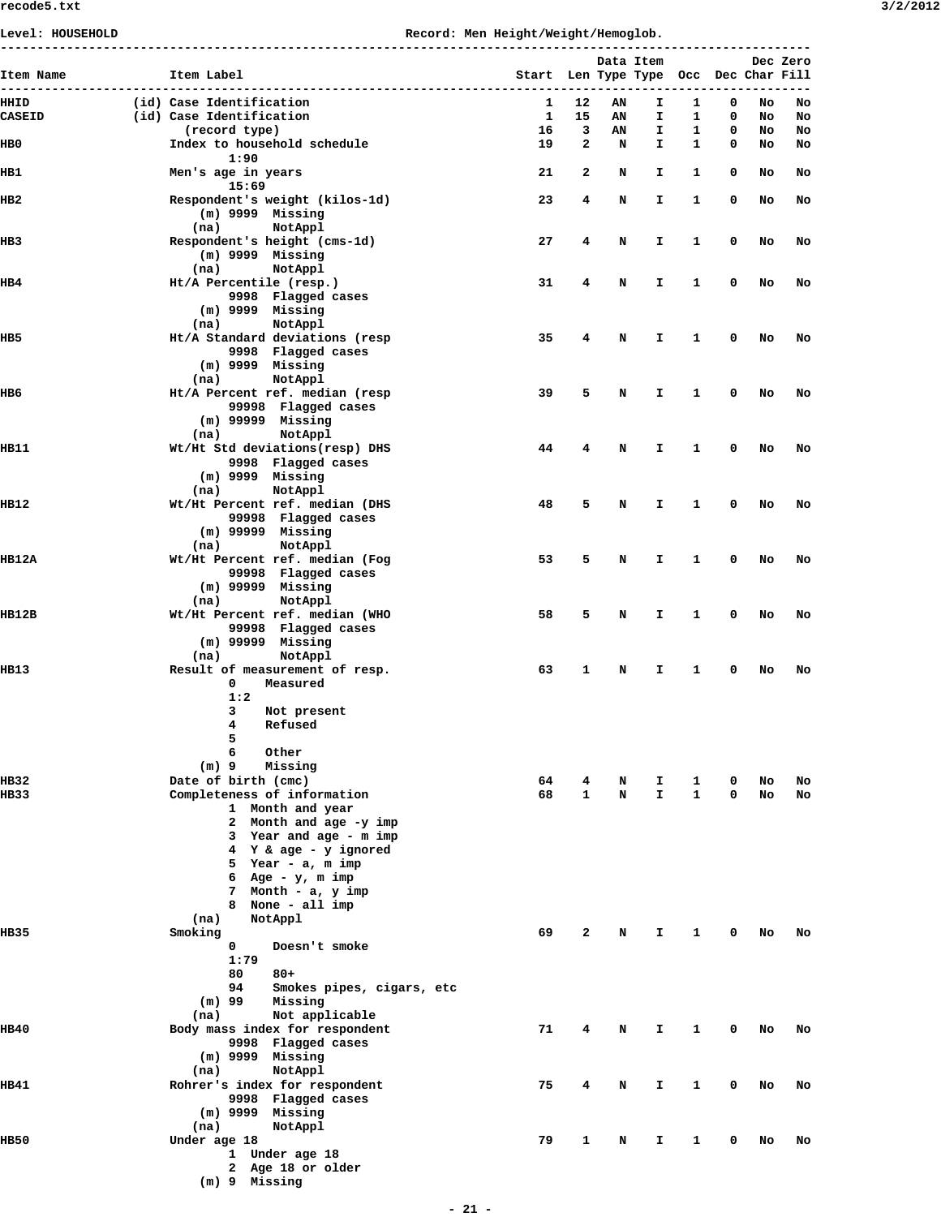Level: HOUSEHOLD                                    Record: Men Height/Weight/Hemoglob.

```
------------------------------------------------------------------------------------------------------------
                                                                              Data Item           Dec Zero
Item Name              Item Label                                    Start  Len Type Type  Occ   Dec Char Fill
------------------------------------------------------------------------------------------------------------
HHID               (id) Case Identification                              1   12   AN    I    1    0   No   No
CASEID             (id) Case Identification                              1   15   AN    I    1    0   No   No
                          (record type)                                 16    3   AN    I    1    0   No   No
HB0                     Index to household schedule                     19    2    N    I    1    0   No   No
                                1:90
HB1                     Men's age in years                              21    2    N    I    1    0   No   No
                                15:69
HB2                     Respondent's weight (kilos-1d)                  23    4    N    I    1    0   No   No
                            (m) 9999  Missing
                           (na)       NotAppl
HB3                     Respondent's height (cms-1d)                    27    4    N    I    1    0   No   No
                            (m) 9999  Missing
                           (na)       NotAppl
HB4                     Ht/A Percentile (resp.)                         31    4    N    I    1    0   No   No
                                9998  Flagged cases
                            (m) 9999  Missing
                           (na)       NotAppl
HB5                     Ht/A Standard deviations (resp                  35    4    N    I    1    0   No   No
                                9998  Flagged cases
                            (m) 9999  Missing
                           (na)       NotAppl
HB6                     Ht/A Percent ref. median (resp                  39    5    N    I    1    0   No   No
                                99998  Flagged cases
                            (m) 99999  Missing
                           (na)        NotAppl
HB11                    Wt/Ht Std deviations(resp) DHS                  44    4    N    I    1    0   No   No
                                9998  Flagged cases
                            (m) 9999  Missing
                           (na)       NotAppl
HB12                    Wt/Ht Percent ref. median (DHS                  48    5    N    I    1    0   No   No
                                99998  Flagged cases
                            (m) 99999  Missing
                           (na)        NotAppl
HB12A                   Wt/Ht Percent ref. median (Fog                  53    5    N    I    1    0   No   No
                                99998  Flagged cases
                            (m) 99999  Missing
                           (na)        NotAppl
HB12B                   Wt/Ht Percent ref. median (WHO                  58    5    N    I    1    0   No   No
                                99998  Flagged cases
                            (m) 99999  Missing
                           (na)        NotAppl
HB13                    Result of measurement of resp.                  63    1    N    I    1    0   No   No
                                0    Measured
                                1:2
                                3    Not present
                                4    Refused
                                5
                                6    Other
                            (m) 9    Missing
HB32                    Date of birth (cmc)                             64    4    N    I    1    0   No   No
HB33                    Completeness of information                     68    1    N    I    1    0   No   No
                                1  Month and year
                                2  Month and age -y imp
                                3  Year and age - m imp
                                4  Y & age - y ignored
                                5  Year - a, m imp
                                6  Age - y, m imp
                                7  Month - a, y imp
                                8  None - all imp
                           (na)    NotAppl
HB35                    Smoking                                         69    2    N    I    1    0   No   No
                                0     Doesn't smoke
                                1:79
                                80    80+
                                94    Smokes pipes, cigars, etc
                            (m) 99    Missing
                           (na)       Not applicable
HB40                    Body mass index for respondent                  71    4    N    I    1    0   No   No
                                9998  Flagged cases
                            (m) 9999  Missing
                           (na)       NotAppl
HB41                    Rohrer's index for respondent                   75    4    N    I    1    0   No   No
                                9998  Flagged cases
                            (m) 9999  Missing
                           (na)       NotAppl
HB50                    Under age 18                                    79    1    N    I    1    0   No   No
                                1  Under age 18
                                2  Age 18 or older
                            (m) 9  Missing
```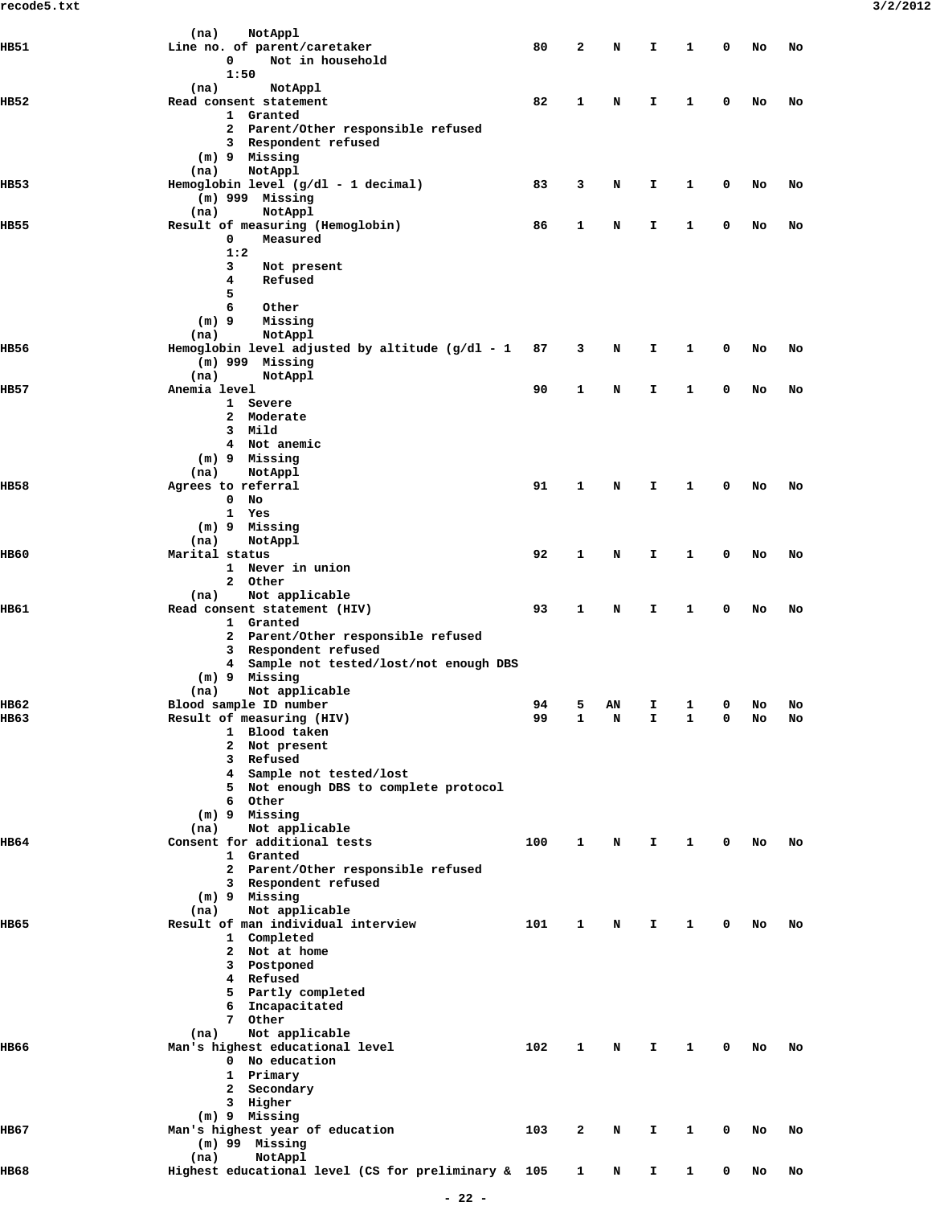```
                      (na)    NotAppl
HB51                Line no. of parent/caretaker                   80    2    N    I    1    0   No   No
                            0     Not in household
                            1:50
                      (na)       NotAppl
HB52                Read consent statement                         82    1    N    I    1    0   No   No
                            1  Granted
                            2  Parent/Other responsible refused
                            3  Respondent refused
                        (m) 9  Missing
                      (na)    NotAppl
HB53                Hemoglobin level (g/dl - 1 decimal)            83    3    N    I    1    0   No   No
                        (m) 999  Missing
                      (na)      NotAppl
HB55                Result of measuring (Hemoglobin)               86    1    N    I    1    0   No   No
                            0    Measured
                            1:2
                            3    Not present
                            4    Refused
                            5
                            6    Other
                        (m) 9    Missing
                      (na)      NotAppl
HB56                Hemoglobin level adjusted by altitude (g/dl - 1   87    3    N    I    1    0   No   No
                        (m) 999  Missing
                      (na)      NotAppl
HB57                Anemia level                                   90    1    N    I    1    0   No   No
                            1  Severe
                            2  Moderate
                            3  Mild
                            4  Not anemic
                        (m) 9  Missing
                      (na)    NotAppl
HB58                Agrees to referral                             91    1    N    I    1    0   No   No
                            0  No
                            1  Yes
                        (m) 9  Missing
                      (na)    NotAppl
HB60                Marital status                                 92    1    N    I    1    0   No   No
                            1  Never in union
                            2  Other
                      (na)    Not applicable
HB61                Read consent statement (HIV)                   93    1    N    I    1    0   No   No
                            1  Granted
                            2  Parent/Other responsible refused
                            3  Respondent refused
                            4  Sample not tested/lost/not enough DBS
                        (m) 9  Missing
                      (na)    Not applicable
HB62                Blood sample ID number                         94    5    AN   I    1    0   No   No
HB63                Result of measuring (HIV)                      99    1    N    I    1    0   No   No
                            1  Blood taken
                            2  Not present
                            3  Refused
                            4  Sample not tested/lost
                            5  Not enough DBS to complete protocol
                            6  Other
                        (m) 9  Missing
                      (na)    Not applicable
HB64                Consent for additional tests                  100    1    N    I    1    0   No   No
                            1  Granted
                            2  Parent/Other responsible refused
                            3  Respondent refused
                        (m) 9  Missing
                      (na)    Not applicable
HB65                Result of man individual interview            101    1    N    I    1    0   No   No
                            1  Completed
                            2  Not at home
                            3  Postponed
                            4  Refused
                            5  Partly completed
                            6  Incapacitated
                            7  Other
                      (na)    Not applicable
HB66                Man's highest educational level               102    1    N    I    1    0   No   No
                            0  No education
                            1  Primary
                            2  Secondary
                            3  Higher
                        (m) 9  Missing
HB67                Man's highest year of education               103    2    N    I    1    0   No   No
                        (m) 99  Missing
                      (na)     NotAppl
HB68                Highest educational level (CS for preliminary &  105    1    N    I    1    0   No   No
```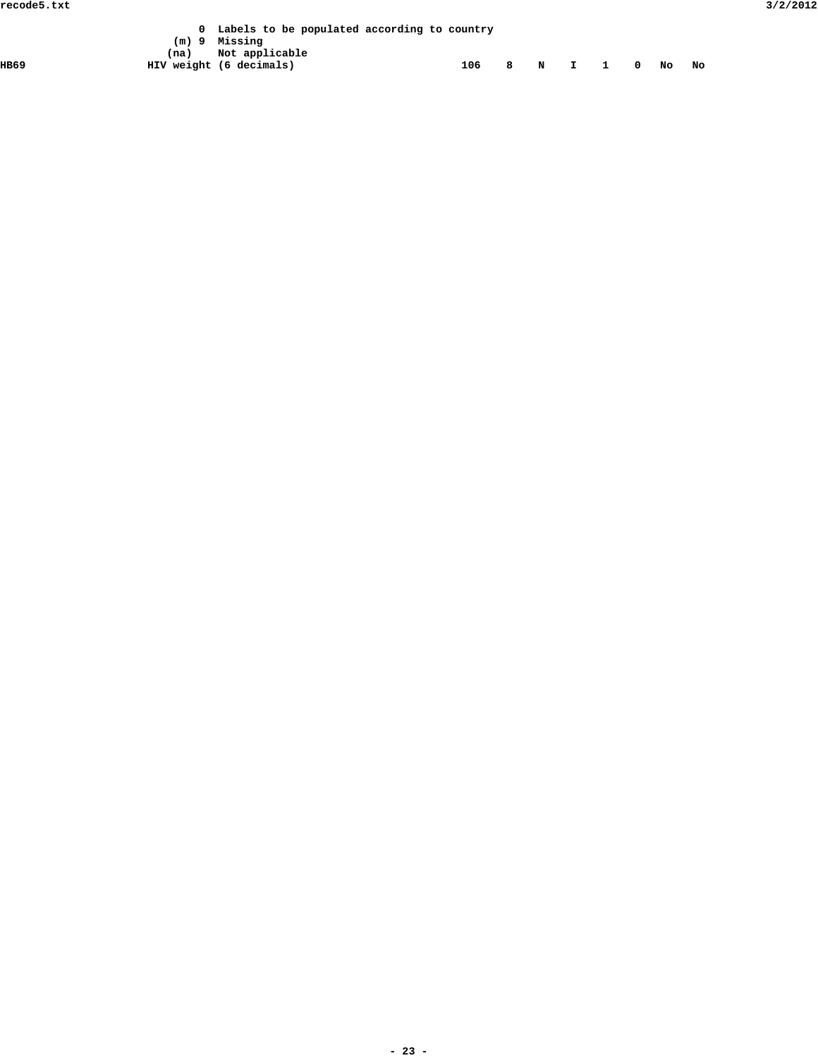```
                          0  Labels to be populated according to country
                      (m) 9  Missing
                     (na)    Not applicable
HB69                HIV weight (6 decimals)                          106    8    N    I    1    0   No   No
```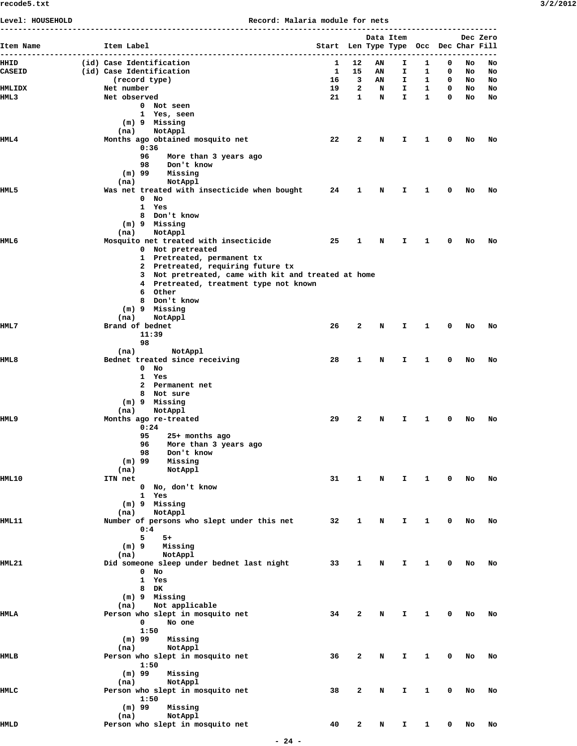Level: HOUSEHOLD Record: Malaria module for nets

```
------------------------------------------------------------------------------------------------------
                                                                       Data Item            Dec Zero
Item Name            Item Label                                 Start  Len Type Type  Occ  Dec Char Fill
------------------------------------------------------------------------------------------------------
HHID            (id) Case Identification                            1   12   AN    I    1    0   No   No
CASEID          (id) Case Identification                            1   15   AN    I    1    0   No   No
                       (record type)                               16    3   AN    I    1    0   No   No
HMLIDX               Net number                                    19    2    N    I    1    0   No   No
HML3                 Net observed                                  21    1    N    I    1    0   No   No
                             0  Not seen
                             1  Yes, seen
                         (m) 9  Missing
                        (na)    NotAppl
HML4                 Months ago obtained mosquito net              22    2    N    I    1    0   No   No
                             0:36
                             96    More than 3 years ago
                             98    Don't know
                         (m) 99    Missing
                        (na)       NotAppl
HML5                 Was net treated with insecticide when bought  24    1    N    I    1    0   No   No
                             0  No
                             1  Yes
                             8  Don't know
                         (m) 9  Missing
                        (na)    NotAppl
HML6                 Mosquito net treated with insecticide         25    1    N    I    1    0   No   No
                             0  Not pretreated
                             1  Pretreated, permanent tx
                             2  Pretreated, requiring future tx
                             3  Not pretreated, came with kit and treated at home
                             4  Pretreated, treatment type not known
                             6  Other
                             8  Don't know
                         (m) 9  Missing
                        (na)    NotAppl
HML7                 Brand of bednet                               26    2    N    I    1    0   No   No
                             11:39
                             98
                        (na)        NotAppl
HML8                 Bednet treated since receiving                28    1    N    I    1    0   No   No
                             0  No
                             1  Yes
                             2  Permanent net
                             8  Not sure
                         (m) 9  Missing
                        (na)    NotAppl
HML9                 Months ago re-treated                         29    2    N    I    1    0   No   No
                             0:24
                             95    25+ months ago
                             96    More than 3 years ago
                             98    Don't know
                         (m) 99    Missing
                        (na)       NotAppl
HML10                ITN net                                       31    1    N    I    1    0   No   No
                             0  No, don't know
                             1  Yes
                         (m) 9  Missing
                        (na)    NotAppl
HML11                Number of persons who slept under this net    32    1    N    I    1    0   No   No
                             0:4
                             5    5+
                         (m) 9    Missing
                        (na)      NotAppl
HML21                Did someone sleep under bednet last night     33    1    N    I    1    0   No   No
                             0  No
                             1  Yes
                             8  DK
                         (m) 9  Missing
                        (na)    Not applicable
HMLA                 Person who slept in mosquito net              34    2    N    I    1    0   No   No
                             0     No one
                             1:50
                         (m) 99    Missing
                        (na)       NotAppl
HMLB                 Person who slept in mosquito net              36    2    N    I    1    0   No   No
                             1:50
                         (m) 99    Missing
                        (na)       NotAppl
HMLC                 Person who slept in mosquito net              38    2    N    I    1    0   No   No
                             1:50
                         (m) 99    Missing
                        (na)       NotAppl
HMLD                 Person who slept in mosquito net              40    2    N    I    1    0   No   No
```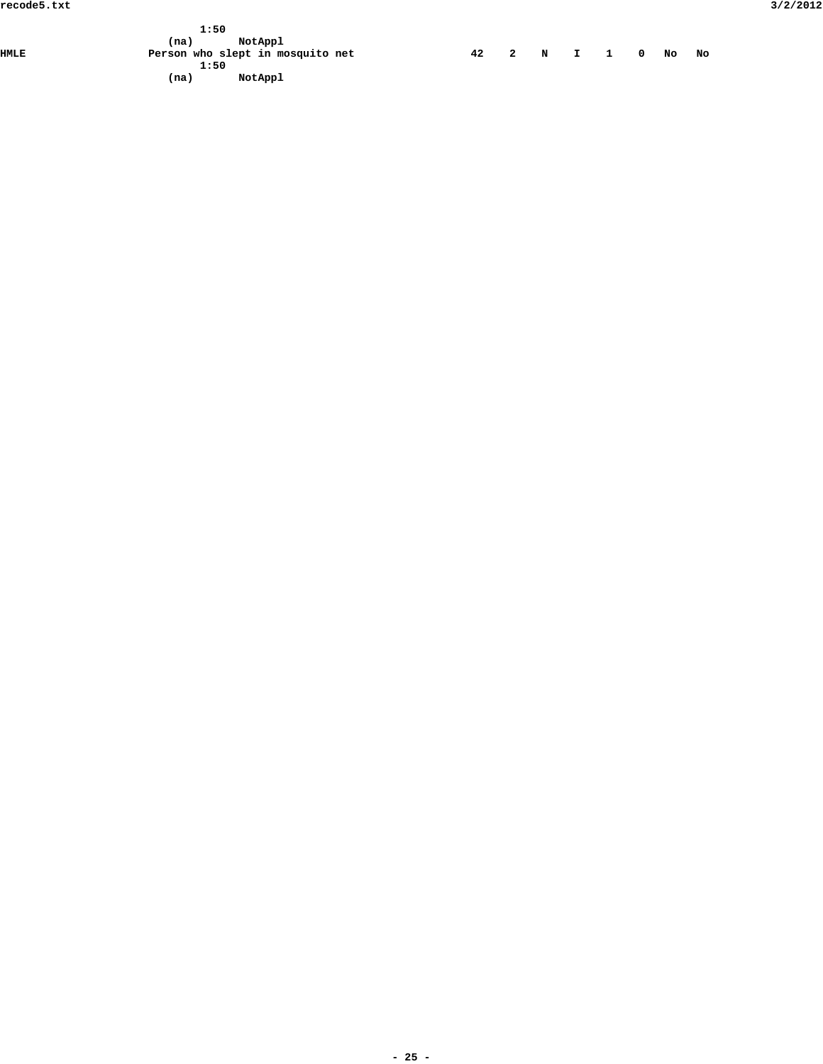```
                    1:50
                 (na)       NotAppl
HMLE             Person who slept in mosquito net                  42    2    N    I    1    0   No   No
                    1:50
                 (na)       NotAppl
```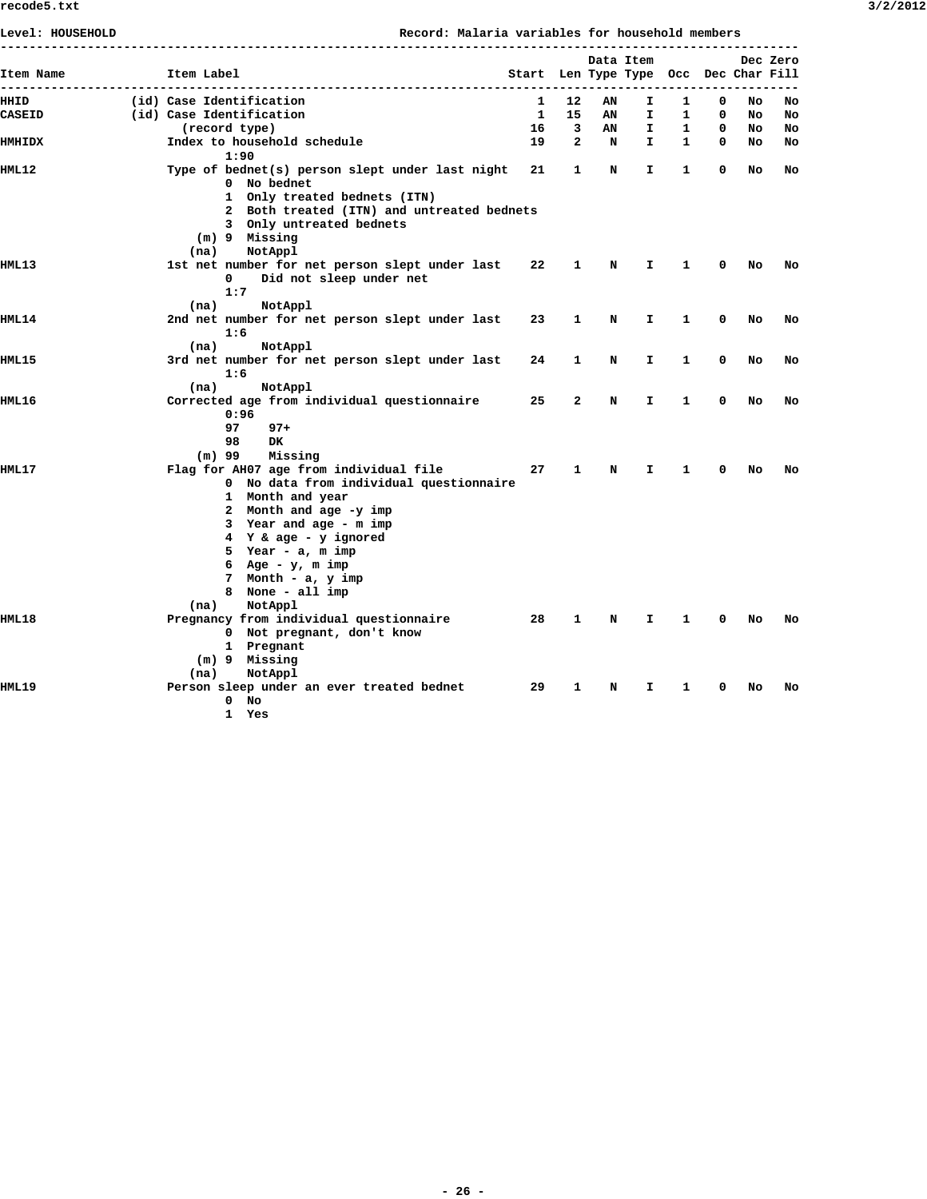Level: HOUSEHOLD Record: Malaria variables for household members

| Item Name | | Item Label | Start | Len | Data Type | Item Type | Occ | Dec | Dec Char | Zero Fill |
|---|---|---|---|---|---|---|---|---|---|---|
| HHID | (id) | Case Identification | 1 | 12 | AN | I | 1 | 0 | No | No |
| CASEID | (id) | Case Identification | 1 | 15 | AN | I | 1 | 0 | No | No |
| | | (record type) | 16 | 3 | AN | I | 1 | 0 | No | No |
| HMHIDX | | Index to household schedule<br>1:90 | 19 | 2 | N | I | 1 | 0 | No | No |
| HML12 | | Type of bednet(s) person slept under last night<br>0 No bednet<br>1 Only treated bednets (ITN)<br>2 Both treated (ITN) and untreated bednets<br>3 Only untreated bednets<br>(m) 9 Missing<br>(na) NotAppl | 21 | 1 | N | I | 1 | 0 | No | No |
| HML13 | | 1st net number for net person slept under last<br>0 Did not sleep under net<br>1:7<br>(na) NotAppl | 22 | 1 | N | I | 1 | 0 | No | No |
| HML14 | | 2nd net number for net person slept under last<br>1:6<br>(na) NotAppl | 23 | 1 | N | I | 1 | 0 | No | No |
| HML15 | | 3rd net number for net person slept under last<br>1:6<br>(na) NotAppl | 24 | 1 | N | I | 1 | 0 | No | No |
| HML16 | | Corrected age from individual questionnaire<br>0:96<br>97 97+<br>98 DK<br>(m) 99 Missing | 25 | 2 | N | I | 1 | 0 | No | No |
| HML17 | | Flag for AH07 age from individual file<br>0 No data from individual questionnaire<br>1 Month and year<br>2 Month and age -y imp<br>3 Year and age - m imp<br>4 Y & age - y ignored<br>5 Year - a, m imp<br>6 Age - y, m imp<br>7 Month - a, y imp<br>8 None - all imp<br>(na) NotAppl | 27 | 1 | N | I | 1 | 0 | No | No |
| HML18 | | Pregnancy from individual questionnaire<br>0 Not pregnant, don't know<br>1 Pregnant<br>(m) 9 Missing<br>(na) NotAppl | 28 | 1 | N | I | 1 | 0 | No | No |
| HML19 | | Person sleep under an ever treated bednet<br>0 No<br>1 Yes | 29 | 1 | N | I | 1 | 0 | No | No |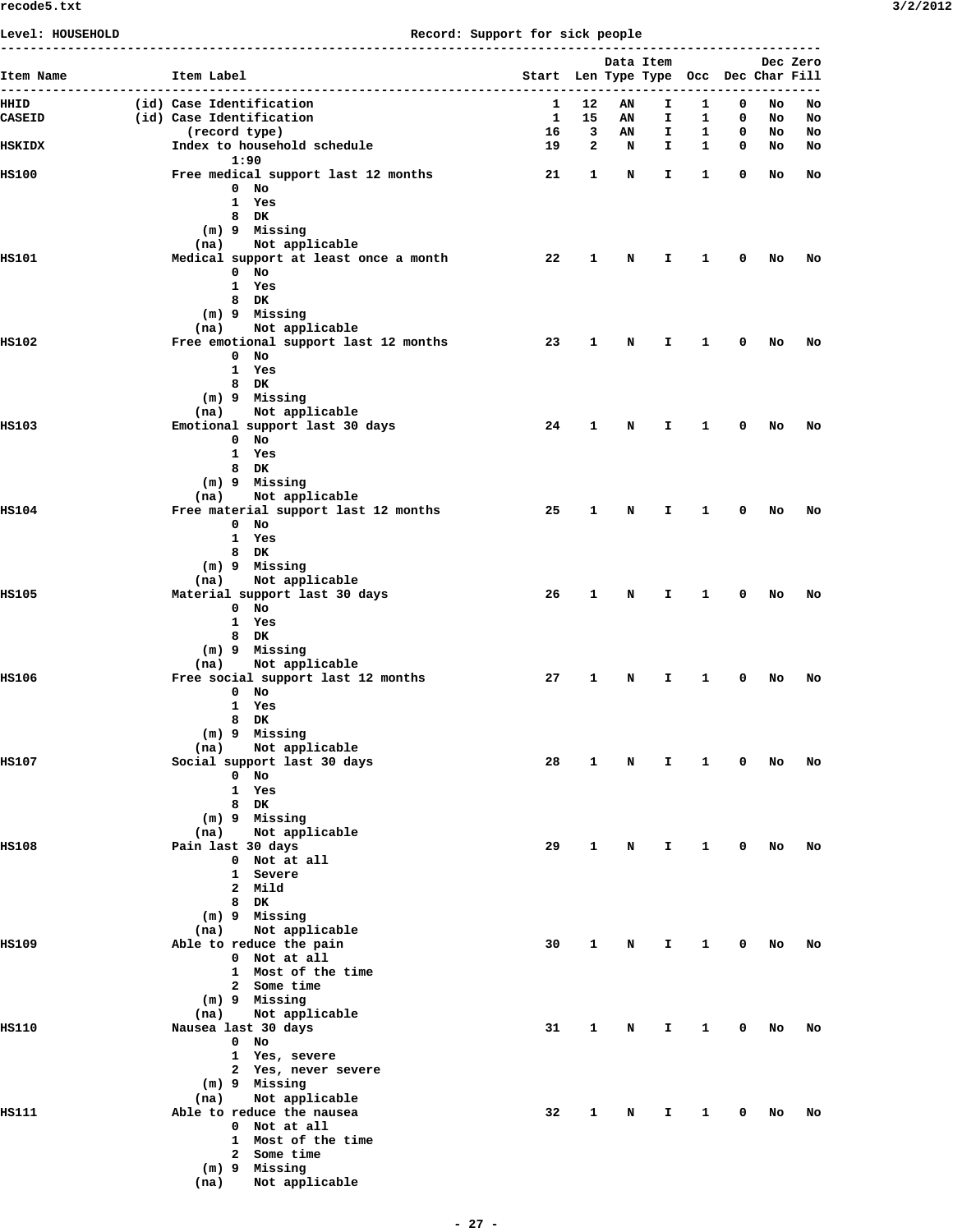Level: HOUSEHOLD                                   Record: Support for sick people

| Item Name | | Item Label | Start | Len | Data Type | Item Type | Occ | Dec | Dec Char | Zero Fill |
|---|---|---|---|---|---|---|---|---|---|---|
| HHID | (id) | Case Identification | 1 | 12 | AN | I | 1 | 0 | No | No |
| CASEID | (id) | Case Identification | 1 | 15 | AN | I | 1 | 0 | No | No |
| | | (record type) | 16 | 3 | AN | I | 1 | 0 | No | No |
| HSKIDX | | Index to household schedule<br>1:90 | 19 | 2 | N | I | 1 | 0 | No | No |
| HS100 | | Free medical support last 12 months<br>0 No<br>1 Yes<br>8 DK<br>(m) 9 Missing<br>(na) Not applicable | 21 | 1 | N | I | 1 | 0 | No | No |
| HS101 | | Medical support at least once a month<br>0 No<br>1 Yes<br>8 DK<br>(m) 9 Missing<br>(na) Not applicable | 22 | 1 | N | I | 1 | 0 | No | No |
| HS102 | | Free emotional support last 12 months<br>0 No<br>1 Yes<br>8 DK<br>(m) 9 Missing<br>(na) Not applicable | 23 | 1 | N | I | 1 | 0 | No | No |
| HS103 | | Emotional support last 30 days<br>0 No<br>1 Yes<br>8 DK<br>(m) 9 Missing<br>(na) Not applicable | 24 | 1 | N | I | 1 | 0 | No | No |
| HS104 | | Free material support last 12 months<br>0 No<br>1 Yes<br>8 DK<br>(m) 9 Missing<br>(na) Not applicable | 25 | 1 | N | I | 1 | 0 | No | No |
| HS105 | | Material support last 30 days<br>0 No<br>1 Yes<br>8 DK<br>(m) 9 Missing<br>(na) Not applicable | 26 | 1 | N | I | 1 | 0 | No | No |
| HS106 | | Free social support last 12 months<br>0 No<br>1 Yes<br>8 DK<br>(m) 9 Missing<br>(na) Not applicable | 27 | 1 | N | I | 1 | 0 | No | No |
| HS107 | | Social support last 30 days<br>0 No<br>1 Yes<br>8 DK<br>(m) 9 Missing<br>(na) Not applicable | 28 | 1 | N | I | 1 | 0 | No | No |
| HS108 | | Pain last 30 days<br>0 Not at all<br>1 Severe<br>2 Mild<br>8 DK<br>(m) 9 Missing<br>(na) Not applicable | 29 | 1 | N | I | 1 | 0 | No | No |
| HS109 | | Able to reduce the pain<br>0 Not at all<br>1 Most of the time<br>2 Some time<br>(m) 9 Missing<br>(na) Not applicable | 30 | 1 | N | I | 1 | 0 | No | No |
| HS110 | | Nausea last 30 days<br>0 No<br>1 Yes, severe<br>2 Yes, never severe<br>(m) 9 Missing<br>(na) Not applicable | 31 | 1 | N | I | 1 | 0 | No | No |
| HS111 | | Able to reduce the nausea<br>0 Not at all<br>1 Most of the time<br>2 Some time<br>(m) 9 Missing<br>(na) Not applicable | 32 | 1 | N | I | 1 | 0 | No | No |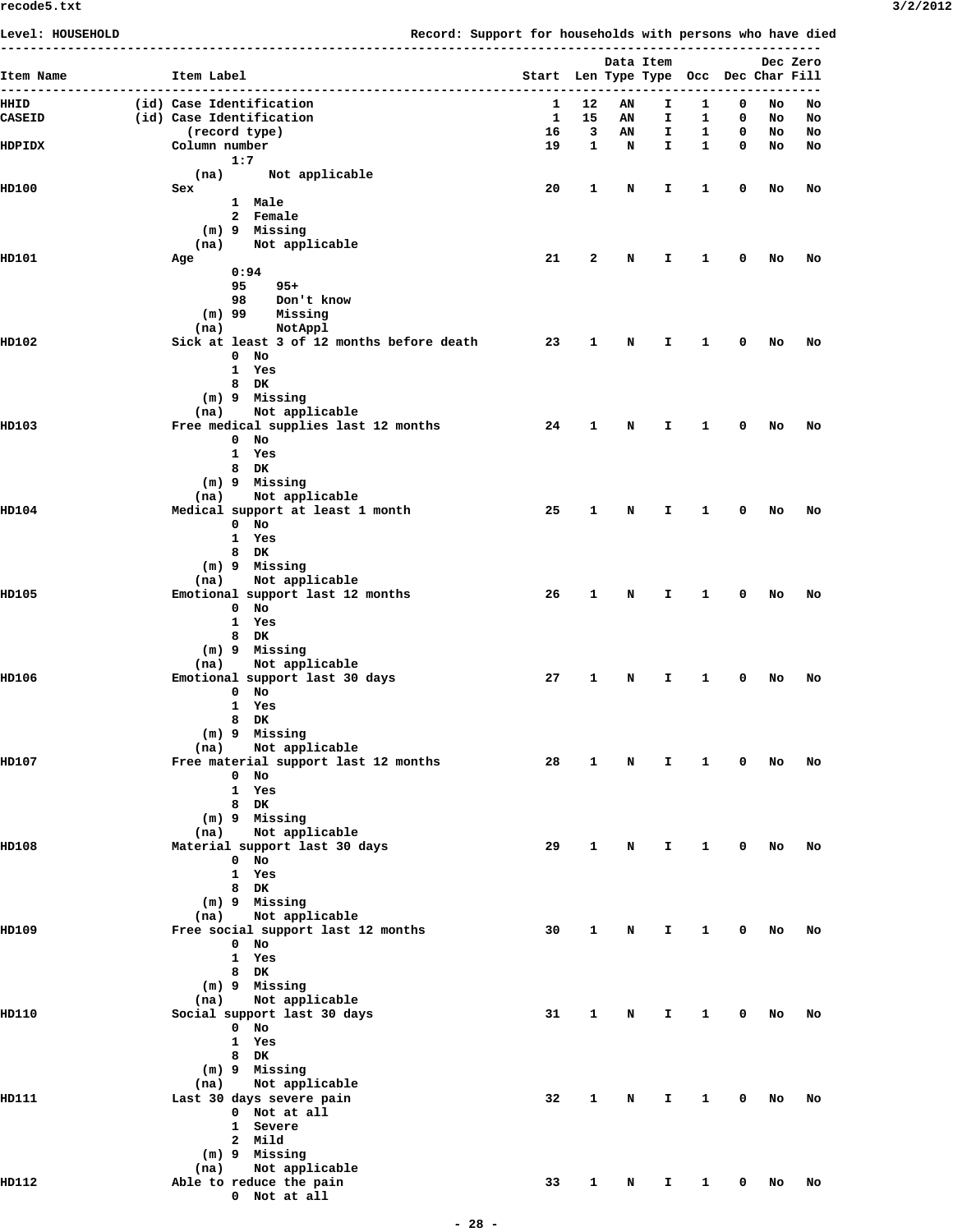Level: HOUSEHOLD — Record: Support for households with persons who have died

```
----------------------------------------------------------------------------------------------------
                                                                          Data Item          Dec Zero
Item Name              Item Label                              Start  Len Type Type  Occ  Dec Char Fill
----------------------------------------------------------------------------------------------------
HHID              (id) Case Identification                        1   12   AN    I    1    0   No   No
CASEID            (id) Case Identification                        1   15   AN    I    1    0   No   No
                         (record type)                           16    3   AN    I    1    0   No   No
HDPIDX                 Column number                             19    1    N    I    1    0   No   No
                               1:7
                          (na)      Not applicable
HD100                  Sex                                       20    1    N    I    1    0   No   No
                               1  Male
                               2  Female
                           (m) 9  Missing
                          (na)    Not applicable
HD101                  Age                                       21    2    N    I    1    0   No   No
                               0:94
                               95    95+
                               98    Don't know
                           (m) 99    Missing
                          (na)       NotAppl
HD102                  Sick at least 3 of 12 months before death 23    1    N    I    1    0   No   No
                               0  No
                               1  Yes
                               8  DK
                           (m) 9  Missing
                          (na)    Not applicable
HD103                  Free medical supplies last 12 months      24    1    N    I    1    0   No   No
                               0  No
                               1  Yes
                               8  DK
                           (m) 9  Missing
                          (na)    Not applicable
HD104                  Medical support at least 1 month          25    1    N    I    1    0   No   No
                               0  No
                               1  Yes
                               8  DK
                           (m) 9  Missing
                          (na)    Not applicable
HD105                  Emotional support last 12 months          26    1    N    I    1    0   No   No
                               0  No
                               1  Yes
                               8  DK
                           (m) 9  Missing
                          (na)    Not applicable
HD106                  Emotional support last 30 days            27    1    N    I    1    0   No   No
                               0  No
                               1  Yes
                               8  DK
                           (m) 9  Missing
                          (na)    Not applicable
HD107                  Free material support last 12 months      28    1    N    I    1    0   No   No
                               0  No
                               1  Yes
                               8  DK
                           (m) 9  Missing
                          (na)    Not applicable
HD108                  Material support last 30 days             29    1    N    I    1    0   No   No
                               0  No
                               1  Yes
                               8  DK
                           (m) 9  Missing
                          (na)    Not applicable
HD109                  Free social support last 12 months        30    1    N    I    1    0   No   No
                               0  No
                               1  Yes
                               8  DK
                           (m) 9  Missing
                          (na)    Not applicable
HD110                  Social support last 30 days               31    1    N    I    1    0   No   No
                               0  No
                               1  Yes
                               8  DK
                           (m) 9  Missing
                          (na)    Not applicable
HD111                  Last 30 days severe pain                  32    1    N    I    1    0   No   No
                               0  Not at all
                               1  Severe
                               2  Mild
                           (m) 9  Missing
                          (na)    Not applicable
HD112                  Able to reduce the pain                   33    1    N    I    1    0   No   No
                               0  Not at all
```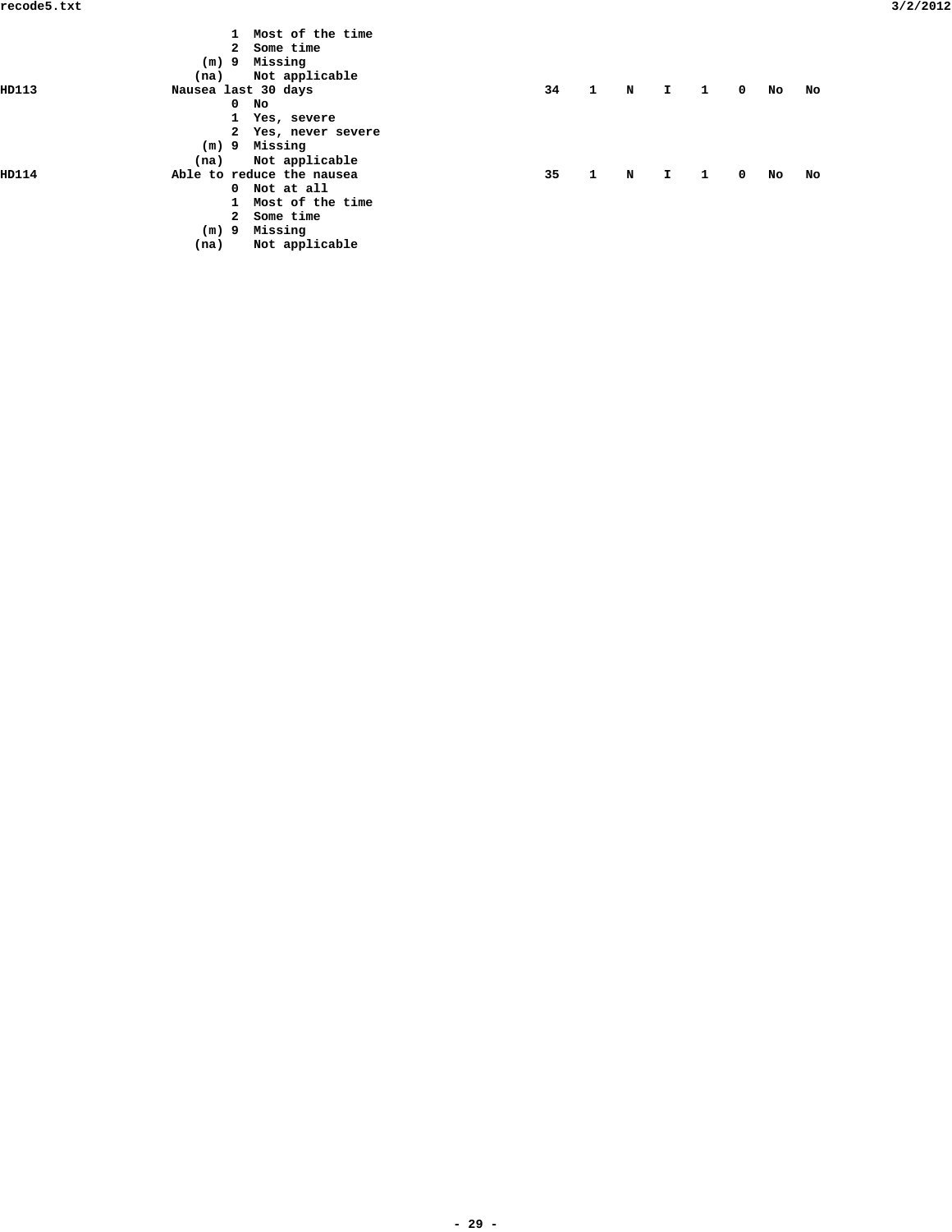```
                         1  Most of the time
                         2  Some time
                     (m) 9  Missing
                    (na)    Not applicable
HD113             Nausea last 30 days                    34   1   N   I   1   0   No   No
                         0  No
                         1  Yes, severe
                         2  Yes, never severe
                     (m) 9  Missing
                    (na)    Not applicable
HD114             Able to reduce the nausea              35   1   N   I   1   0   No   No
                         0  Not at all
                         1  Most of the time
                         2  Some time
                     (m) 9  Missing
                    (na)    Not applicable
```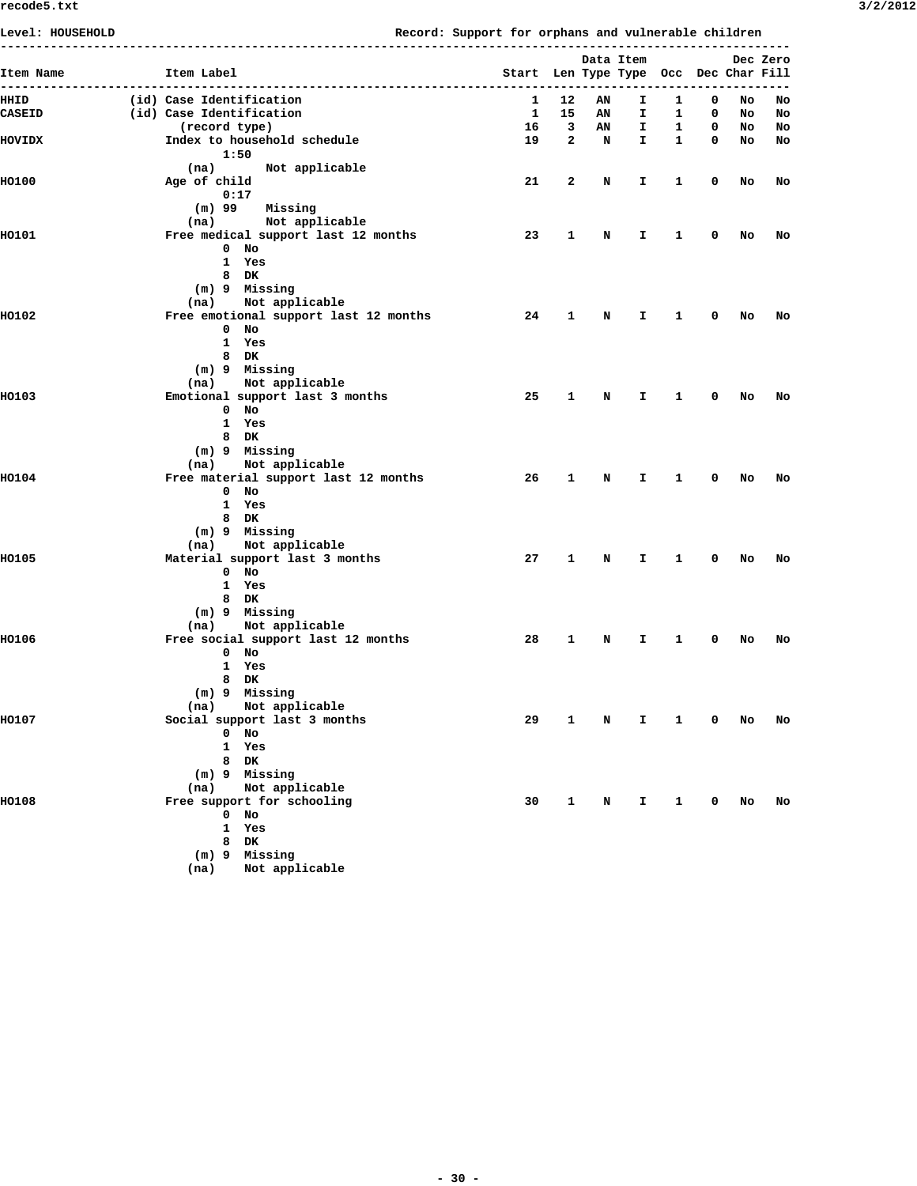Level: HOUSEHOLD Record: Support for orphans and vulnerable children

| Item Name | Item Label | Start | Len | Data Type | Item Type | Occ | Dec | Dec Char | Zero Fill |
|---|---|---|---|---|---|---|---|---|---|
| HHID | (id) Case Identification | 1 | 12 | AN | I | 1 | 0 | No | No |
| CASEID | (id) Case Identification | 1 | 15 | AN | I | 1 | 0 | No | No |
| | (record type) | 16 | 3 | AN | I | 1 | 0 | No | No |
| HOVIDX | Index to household schedule<br>1:50<br>(na) Not applicable | 19 | 2 | N | I | 1 | 0 | No | No |
| HO100 | Age of child<br>0:17<br>(m) 99 Missing<br>(na) Not applicable | 21 | 2 | N | I | 1 | 0 | No | No |
| HO101 | Free medical support last 12 months<br>0 No<br>1 Yes<br>8 DK<br>(m) 9 Missing<br>(na) Not applicable | 23 | 1 | N | I | 1 | 0 | No | No |
| HO102 | Free emotional support last 12 months<br>0 No<br>1 Yes<br>8 DK<br>(m) 9 Missing<br>(na) Not applicable | 24 | 1 | N | I | 1 | 0 | No | No |
| HO103 | Emotional support last 3 months<br>0 No<br>1 Yes<br>8 DK<br>(m) 9 Missing<br>(na) Not applicable | 25 | 1 | N | I | 1 | 0 | No | No |
| HO104 | Free material support last 12 months<br>0 No<br>1 Yes<br>8 DK<br>(m) 9 Missing<br>(na) Not applicable | 26 | 1 | N | I | 1 | 0 | No | No |
| HO105 | Material support last 3 months<br>0 No<br>1 Yes<br>8 DK<br>(m) 9 Missing<br>(na) Not applicable | 27 | 1 | N | I | 1 | 0 | No | No |
| HO106 | Free social support last 12 months<br>0 No<br>1 Yes<br>8 DK<br>(m) 9 Missing<br>(na) Not applicable | 28 | 1 | N | I | 1 | 0 | No | No |
| HO107 | Social support last 3 months<br>0 No<br>1 Yes<br>8 DK<br>(m) 9 Missing<br>(na) Not applicable | 29 | 1 | N | I | 1 | 0 | No | No |
| HO108 | Free support for schooling<br>0 No<br>1 Yes<br>8 DK<br>(m) 9 Missing<br>(na) Not applicable | 30 | 1 | N | I | 1 | 0 | No | No |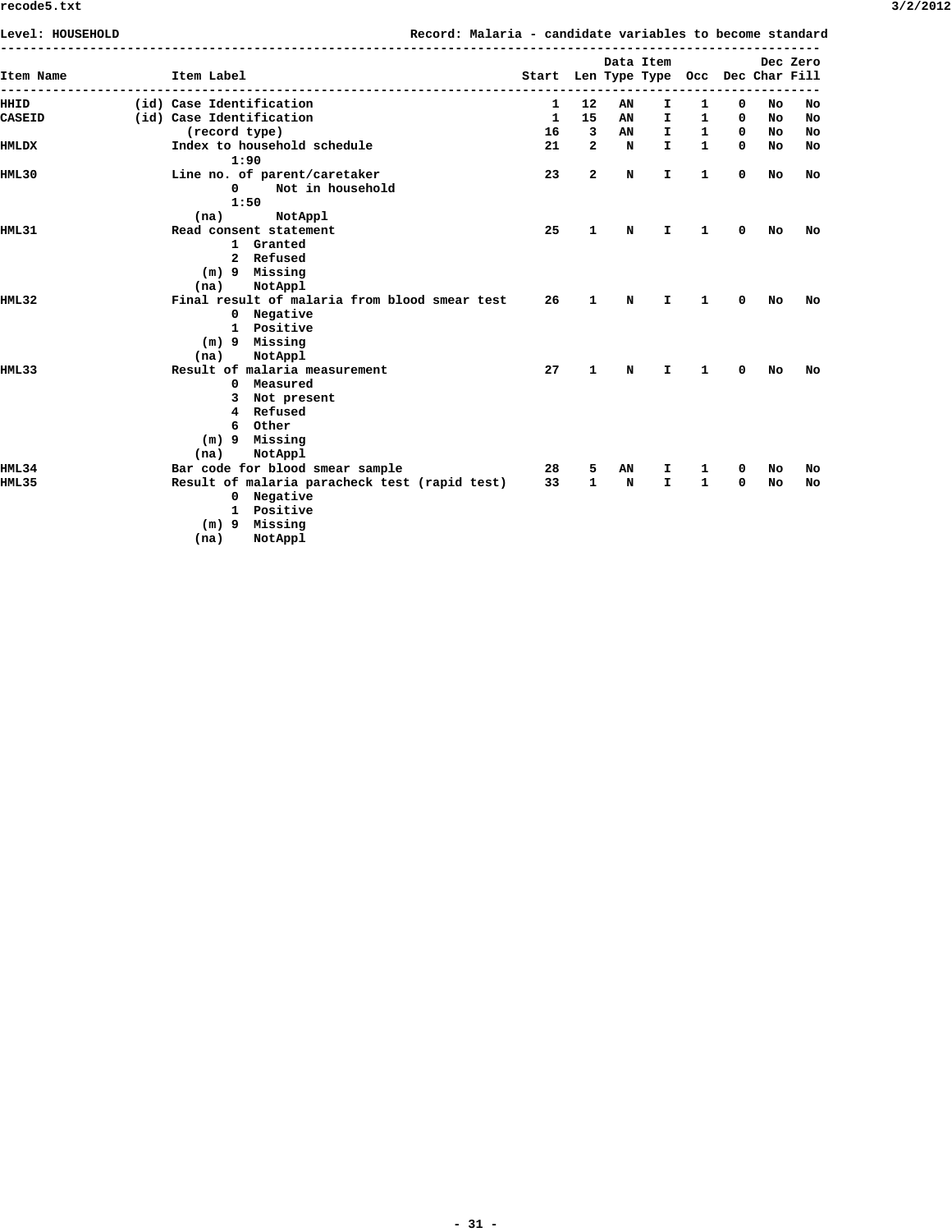Level: HOUSEHOLD Record: Malaria - candidate variables to become standard

| Item Name | Item Label | Start | Len | Data Type | Item Type | Occ | Dec | Dec Char | Zero Fill |
|---|---|---|---|---|---|---|---|---|---|
| HHID | (id) Case Identification | 1 | 12 | AN | I | 1 | 0 | No | No |
| CASEID | (id) Case Identification | 1 | 15 | AN | I | 1 | 0 | No | No |
| | (record type) | 16 | 3 | AN | I | 1 | 0 | No | No |
| HMLDX | Index to household schedule<br>1:90 | 21 | 2 | N | I | 1 | 0 | No | No |
| HML30 | Line no. of parent/caretaker<br>0 Not in household<br>1:50<br>(na) NotAppl | 23 | 2 | N | I | 1 | 0 | No | No |
| HML31 | Read consent statement<br>1 Granted<br>2 Refused<br>(m) 9 Missing<br>(na) NotAppl | 25 | 1 | N | I | 1 | 0 | No | No |
| HML32 | Final result of malaria from blood smear test<br>0 Negative<br>1 Positive<br>(m) 9 Missing<br>(na) NotAppl | 26 | 1 | N | I | 1 | 0 | No | No |
| HML33 | Result of malaria measurement<br>0 Measured<br>3 Not present<br>4 Refused<br>6 Other<br>(m) 9 Missing<br>(na) NotAppl | 27 | 1 | N | I | 1 | 0 | No | No |
| HML34 | Bar code for blood smear sample | 28 | 5 | AN | I | 1 | 0 | No | No |
| HML35 | Result of malaria paracheck test (rapid test)<br>0 Negative<br>1 Positive<br>(m) 9 Missing<br>(na) NotAppl | 33 | 1 | N | I | 1 | 0 | No | No |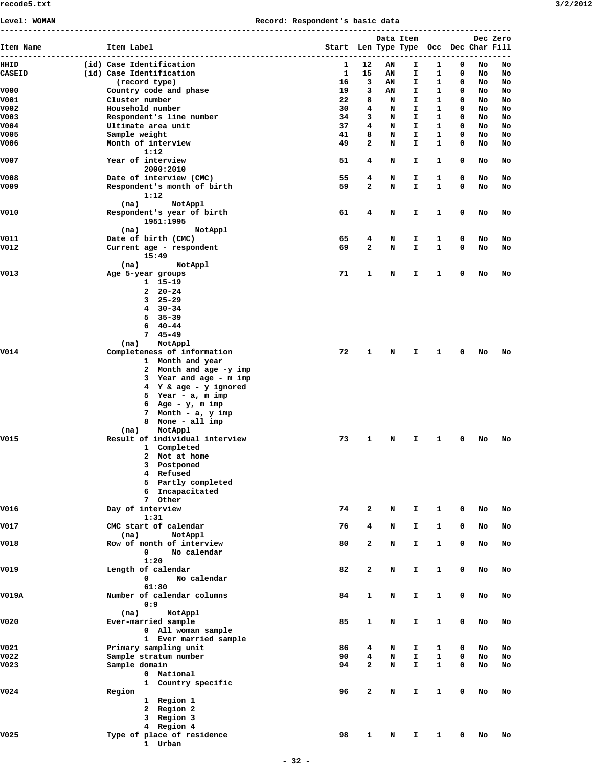Level: WOMAN — Record: Respondent's basic data

```
---------------------------------------------------------------------------------------------------------
                                                                             Data Item           Dec Zero
Item Name             Item Label                                      Start  Len Type Type  Occ  Dec Char Fill
---------------------------------------------------------------------------------------------------------
HHID             (id) Case Identification                                1   12   AN    I    1    0   No   No
CASEID           (id) Case Identification                                1   15   AN    I    1    0   No   No
                        (record type)                                   16    3   AN    I    1    0   No   No
V000                  Country code and phase                            19    3   AN    I    1    0   No   No
V001                  Cluster number                                    22    8    N    I    1    0   No   No
V002                  Household number                                  30    4    N    I    1    0   No   No
V003                  Respondent's line number                          34    3    N    I    1    0   No   No
V004                  Ultimate area unit                                37    4    N    I    1    0   No   No
V005                  Sample weight                                     41    8    N    I    1    0   No   No
V006                  Month of interview                                49    2    N    I    1    0   No   No
                              1:12
V007                  Year of interview                                 51    4    N    I    1    0   No   No
                              2000:2010
V008                  Date of interview (CMC)                           55    4    N    I    1    0   No   No
V009                  Respondent's month of birth                       59    2    N    I    1    0   No   No
                              1:12
                         (na)       NotAppl
V010                  Respondent's year of birth                        61    4    N    I    1    0   No   No
                              1951:1995
                         (na)            NotAppl
V011                  Date of birth (CMC)                               65    4    N    I    1    0   No   No
V012                  Current age - respondent                          69    2    N    I    1    0   No   No
                              15:49
                         (na)        NotAppl
V013                  Age 5-year groups                                 71    1    N    I    1    0   No   No
                              1  15-19
                              2  20-24
                              3  25-29
                              4  30-34
                              5  35-39
                              6  40-44
                              7  45-49
                         (na)    NotAppl
V014                  Completeness of information                       72    1    N    I    1    0   No   No
                              1  Month and year
                              2  Month and age -y imp
                              3  Year and age - m imp
                              4  Y & age - y ignored
                              5  Year - a, m imp
                              6  Age - y, m imp
                              7  Month - a, y imp
                              8  None - all imp
                         (na)    NotAppl
V015                  Result of individual interview                    73    1    N    I    1    0   No   No
                              1  Completed
                              2  Not at home
                              3  Postponed
                              4  Refused
                              5  Partly completed
                              6  Incapacitated
                              7  Other
V016                  Day of interview                                  74    2    N    I    1    0   No   No
                              1:31
V017                  CMC start of calendar                             76    4    N    I    1    0   No   No
                         (na)       NotAppl
V018                  Row of month of interview                         80    2    N    I    1    0   No   No
                              0     No calendar
                              1:20
V019                  Length of calendar                                82    2    N    I    1    0   No   No
                              0      No calendar
                              61:80
V019A                 Number of calendar columns                        84    1    N    I    1    0   No   No
                              0:9
                         (na)      NotAppl
V020                  Ever-married sample                               85    1    N    I    1    0   No   No
                              0  All woman sample
                              1  Ever married sample
V021                  Primary sampling unit                             86    4    N    I    1    0   No   No
V022                  Sample stratum number                             90    4    N    I    1    0   No   No
V023                  Sample domain                                     94    2    N    I    1    0   No   No
                              0  National
                              1  Country specific
V024                  Region                                            96    2    N    I    1    0   No   No
                              1  Region 1
                              2  Region 2
                              3  Region 3
                              4  Region 4
V025                  Type of place of residence                        98    1    N    I    1    0   No   No
                              1  Urban
```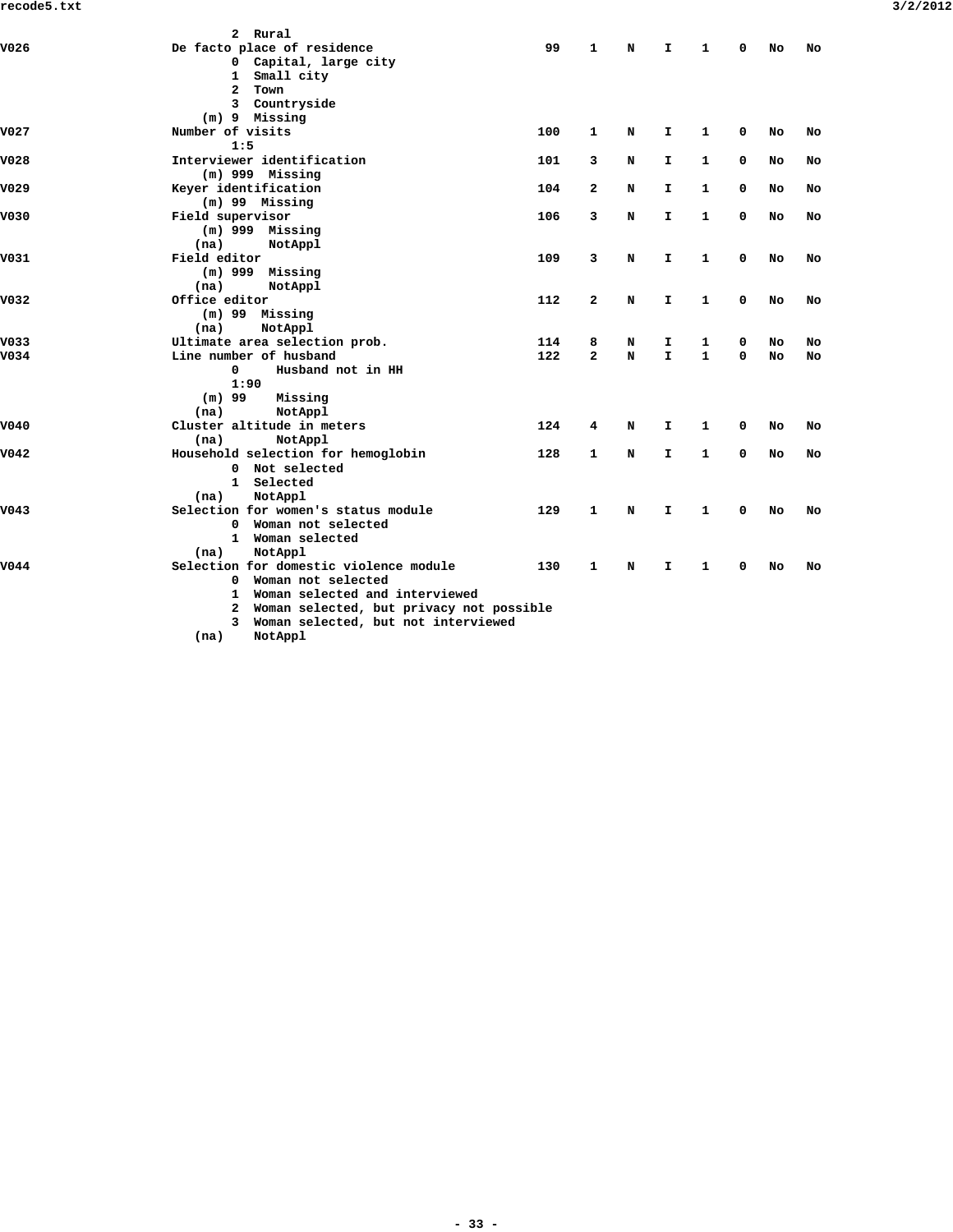```
                    2  Rural
V026                De facto place of residence                  99    1    N    I    1    0   No   No
                    0  Capital, large city
                    1  Small city
                    2  Town
                    3  Countryside
                (m) 9  Missing
V027                Number of visits                            100    1    N    I    1    0   No   No
                    1:5
V028                Interviewer identification                  101    3    N    I    1    0   No   No
                (m) 999  Missing
V029                Keyer identification                        104    2    N    I    1    0   No   No
                (m) 99  Missing
V030                Field supervisor                            106    3    N    I    1    0   No   No
                (m) 999  Missing
               (na)      NotAppl
V031                Field editor                                109    3    N    I    1    0   No   No
                (m) 999  Missing
               (na)      NotAppl
V032                Office editor                               112    2    N    I    1    0   No   No
                (m) 99  Missing
               (na)     NotAppl
V033                Ultimate area selection prob.               114    8    N    I    1    0   No   No
V034                Line number of husband                      122    2    N    I    1    0   No   No
                    0     Husband not in HH
                    1:90
                (m) 99    Missing
               (na)       NotAppl
V040                Cluster altitude in meters                  124    4    N    I    1    0   No   No
               (na)       NotAppl
V042                Household selection for hemoglobin          128    1    N    I    1    0   No   No
                    0  Not selected
                    1  Selected
               (na)    NotAppl
V043                Selection for women's status module         129    1    N    I    1    0   No   No
                    0  Woman not selected
                    1  Woman selected
               (na)    NotAppl
V044                Selection for domestic violence module      130    1    N    I    1    0   No   No
                    0  Woman not selected
                    1  Woman selected and interviewed
                    2  Woman selected, but privacy not possible
                    3  Woman selected, but not interviewed
               (na)    NotAppl
```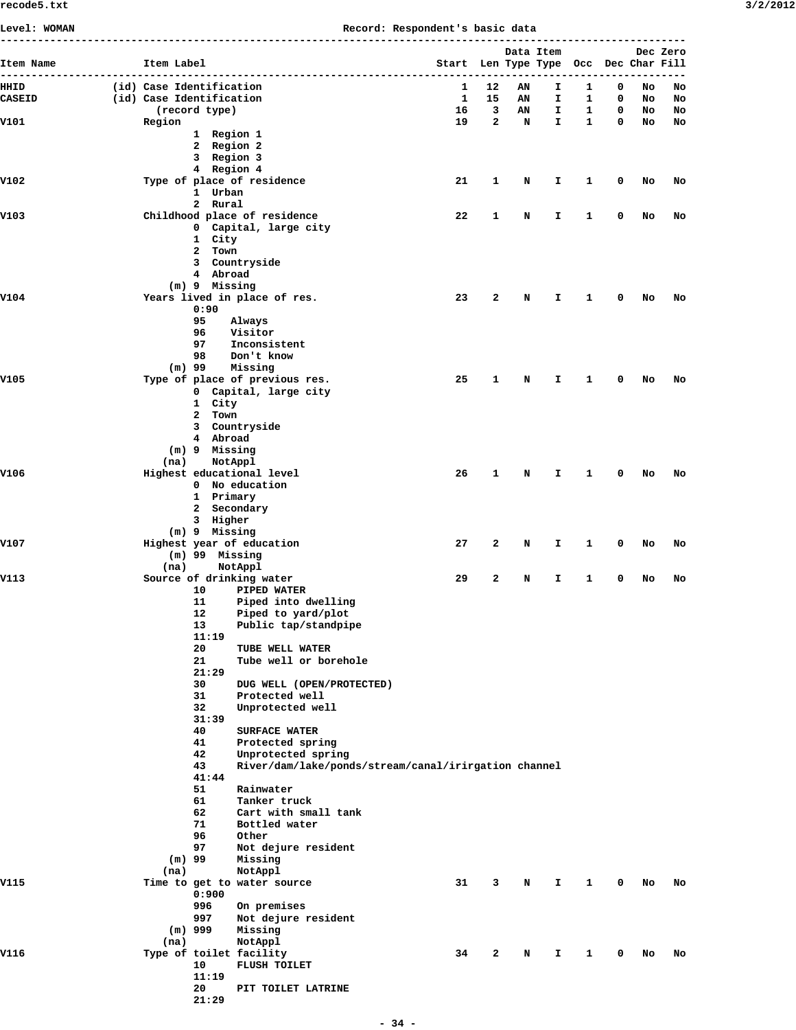Level: WOMAN Record: Respondent's basic data

```
---------------------------------------------------------------------------------------------------------
                                                                          Data Item            Dec Zero
Item Name              Item Label                                  Start  Len Type Type  Occ  Dec Char Fill
---------------------------------------------------------------------------------------------------------
HHID              (id) Case Identification                             1   12   AN    I    1    0   No   No
CASEID            (id) Case Identification                             1   15   AN    I    1    0   No   No
                         (record type)                                16    3   AN    I    1    0   No   No
V101                   Region                                         19    2    N    I    1    0   No   No
                               1  Region 1
                               2  Region 2
                               3  Region 3
                               4  Region 4
V102                   Type of place of residence                     21    1    N    I    1    0   No   No
                               1  Urban
                               2  Rural
V103                   Childhood place of residence                   22    1    N    I    1    0   No   No
                               0  Capital, large city
                               1  City
                               2  Town
                               3  Countryside
                               4  Abroad
                           (m) 9  Missing
V104                   Years lived in place of res.                   23    2    N    I    1    0   No   No
                               0:90
                               95    Always
                               96    Visitor
                               97    Inconsistent
                               98    Don't know
                           (m) 99    Missing
V105                   Type of place of previous res.                 25    1    N    I    1    0   No   No
                               0  Capital, large city
                               1  City
                               2  Town
                               3  Countryside
                               4  Abroad
                           (m) 9  Missing
                          (na)    NotAppl
V106                   Highest educational level                      26    1    N    I    1    0   No   No
                               0  No education
                               1  Primary
                               2  Secondary
                               3  Higher
                           (m) 9  Missing
V107                   Highest year of education                      27    2    N    I    1    0   No   No
                           (m) 99  Missing
                          (na)     NotAppl
V113                   Source of drinking water                       29    2    N    I    1    0   No   No
                               10     PIPED WATER
                               11     Piped into dwelling
                               12     Piped to yard/plot
                               13     Public tap/standpipe
                               11:19
                               20     TUBE WELL WATER
                               21     Tube well or borehole
                               21:29
                               30     DUG WELL (OPEN/PROTECTED)
                               31     Protected well
                               32     Unprotected well
                               31:39
                               40     SURFACE WATER
                               41     Protected spring
                               42     Unprotected spring
                               43     River/dam/lake/ponds/stream/canal/irirgation channel
                               41:44
                               51     Rainwater
                               61     Tanker truck
                               62     Cart with small tank
                               71     Bottled water
                               96     Other
                               97     Not dejure resident
                           (m) 99     Missing
                          (na)        NotAppl
V115                   Time to get to water source                    31    3    N    I    1    0   No   No
                               0:900
                               996    On premises
                               997    Not dejure resident
                           (m) 999    Missing
                          (na)        NotAppl
V116                   Type of toilet facility                        34    2    N    I    1    0   No   No
                               10     FLUSH TOILET
                               11:19
                               20     PIT TOILET LATRINE
                               21:29
```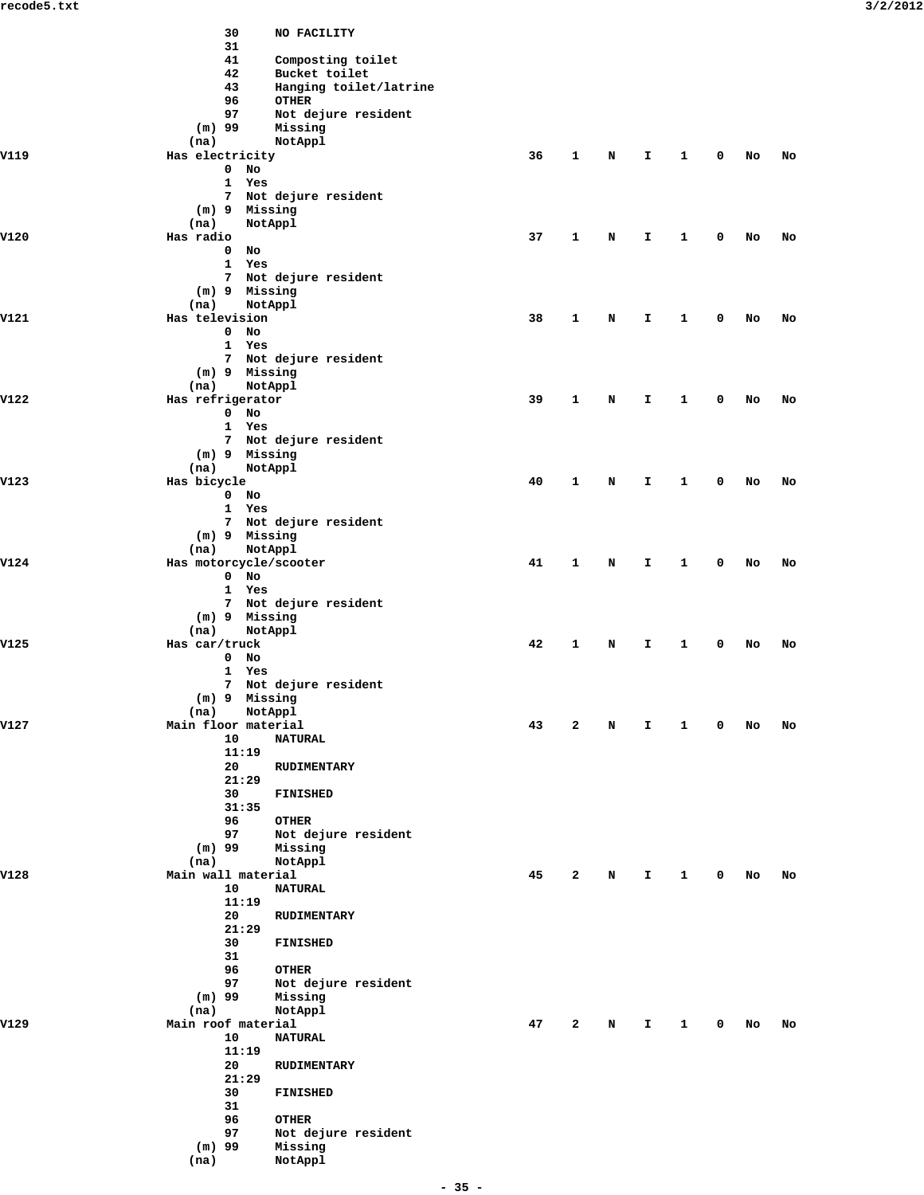```
                    30     NO FACILITY
                    31
                    41     Composting toilet
                    42     Bucket toilet
                    43     Hanging toilet/latrine
                    96     OTHER
                    97     Not dejure resident
                (m) 99     Missing
               (na)        NotAppl
V119                Has electricity                         36   1   N   I   1   0   No   No
                    0  No
                    1  Yes
                    7  Not dejure resident
                (m) 9  Missing
               (na)    NotAppl
V120                Has radio                               37   1   N   I   1   0   No   No
                    0  No
                    1  Yes
                    7  Not dejure resident
                (m) 9  Missing
               (na)    NotAppl
V121                Has television                          38   1   N   I   1   0   No   No
                    0  No
                    1  Yes
                    7  Not dejure resident
                (m) 9  Missing
               (na)    NotAppl
V122                Has refrigerator                        39   1   N   I   1   0   No   No
                    0  No
                    1  Yes
                    7  Not dejure resident
                (m) 9  Missing
               (na)    NotAppl
V123                Has bicycle                             40   1   N   I   1   0   No   No
                    0  No
                    1  Yes
                    7  Not dejure resident
                (m) 9  Missing
               (na)    NotAppl
V124                Has motorcycle/scooter                  41   1   N   I   1   0   No   No
                    0  No
                    1  Yes
                    7  Not dejure resident
                (m) 9  Missing
               (na)    NotAppl
V125                Has car/truck                           42   1   N   I   1   0   No   No
                    0  No
                    1  Yes
                    7  Not dejure resident
                (m) 9  Missing
               (na)    NotAppl
V127                Main floor material                     43   2   N   I   1   0   No   No
                    10     NATURAL
                    11:19
                    20     RUDIMENTARY
                    21:29
                    30     FINISHED
                    31:35
                    96     OTHER
                    97     Not dejure resident
                (m) 99     Missing
               (na)        NotAppl
V128                Main wall material                      45   2   N   I   1   0   No   No
                    10     NATURAL
                    11:19
                    20     RUDIMENTARY
                    21:29
                    30     FINISHED
                    31
                    96     OTHER
                    97     Not dejure resident
                (m) 99     Missing
               (na)        NotAppl
V129                Main roof material                      47   2   N   I   1   0   No   No
                    10     NATURAL
                    11:19
                    20     RUDIMENTARY
                    21:29
                    30     FINISHED
                    31
                    96     OTHER
                    97     Not dejure resident
                (m) 99     Missing
               (na)        NotAppl
```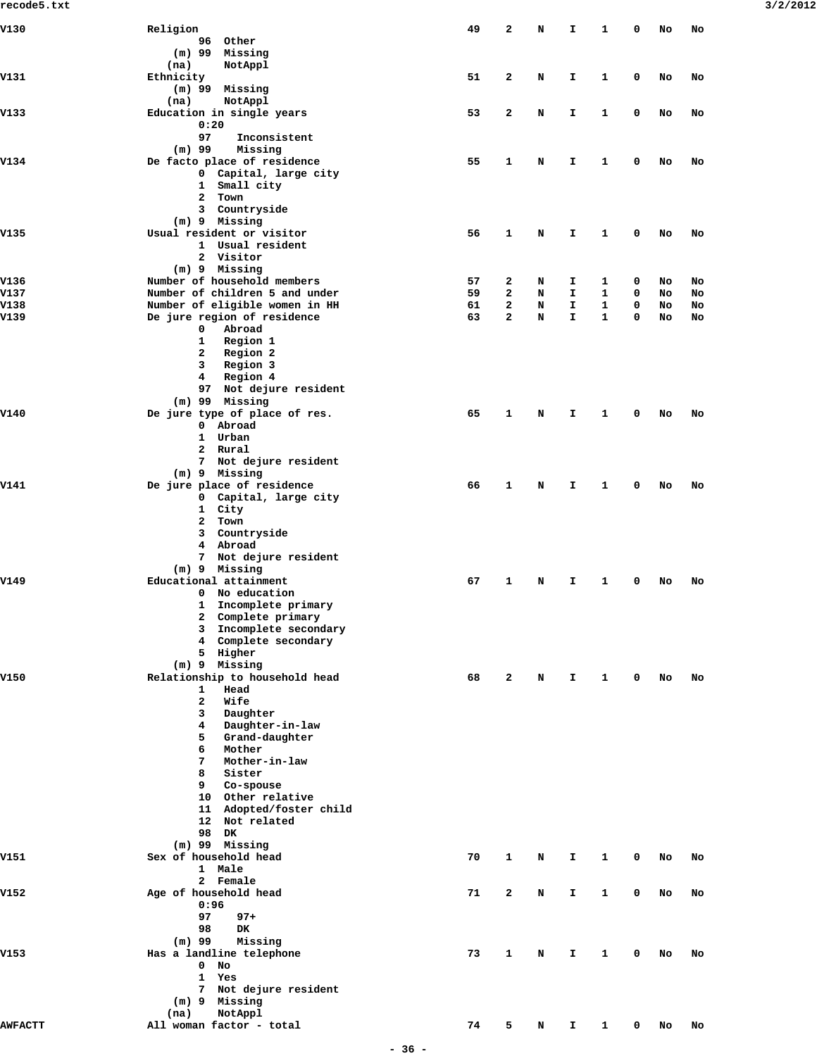```
V130                Religion                                 49   2   N   I   1   0   No   No
                        96  Other
                    (m) 99  Missing
                   (na)     NotAppl
V131                Ethnicity                                51   2   N   I   1   0   No   No
                    (m) 99  Missing
                   (na)     NotAppl
V133                Education in single years                53   2   N   I   1   0   No   No
                        0:20
                        97    Inconsistent
                    (m) 99    Missing
V134                De facto place of residence              55   1   N   I   1   0   No   No
                        0  Capital, large city
                        1  Small city
                        2  Town
                        3  Countryside
                    (m) 9  Missing
V135                Usual resident or visitor                56   1   N   I   1   0   No   No
                        1  Usual resident
                        2  Visitor
                    (m) 9  Missing
V136                Number of household members              57   2   N   I   1   0   No   No
V137                Number of children 5 and under           59   2   N   I   1   0   No   No
V138                Number of eligible women in HH           61   2   N   I   1   0   No   No
V139                De jure region of residence              63   2   N   I   1   0   No   No
                        0   Abroad
                        1   Region 1
                        2   Region 2
                        3   Region 3
                        4   Region 4
                        97  Not dejure resident
                    (m) 99  Missing
V140                De jure type of place of res.            65   1   N   I   1   0   No   No
                        0  Abroad
                        1  Urban
                        2  Rural
                        7  Not dejure resident
                    (m) 9  Missing
V141                De jure place of residence               66   1   N   I   1   0   No   No
                        0  Capital, large city
                        1  City
                        2  Town
                        3  Countryside
                        4  Abroad
                        7  Not dejure resident
                    (m) 9  Missing
V149                Educational attainment                   67   1   N   I   1   0   No   No
                        0  No education
                        1  Incomplete primary
                        2  Complete primary
                        3  Incomplete secondary
                        4  Complete secondary
                        5  Higher
                    (m) 9  Missing
V150                Relationship to household head           68   2   N   I   1   0   No   No
                        1   Head
                        2   Wife
                        3   Daughter
                        4   Daughter-in-law
                        5   Grand-daughter
                        6   Mother
                        7   Mother-in-law
                        8   Sister
                        9   Co-spouse
                        10  Other relative
                        11  Adopted/foster child
                        12  Not related
                        98  DK
                    (m) 99  Missing
V151                Sex of household head                    70   1   N   I   1   0   No   No
                        1  Male
                        2  Female
V152                Age of household head                    71   2   N   I   1   0   No   No
                        0:96
                        97    97+
                        98    DK
                    (m) 99    Missing
V153                Has a landline telephone                 73   1   N   I   1   0   No   No
                        0  No
                        1  Yes
                        7  Not dejure resident
                    (m) 9  Missing
                   (na)    NotAppl
AWFACTT             All woman factor - total                 74   5   N   I   1   0   No   No
```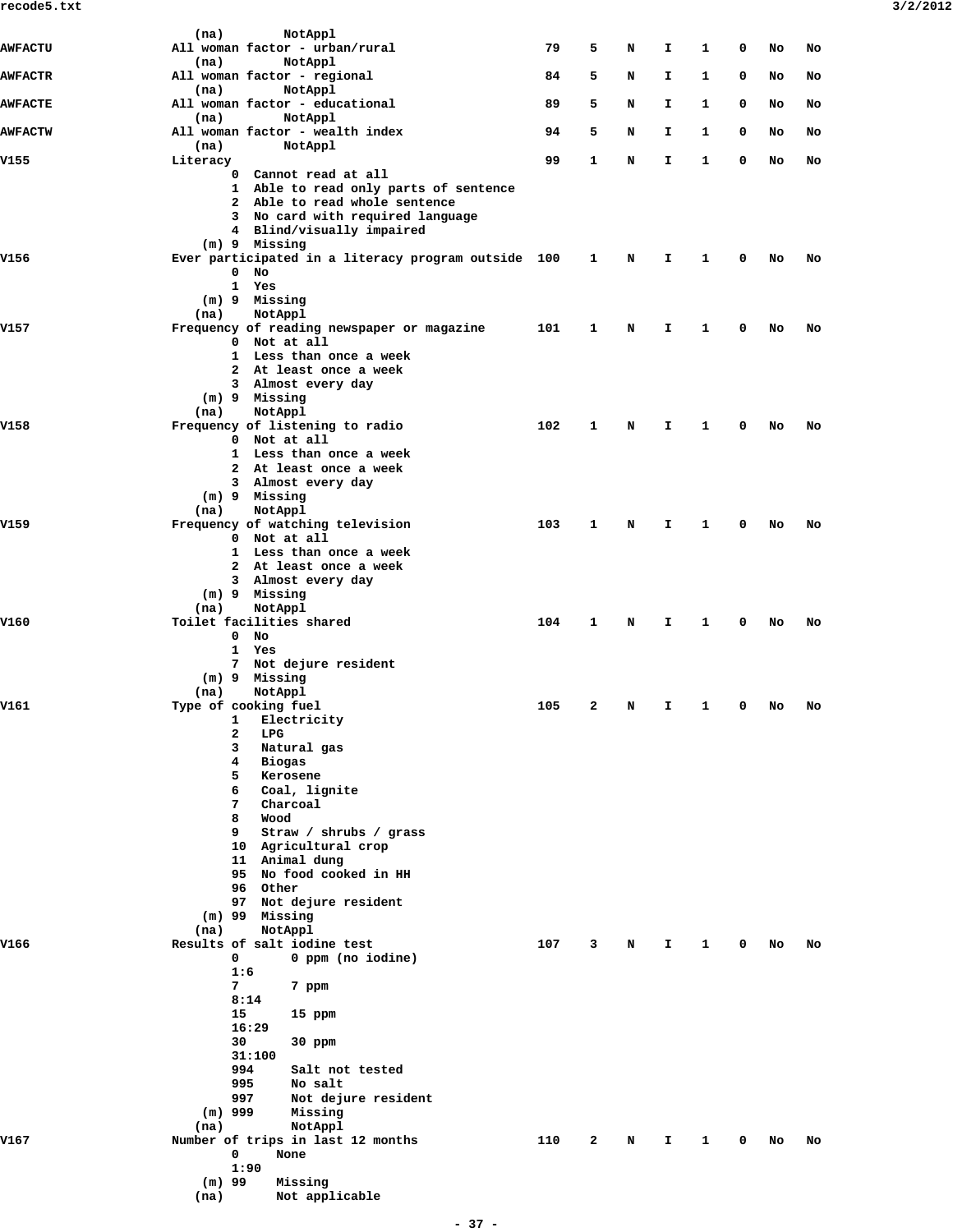```
                (na)        NotAppl
AWFACTU         All woman factor - urban/rural                 79    5    N    I    1    0   No   No
                (na)        NotAppl
AWFACTR         All woman factor - regional                    84    5    N    I    1    0   No   No
                (na)        NotAppl
AWFACTE         All woman factor - educational                 89    5    N    I    1    0   No   No
                (na)        NotAppl
AWFACTW         All woman factor - wealth index                94    5    N    I    1    0   No   No
                (na)        NotAppl
V155            Literacy                                       99    1    N    I    1    0   No   No
                    0  Cannot read at all
                    1  Able to read only parts of sentence
                    2  Able to read whole sentence
                    3  No card with required language
                    4  Blind/visually impaired
                (m) 9  Missing
V156            Ever participated in a literacy program outside  100    1    N    I    1    0   No   No
                    0  No
                    1  Yes
                (m) 9  Missing
                (na)   NotAppl
V157            Frequency of reading newspaper or magazine     101    1    N    I    1    0   No   No
                    0  Not at all
                    1  Less than once a week
                    2  At least once a week
                    3  Almost every day
                (m) 9  Missing
                (na)   NotAppl
V158            Frequency of listening to radio                102    1    N    I    1    0   No   No
                    0  Not at all
                    1  Less than once a week
                    2  At least once a week
                    3  Almost every day
                (m) 9  Missing
                (na)   NotAppl
V159            Frequency of watching television               103    1    N    I    1    0   No   No
                    0  Not at all
                    1  Less than once a week
                    2  At least once a week
                    3  Almost every day
                (m) 9  Missing
                (na)   NotAppl
V160            Toilet facilities shared                       104    1    N    I    1    0   No   No
                    0  No
                    1  Yes
                    7  Not dejure resident
                (m) 9  Missing
                (na)   NotAppl
V161            Type of cooking fuel                           105    2    N    I    1    0   No   No
                    1   Electricity
                    2   LPG
                    3   Natural gas
                    4   Biogas
                    5   Kerosene
                    6   Coal, lignite
                    7   Charcoal
                    8   Wood
                    9   Straw / shrubs / grass
                    10  Agricultural crop
                    11  Animal dung
                    95  No food cooked in HH
                    96  Other
                    97  Not dejure resident
                (m) 99  Missing
                (na)    NotAppl
V166            Results of salt iodine test                    107    3    N    I    1    0   No   No
                    0       0 ppm (no iodine)
                    1:6
                    7       7 ppm
                    8:14
                    15      15 ppm
                    16:29
                    30      30 ppm
                    31:100
                    994     Salt not tested
                    995     No salt
                    997     Not dejure resident
                (m) 999     Missing
                (na)        NotAppl
V167            Number of trips in last 12 months              110    2    N    I    1    0   No   No
                    0     None
                    1:90
                (m) 99    Missing
                (na)      Not applicable
```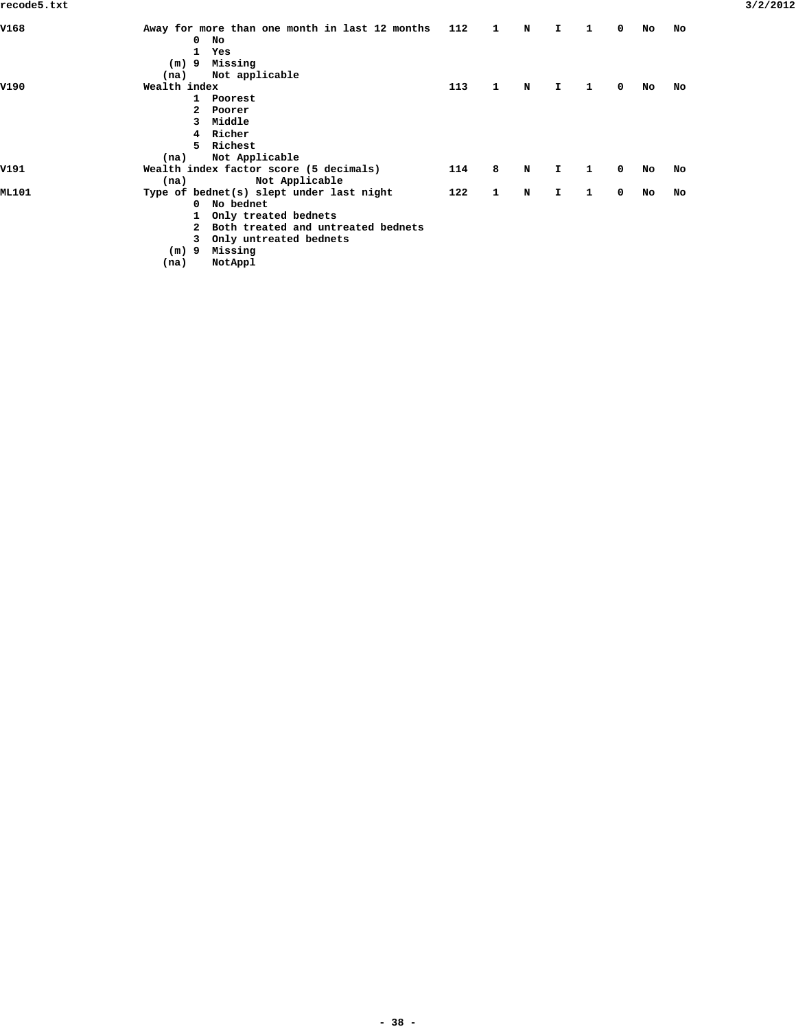```
V168                  Away for more than one month in last 12 months   112    1    N    I    1    0   No   No
                              0  No
                              1  Yes
                          (m) 9  Missing
                         (na)    Not applicable
V190                  Wealth index                                     113    1    N    I    1    0   No   No
                              1  Poorest
                              2  Poorer
                              3  Middle
                              4  Richer
                              5  Richest
                         (na)    Not Applicable
V191                  Wealth index factor score (5 decimals)           114    8    N    I    1    0   No   No
                         (na)           Not Applicable
ML101                 Type of bednet(s) slept under last night         122    1    N    I    1    0   No   No
                              0  No bednet
                              1  Only treated bednets
                              2  Both treated and untreated bednets
                              3  Only untreated bednets
                          (m) 9  Missing
                         (na)    NotAppl
```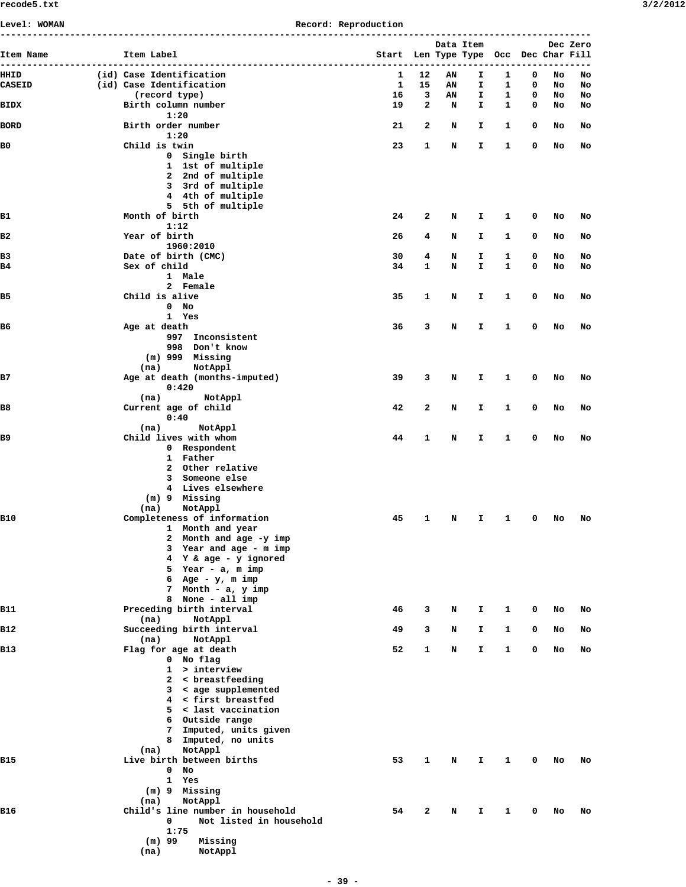Level: WOMAN Record: Reproduction

| Item Name | | Item Label | Start | Len | Data Type | Item Type | Occ | Dec | Dec Char | Zero Fill |
|---|---|---|---|---|---|---|---|---|---|---|
| HHID | (id) | Case Identification | 1 | 12 | AN | I | 1 | 0 | No | No |
| CASEID | (id) | Case Identification | 1 | 15 | AN | I | 1 | 0 | No | No |
| | | (record type) | 16 | 3 | AN | I | 1 | 0 | No | No |
| BIDX | | Birth column number<br>1:20 | 19 | 2 | N | I | 1 | 0 | No | No |
| BORD | | Birth order number<br>1:20 | 21 | 2 | N | I | 1 | 0 | No | No |
| B0 | | Child is twin<br>0 Single birth<br>1 1st of multiple<br>2 2nd of multiple<br>3 3rd of multiple<br>4 4th of multiple<br>5 5th of multiple | 23 | 1 | N | I | 1 | 0 | No | No |
| B1 | | Month of birth<br>1:12 | 24 | 2 | N | I | 1 | 0 | No | No |
| B2 | | Year of birth<br>1960:2010 | 26 | 4 | N | I | 1 | 0 | No | No |
| B3 | | Date of birth (CMC) | 30 | 4 | N | I | 1 | 0 | No | No |
| B4 | | Sex of child<br>1 Male<br>2 Female | 34 | 1 | N | I | 1 | 0 | No | No |
| B5 | | Child is alive<br>0 No<br>1 Yes | 35 | 1 | N | I | 1 | 0 | No | No |
| B6 | | Age at death<br>997 Inconsistent<br>998 Don't know<br>(m) 999 Missing<br>(na) NotAppl | 36 | 3 | N | I | 1 | 0 | No | No |
| B7 | | Age at death (months-imputed)<br>0:420<br>(na) NotAppl | 39 | 3 | N | I | 1 | 0 | No | No |
| B8 | | Current age of child<br>0:40<br>(na) NotAppl | 42 | 2 | N | I | 1 | 0 | No | No |
| B9 | | Child lives with whom<br>0 Respondent<br>1 Father<br>2 Other relative<br>3 Someone else<br>4 Lives elsewhere<br>(m) 9 Missing<br>(na) NotAppl | 44 | 1 | N | I | 1 | 0 | No | No |
| B10 | | Completeness of information<br>1 Month and year<br>2 Month and age -y imp<br>3 Year and age - m imp<br>4 Y & age - y ignored<br>5 Year - a, m imp<br>6 Age - y, m imp<br>7 Month - a, y imp<br>8 None - all imp | 45 | 1 | N | I | 1 | 0 | No | No |
| B11 | | Preceding birth interval<br>(na) NotAppl | 46 | 3 | N | I | 1 | 0 | No | No |
| B12 | | Succeeding birth interval<br>(na) NotAppl | 49 | 3 | N | I | 1 | 0 | No | No |
| B13 | | Flag for age at death<br>0 No flag<br>1 > interview<br>2 < breastfeeding<br>3 < age supplemented<br>4 < first breastfed<br>5 < last vaccination<br>6 Outside range<br>7 Imputed, units given<br>8 Imputed, no units<br>(na) NotAppl | 52 | 1 | N | I | 1 | 0 | No | No |
| B15 | | Live birth between births<br>0 No<br>1 Yes<br>(m) 9 Missing<br>(na) NotAppl | 53 | 1 | N | I | 1 | 0 | No | No |
| B16 | | Child's line number in household<br>0 Not listed in household<br>1:75<br>(m) 99 Missing<br>(na) NotAppl | 54 | 2 | N | I | 1 | 0 | No | No |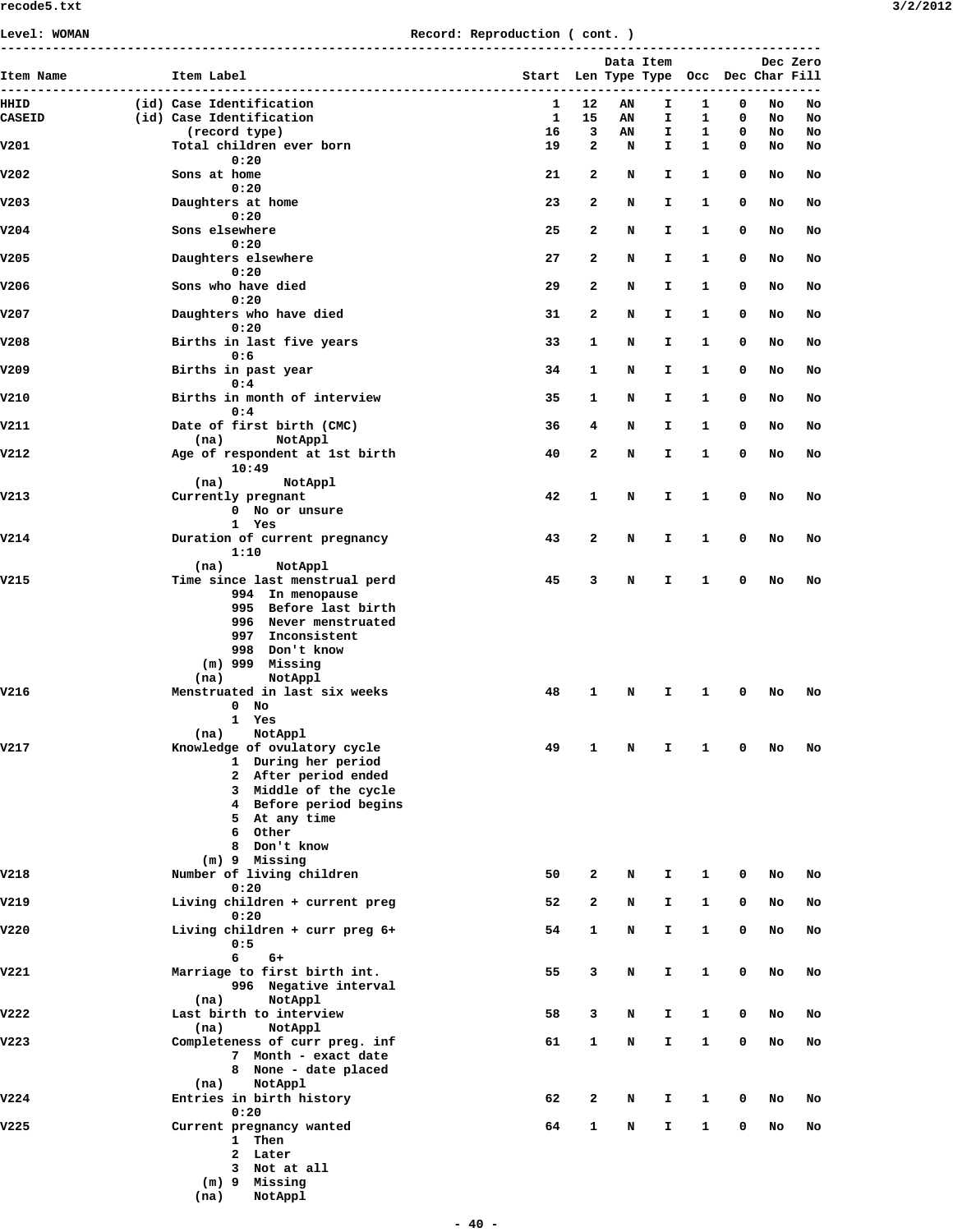Level: WOMAN                                              Record: Reproduction ( cont. )

```
-----------------------------------------------------------------------------------------------------------------
                                                                              Data Item            Dec Zero
Item Name              Item Label                                     Start  Len Type Type  Occ  Dec Char Fill
-----------------------------------------------------------------------------------------------------------------
HHID             (id) Case Identification                                1   12   AN    I    1    0   No   No
CASEID           (id) Case Identification                                1   15   AN    I    1    0   No   No
                        (record type)                                   16    3   AN    I    1    0   No   No
V201                  Total children ever born                          19    2    N    I    1    0   No   No
                              0:20
V202                  Sons at home                                      21    2    N    I    1    0   No   No
                              0:20
V203                  Daughters at home                                 23    2    N    I    1    0   No   No
                              0:20
V204                  Sons elsewhere                                    25    2    N    I    1    0   No   No
                              0:20
V205                  Daughters elsewhere                               27    2    N    I    1    0   No   No
                              0:20
V206                  Sons who have died                                29    2    N    I    1    0   No   No
                              0:20
V207                  Daughters who have died                           31    2    N    I    1    0   No   No
                              0:20
V208                  Births in last five years                         33    1    N    I    1    0   No   No
                              0:6
V209                  Births in past year                               34    1    N    I    1    0   No   No
                              0:4
V210                  Births in month of interview                      35    1    N    I    1    0   No   No
                              0:4
V211                  Date of first birth (CMC)                         36    4    N    I    1    0   No   No
                         (na)       NotAppl
V212                  Age of respondent at 1st birth                    40    2    N    I    1    0   No   No
                              10:49
                         (na)        NotAppl
V213                  Currently pregnant                                42    1    N    I    1    0   No   No
                              0  No or unsure
                              1  Yes
V214                  Duration of current pregnancy                     43    2    N    I    1    0   No   No
                              1:10
                         (na)       NotAppl
V215                  Time since last menstrual perd                    45    3    N    I    1    0   No   No
                              994  In menopause
                              995  Before last birth
                              996  Never menstruated
                              997  Inconsistent
                              998  Don't know
                          (m) 999  Missing
                         (na)      NotAppl
V216                  Menstruated in last six weeks                     48    1    N    I    1    0   No   No
                              0  No
                              1  Yes
                         (na)    NotAppl
V217                  Knowledge of ovulatory cycle                      49    1    N    I    1    0   No   No
                              1  During her period
                              2  After period ended
                              3  Middle of the cycle
                              4  Before period begins
                              5  At any time
                              6  Other
                              8  Don't know
                          (m) 9  Missing
V218                  Number of living children                         50    2    N    I    1    0   No   No
                              0:20
V219                  Living children + current preg                    52    2    N    I    1    0   No   No
                              0:20
V220                  Living children + curr preg 6+                    54    1    N    I    1    0   No   No
                              0:5
                              6    6+
V221                  Marriage to first birth int.                      55    3    N    I    1    0   No   No
                              996  Negative interval
                         (na)      NotAppl
V222                  Last birth to interview                           58    3    N    I    1    0   No   No
                         (na)      NotAppl
V223                  Completeness of curr preg. inf                    61    1    N    I    1    0   No   No
                              7  Month - exact date
                              8  None - date placed
                         (na)    NotAppl
V224                  Entries in birth history                          62    2    N    I    1    0   No   No
                              0:20
V225                  Current pregnancy wanted                          64    1    N    I    1    0   No   No
                              1  Then
                              2  Later
                              3  Not at all
                          (m) 9  Missing
                         (na)    NotAppl
```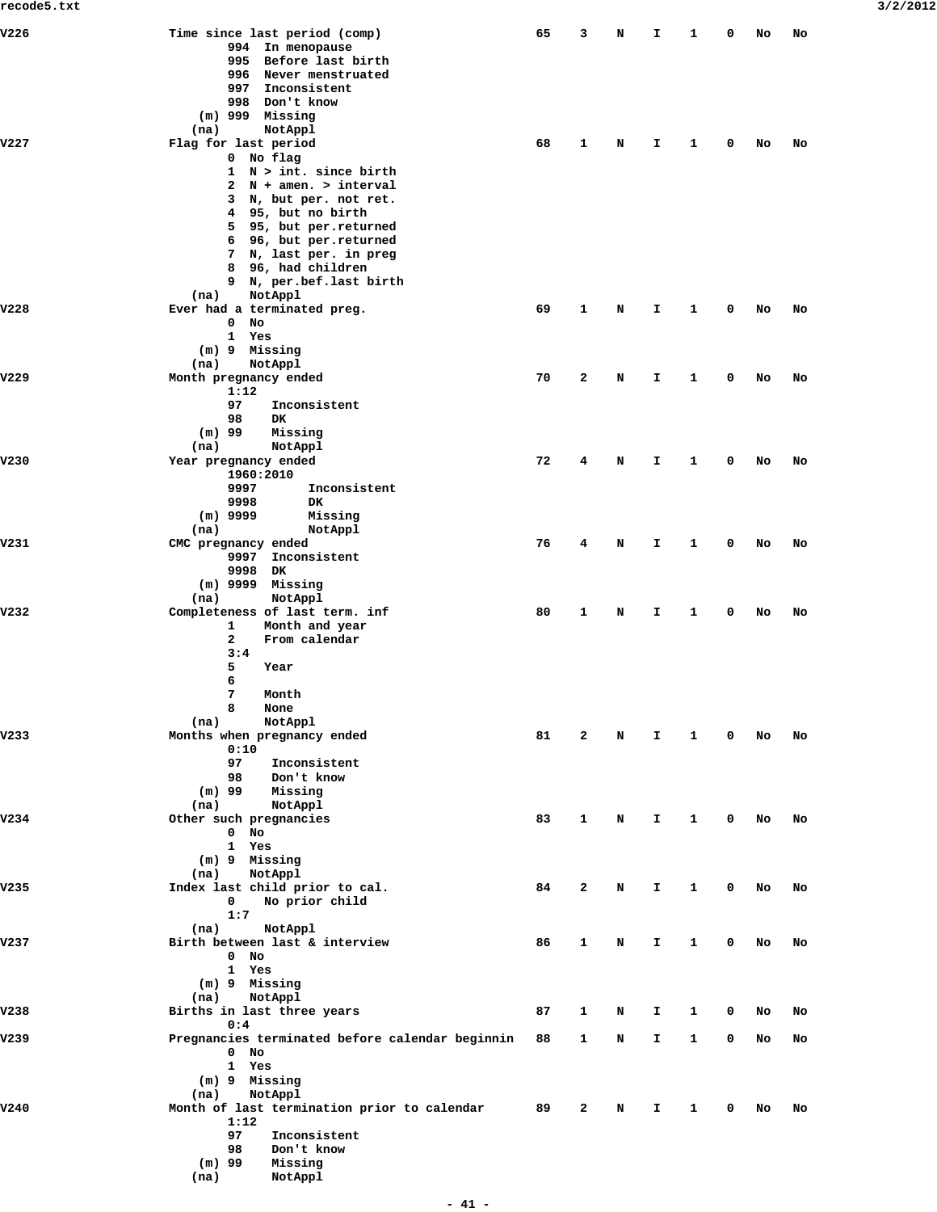```
V226                 Time since last period (comp)                     65    3    N    I    1    0   No   No
                             994  In menopause
                             995  Before last birth
                             996  Never menstruated
                             997  Inconsistent
                             998  Don't know
                         (m) 999  Missing
                        (na)      NotAppl
V227                 Flag for last period                              68    1    N    I    1    0   No   No
                             0  No flag
                             1  N > int. since birth
                             2  N + amen. > interval
                             3  N, but per. not ret.
                             4  95, but no birth
                             5  95, but per.returned
                             6  96, but per.returned
                             7  N, last per. in preg
                             8  96, had children
                             9  N, per.bef.last birth
                        (na)    NotAppl
V228                 Ever had a terminated preg.                       69    1    N    I    1    0   No   No
                             0  No
                             1  Yes
                         (m) 9  Missing
                        (na)    NotAppl
V229                 Month pregnancy ended                             70    2    N    I    1    0   No   No
                             1:12
                             97    Inconsistent
                             98    DK
                         (m) 99    Missing
                        (na)       NotAppl
V230                 Year pregnancy ended                              72    4    N    I    1    0   No   No
                             1960:2010
                             9997       Inconsistent
                             9998       DK
                         (m) 9999       Missing
                        (na)            NotAppl
V231                 CMC pregnancy ended                               76    4    N    I    1    0   No   No
                             9997  Inconsistent
                             9998  DK
                         (m) 9999  Missing
                        (na)       NotAppl
V232                 Completeness of last term. inf                    80    1    N    I    1    0   No   No
                             1    Month and year
                             2    From calendar
                             3:4
                             5    Year
                             6
                             7    Month
                             8    None
                        (na)      NotAppl
V233                 Months when pregnancy ended                       81    2    N    I    1    0   No   No
                             0:10
                             97    Inconsistent
                             98    Don't know
                         (m) 99    Missing
                        (na)       NotAppl
V234                 Other such pregnancies                            83    1    N    I    1    0   No   No
                             0  No
                             1  Yes
                         (m) 9  Missing
                        (na)    NotAppl
V235                 Index last child prior to cal.                    84    2    N    I    1    0   No   No
                             0    No prior child
                             1:7
                        (na)      NotAppl
V237                 Birth between last & interview                    86    1    N    I    1    0   No   No
                             0  No
                             1  Yes
                         (m) 9  Missing
                        (na)    NotAppl
V238                 Births in last three years                        87    1    N    I    1    0   No   No
                             0:4
V239                 Pregnancies terminated before calendar beginnin   88    1    N    I    1    0   No   No
                             0  No
                             1  Yes
                         (m) 9  Missing
                        (na)    NotAppl
V240                 Month of last termination prior to calendar       89    2    N    I    1    0   No   No
                             1:12
                             97    Inconsistent
                             98    Don't know
                         (m) 99    Missing
                        (na)       NotAppl
```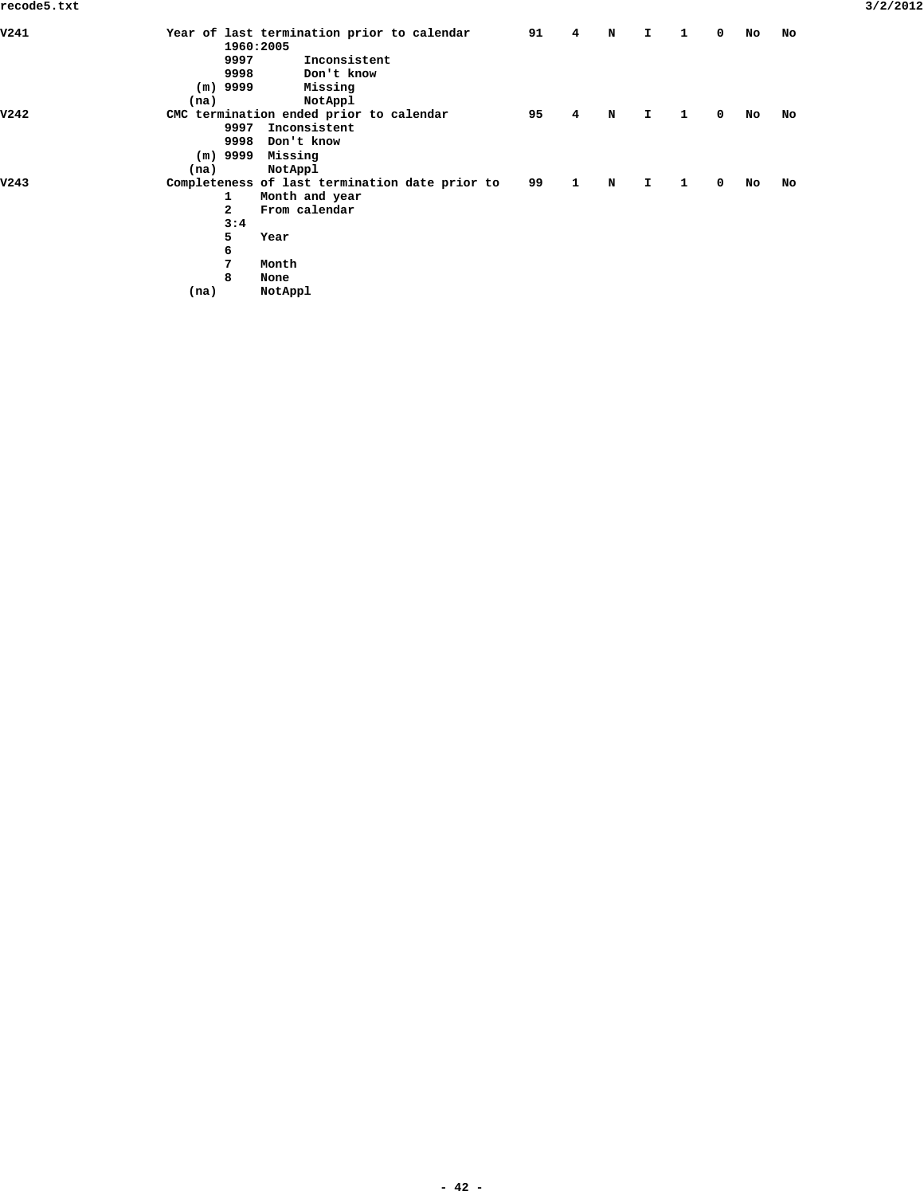```
V241                  Year of last termination prior to calendar        91    4    N    I    1    0   No   No
                              1960:2005
                              9997       Inconsistent
                              9998       Don't know
                          (m) 9999       Missing
                         (na)            NotAppl
V242                  CMC termination ended prior to calendar           95    4    N    I    1    0   No   No
                              9997  Inconsistent
                              9998  Don't know
                          (m) 9999  Missing
                         (na)       NotAppl
V243                  Completeness of last termination date prior to    99    1    N    I    1    0   No   No
                              1    Month and year
                              2    From calendar
                              3:4
                              5    Year
                              6
                              7    Month
                              8    None
                         (na)      NotAppl
```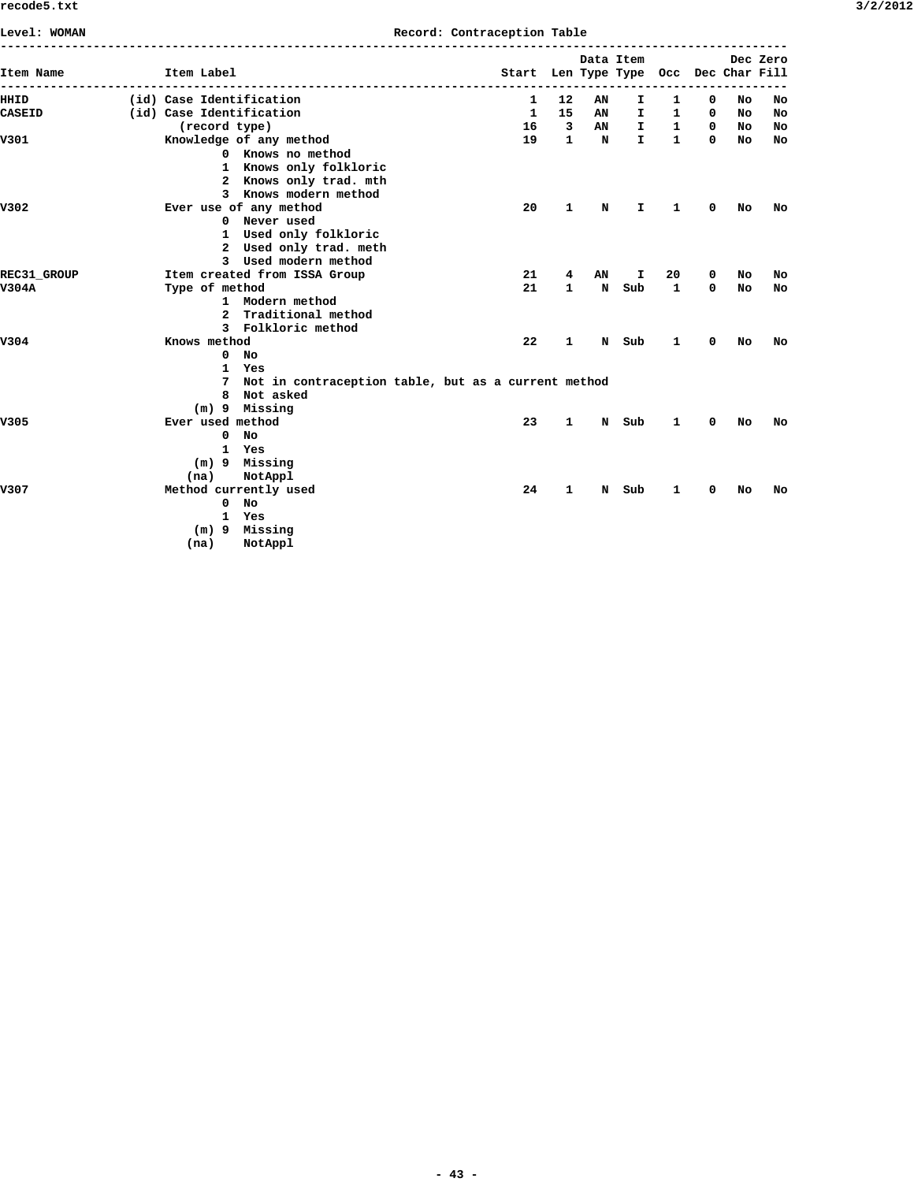Level: WOMAN Record: Contraception Table

| Item Name | | Item Label | Start | Len | Data Type | Item Type | Occ | Dec | Dec Char | Zero Fill |
|---|---|---|---|---|---|---|---|---|---|---|
| HHID | (id) | Case Identification | 1 | 12 | AN | I | 1 | 0 | No | No |
| CASEID | (id) | Case Identification | 1 | 15 | AN | I | 1 | 0 | No | No |
| | | (record type) | 16 | 3 | AN | I | 1 | 0 | No | No |
| V301 | | Knowledge of any method | 19 | 1 | N | I | 1 | 0 | No | No |
| | | 0 Knows no method | | | | | | | | |
| | | 1 Knows only folkloric | | | | | | | | |
| | | 2 Knows only trad. mth | | | | | | | | |
| | | 3 Knows modern method | | | | | | | | |
| V302 | | Ever use of any method | 20 | 1 | N | I | 1 | 0 | No | No |
| | | 0 Never used | | | | | | | | |
| | | 1 Used only folkloric | | | | | | | | |
| | | 2 Used only trad. meth | | | | | | | | |
| | | 3 Used modern method | | | | | | | | |
| REC31_GROUP | | Item created from ISSA Group | 21 | 4 | AN | I | 20 | 0 | No | No |
| V304A | | Type of method | 21 | 1 | N | Sub | 1 | 0 | No | No |
| | | 1 Modern method | | | | | | | | |
| | | 2 Traditional method | | | | | | | | |
| | | 3 Folkloric method | | | | | | | | |
| V304 | | Knows method | 22 | 1 | N | Sub | 1 | 0 | No | No |
| | | 0 No | | | | | | | | |
| | | 1 Yes | | | | | | | | |
| | | 7 Not in contraception table, but as a current method | | | | | | | | |
| | | 8 Not asked | | | | | | | | |
| | | (m) 9 Missing | | | | | | | | |
| V305 | | Ever used method | 23 | 1 | N | Sub | 1 | 0 | No | No |
| | | 0 No | | | | | | | | |
| | | 1 Yes | | | | | | | | |
| | | (m) 9 Missing | | | | | | | | |
| | | (na) NotAppl | | | | | | | | |
| V307 | | Method currently used | 24 | 1 | N | Sub | 1 | 0 | No | No |
| | | 0 No | | | | | | | | |
| | | 1 Yes | | | | | | | | |
| | | (m) 9 Missing | | | | | | | | |
| | | (na) NotAppl | | | | | | | | |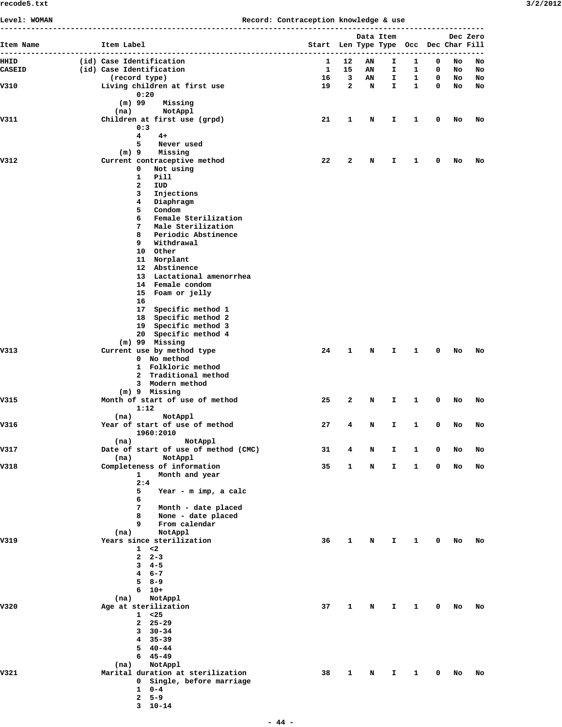Level: WOMAN                                        Record: Contraception knowledge & use

```
--------------------------------------------------------------------------------------------------------
                                                                          Data Item            Dec Zero
Item Name              Item Label                                  Start  Len Type Type  Occ  Dec Char Fill
--------------------------------------------------------------------------------------------------------
HHID              (id) Case Identification                             1   12   AN    I    1    0   No   No
CASEID            (id) Case Identification                             1   15   AN    I    1    0   No   No
                         (record type)                                16    3   AN    I    1    0   No   No
V310                   Living children at first use                   19    2    N    I    1    0   No   No
                               0:20
                           (m) 99    Missing
                          (na)       NotAppl
V311                   Children at first use (grpd)                   21    1    N    I    1    0   No   No
                               0:3
                               4    4+
                               5    Never used
                           (m) 9    Missing
V312                   Current contraceptive method                   22    2    N    I    1    0   No   No
                               0   Not using
                               1   Pill
                               2   IUD
                               3   Injections
                               4   Diaphragm
                               5   Condom
                               6   Female Sterilization
                               7   Male Sterilization
                               8   Periodic Abstinence
                               9   Withdrawal
                               10  Other
                               11  Norplant
                               12  Abstinence
                               13  Lactational amenorrhea
                               14  Female condom
                               15  Foam or jelly
                               16
                               17  Specific method 1
                               18  Specific method 2
                               19  Specific method 3
                               20  Specific method 4
                           (m) 99  Missing
V313                   Current use by method type                     24    1    N    I    1    0   No   No
                               0  No method
                               1  Folkloric method
                               2  Traditional method
                               3  Modern method
                           (m) 9  Missing
V315                   Month of start of use of method                25    2    N    I    1    0   No   No
                               1:12
                          (na)       NotAppl
V316                   Year of start of use of method                 27    4    N    I    1    0   No   No
                               1960:2010
                          (na)            NotAppl
V317                   Date of start of use of method (CMC)           31    4    N    I    1    0   No   No
                          (na)       NotAppl
V318                   Completeness of information                    35    1    N    I    1    0   No   No
                               1    Month and year
                               2:4
                               5    Year - m imp, a calc
                               6
                               7    Month - date placed
                               8    None - date placed
                               9    From calendar
                          (na)      NotAppl
V319                   Years since sterilization                      36    1    N    I    1    0   No   No
                               1  <2
                               2  2-3
                               3  4-5
                               4  6-7
                               5  8-9
                               6  10+
                          (na)    NotAppl
V320                   Age at sterilization                           37    1    N    I    1    0   No   No
                               1  <25
                               2  25-29
                               3  30-34
                               4  35-39
                               5  40-44
                               6  45-49
                          (na)    NotAppl
V321                   Marital duration at sterilization              38    1    N    I    1    0   No   No
                               0  Single, before marriage
                               1  0-4
                               2  5-9
                               3  10-14
```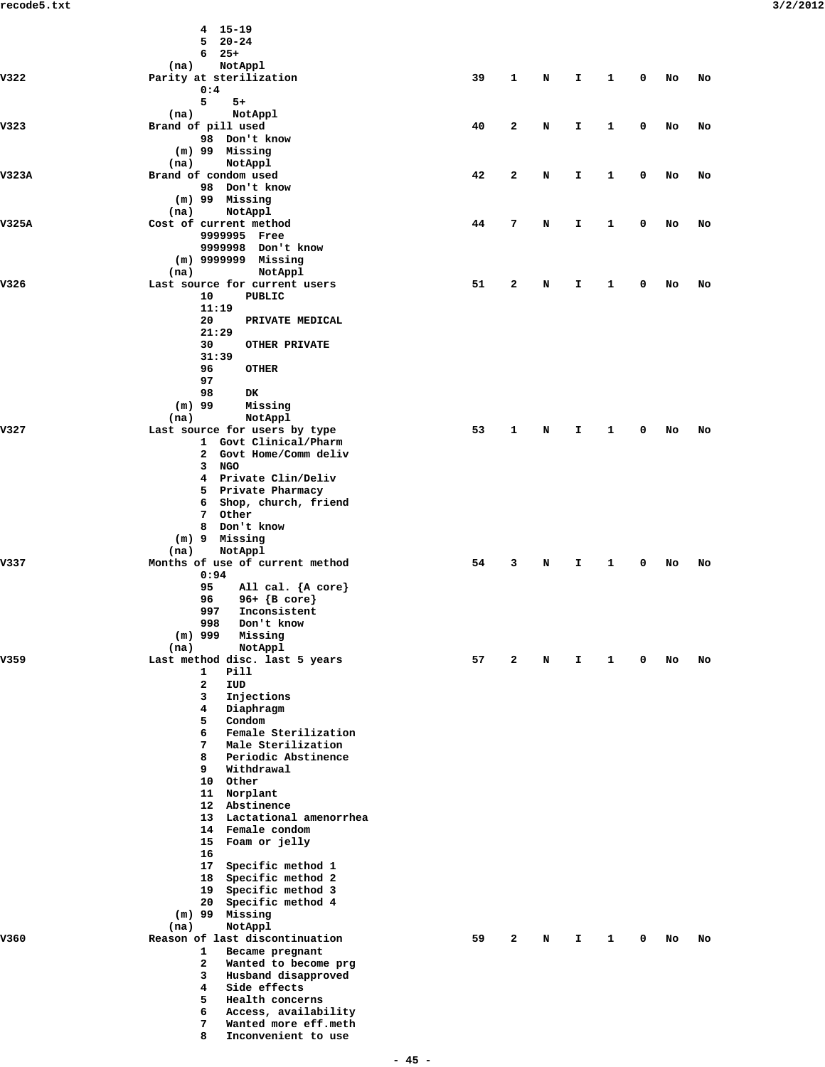```
                4  15-19
                5  20-24
                6  25+
            (na)    NotAppl
V322        Parity at sterilization                   39   1   N   I   1   0   No   No
                0:4
                5    5+
            (na)      NotAppl
V323        Brand of pill used                        40   2   N   I   1   0   No   No
                98  Don't know
            (m) 99  Missing
            (na)     NotAppl
V323A       Brand of condom used                      42   2   N   I   1   0   No   No
                98  Don't know
            (m) 99  Missing
            (na)     NotAppl
V325A       Cost of current method                    44   7   N   I   1   0   No   No
                9999995  Free
                9999998  Don't know
            (m) 9999999  Missing
            (na)          NotAppl
V326        Last source for current users             51   2   N   I   1   0   No   No
                10     PUBLIC
                11:19
                20     PRIVATE MEDICAL
                21:29
                30     OTHER PRIVATE
                31:39
                96     OTHER
                97
                98     DK
            (m) 99     Missing
            (na)       NotAppl
V327        Last source for users by type             53   1   N   I   1   0   No   No
                1  Govt Clinical/Pharm
                2  Govt Home/Comm deliv
                3  NGO
                4  Private Clin/Deliv
                5  Private Pharmacy
                6  Shop, church, friend
                7  Other
                8  Don't know
            (m) 9  Missing
            (na)    NotAppl
V337        Months of use of current method           54   3   N   I   1   0   No   No
                0:94
                95    All cal. {A core}
                96    96+ {B core}
                997   Inconsistent
                998   Don't know
            (m) 999   Missing
            (na)      NotAppl
V359        Last method disc. last 5 years            57   2   N   I   1   0   No   No
                1   Pill
                2   IUD
                3   Injections
                4   Diaphragm
                5   Condom
                6   Female Sterilization
                7   Male Sterilization
                8   Periodic Abstinence
                9   Withdrawal
                10  Other
                11  Norplant
                12  Abstinence
                13  Lactational amenorrhea
                14  Female condom
                15  Foam or jelly
                16
                17  Specific method 1
                18  Specific method 2
                19  Specific method 3
                20  Specific method 4
            (m) 99  Missing
            (na)     NotAppl
V360        Reason of last discontinuation            59   2   N   I   1   0   No   No
                1   Became pregnant
                2   Wanted to become prg
                3   Husband disapproved
                4   Side effects
                5   Health concerns
                6   Access, availability
                7   Wanted more eff.meth
                8   Inconvenient to use
```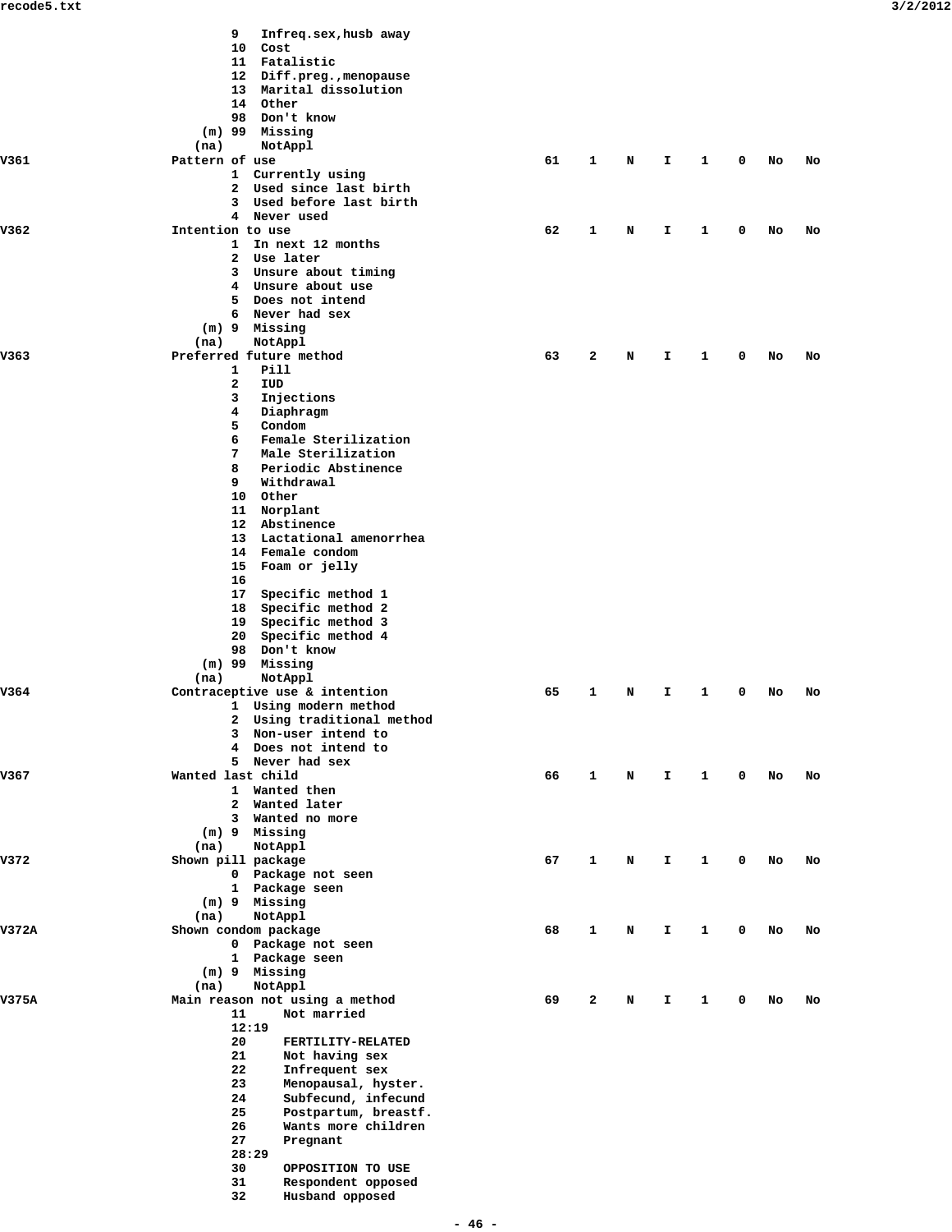```
                      9   Infreq.sex,husb away
                      10  Cost
                      11  Fatalistic
                      12  Diff.preg.,menopause
                      13  Marital dissolution
                      14  Other
                      98  Don't know
                  (m) 99  Missing
                 (na)     NotAppl
V361            Pattern of use                         61   1   N   I   1   0   No   No
                      1  Currently using
                      2  Used since last birth
                      3  Used before last birth
                      4  Never used
V362            Intention to use                       62   1   N   I   1   0   No   No
                      1  In next 12 months
                      2  Use later
                      3  Unsure about timing
                      4  Unsure about use
                      5  Does not intend
                      6  Never had sex
                    (m) 9  Missing
                   (na)    NotAppl
V363            Preferred future method                63   2   N   I   1   0   No   No
                      1   Pill
                      2   IUD
                      3   Injections
                      4   Diaphragm
                      5   Condom
                      6   Female Sterilization
                      7   Male Sterilization
                      8   Periodic Abstinence
                      9   Withdrawal
                      10  Other
                      11  Norplant
                      12  Abstinence
                      13  Lactational amenorrhea
                      14  Female condom
                      15  Foam or jelly
                      16
                      17  Specific method 1
                      18  Specific method 2
                      19  Specific method 3
                      20  Specific method 4
                      98  Don't know
                  (m) 99  Missing
                 (na)     NotAppl
V364            Contraceptive use & intention          65   1   N   I   1   0   No   No
                      1  Using modern method
                      2  Using traditional method
                      3  Non-user intend to
                      4  Does not intend to
                      5  Never had sex
V367            Wanted last child                      66   1   N   I   1   0   No   No
                      1  Wanted then
                      2  Wanted later
                      3  Wanted no more
                    (m) 9  Missing
                   (na)    NotAppl
V372            Shown pill package                     67   1   N   I   1   0   No   No
                      0  Package not seen
                      1  Package seen
                    (m) 9  Missing
                   (na)    NotAppl
V372A           Shown condom package                   68   1   N   I   1   0   No   No
                      0  Package not seen
                      1  Package seen
                    (m) 9  Missing
                   (na)    NotAppl
V375A           Main reason not using a method         69   2   N   I   1   0   No   No
                      11     Not married
                      12:19
                      20     FERTILITY-RELATED
                      21     Not having sex
                      22     Infrequent sex
                      23     Menopausal, hyster.
                      24     Subfecund, infecund
                      25     Postpartum, breastf.
                      26     Wants more children
                      27     Pregnant
                      28:29
                      30     OPPOSITION TO USE
                      31     Respondent opposed
                      32     Husband opposed
```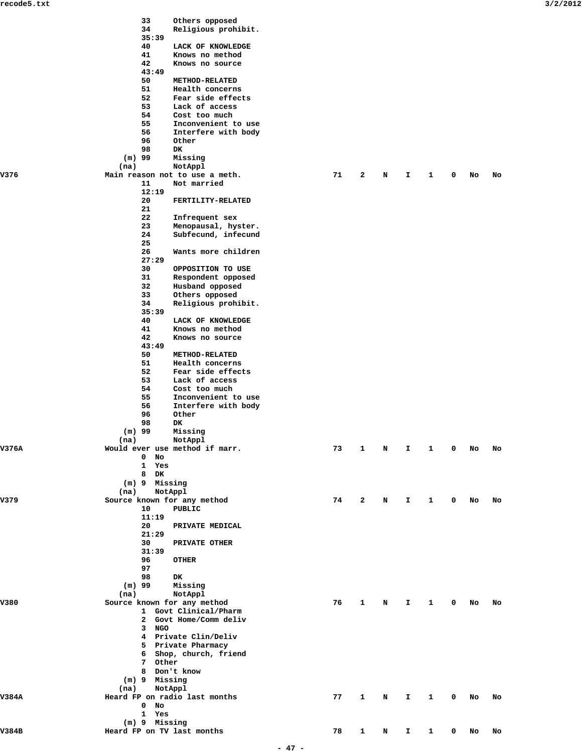```
                   33     Others opposed
                   34     Religious prohibit.
                   35:39
                   40     LACK OF KNOWLEDGE
                   41     Knows no method
                   42     Knows no source
                   43:49
                   50     METHOD-RELATED
                   51     Health concerns
                   52     Fear side effects
                   53     Lack of access
                   54     Cost too much
                   55     Inconvenient to use
                   56     Interfere with body
                   96     Other
                   98     DK
               (m) 99     Missing
              (na)        NotAppl
V376           Main reason not to use a meth.            71   2   N   I   1   0   No   No
                   11     Not married
                   12:19
                   20     FERTILITY-RELATED
                   21
                   22     Infrequent sex
                   23     Menopausal, hyster.
                   24     Subfecund, infecund
                   25
                   26     Wants more children
                   27:29
                   30     OPPOSITION TO USE
                   31     Respondent opposed
                   32     Husband opposed
                   33     Others opposed
                   34     Religious prohibit.
                   35:39
                   40     LACK OF KNOWLEDGE
                   41     Knows no method
                   42     Knows no source
                   43:49
                   50     METHOD-RELATED
                   51     Health concerns
                   52     Fear side effects
                   53     Lack of access
                   54     Cost too much
                   55     Inconvenient to use
                   56     Interfere with body
                   96     Other
                   98     DK
               (m) 99     Missing
              (na)        NotAppl
V376A          Would ever use method if marr.            73   1   N   I   1   0   No   No
                   0  No
                   1  Yes
                   8  DK
               (m) 9  Missing
              (na)    NotAppl
V379           Source known for any method               74   2   N   I   1   0   No   No
                   10     PUBLIC
                   11:19
                   20     PRIVATE MEDICAL
                   21:29
                   30     PRIVATE OTHER
                   31:39
                   96     OTHER
                   97
                   98     DK
               (m) 99     Missing
              (na)        NotAppl
V380           Source known for any method               76   1   N   I   1   0   No   No
                   1  Govt Clinical/Pharm
                   2  Govt Home/Comm deliv
                   3  NGO
                   4  Private Clin/Deliv
                   5  Private Pharmacy
                   6  Shop, church, friend
                   7  Other
                   8  Don't know
               (m) 9  Missing
              (na)    NotAppl
V384A          Heard FP on radio last months             77   1   N   I   1   0   No   No
                   0  No
                   1  Yes
               (m) 9  Missing
V384B          Heard FP on TV last months                78   1   N   I   1   0   No   No
```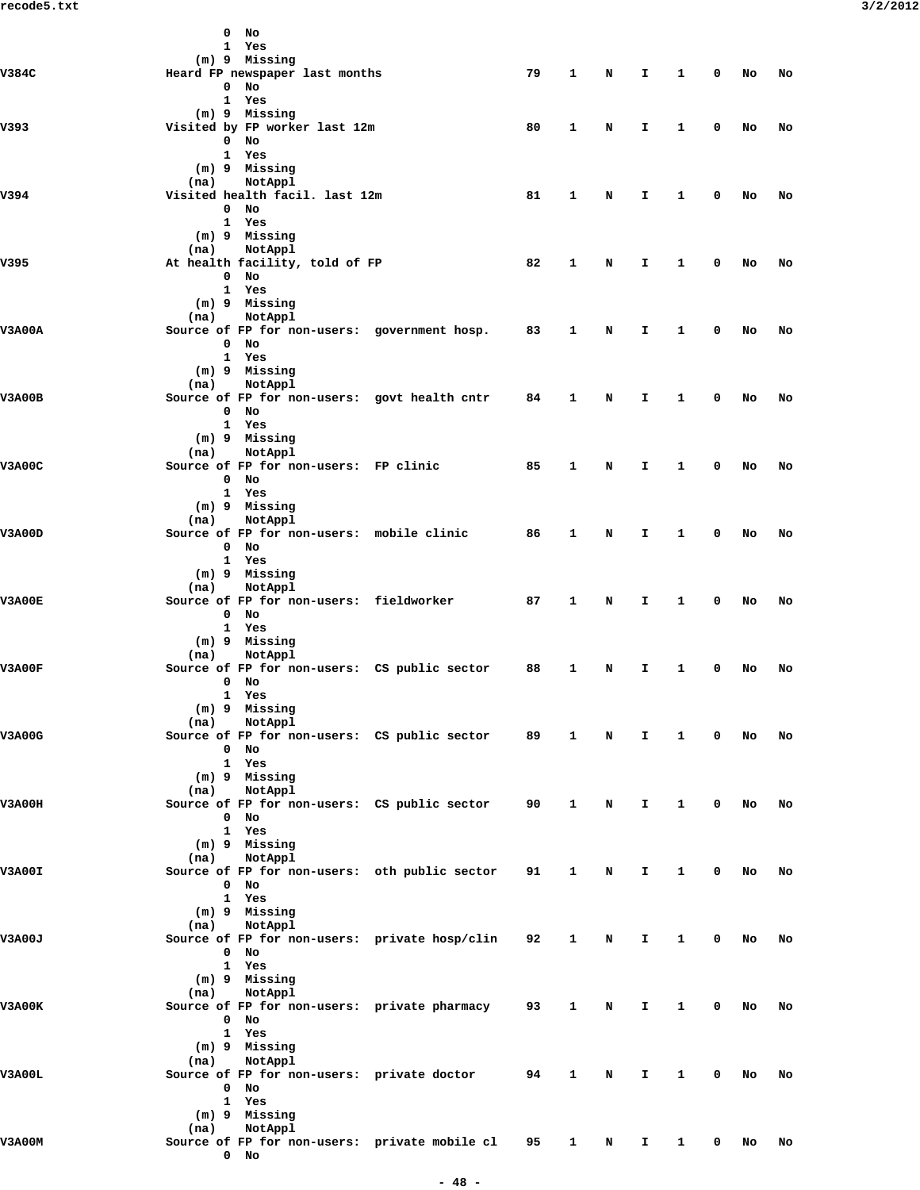```
                      0  No
                      1  Yes
                  (m) 9  Missing
V384C           Heard FP newspaper last months                 79    1    N    I    1    0   No   No
                      0  No
                      1  Yes
                  (m) 9  Missing
V393            Visited by FP worker last 12m                  80    1    N    I    1    0   No   No
                      0  No
                      1  Yes
                  (m) 9  Missing
                 (na)    NotAppl
V394            Visited health facil. last 12m                 81    1    N    I    1    0   No   No
                      0  No
                      1  Yes
                  (m) 9  Missing
                 (na)    NotAppl
V395            At health facility, told of FP                 82    1    N    I    1    0   No   No
                      0  No
                      1  Yes
                  (m) 9  Missing
                 (na)    NotAppl
V3A00A          Source of FP for non-users:  government hosp.  83    1    N    I    1    0   No   No
                      0  No
                      1  Yes
                  (m) 9  Missing
                 (na)    NotAppl
V3A00B          Source of FP for non-users:  govt health cntr  84    1    N    I    1    0   No   No
                      0  No
                      1  Yes
                  (m) 9  Missing
                 (na)    NotAppl
V3A00C          Source of FP for non-users:  FP clinic         85    1    N    I    1    0   No   No
                      0  No
                      1  Yes
                  (m) 9  Missing
                 (na)    NotAppl
V3A00D          Source of FP for non-users:  mobile clinic     86    1    N    I    1    0   No   No
                      0  No
                      1  Yes
                  (m) 9  Missing
                 (na)    NotAppl
V3A00E          Source of FP for non-users:  fieldworker       87    1    N    I    1    0   No   No
                      0  No
                      1  Yes
                  (m) 9  Missing
                 (na)    NotAppl
V3A00F          Source of FP for non-users:  CS public sector  88    1    N    I    1    0   No   No
                      0  No
                      1  Yes
                  (m) 9  Missing
                 (na)    NotAppl
V3A00G          Source of FP for non-users:  CS public sector  89    1    N    I    1    0   No   No
                      0  No
                      1  Yes
                  (m) 9  Missing
                 (na)    NotAppl
V3A00H          Source of FP for non-users:  CS public sector  90    1    N    I    1    0   No   No
                      0  No
                      1  Yes
                  (m) 9  Missing
                 (na)    NotAppl
V3A00I          Source of FP for non-users:  oth public sector 91    1    N    I    1    0   No   No
                      0  No
                      1  Yes
                  (m) 9  Missing
                 (na)    NotAppl
V3A00J          Source of FP for non-users:  private hosp/clin 92    1    N    I    1    0   No   No
                      0  No
                      1  Yes
                  (m) 9  Missing
                 (na)    NotAppl
V3A00K          Source of FP for non-users:  private pharmacy  93    1    N    I    1    0   No   No
                      0  No
                      1  Yes
                  (m) 9  Missing
                 (na)    NotAppl
V3A00L          Source of FP for non-users:  private doctor    94    1    N    I    1    0   No   No
                      0  No
                      1  Yes
                  (m) 9  Missing
                 (na)    NotAppl
V3A00M          Source of FP for non-users:  private mobile cl 95    1    N    I    1    0   No   No
                      0  No
```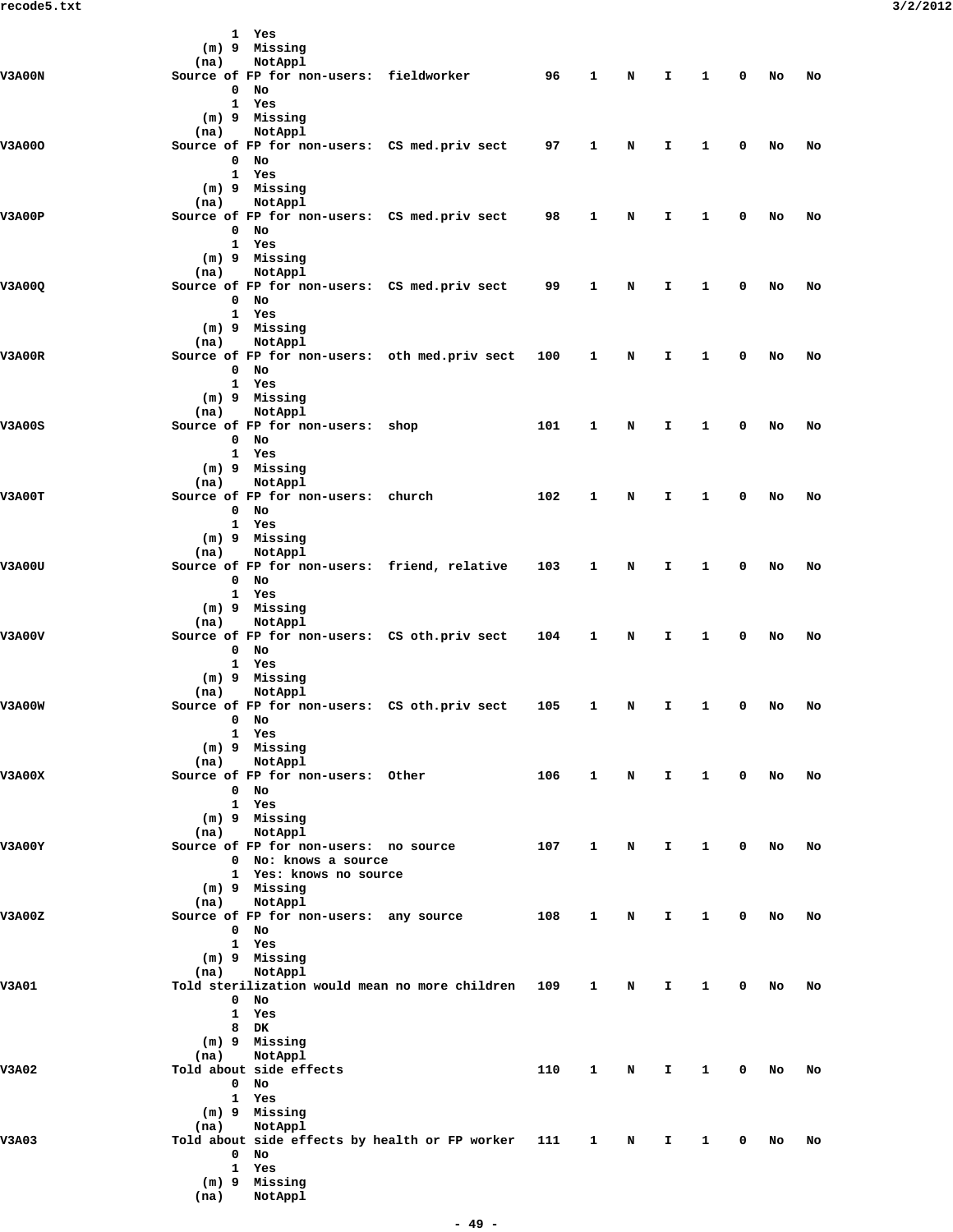```
                    1  Yes
                (m) 9  Missing
               (na)    NotAppl
V3A00N         Source of FP for non-users:  fieldworker          96    1    N    I    1    0   No   No
                    0  No
                    1  Yes
                (m) 9  Missing
               (na)    NotAppl
V3A00O         Source of FP for non-users:  CS med.priv sect     97    1    N    I    1    0   No   No
                    0  No
                    1  Yes
                (m) 9  Missing
               (na)    NotAppl
V3A00P         Source of FP for non-users:  CS med.priv sect     98    1    N    I    1    0   No   No
                    0  No
                    1  Yes
                (m) 9  Missing
               (na)    NotAppl
V3A00Q         Source of FP for non-users:  CS med.priv sect     99    1    N    I    1    0   No   No
                    0  No
                    1  Yes
                (m) 9  Missing
               (na)    NotAppl
V3A00R         Source of FP for non-users:  oth med.priv sect   100    1    N    I    1    0   No   No
                    0  No
                    1  Yes
                (m) 9  Missing
               (na)    NotAppl
V3A00S         Source of FP for non-users:  shop                101    1    N    I    1    0   No   No
                    0  No
                    1  Yes
                (m) 9  Missing
               (na)    NotAppl
V3A00T         Source of FP for non-users:  church              102    1    N    I    1    0   No   No
                    0  No
                    1  Yes
                (m) 9  Missing
               (na)    NotAppl
V3A00U         Source of FP for non-users:  friend, relative    103    1    N    I    1    0   No   No
                    0  No
                    1  Yes
                (m) 9  Missing
               (na)    NotAppl
V3A00V         Source of FP for non-users:  CS oth.priv sect    104    1    N    I    1    0   No   No
                    0  No
                    1  Yes
                (m) 9  Missing
               (na)    NotAppl
V3A00W         Source of FP for non-users:  CS oth.priv sect    105    1    N    I    1    0   No   No
                    0  No
                    1  Yes
                (m) 9  Missing
               (na)    NotAppl
V3A00X         Source of FP for non-users:  Other               106    1    N    I    1    0   No   No
                    0  No
                    1  Yes
                (m) 9  Missing
               (na)    NotAppl
V3A00Y         Source of FP for non-users:  no source           107    1    N    I    1    0   No   No
                    0  No: knows a source
                    1  Yes: knows no source
                (m) 9  Missing
               (na)    NotAppl
V3A00Z         Source of FP for non-users:  any source          108    1    N    I    1    0   No   No
                    0  No
                    1  Yes
                (m) 9  Missing
               (na)    NotAppl
V3A01          Told sterilization would mean no more children   109    1    N    I    1    0   No   No
                    0  No
                    1  Yes
                    8  DK
                (m) 9  Missing
               (na)    NotAppl
V3A02          Told about side effects                          110    1    N    I    1    0   No   No
                    0  No
                    1  Yes
                (m) 9  Missing
               (na)    NotAppl
V3A03          Told about side effects by health or FP worker   111    1    N    I    1    0   No   No
                    0  No
                    1  Yes
                (m) 9  Missing
               (na)    NotAppl
```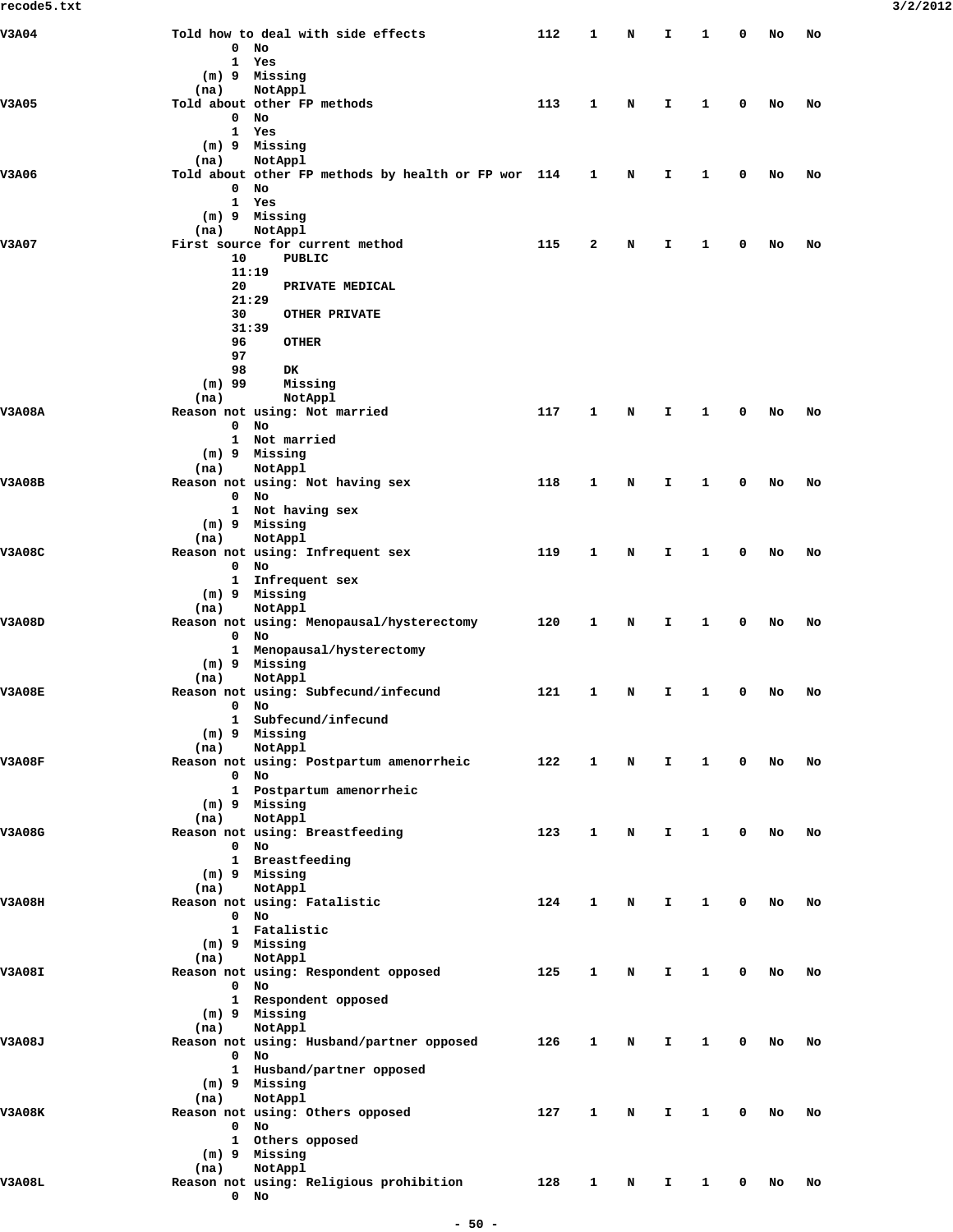```
V3A04               Told how to deal with side effects              112    1    N    I    1    0   No   No
                            0  No
                            1  Yes
                        (m) 9  Missing
                       (na)    NotAppl
V3A05               Told about other FP methods                     113    1    N    I    1    0   No   No
                            0  No
                            1  Yes
                        (m) 9  Missing
                       (na)    NotAppl
V3A06               Told about other FP methods by health or FP wor 114    1    N    I    1    0   No   No
                            0  No
                            1  Yes
                        (m) 9  Missing
                       (na)    NotAppl
V3A07               First source for current method                 115    2    N    I    1    0   No   No
                            10     PUBLIC
                            11:19
                            20     PRIVATE MEDICAL
                            21:29
                            30     OTHER PRIVATE
                            31:39
                            96     OTHER
                            97
                            98     DK
                        (m) 99     Missing
                       (na)        NotAppl
V3A08A              Reason not using: Not married                   117    1    N    I    1    0   No   No
                            0  No
                            1  Not married
                        (m) 9  Missing
                       (na)    NotAppl
V3A08B              Reason not using: Not having sex                118    1    N    I    1    0   No   No
                            0  No
                            1  Not having sex
                        (m) 9  Missing
                       (na)    NotAppl
V3A08C              Reason not using: Infrequent sex                119    1    N    I    1    0   No   No
                            0  No
                            1  Infrequent sex
                        (m) 9  Missing
                       (na)    NotAppl
V3A08D              Reason not using: Menopausal/hysterectomy       120    1    N    I    1    0   No   No
                            0  No
                            1  Menopausal/hysterectomy
                        (m) 9  Missing
                       (na)    NotAppl
V3A08E              Reason not using: Subfecund/infecund            121    1    N    I    1    0   No   No
                            0  No
                            1  Subfecund/infecund
                        (m) 9  Missing
                       (na)    NotAppl
V3A08F              Reason not using: Postpartum amenorrheic        122    1    N    I    1    0   No   No
                            0  No
                            1  Postpartum amenorrheic
                        (m) 9  Missing
                       (na)    NotAppl
V3A08G              Reason not using: Breastfeeding                 123    1    N    I    1    0   No   No
                            0  No
                            1  Breastfeeding
                        (m) 9  Missing
                       (na)    NotAppl
V3A08H              Reason not using: Fatalistic                    124    1    N    I    1    0   No   No
                            0  No
                            1  Fatalistic
                        (m) 9  Missing
                       (na)    NotAppl
V3A08I              Reason not using: Respondent opposed            125    1    N    I    1    0   No   No
                            0  No
                            1  Respondent opposed
                        (m) 9  Missing
                       (na)    NotAppl
V3A08J              Reason not using: Husband/partner opposed       126    1    N    I    1    0   No   No
                            0  No
                            1  Husband/partner opposed
                        (m) 9  Missing
                       (na)    NotAppl
V3A08K              Reason not using: Others opposed                127    1    N    I    1    0   No   No
                            0  No
                            1  Others opposed
                        (m) 9  Missing
                       (na)    NotAppl
V3A08L              Reason not using: Religious prohibition         128    1    N    I    1    0   No   No
                            0  No
```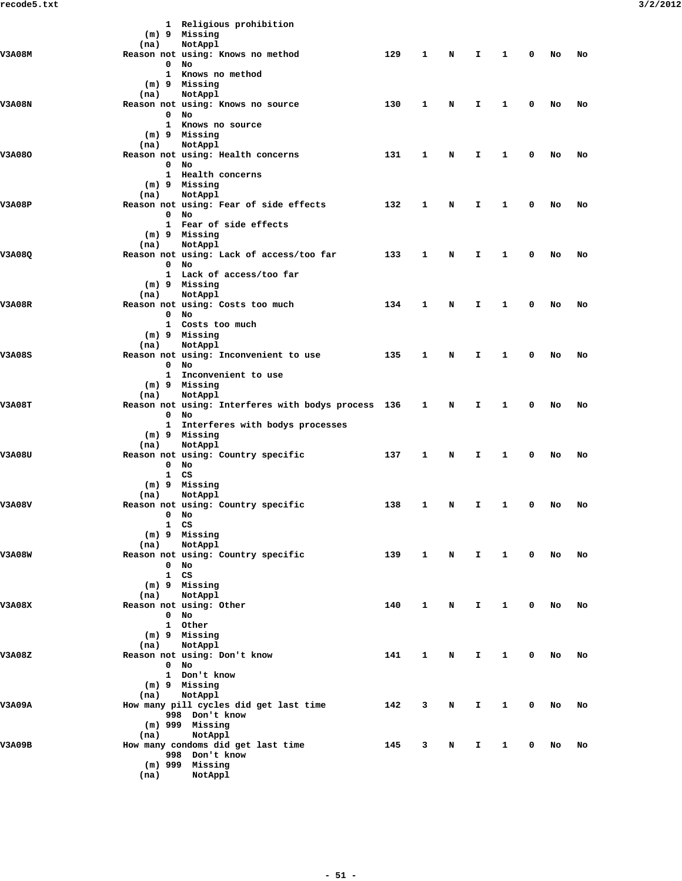```
                    1  Religious prohibition
                (m) 9  Missing
               (na)    NotAppl
V3A08M         Reason not using: Knows no method              129    1    N    I    1    0   No   No
                    0  No
                    1  Knows no method
                (m) 9  Missing
               (na)    NotAppl
V3A08N         Reason not using: Knows no source              130    1    N    I    1    0   No   No
                    0  No
                    1  Knows no source
                (m) 9  Missing
               (na)    NotAppl
V3A08O         Reason not using: Health concerns              131    1    N    I    1    0   No   No
                    0  No
                    1  Health concerns
                (m) 9  Missing
               (na)    NotAppl
V3A08P         Reason not using: Fear of side effects         132    1    N    I    1    0   No   No
                    0  No
                    1  Fear of side effects
                (m) 9  Missing
               (na)    NotAppl
V3A08Q         Reason not using: Lack of access/too far       133    1    N    I    1    0   No   No
                    0  No
                    1  Lack of access/too far
                (m) 9  Missing
               (na)    NotAppl
V3A08R         Reason not using: Costs too much               134    1    N    I    1    0   No   No
                    0  No
                    1  Costs too much
                (m) 9  Missing
               (na)    NotAppl
V3A08S         Reason not using: Inconvenient to use          135    1    N    I    1    0   No   No
                    0  No
                    1  Inconvenient to use
                (m) 9  Missing
               (na)    NotAppl
V3A08T         Reason not using: Interferes with bodys process  136    1    N    I    1    0   No   No
                    0  No
                    1  Interferes with bodys processes
                (m) 9  Missing
               (na)    NotAppl
V3A08U         Reason not using: Country specific             137    1    N    I    1    0   No   No
                    0  No
                    1  CS
                (m) 9  Missing
               (na)    NotAppl
V3A08V         Reason not using: Country specific             138    1    N    I    1    0   No   No
                    0  No
                    1  CS
                (m) 9  Missing
               (na)    NotAppl
V3A08W         Reason not using: Country specific             139    1    N    I    1    0   No   No
                    0  No
                    1  CS
                (m) 9  Missing
               (na)    NotAppl
V3A08X         Reason not using: Other                        140    1    N    I    1    0   No   No
                    0  No
                    1  Other
                (m) 9  Missing
               (na)    NotAppl
V3A08Z         Reason not using: Don't know                   141    1    N    I    1    0   No   No
                    0  No
                    1  Don't know
                (m) 9  Missing
               (na)    NotAppl
V3A09A         How many pill cycles did get last time         142    3    N    I    1    0   No   No
                  998  Don't know
              (m) 999  Missing
               (na)      NotAppl
V3A09B         How many condoms did get last time             145    3    N    I    1    0   No   No
                  998  Don't know
              (m) 999  Missing
               (na)      NotAppl
```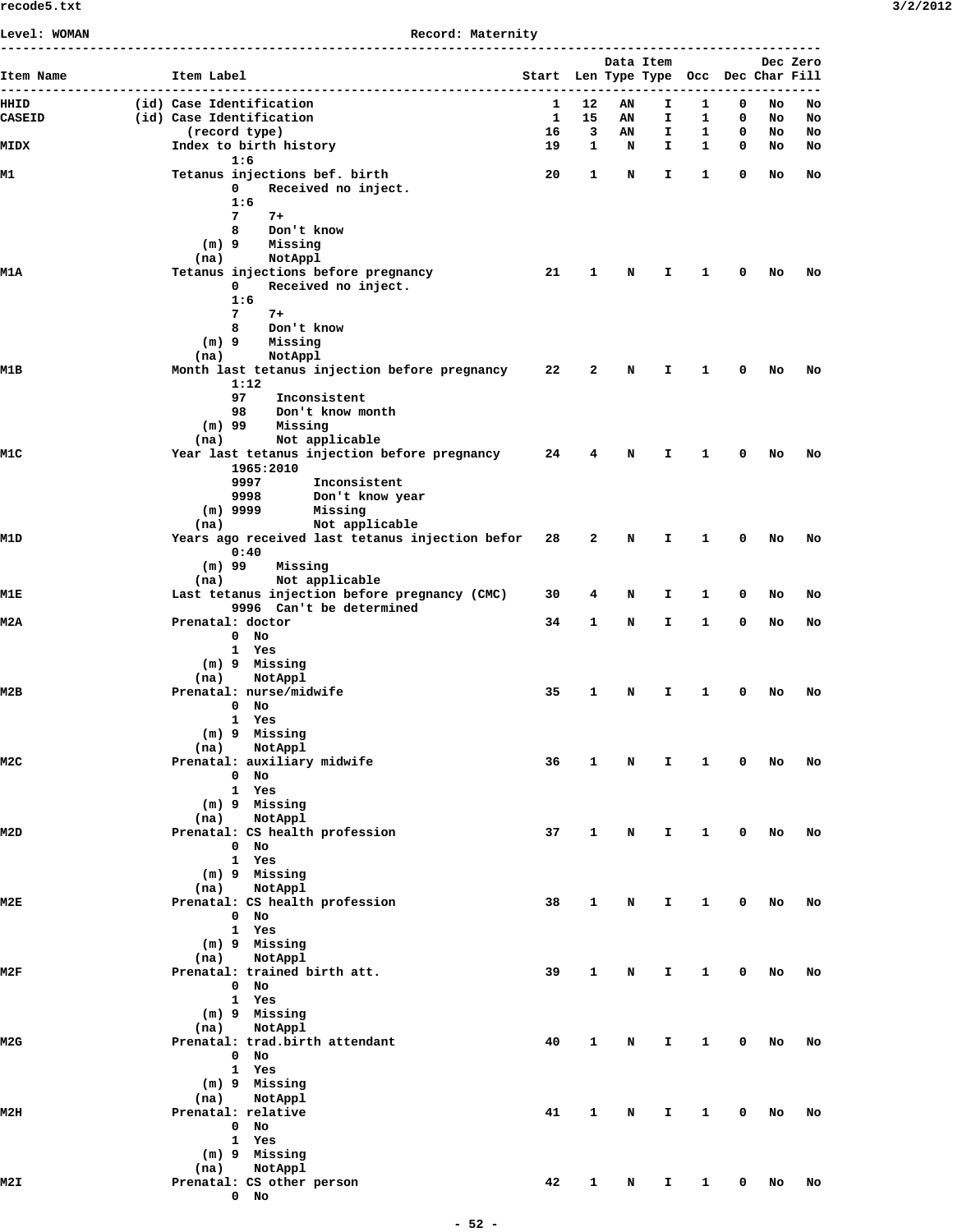Level: WOMAN Record: Maternity

```
--------------------------------------------------------------------------------------------------------
                                                                       Data Item            Dec Zero
Item Name              Item Label                              Start  Len Type Type  Occ  Dec Char Fill
--------------------------------------------------------------------------------------------------------
HHID              (id) Case Identification                        1   12   AN    I    1    0   No   No
CASEID            (id) Case Identification                        1   15   AN    I    1    0   No   No
                         (record type)                           16    3   AN    I    1    0   No   No
MIDX                   Index to birth history                    19    1    N    I    1    0   No   No
                               1:6
M1                     Tetanus injections bef. birth             20    1    N    I    1    0   No   No
                               0    Received no inject.
                               1:6
                               7    7+
                               8    Don't know
                           (m) 9    Missing
                          (na)      NotAppl
M1A                    Tetanus injections before pregnancy       21    1    N    I    1    0   No   No
                               0    Received no inject.
                               1:6
                               7    7+
                               8    Don't know
                           (m) 9    Missing
                          (na)      NotAppl
M1B                    Month last tetanus injection before pregnancy     22    2    N    I    1    0   No   No
                               1:12
                               97    Inconsistent
                               98    Don't know month
                           (m) 99    Missing
                          (na)       Not applicable
M1C                    Year last tetanus injection before pregnancy      24    4    N    I    1    0   No   No
                               1965:2010
                               9997       Inconsistent
                               9998       Don't know year
                           (m) 9999       Missing
                          (na)            Not applicable
M1D                    Years ago received last tetanus injection befor   28    2    N    I    1    0   No   No
                               0:40
                           (m) 99    Missing
                          (na)       Not applicable
M1E                    Last tetanus injection before pregnancy (CMC)     30    4    N    I    1    0   No   No
                               9996  Can't be determined
M2A                    Prenatal: doctor                          34    1    N    I    1    0   No   No
                               0  No
                               1  Yes
                           (m) 9  Missing
                          (na)    NotAppl
M2B                    Prenatal: nurse/midwife                   35    1    N    I    1    0   No   No
                               0  No
                               1  Yes
                           (m) 9  Missing
                          (na)    NotAppl
M2C                    Prenatal: auxiliary midwife               36    1    N    I    1    0   No   No
                               0  No
                               1  Yes
                           (m) 9  Missing
                          (na)    NotAppl
M2D                    Prenatal: CS health profession            37    1    N    I    1    0   No   No
                               0  No
                               1  Yes
                           (m) 9  Missing
                          (na)    NotAppl
M2E                    Prenatal: CS health profession            38    1    N    I    1    0   No   No
                               0  No
                               1  Yes
                           (m) 9  Missing
                          (na)    NotAppl
M2F                    Prenatal: trained birth att.              39    1    N    I    1    0   No   No
                               0  No
                               1  Yes
                           (m) 9  Missing
                          (na)    NotAppl
M2G                    Prenatal: trad.birth attendant            40    1    N    I    1    0   No   No
                               0  No
                               1  Yes
                           (m) 9  Missing
                          (na)    NotAppl
M2H                    Prenatal: relative                        41    1    N    I    1    0   No   No
                               0  No
                               1  Yes
                           (m) 9  Missing
                          (na)    NotAppl
M2I                    Prenatal: CS other person                 42    1    N    I    1    0   No   No
                               0  No
```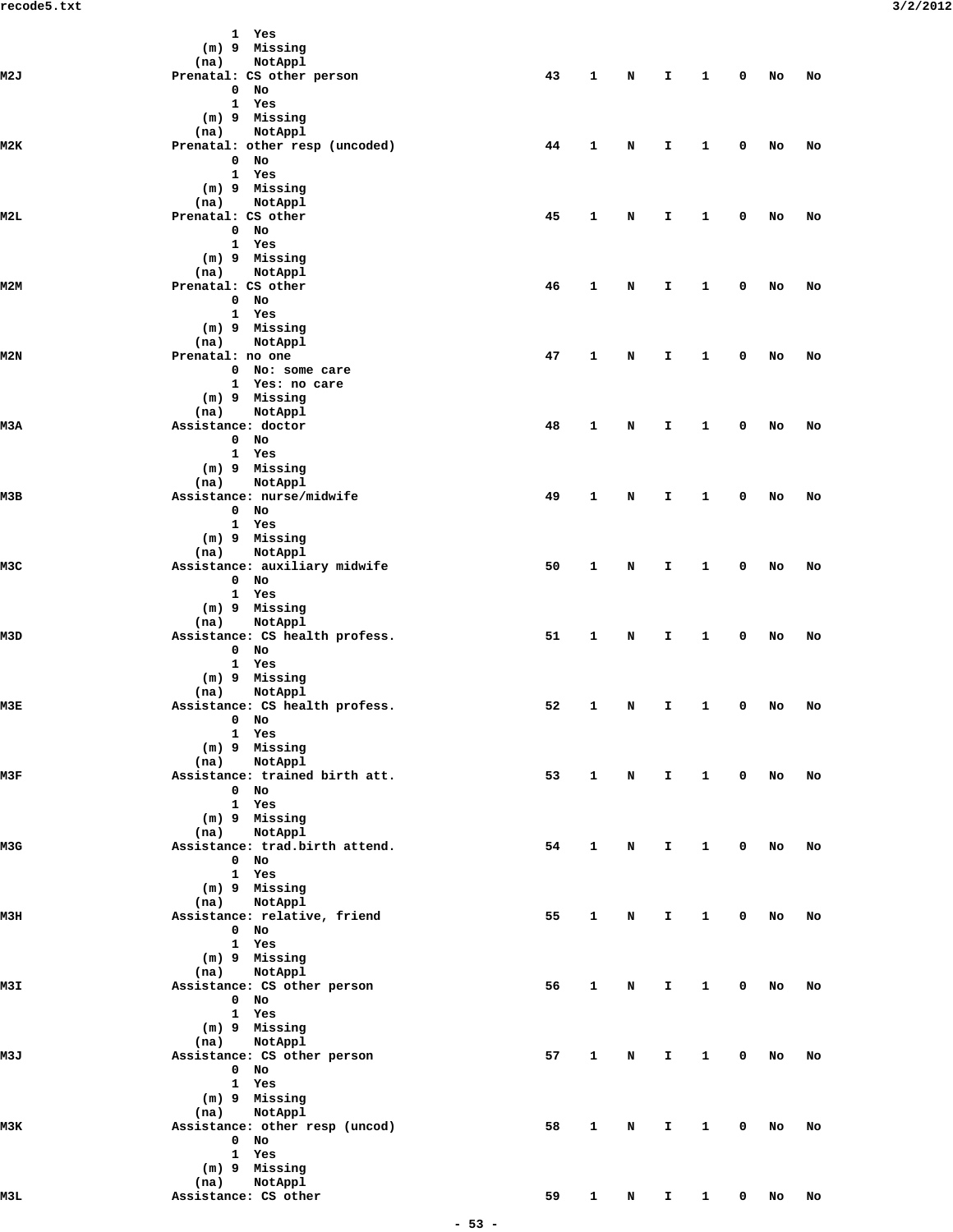```
                  1  Yes
              (m) 9  Missing
             (na)    NotAppl
M2J          Prenatal: CS other person            43   1   N   I   1   0   No   No
                  0  No
                  1  Yes
              (m) 9  Missing
             (na)    NotAppl
M2K          Prenatal: other resp (uncoded)       44   1   N   I   1   0   No   No
                  0  No
                  1  Yes
              (m) 9  Missing
             (na)    NotAppl
M2L          Prenatal: CS other                   45   1   N   I   1   0   No   No
                  0  No
                  1  Yes
              (m) 9  Missing
             (na)    NotAppl
M2M          Prenatal: CS other                   46   1   N   I   1   0   No   No
                  0  No
                  1  Yes
              (m) 9  Missing
             (na)    NotAppl
M2N          Prenatal: no one                     47   1   N   I   1   0   No   No
                  0  No: some care
                  1  Yes: no care
              (m) 9  Missing
             (na)    NotAppl
M3A          Assistance: doctor                   48   1   N   I   1   0   No   No
                  0  No
                  1  Yes
              (m) 9  Missing
             (na)    NotAppl
M3B          Assistance: nurse/midwife            49   1   N   I   1   0   No   No
                  0  No
                  1  Yes
              (m) 9  Missing
             (na)    NotAppl
M3C          Assistance: auxiliary midwife        50   1   N   I   1   0   No   No
                  0  No
                  1  Yes
              (m) 9  Missing
             (na)    NotAppl
M3D          Assistance: CS health profess.       51   1   N   I   1   0   No   No
                  0  No
                  1  Yes
              (m) 9  Missing
             (na)    NotAppl
M3E          Assistance: CS health profess.       52   1   N   I   1   0   No   No
                  0  No
                  1  Yes
              (m) 9  Missing
             (na)    NotAppl
M3F          Assistance: trained birth att.       53   1   N   I   1   0   No   No
                  0  No
                  1  Yes
              (m) 9  Missing
             (na)    NotAppl
M3G          Assistance: trad.birth attend.       54   1   N   I   1   0   No   No
                  0  No
                  1  Yes
              (m) 9  Missing
             (na)    NotAppl
M3H          Assistance: relative, friend         55   1   N   I   1   0   No   No
                  0  No
                  1  Yes
              (m) 9  Missing
             (na)    NotAppl
M3I          Assistance: CS other person          56   1   N   I   1   0   No   No
                  0  No
                  1  Yes
              (m) 9  Missing
             (na)    NotAppl
M3J          Assistance: CS other person          57   1   N   I   1   0   No   No
                  0  No
                  1  Yes
              (m) 9  Missing
             (na)    NotAppl
M3K          Assistance: other resp (uncod)       58   1   N   I   1   0   No   No
                  0  No
                  1  Yes
              (m) 9  Missing
             (na)    NotAppl
M3L          Assistance: CS other                 59   1   N   I   1   0   No   No
```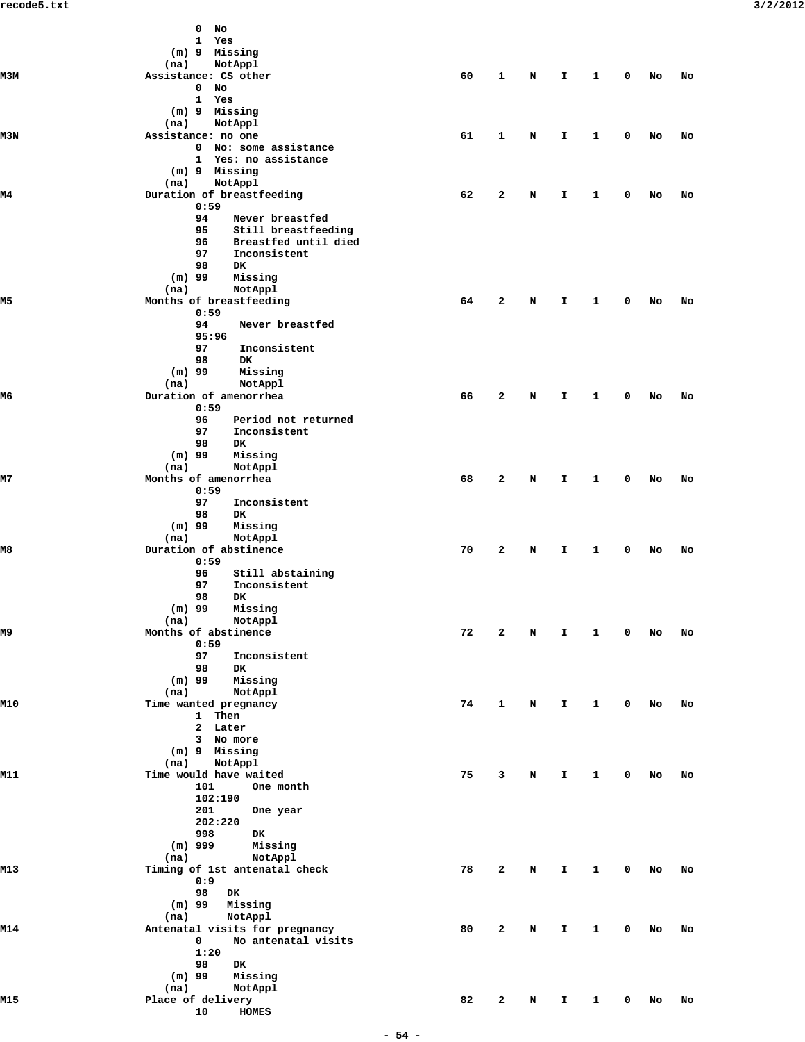```
                  0  No
                  1  Yes
              (m) 9  Missing
             (na)    NotAppl
M3M          Assistance: CS other                          60   1   N   I   1   0   No   No
                  0  No
                  1  Yes
              (m) 9  Missing
             (na)    NotAppl
M3N          Assistance: no one                            61   1   N   I   1   0   No   No
                  0  No: some assistance
                  1  Yes: no assistance
              (m) 9  Missing
             (na)    NotAppl
M4           Duration of breastfeeding                     62   2   N   I   1   0   No   No
                  0:59
                  94    Never breastfed
                  95    Still breastfeeding
                  96    Breastfed until died
                  97    Inconsistent
                  98    DK
              (m) 99    Missing
             (na)       NotAppl
M5           Months of breastfeeding                       64   2   N   I   1   0   No   No
                  0:59
                  94     Never breastfed
                  95:96
                  97     Inconsistent
                  98     DK
              (m) 99     Missing
             (na)        NotAppl
M6           Duration of amenorrhea                        66   2   N   I   1   0   No   No
                  0:59
                  96    Period not returned
                  97    Inconsistent
                  98    DK
              (m) 99    Missing
             (na)       NotAppl
M7           Months of amenorrhea                          68   2   N   I   1   0   No   No
                  0:59
                  97    Inconsistent
                  98    DK
              (m) 99    Missing
             (na)       NotAppl
M8           Duration of abstinence                        70   2   N   I   1   0   No   No
                  0:59
                  96    Still abstaining
                  97    Inconsistent
                  98    DK
              (m) 99    Missing
             (na)       NotAppl
M9           Months of abstinence                          72   2   N   I   1   0   No   No
                  0:59
                  97    Inconsistent
                  98    DK
              (m) 99    Missing
             (na)       NotAppl
M10          Time wanted pregnancy                         74   1   N   I   1   0   No   No
                  1  Then
                  2  Later
                  3  No more
              (m) 9  Missing
             (na)    NotAppl
M11          Time would have waited                        75   3   N   I   1   0   No   No
                  101      One month
                  102:190
                  201      One year
                  202:220
                  998      DK
              (m) 999      Missing
             (na)          NotAppl
M13          Timing of 1st antenatal check                 78   2   N   I   1   0   No   No
                  0:9
                  98   DK
              (m) 99   Missing
             (na)      NotAppl
M14          Antenatal visits for pregnancy                80   2   N   I   1   0   No   No
                  0     No antenatal visits
                  1:20
                  98    DK
              (m) 99    Missing
             (na)       NotAppl
M15          Place of delivery                             82   2   N   I   1   0   No   No
                  10     HOMES
```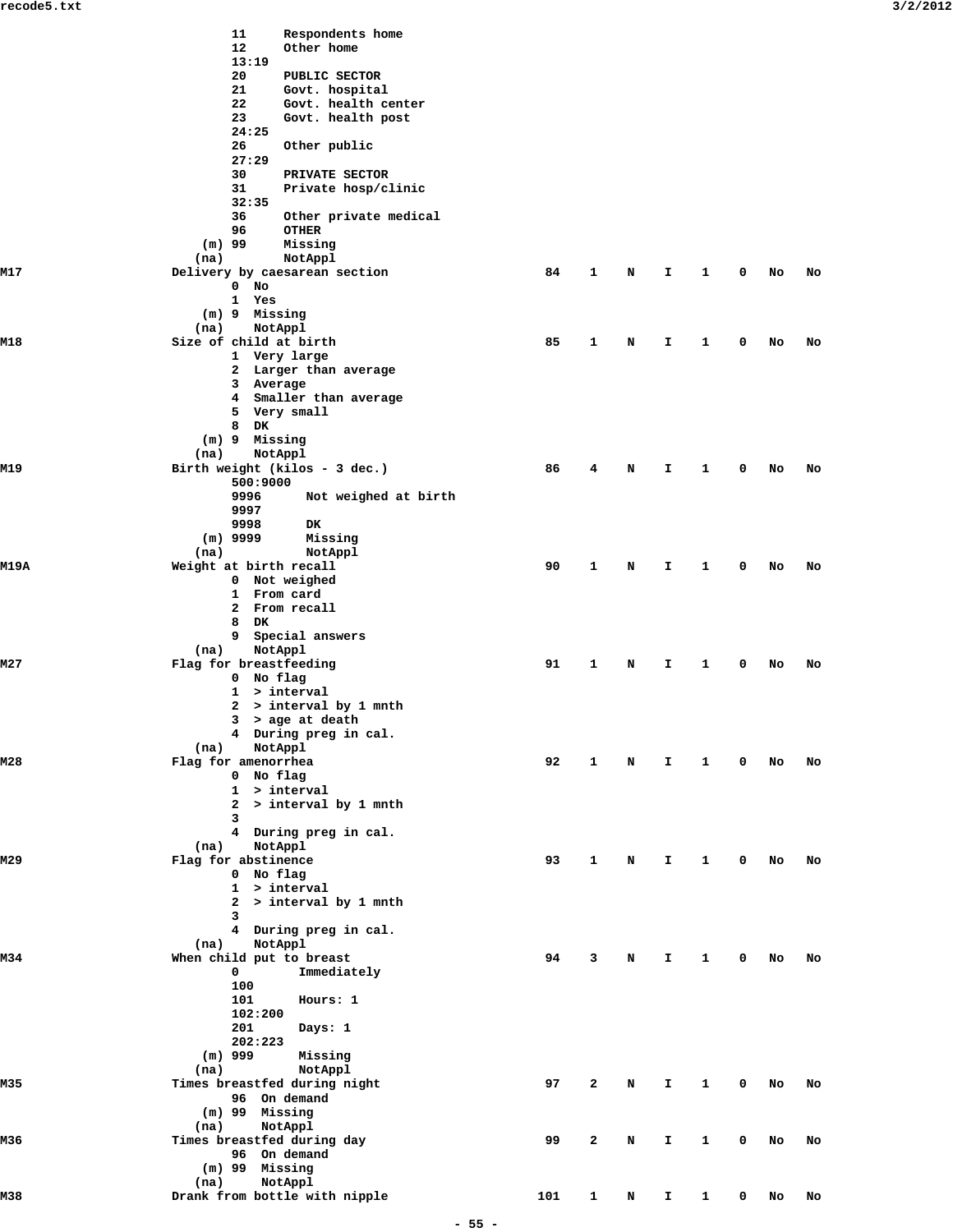```
                  11     Respondents home
                  12     Other home
                  13:19
                  20     PUBLIC SECTOR
                  21     Govt. hospital
                  22     Govt. health center
                  23     Govt. health post
                  24:25
                  26     Other public
                  27:29
                  30     PRIVATE SECTOR
                  31     Private hosp/clinic
                  32:35
                  36     Other private medical
                  96     OTHER
              (m) 99     Missing
             (na)        NotAppl
M17          Delivery by caesarean section             84   1   N   I   1   0   No   No
                  0  No
                  1  Yes
              (m) 9  Missing
             (na)    NotAppl
M18          Size of child at birth                    85   1   N   I   1   0   No   No
                  1  Very large
                  2  Larger than average
                  3  Average
                  4  Smaller than average
                  5  Very small
                  8  DK
              (m) 9  Missing
             (na)    NotAppl
M19          Birth weight (kilos - 3 dec.)             86   4   N   I   1   0   No   No
                  500:9000
                  9996      Not weighed at birth
                  9997
                  9998      DK
              (m) 9999      Missing
             (na)           NotAppl
M19A         Weight at birth recall                    90   1   N   I   1   0   No   No
                  0  Not weighed
                  1  From card
                  2  From recall
                  8  DK
                  9  Special answers
             (na)    NotAppl
M27          Flag for breastfeeding                    91   1   N   I   1   0   No   No
                  0  No flag
                  1  > interval
                  2  > interval by 1 mnth
                  3  > age at death
                  4  During preg in cal.
             (na)    NotAppl
M28          Flag for amenorrhea                       92   1   N   I   1   0   No   No
                  0  No flag
                  1  > interval
                  2  > interval by 1 mnth
                  3
                  4  During preg in cal.
             (na)    NotAppl
M29          Flag for abstinence                       93   1   N   I   1   0   No   No
                  0  No flag
                  1  > interval
                  2  > interval by 1 mnth
                  3
                  4  During preg in cal.
             (na)    NotAppl
M34          When child put to breast                  94   3   N   I   1   0   No   No
                  0        Immediately
                  100
                  101      Hours: 1
                  102:200
                  201      Days: 1
                  202:223
              (m) 999      Missing
             (na)          NotAppl
M35          Times breastfed during night              97   2   N   I   1   0   No   No
                  96  On demand
              (m) 99  Missing
             (na)     NotAppl
M36          Times breastfed during day                99   2   N   I   1   0   No   No
                  96  On demand
              (m) 99  Missing
             (na)     NotAppl
M38          Drank from bottle with nipple            101   1   N   I   1   0   No   No
```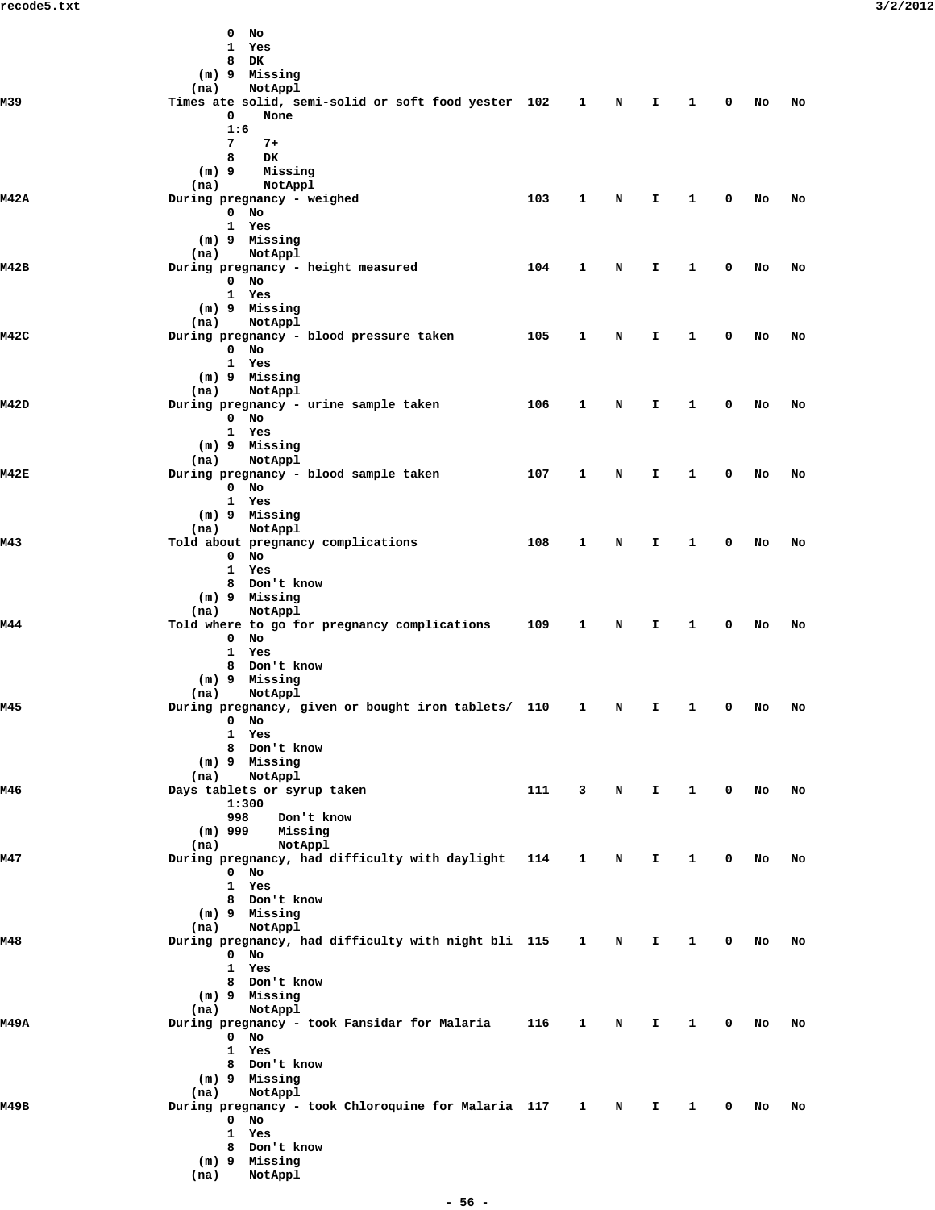```
                   0  No
                   1  Yes
                   8  DK
               (m) 9  Missing
              (na)    NotAppl
M39                Times ate solid, semi-solid or soft food yester  102    1    N    I    1    0   No   No
                   0    None
                   1:6
                   7    7+
                   8    DK
               (m) 9    Missing
              (na)      NotAppl
M42A               During pregnancy - weighed                       103    1    N    I    1    0   No   No
                   0  No
                   1  Yes
               (m) 9  Missing
              (na)    NotAppl
M42B               During pregnancy - height measured               104    1    N    I    1    0   No   No
                   0  No
                   1  Yes
               (m) 9  Missing
              (na)    NotAppl
M42C               During pregnancy - blood pressure taken          105    1    N    I    1    0   No   No
                   0  No
                   1  Yes
               (m) 9  Missing
              (na)    NotAppl
M42D               During pregnancy - urine sample taken            106    1    N    I    1    0   No   No
                   0  No
                   1  Yes
               (m) 9  Missing
              (na)    NotAppl
M42E               During pregnancy - blood sample taken            107    1    N    I    1    0   No   No
                   0  No
                   1  Yes
               (m) 9  Missing
              (na)    NotAppl
M43                Told about pregnancy complications               108    1    N    I    1    0   No   No
                   0  No
                   1  Yes
                   8  Don't know
               (m) 9  Missing
              (na)    NotAppl
M44                Told where to go for pregnancy complications     109    1    N    I    1    0   No   No
                   0  No
                   1  Yes
                   8  Don't know
               (m) 9  Missing
              (na)    NotAppl
M45                During pregnancy, given or bought iron tablets/  110    1    N    I    1    0   No   No
                   0  No
                   1  Yes
                   8  Don't know
               (m) 9  Missing
              (na)    NotAppl
M46                Days tablets or syrup taken                      111    3    N    I    1    0   No   No
                   1:300
                   998    Don't know
               (m) 999    Missing
              (na)        NotAppl
M47                During pregnancy, had difficulty with daylight   114    1    N    I    1    0   No   No
                   0  No
                   1  Yes
                   8  Don't know
               (m) 9  Missing
              (na)    NotAppl
M48                During pregnancy, had difficulty with night bli  115    1    N    I    1    0   No   No
                   0  No
                   1  Yes
                   8  Don't know
               (m) 9  Missing
              (na)    NotAppl
M49A               During pregnancy - took Fansidar for Malaria     116    1    N    I    1    0   No   No
                   0  No
                   1  Yes
                   8  Don't know
               (m) 9  Missing
              (na)    NotAppl
M49B               During pregnancy - took Chloroquine for Malaria  117    1    N    I    1    0   No   No
                   0  No
                   1  Yes
                   8  Don't know
               (m) 9  Missing
              (na)    NotAppl
```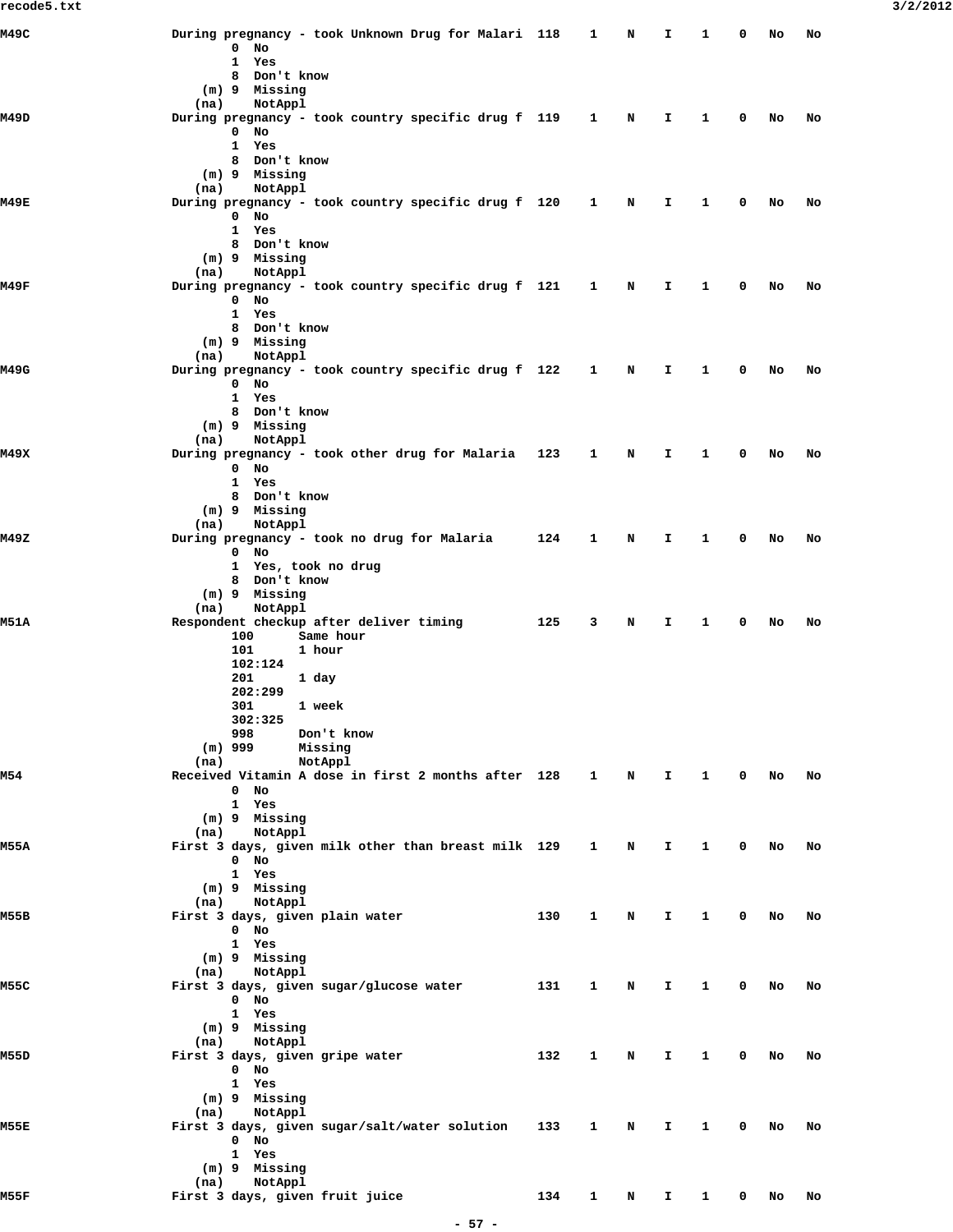```
M49C                During pregnancy - took Unknown Drug for Malari  118    1    N    I    1    0   No   No
                         0  No
                         1  Yes
                         8  Don't know
                     (m) 9  Missing
                    (na)    NotAppl
M49D                During pregnancy - took country specific drug f  119    1    N    I    1    0   No   No
                         0  No
                         1  Yes
                         8  Don't know
                     (m) 9  Missing
                    (na)    NotAppl
M49E                During pregnancy - took country specific drug f  120    1    N    I    1    0   No   No
                         0  No
                         1  Yes
                         8  Don't know
                     (m) 9  Missing
                    (na)    NotAppl
M49F                During pregnancy - took country specific drug f  121    1    N    I    1    0   No   No
                         0  No
                         1  Yes
                         8  Don't know
                     (m) 9  Missing
                    (na)    NotAppl
M49G                During pregnancy - took country specific drug f  122    1    N    I    1    0   No   No
                         0  No
                         1  Yes
                         8  Don't know
                     (m) 9  Missing
                    (na)    NotAppl
M49X                During pregnancy - took other drug for Malaria   123    1    N    I    1    0   No   No
                         0  No
                         1  Yes
                         8  Don't know
                     (m) 9  Missing
                    (na)    NotAppl
M49Z                During pregnancy - took no drug for Malaria      124    1    N    I    1    0   No   No
                         0  No
                         1  Yes, took no drug
                         8  Don't know
                     (m) 9  Missing
                    (na)    NotAppl
M51A                Respondent checkup after deliver timing          125    3    N    I    1    0   No   No
                         100      Same hour
                         101      1 hour
                         102:124
                         201      1 day
                         202:299
                         301      1 week
                         302:325
                         998      Don't know
                     (m) 999      Missing
                    (na)          NotAppl
M54                 Received Vitamin A dose in first 2 months after  128    1    N    I    1    0   No   No
                         0  No
                         1  Yes
                     (m) 9  Missing
                    (na)    NotAppl
M55A                First 3 days, given milk other than breast milk  129    1    N    I    1    0   No   No
                         0  No
                         1  Yes
                     (m) 9  Missing
                    (na)    NotAppl
M55B                First 3 days, given plain water                  130    1    N    I    1    0   No   No
                         0  No
                         1  Yes
                     (m) 9  Missing
                    (na)    NotAppl
M55C                First 3 days, given sugar/glucose water          131    1    N    I    1    0   No   No
                         0  No
                         1  Yes
                     (m) 9  Missing
                    (na)    NotAppl
M55D                First 3 days, given gripe water                  132    1    N    I    1    0   No   No
                         0  No
                         1  Yes
                     (m) 9  Missing
                    (na)    NotAppl
M55E                First 3 days, given sugar/salt/water solution    133    1    N    I    1    0   No   No
                         0  No
                         1  Yes
                     (m) 9  Missing
                    (na)    NotAppl
M55F                First 3 days, given fruit juice                  134    1    N    I    1    0   No   No
```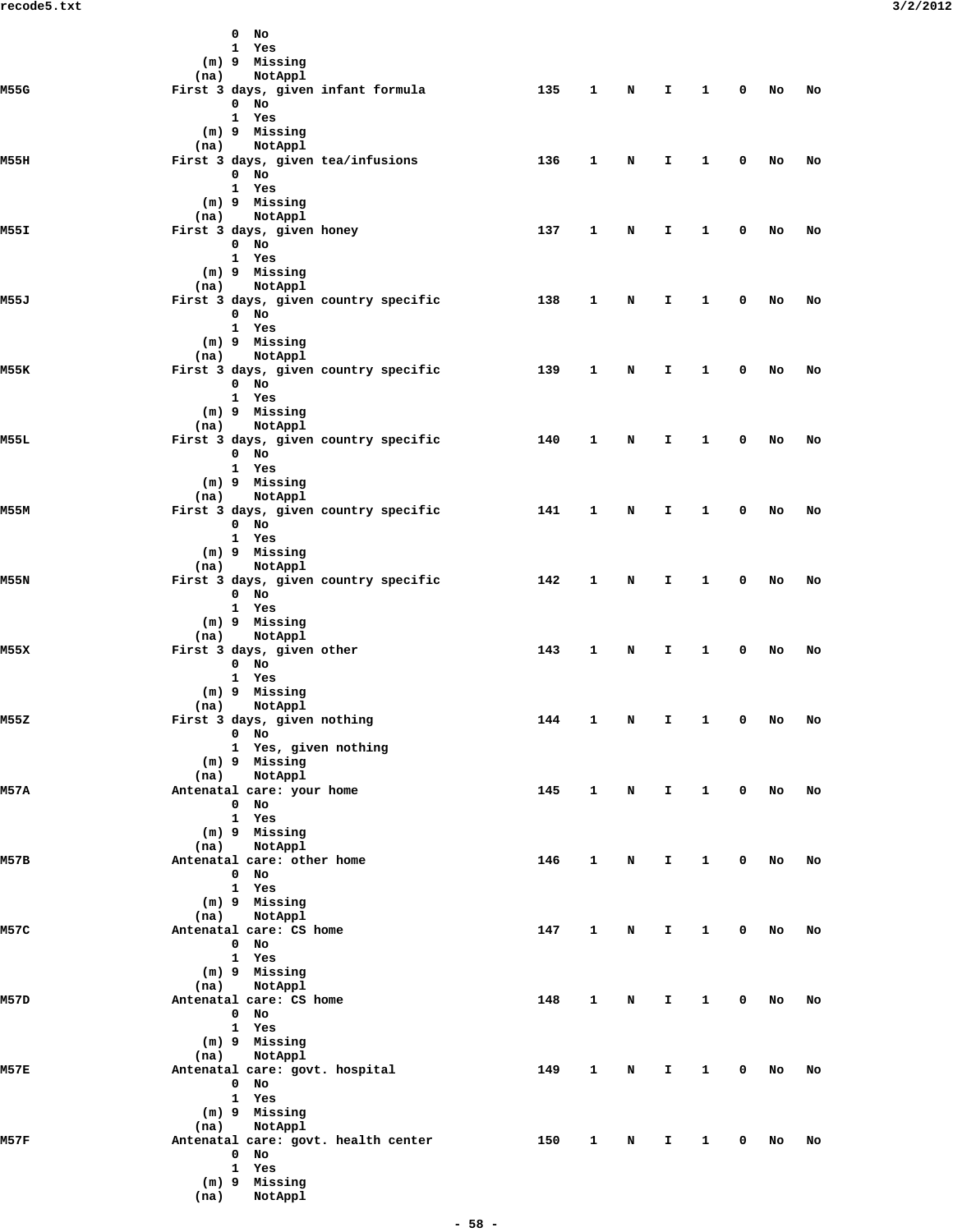```
                   0  No
                   1  Yes
               (m) 9  Missing
              (na)    NotAppl
M55G           First 3 days, given infant formula         135   1   N   I   1   0   No   No
                   0  No
                   1  Yes
               (m) 9  Missing
              (na)    NotAppl
M55H           First 3 days, given tea/infusions          136   1   N   I   1   0   No   No
                   0  No
                   1  Yes
               (m) 9  Missing
              (na)    NotAppl
M55I           First 3 days, given honey                  137   1   N   I   1   0   No   No
                   0  No
                   1  Yes
               (m) 9  Missing
              (na)    NotAppl
M55J           First 3 days, given country specific       138   1   N   I   1   0   No   No
                   0  No
                   1  Yes
               (m) 9  Missing
              (na)    NotAppl
M55K           First 3 days, given country specific       139   1   N   I   1   0   No   No
                   0  No
                   1  Yes
               (m) 9  Missing
              (na)    NotAppl
M55L           First 3 days, given country specific       140   1   N   I   1   0   No   No
                   0  No
                   1  Yes
               (m) 9  Missing
              (na)    NotAppl
M55M           First 3 days, given country specific       141   1   N   I   1   0   No   No
                   0  No
                   1  Yes
               (m) 9  Missing
              (na)    NotAppl
M55N           First 3 days, given country specific       142   1   N   I   1   0   No   No
                   0  No
                   1  Yes
               (m) 9  Missing
              (na)    NotAppl
M55X           First 3 days, given other                  143   1   N   I   1   0   No   No
                   0  No
                   1  Yes
               (m) 9  Missing
              (na)    NotAppl
M55Z           First 3 days, given nothing                144   1   N   I   1   0   No   No
                   0  No
                   1  Yes, given nothing
               (m) 9  Missing
              (na)    NotAppl
M57A           Antenatal care: your home                  145   1   N   I   1   0   No   No
                   0  No
                   1  Yes
               (m) 9  Missing
              (na)    NotAppl
M57B           Antenatal care: other home                 146   1   N   I   1   0   No   No
                   0  No
                   1  Yes
               (m) 9  Missing
              (na)    NotAppl
M57C           Antenatal care: CS home                    147   1   N   I   1   0   No   No
                   0  No
                   1  Yes
               (m) 9  Missing
              (na)    NotAppl
M57D           Antenatal care: CS home                    148   1   N   I   1   0   No   No
                   0  No
                   1  Yes
               (m) 9  Missing
              (na)    NotAppl
M57E           Antenatal care: govt. hospital             149   1   N   I   1   0   No   No
                   0  No
                   1  Yes
               (m) 9  Missing
              (na)    NotAppl
M57F           Antenatal care: govt. health center        150   1   N   I   1   0   No   No
                   0  No
                   1  Yes
               (m) 9  Missing
              (na)    NotAppl
```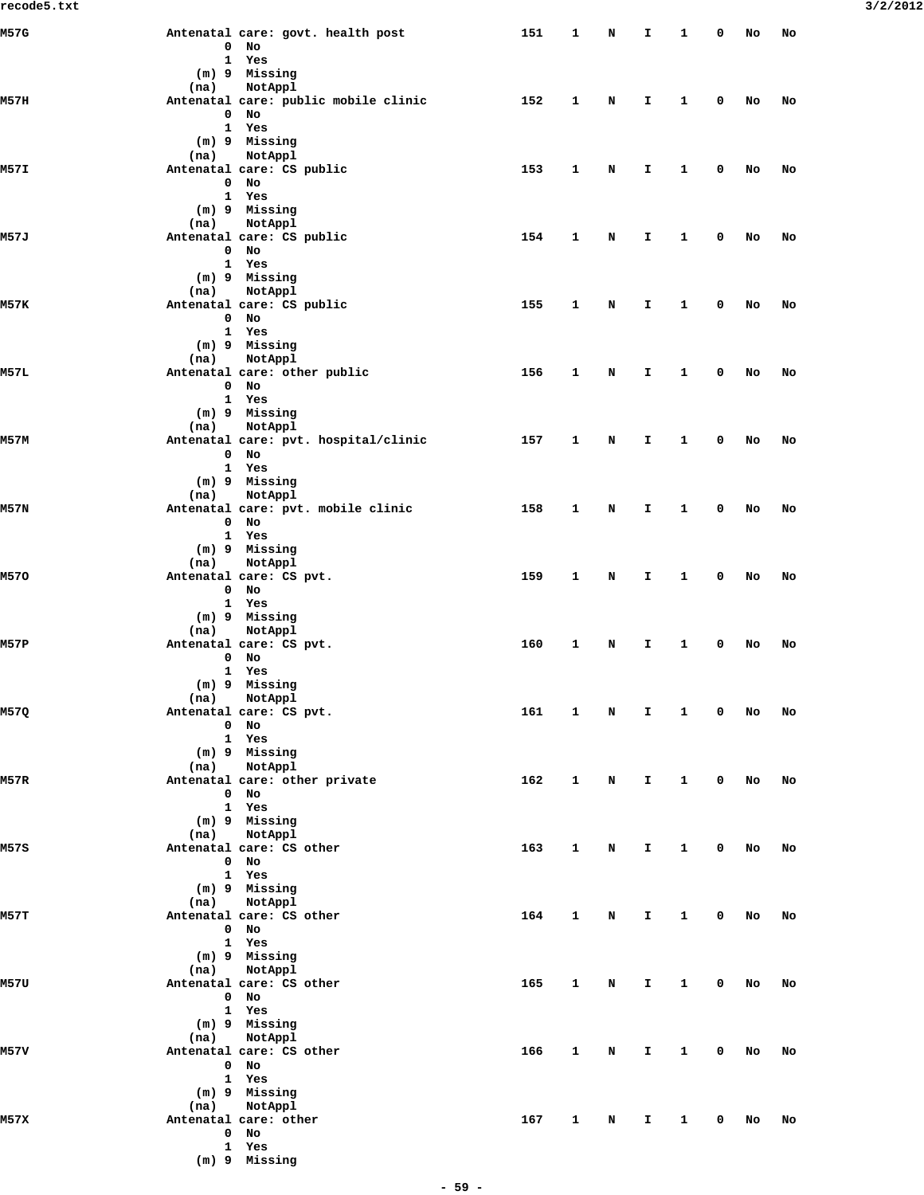```
M57G                    Antenatal care: govt. health post              151   1    N    I    1    0   No   No
                                0  No
                                1  Yes
                            (m) 9  Missing
                           (na)    NotAppl
M57H                    Antenatal care: public mobile clinic           152   1    N    I    1    0   No   No
                                0  No
                                1  Yes
                            (m) 9  Missing
                           (na)    NotAppl
M57I                    Antenatal care: CS public                      153   1    N    I    1    0   No   No
                                0  No
                                1  Yes
                            (m) 9  Missing
                           (na)    NotAppl
M57J                    Antenatal care: CS public                      154   1    N    I    1    0   No   No
                                0  No
                                1  Yes
                            (m) 9  Missing
                           (na)    NotAppl
M57K                    Antenatal care: CS public                      155   1    N    I    1    0   No   No
                                0  No
                                1  Yes
                            (m) 9  Missing
                           (na)    NotAppl
M57L                    Antenatal care: other public                   156   1    N    I    1    0   No   No
                                0  No
                                1  Yes
                            (m) 9  Missing
                           (na)    NotAppl
M57M                    Antenatal care: pvt. hospital/clinic           157   1    N    I    1    0   No   No
                                0  No
                                1  Yes
                            (m) 9  Missing
                           (na)    NotAppl
M57N                    Antenatal care: pvt. mobile clinic             158   1    N    I    1    0   No   No
                                0  No
                                1  Yes
                            (m) 9  Missing
                           (na)    NotAppl
M57O                    Antenatal care: CS pvt.                        159   1    N    I    1    0   No   No
                                0  No
                                1  Yes
                            (m) 9  Missing
                           (na)    NotAppl
M57P                    Antenatal care: CS pvt.                        160   1    N    I    1    0   No   No
                                0  No
                                1  Yes
                            (m) 9  Missing
                           (na)    NotAppl
M57Q                    Antenatal care: CS pvt.                        161   1    N    I    1    0   No   No
                                0  No
                                1  Yes
                            (m) 9  Missing
                           (na)    NotAppl
M57R                    Antenatal care: other private                  162   1    N    I    1    0   No   No
                                0  No
                                1  Yes
                            (m) 9  Missing
                           (na)    NotAppl
M57S                    Antenatal care: CS other                       163   1    N    I    1    0   No   No
                                0  No
                                1  Yes
                            (m) 9  Missing
                           (na)    NotAppl
M57T                    Antenatal care: CS other                       164   1    N    I    1    0   No   No
                                0  No
                                1  Yes
                            (m) 9  Missing
                           (na)    NotAppl
M57U                    Antenatal care: CS other                       165   1    N    I    1    0   No   No
                                0  No
                                1  Yes
                            (m) 9  Missing
                           (na)    NotAppl
M57V                    Antenatal care: CS other                       166   1    N    I    1    0   No   No
                                0  No
                                1  Yes
                            (m) 9  Missing
                           (na)    NotAppl
M57X                    Antenatal care: other                          167   1    N    I    1    0   No   No
                                0  No
                                1  Yes
                            (m) 9  Missing
```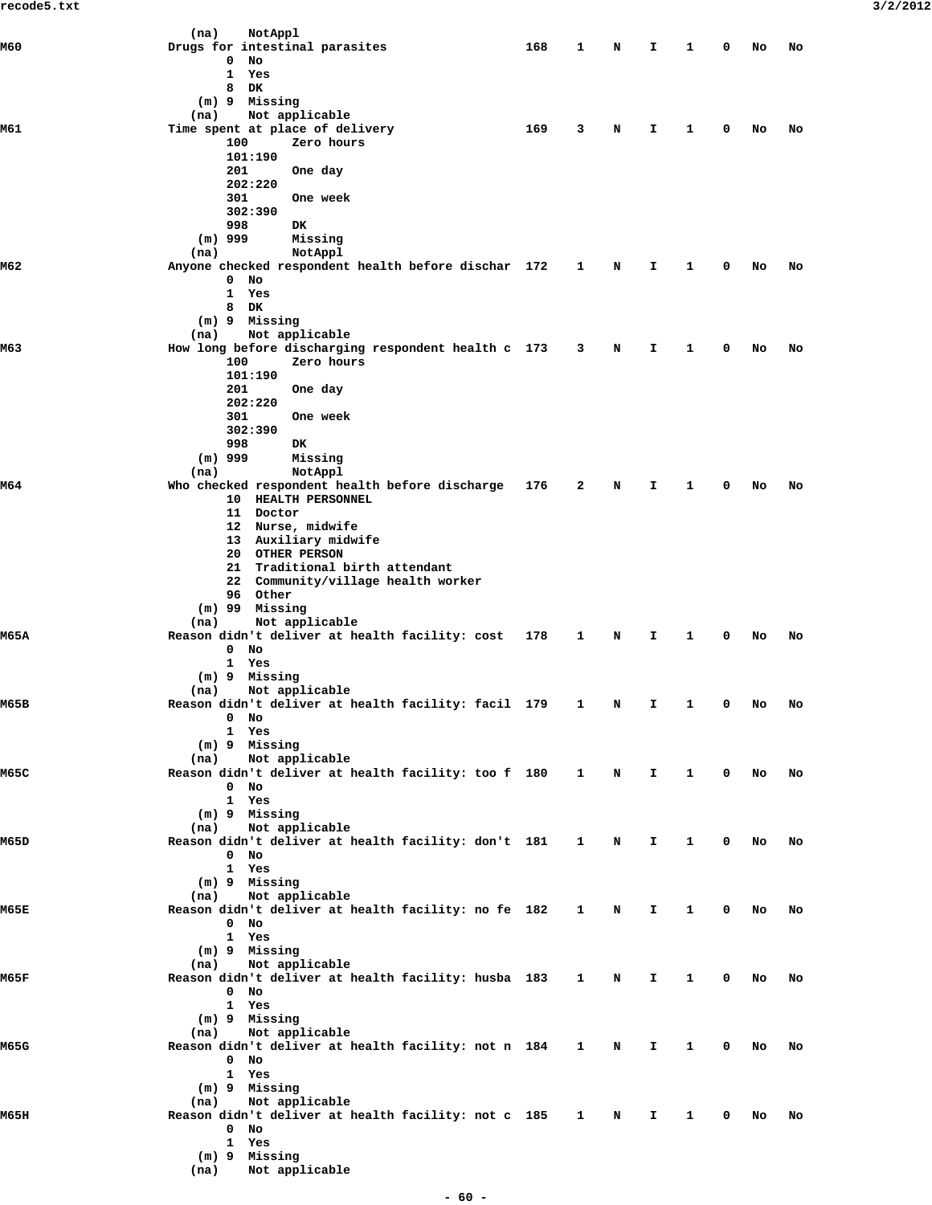```
                 (na)    NotAppl
M60              Drugs for intestinal parasites               168    1    N    I    1    0    No    No
                        0  No
                        1  Yes
                        8  DK
                    (m) 9  Missing
                   (na)    Not applicable
M61              Time spent at place of delivery              169    3    N    I    1    0    No    No
                        100      Zero hours
                        101:190
                        201      One day
                        202:220
                        301      One week
                        302:390
                        998      DK
                    (m) 999      Missing
                   (na)          NotAppl
M62              Anyone checked respondent health before dischar  172    1    N    I    1    0    No    No
                        0  No
                        1  Yes
                        8  DK
                    (m) 9  Missing
                   (na)    Not applicable
M63              How long before discharging respondent health c  173    3    N    I    1    0    No    No
                        100      Zero hours
                        101:190
                        201      One day
                        202:220
                        301      One week
                        302:390
                        998      DK
                    (m) 999      Missing
                   (na)          NotAppl
M64              Who checked respondent health before discharge   176    2    N    I    1    0    No    No
                        10  HEALTH PERSONNEL
                        11  Doctor
                        12  Nurse, midwife
                        13  Auxiliary midwife
                        20  OTHER PERSON
                        21  Traditional birth attendant
                        22  Community/village health worker
                        96  Other
                    (m) 99  Missing
                   (na)     Not applicable
M65A             Reason didn't deliver at health facility: cost   178    1    N    I    1    0    No    No
                        0  No
                        1  Yes
                    (m) 9  Missing
                   (na)    Not applicable
M65B             Reason didn't deliver at health facility: facil  179    1    N    I    1    0    No    No
                        0  No
                        1  Yes
                    (m) 9  Missing
                   (na)    Not applicable
M65C             Reason didn't deliver at health facility: too f  180    1    N    I    1    0    No    No
                        0  No
                        1  Yes
                    (m) 9  Missing
                   (na)    Not applicable
M65D             Reason didn't deliver at health facility: don't  181    1    N    I    1    0    No    No
                        0  No
                        1  Yes
                    (m) 9  Missing
                   (na)    Not applicable
M65E             Reason didn't deliver at health facility: no fe  182    1    N    I    1    0    No    No
                        0  No
                        1  Yes
                    (m) 9  Missing
                   (na)    Not applicable
M65F             Reason didn't deliver at health facility: husba  183    1    N    I    1    0    No    No
                        0  No
                        1  Yes
                    (m) 9  Missing
                   (na)    Not applicable
M65G             Reason didn't deliver at health facility: not n  184    1    N    I    1    0    No    No
                        0  No
                        1  Yes
                    (m) 9  Missing
                   (na)    Not applicable
M65H             Reason didn't deliver at health facility: not c  185    1    N    I    1    0    No    No
                        0  No
                        1  Yes
                    (m) 9  Missing
                   (na)    Not applicable
```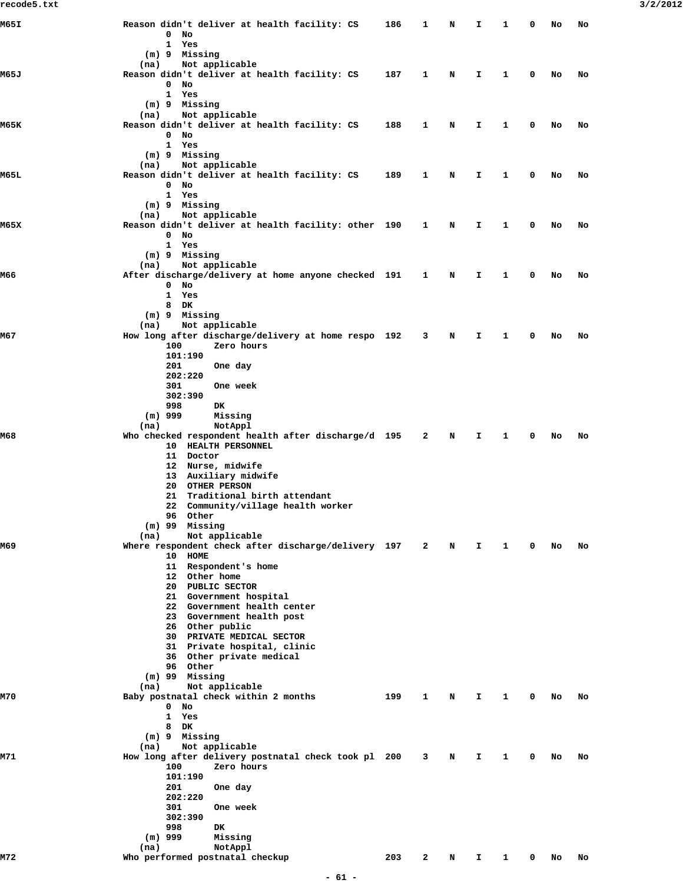```
M65I                 Reason didn't deliver at health facility: CS     186    1    N    I    1    0   No   No
                            0  No
                            1  Yes
                        (m) 9  Missing
                       (na)    Not applicable
M65J                 Reason didn't deliver at health facility: CS     187    1    N    I    1    0   No   No
                            0  No
                            1  Yes
                        (m) 9  Missing
                       (na)    Not applicable
M65K                 Reason didn't deliver at health facility: CS     188    1    N    I    1    0   No   No
                            0  No
                            1  Yes
                        (m) 9  Missing
                       (na)    Not applicable
M65L                 Reason didn't deliver at health facility: CS     189    1    N    I    1    0   No   No
                            0  No
                            1  Yes
                        (m) 9  Missing
                       (na)    Not applicable
M65X                 Reason didn't deliver at health facility: other  190    1    N    I    1    0   No   No
                            0  No
                            1  Yes
                        (m) 9  Missing
                       (na)    Not applicable
M66                  After discharge/delivery at home anyone checked  191    1    N    I    1    0   No   No
                            0  No
                            1  Yes
                            8  DK
                        (m) 9  Missing
                       (na)    Not applicable
M67                  How long after discharge/delivery at home respo  192    3    N    I    1    0   No   No
                            100      Zero hours
                            101:190
                            201      One day
                            202:220
                            301      One week
                            302:390
                            998      DK
                        (m) 999      Missing
                       (na)          NotAppl
M68                  Who checked respondent health after discharge/d  195    2    N    I    1    0   No   No
                            10  HEALTH PERSONNEL
                            11  Doctor
                            12  Nurse, midwife
                            13  Auxiliary midwife
                            20  OTHER PERSON
                            21  Traditional birth attendant
                            22  Community/village health worker
                            96  Other
                        (m) 99  Missing
                       (na)     Not applicable
M69                  Where respondent check after discharge/delivery  197    2    N    I    1    0   No   No
                            10  HOME
                            11  Respondent's home
                            12  Other home
                            20  PUBLIC SECTOR
                            21  Government hospital
                            22  Government health center
                            23  Government health post
                            26  Other public
                            30  PRIVATE MEDICAL SECTOR
                            31  Private hospital, clinic
                            36  Other private medical
                            96  Other
                        (m) 99  Missing
                       (na)     Not applicable
M70                  Baby postnatal check within 2 months             199    1    N    I    1    0   No   No
                            0  No
                            1  Yes
                            8  DK
                        (m) 9  Missing
                       (na)    Not applicable
M71                  How long after delivery postnatal check took pl  200    3    N    I    1    0   No   No
                            100      Zero hours
                            101:190
                            201      One day
                            202:220
                            301      One week
                            302:390
                            998      DK
                        (m) 999      Missing
                       (na)          NotAppl
M72                  Who performed postnatal checkup                  203    2    N    I    1    0   No   No
```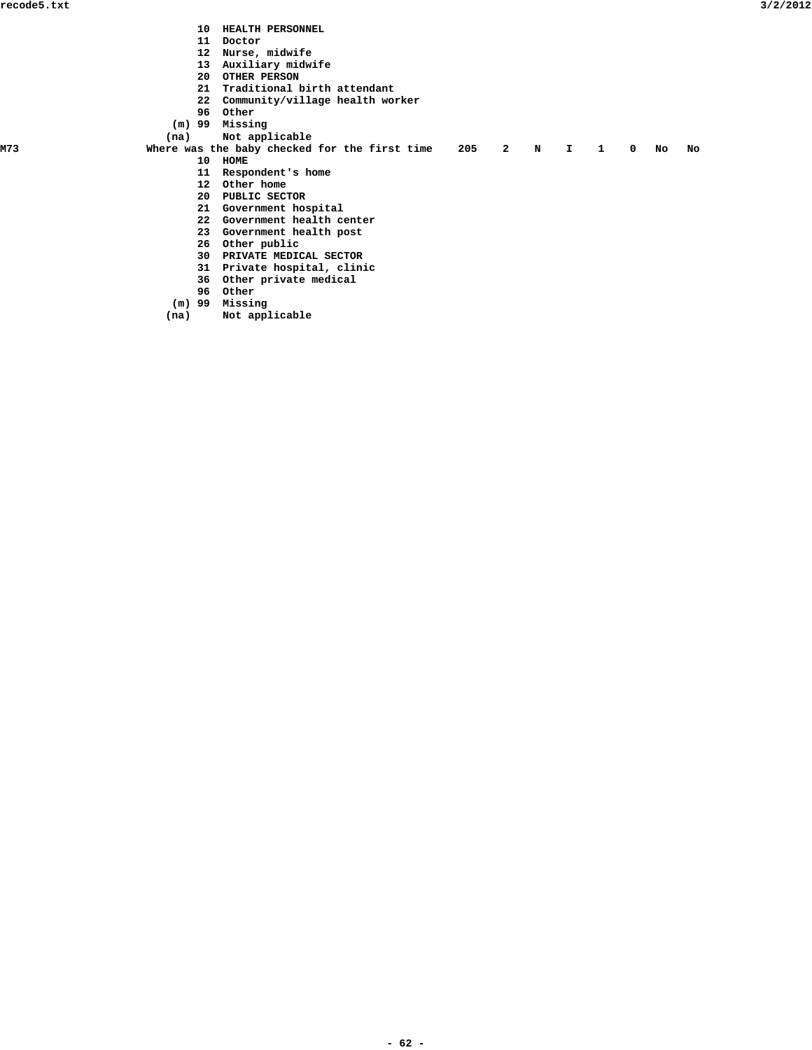```
                              10  HEALTH PERSONNEL
                              11  Doctor
                              12  Nurse, midwife
                              13  Auxiliary midwife
                              20  OTHER PERSON
                              21  Traditional birth attendant
                              22  Community/village health worker
                              96  Other
                          (m) 99  Missing
                         (na)     Not applicable
M73                 Where was the baby checked for the first time    205    2    N    I    1    0   No   No
                              10  HOME
                              11  Respondent's home
                              12  Other home
                              20  PUBLIC SECTOR
                              21  Government hospital
                              22  Government health center
                              23  Government health post
                              26  Other public
                              30  PRIVATE MEDICAL SECTOR
                              31  Private hospital, clinic
                              36  Other private medical
                              96  Other
                          (m) 99  Missing
                         (na)     Not applicable
```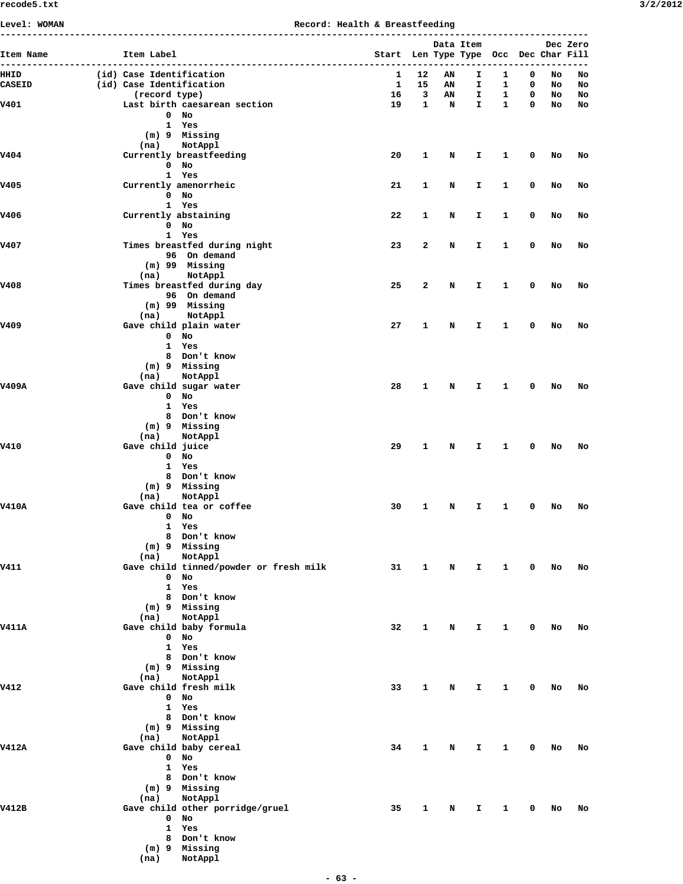Level: WOMAN Record: Health & Breastfeeding

```
---------------------------------------------------------------------------------------------------------
                                                                             Data Item           Dec Zero
Item Name             Item Label                                   Start  Len Type Type  Occ  Dec Char Fill
---------------------------------------------------------------------------------------------------------
HHID             (id) Case Identification                              1   12   AN    I    1    0   No   No
CASEID           (id) Case Identification                              1   15   AN    I    1    0   No   No
                        (record type)                                 16    3   AN    I    1    0   No   No
V401                  Last birth caesarean section                    19    1    N    I    1    0   No   No
                              0  No
                              1  Yes
                          (m) 9  Missing
                        (na)     NotAppl
V404                  Currently breastfeeding                         20    1    N    I    1    0   No   No
                              0  No
                              1  Yes
V405                  Currently amenorrheic                           21    1    N    I    1    0   No   No
                              0  No
                              1  Yes
V406                  Currently abstaining                            22    1    N    I    1    0   No   No
                              0  No
                              1  Yes
V407                  Times breastfed during night                    23    2    N    I    1    0   No   No
                              96  On demand
                          (m) 99  Missing
                        (na)      NotAppl
V408                  Times breastfed during day                      25    2    N    I    1    0   No   No
                              96  On demand
                          (m) 99  Missing
                        (na)      NotAppl
V409                  Gave child plain water                          27    1    N    I    1    0   No   No
                              0  No
                              1  Yes
                              8  Don't know
                          (m) 9  Missing
                        (na)     NotAppl
V409A                 Gave child sugar water                          28    1    N    I    1    0   No   No
                              0  No
                              1  Yes
                              8  Don't know
                          (m) 9  Missing
                        (na)     NotAppl
V410                  Gave child juice                                29    1    N    I    1    0   No   No
                              0  No
                              1  Yes
                              8  Don't know
                          (m) 9  Missing
                        (na)     NotAppl
V410A                 Gave child tea or coffee                        30    1    N    I    1    0   No   No
                              0  No
                              1  Yes
                              8  Don't know
                          (m) 9  Missing
                        (na)     NotAppl
V411                  Gave child tinned/powder or fresh milk          31    1    N    I    1    0   No   No
                              0  No
                              1  Yes
                              8  Don't know
                          (m) 9  Missing
                        (na)     NotAppl
V411A                 Gave child baby formula                         32    1    N    I    1    0   No   No
                              0  No
                              1  Yes
                              8  Don't know
                          (m) 9  Missing
                        (na)     NotAppl
V412                  Gave child fresh milk                           33    1    N    I    1    0   No   No
                              0  No
                              1  Yes
                              8  Don't know
                          (m) 9  Missing
                        (na)     NotAppl
V412A                 Gave child baby cereal                          34    1    N    I    1    0   No   No
                              0  No
                              1  Yes
                              8  Don't know
                          (m) 9  Missing
                        (na)     NotAppl
V412B                 Gave child other porridge/gruel                 35    1    N    I    1    0   No   No
                              0  No
                              1  Yes
                              8  Don't know
                          (m) 9  Missing
                        (na)     NotAppl
```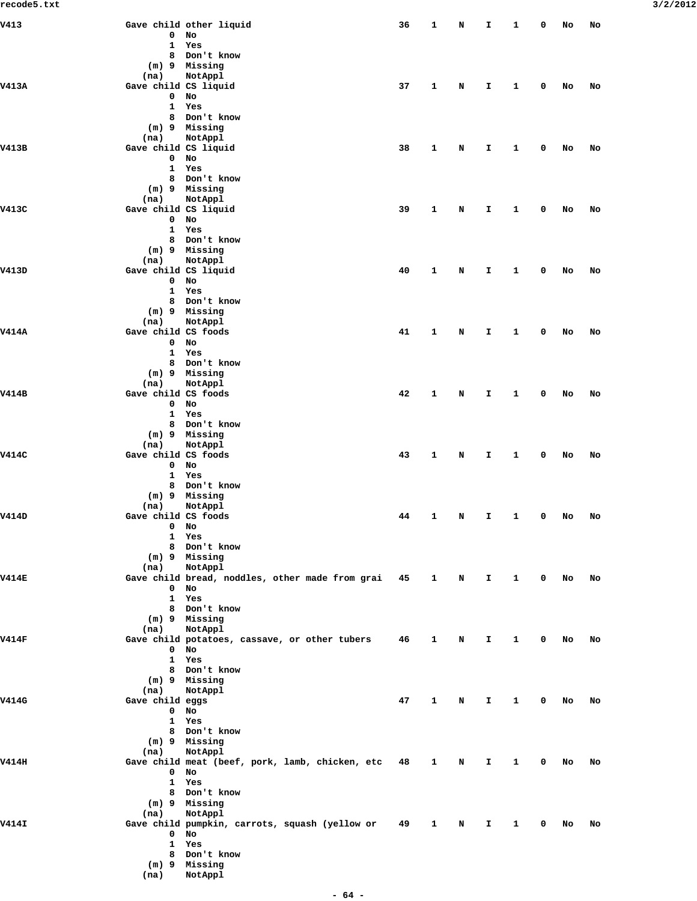```
V413                  Gave child other liquid                       36    1    N    I    1    0    No   No
                             0  No
                             1  Yes
                             8  Don't know
                         (m) 9  Missing
                        (na)    NotAppl
V413A                 Gave child CS liquid                          37    1    N    I    1    0    No   No
                             0  No
                             1  Yes
                             8  Don't know
                         (m) 9  Missing
                        (na)    NotAppl
V413B                 Gave child CS liquid                          38    1    N    I    1    0    No   No
                             0  No
                             1  Yes
                             8  Don't know
                         (m) 9  Missing
                        (na)    NotAppl
V413C                 Gave child CS liquid                          39    1    N    I    1    0    No   No
                             0  No
                             1  Yes
                             8  Don't know
                         (m) 9  Missing
                        (na)    NotAppl
V413D                 Gave child CS liquid                          40    1    N    I    1    0    No   No
                             0  No
                             1  Yes
                             8  Don't know
                         (m) 9  Missing
                        (na)    NotAppl
V414A                 Gave child CS foods                           41    1    N    I    1    0    No   No
                             0  No
                             1  Yes
                             8  Don't know
                         (m) 9  Missing
                        (na)    NotAppl
V414B                 Gave child CS foods                           42    1    N    I    1    0    No   No
                             0  No
                             1  Yes
                             8  Don't know
                         (m) 9  Missing
                        (na)    NotAppl
V414C                 Gave child CS foods                           43    1    N    I    1    0    No   No
                             0  No
                             1  Yes
                             8  Don't know
                         (m) 9  Missing
                        (na)    NotAppl
V414D                 Gave child CS foods                           44    1    N    I    1    0    No   No
                             0  No
                             1  Yes
                             8  Don't know
                         (m) 9  Missing
                        (na)    NotAppl
V414E                 Gave child bread, noddles, other made from grai   45    1    N    I    1    0    No   No
                             0  No
                             1  Yes
                             8  Don't know
                         (m) 9  Missing
                        (na)    NotAppl
V414F                 Gave child potatoes, cassave, or other tubers     46    1    N    I    1    0    No   No
                             0  No
                             1  Yes
                             8  Don't know
                         (m) 9  Missing
                        (na)    NotAppl
V414G                 Gave child eggs                               47    1    N    I    1    0    No   No
                             0  No
                             1  Yes
                             8  Don't know
                         (m) 9  Missing
                        (na)    NotAppl
V414H                 Gave child meat (beef, pork, lamb, chicken, etc   48    1    N    I    1    0    No   No
                             0  No
                             1  Yes
                             8  Don't know
                         (m) 9  Missing
                        (na)    NotAppl
V414I                 Gave child pumpkin, carrots, squash (yellow or    49    1    N    I    1    0    No   No
                             0  No
                             1  Yes
                             8  Don't know
                         (m) 9  Missing
                        (na)    NotAppl
```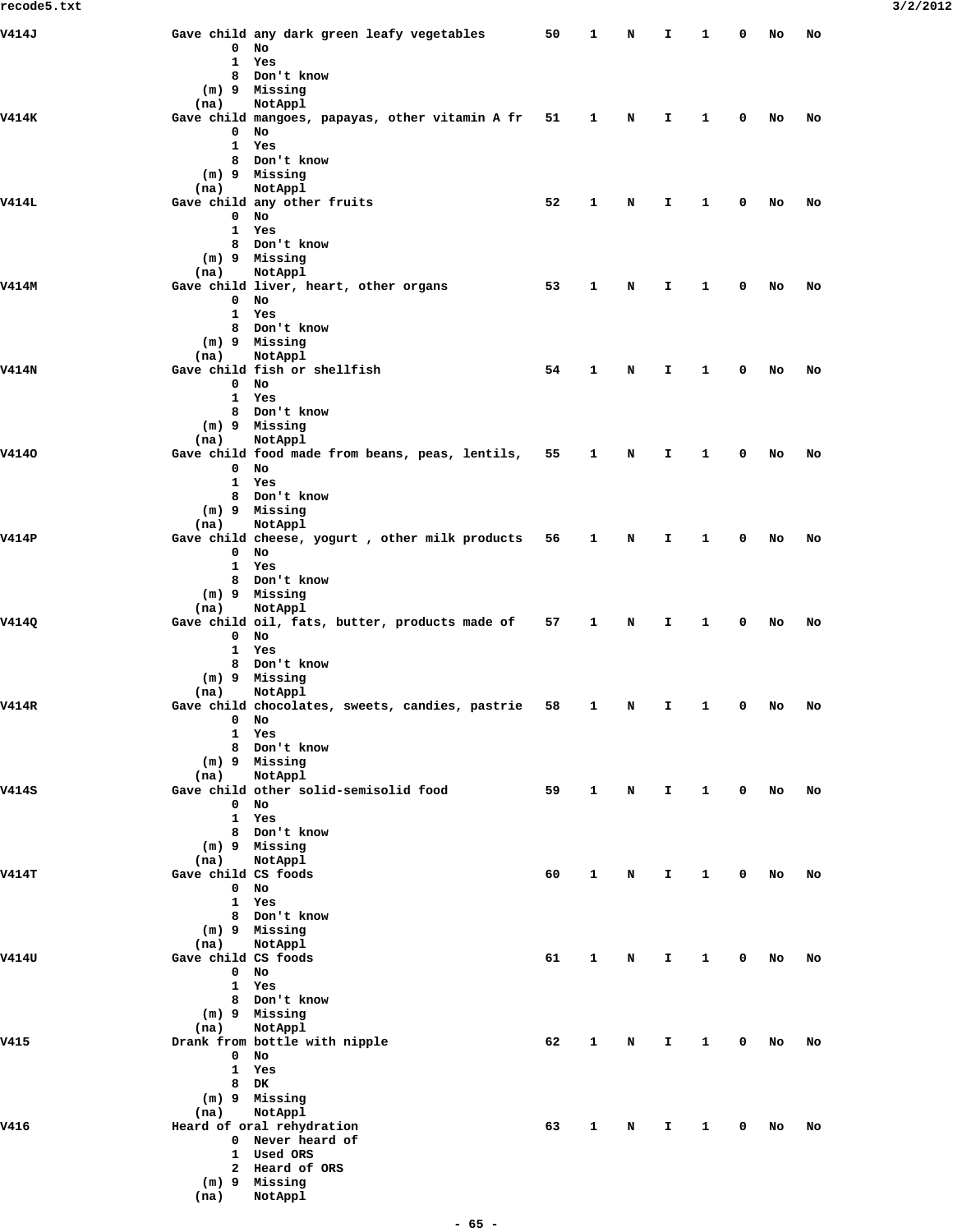```
V414J                Gave child any dark green leafy vegetables       50    1    N    I    1    0   No   No
                            0  No
                            1  Yes
                            8  Don't know
                        (m) 9  Missing
                       (na)    NotAppl
V414K                Gave child mangoes, papayas, other vitamin A fr   51    1    N    I    1    0   No   No
                            0  No
                            1  Yes
                            8  Don't know
                        (m) 9  Missing
                       (na)    NotAppl
V414L                Gave child any other fruits                      52    1    N    I    1    0   No   No
                            0  No
                            1  Yes
                            8  Don't know
                        (m) 9  Missing
                       (na)    NotAppl
V414M                Gave child liver, heart, other organs            53    1    N    I    1    0   No   No
                            0  No
                            1  Yes
                            8  Don't know
                        (m) 9  Missing
                       (na)    NotAppl
V414N                Gave child fish or shellfish                     54    1    N    I    1    0   No   No
                            0  No
                            1  Yes
                            8  Don't know
                        (m) 9  Missing
                       (na)    NotAppl
V414O                Gave child food made from beans, peas, lentils,  55    1    N    I    1    0   No   No
                            0  No
                            1  Yes
                            8  Don't know
                        (m) 9  Missing
                       (na)    NotAppl
V414P                Gave child cheese, yogurt , other milk products  56    1    N    I    1    0   No   No
                            0  No
                            1  Yes
                            8  Don't know
                        (m) 9  Missing
                       (na)    NotAppl
V414Q                Gave child oil, fats, butter, products made of   57    1    N    I    1    0   No   No
                            0  No
                            1  Yes
                            8  Don't know
                        (m) 9  Missing
                       (na)    NotAppl
V414R                Gave child chocolates, sweets, candies, pastrie  58    1    N    I    1    0   No   No
                            0  No
                            1  Yes
                            8  Don't know
                        (m) 9  Missing
                       (na)    NotAppl
V414S                Gave child other solid-semisolid food            59    1    N    I    1    0   No   No
                            0  No
                            1  Yes
                            8  Don't know
                        (m) 9  Missing
                       (na)    NotAppl
V414T                Gave child CS foods                              60    1    N    I    1    0   No   No
                            0  No
                            1  Yes
                            8  Don't know
                        (m) 9  Missing
                       (na)    NotAppl
V414U                Gave child CS foods                              61    1    N    I    1    0   No   No
                            0  No
                            1  Yes
                            8  Don't know
                        (m) 9  Missing
                       (na)    NotAppl
V415                 Drank from bottle with nipple                    62    1    N    I    1    0   No   No
                            0  No
                            1  Yes
                            8  DK
                        (m) 9  Missing
                       (na)    NotAppl
V416                 Heard of oral rehydration                        63    1    N    I    1    0   No   No
                            0  Never heard of
                            1  Used ORS
                            2  Heard of ORS
                        (m) 9  Missing
                       (na)    NotAppl
```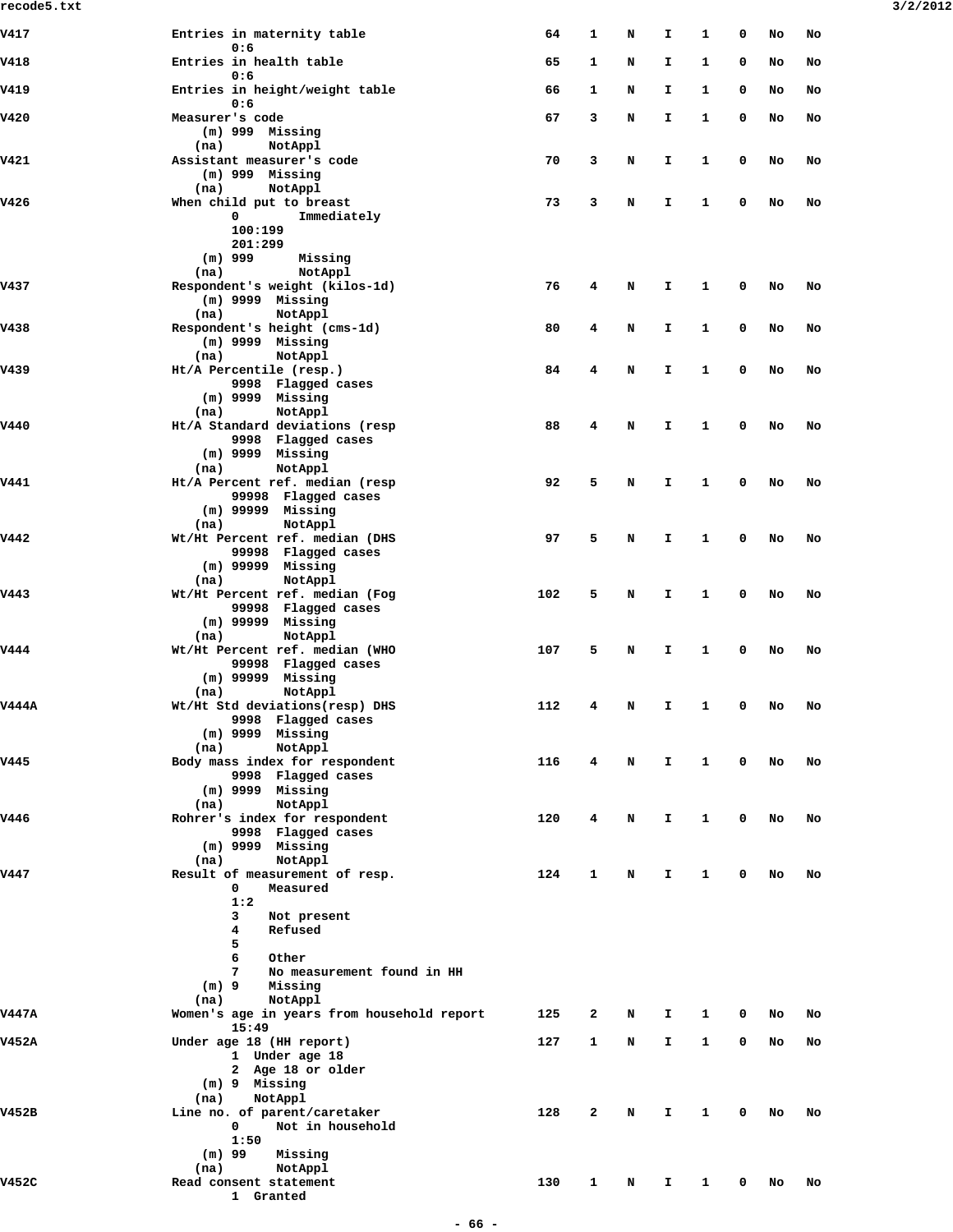```
V417                  Entries in maternity table                    64    1    N    I    1    0   No   No
                             0:6
V418                  Entries in health table                       65    1    N    I    1    0   No   No
                             0:6
V419                  Entries in height/weight table                66    1    N    I    1    0   No   No
                             0:6
V420                  Measurer's code                               67    3    N    I    1    0   No   No
                          (m) 999  Missing
                         (na)      NotAppl
V421                  Assistant measurer's code                     70    3    N    I    1    0   No   No
                          (m) 999  Missing
                         (na)      NotAppl
V426                  When child put to breast                      73    3    N    I    1    0   No   No
                             0        Immediately
                             100:199
                             201:299
                          (m) 999      Missing
                         (na)          NotAppl
V437                  Respondent's weight (kilos-1d)                76    4    N    I    1    0   No   No
                          (m) 9999  Missing
                         (na)       NotAppl
V438                  Respondent's height (cms-1d)                  80    4    N    I    1    0   No   No
                          (m) 9999  Missing
                         (na)       NotAppl
V439                  Ht/A Percentile (resp.)                       84    4    N    I    1    0   No   No
                             9998  Flagged cases
                          (m) 9999  Missing
                         (na)       NotAppl
V440                  Ht/A Standard deviations (resp                88    4    N    I    1    0   No   No
                             9998  Flagged cases
                          (m) 9999  Missing
                         (na)       NotAppl
V441                  Ht/A Percent ref. median (resp                92    5    N    I    1    0   No   No
                             99998  Flagged cases
                          (m) 99999  Missing
                         (na)        NotAppl
V442                  Wt/Ht Percent ref. median (DHS                97    5    N    I    1    0   No   No
                             99998  Flagged cases
                          (m) 99999  Missing
                         (na)        NotAppl
V443                  Wt/Ht Percent ref. median (Fog               102    5    N    I    1    0   No   No
                             99998  Flagged cases
                          (m) 99999  Missing
                         (na)        NotAppl
V444                  Wt/Ht Percent ref. median (WHO               107    5    N    I    1    0   No   No
                             99998  Flagged cases
                          (m) 99999  Missing
                         (na)        NotAppl
V444A                 Wt/Ht Std deviations(resp) DHS               112    4    N    I    1    0   No   No
                             9998  Flagged cases
                          (m) 9999  Missing
                         (na)       NotAppl
V445                  Body mass index for respondent               116    4    N    I    1    0   No   No
                             9998  Flagged cases
                          (m) 9999  Missing
                         (na)       NotAppl
V446                  Rohrer's index for respondent                120    4    N    I    1    0   No   No
                             9998  Flagged cases
                          (m) 9999  Missing
                         (na)       NotAppl
V447                  Result of measurement of resp.               124    1    N    I    1    0   No   No
                             0    Measured
                             1:2
                             3    Not present
                             4    Refused
                             5
                             6    Other
                             7    No measurement found in HH
                          (m) 9    Missing
                         (na)      NotAppl
V447A                 Women's age in years from household report   125    2    N    I    1    0   No   No
                             15:49
V452A                 Under age 18 (HH report)                     127    1    N    I    1    0   No   No
                             1  Under age 18
                             2  Age 18 or older
                          (m) 9  Missing
                         (na)    NotAppl
V452B                 Line no. of parent/caretaker                 128    2    N    I    1    0   No   No
                             0     Not in household
                             1:50
                          (m) 99    Missing
                         (na)       NotAppl
V452C                 Read consent statement                       130    1    N    I    1    0   No   No
                             1  Granted
```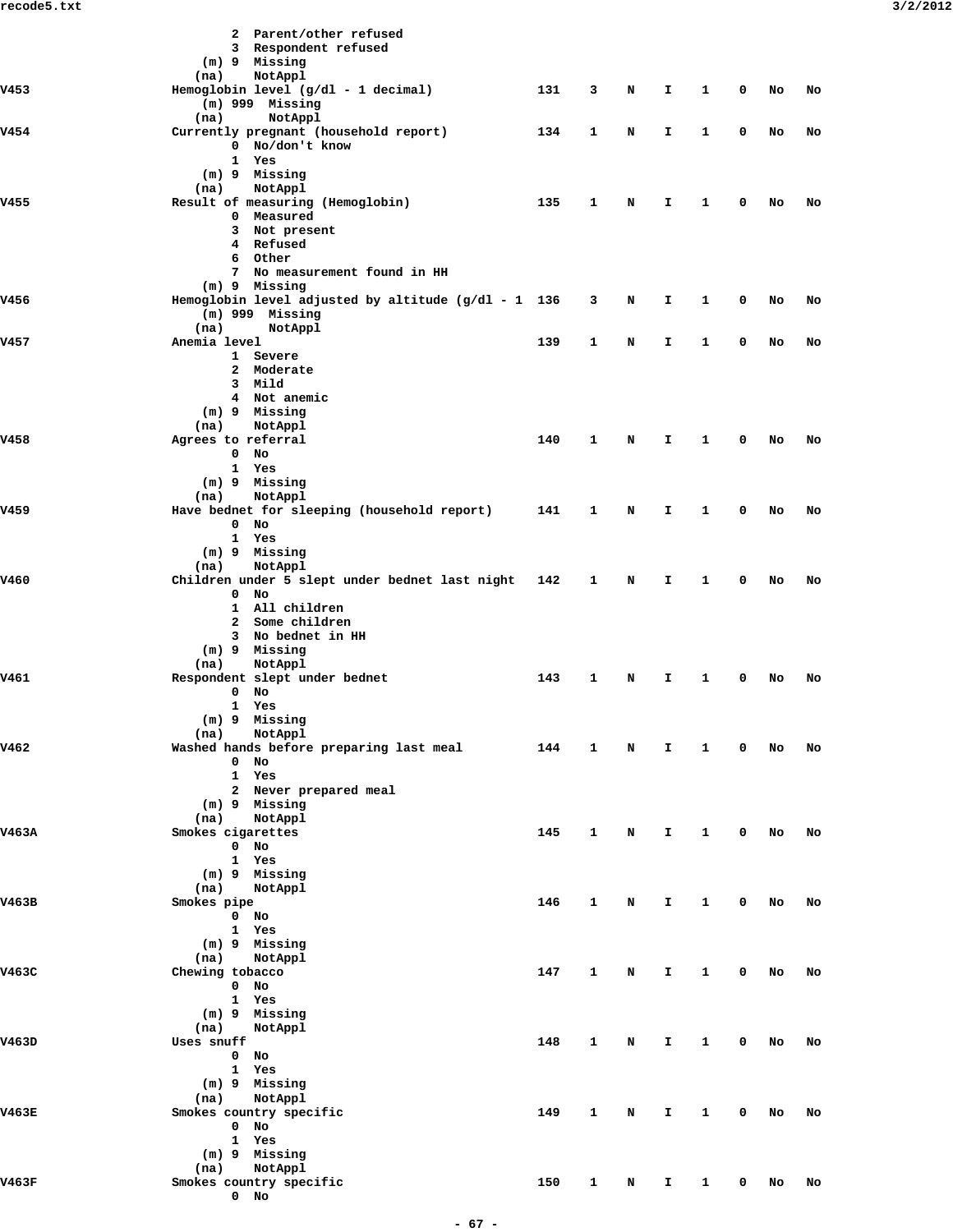```
                        2  Parent/other refused
                        3  Respondent refused
                    (m) 9  Missing
                   (na)    NotAppl
V453            Hemoglobin level (g/dl - 1 decimal)            131    3    N    I    1    0   No   No
                    (m) 999  Missing
                   (na)      NotAppl
V454            Currently pregnant (household report)          134    1    N    I    1    0   No   No
                        0  No/don't know
                        1  Yes
                    (m) 9  Missing
                   (na)    NotAppl
V455            Result of measuring (Hemoglobin)               135    1    N    I    1    0   No   No
                        0  Measured
                        3  Not present
                        4  Refused
                        6  Other
                        7  No measurement found in HH
                    (m) 9  Missing
V456            Hemoglobin level adjusted by altitude (g/dl - 1 136   3    N    I    1    0   No   No
                    (m) 999  Missing
                   (na)      NotAppl
V457            Anemia level                                   139    1    N    I    1    0   No   No
                        1  Severe
                        2  Moderate
                        3  Mild
                        4  Not anemic
                    (m) 9  Missing
                   (na)    NotAppl
V458            Agrees to referral                             140    1    N    I    1    0   No   No
                        0  No
                        1  Yes
                    (m) 9  Missing
                   (na)    NotAppl
V459            Have bednet for sleeping (household report)    141    1    N    I    1    0   No   No
                        0  No
                        1  Yes
                    (m) 9  Missing
                   (na)    NotAppl
V460            Children under 5 slept under bednet last night 142    1    N    I    1    0   No   No
                        0  No
                        1  All children
                        2  Some children
                        3  No bednet in HH
                    (m) 9  Missing
                   (na)    NotAppl
V461            Respondent slept under bednet                  143    1    N    I    1    0   No   No
                        0  No
                        1  Yes
                    (m) 9  Missing
                   (na)    NotAppl
V462            Washed hands before preparing last meal        144    1    N    I    1    0   No   No
                        0  No
                        1  Yes
                        2  Never prepared meal
                    (m) 9  Missing
                   (na)    NotAppl
V463A           Smokes cigarettes                              145    1    N    I    1    0   No   No
                        0  No
                        1  Yes
                    (m) 9  Missing
                   (na)    NotAppl
V463B           Smokes pipe                                    146    1    N    I    1    0   No   No
                        0  No
                        1  Yes
                    (m) 9  Missing
                   (na)    NotAppl
V463C           Chewing tobacco                                147    1    N    I    1    0   No   No
                        0  No
                        1  Yes
                    (m) 9  Missing
                   (na)    NotAppl
V463D           Uses snuff                                     148    1    N    I    1    0   No   No
                        0  No
                        1  Yes
                    (m) 9  Missing
                   (na)    NotAppl
V463E           Smokes country specific                        149    1    N    I    1    0   No   No
                        0  No
                        1  Yes
                    (m) 9  Missing
                   (na)    NotAppl
V463F           Smokes country specific                        150    1    N    I    1    0   No   No
                        0  No
```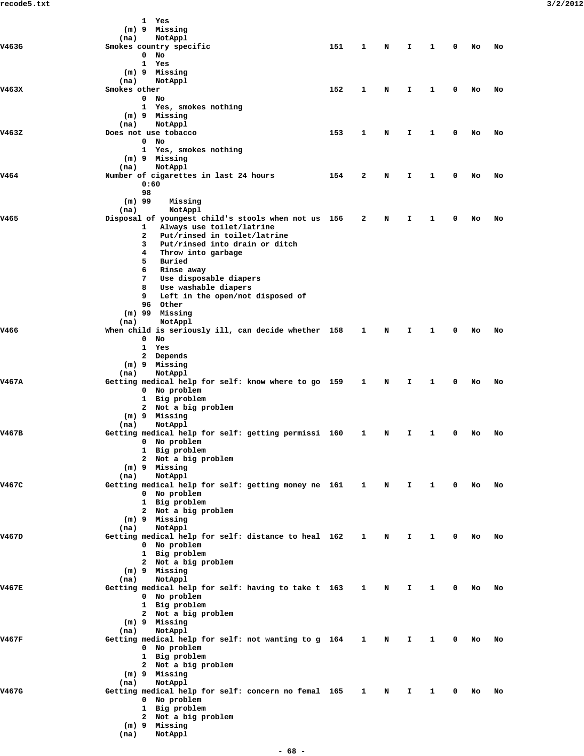```
                1  Yes
            (m) 9  Missing
           (na)    NotAppl
V463G           Smokes country specific                    151    1    N    I    1    0   No   No
                0  No
                1  Yes
            (m) 9  Missing
           (na)    NotAppl
V463X           Smokes other                               152    1    N    I    1    0   No   No
                0  No
                1  Yes, smokes nothing
            (m) 9  Missing
           (na)    NotAppl
V463Z           Does not use tobacco                       153    1    N    I    1    0   No   No
                0  No
                1  Yes, smokes nothing
            (m) 9  Missing
           (na)    NotAppl
V464            Number of cigarettes in last 24 hours      154    2    N    I    1    0   No   No
                0:60
                98
            (m) 99    Missing
           (na)       NotAppl
V465            Disposal of youngest child's stools when not us  156    2    N    I    1    0   No   No
                1   Always use toilet/latrine
                2   Put/rinsed in toilet/latrine
                3   Put/rinsed into drain or ditch
                4   Throw into garbage
                5   Buried
                6   Rinse away
                7   Use disposable diapers
                8   Use washable diapers
                9   Left in the open/not disposed of
                96  Other
            (m) 99  Missing
           (na)     NotAppl
V466            When child is seriously ill, can decide whether  158    1    N    I    1    0   No   No
                0  No
                1  Yes
                2  Depends
            (m) 9  Missing
           (na)    NotAppl
V467A           Getting medical help for self: know where to go  159    1    N    I    1    0   No   No
                0  No problem
                1  Big problem
                2  Not a big problem
            (m) 9  Missing
           (na)    NotAppl
V467B           Getting medical help for self: getting permissi  160    1    N    I    1    0   No   No
                0  No problem
                1  Big problem
                2  Not a big problem
            (m) 9  Missing
           (na)    NotAppl
V467C           Getting medical help for self: getting money ne  161    1    N    I    1    0   No   No
                0  No problem
                1  Big problem
                2  Not a big problem
            (m) 9  Missing
           (na)    NotAppl
V467D           Getting medical help for self: distance to heal  162    1    N    I    1    0   No   No
                0  No problem
                1  Big problem
                2  Not a big problem
            (m) 9  Missing
           (na)    NotAppl
V467E           Getting medical help for self: having to take t  163    1    N    I    1    0   No   No
                0  No problem
                1  Big problem
                2  Not a big problem
            (m) 9  Missing
           (na)    NotAppl
V467F           Getting medical help for self: not wanting to g  164    1    N    I    1    0   No   No
                0  No problem
                1  Big problem
                2  Not a big problem
            (m) 9  Missing
           (na)    NotAppl
V467G           Getting medical help for self: concern no femal  165    1    N    I    1    0   No   No
                0  No problem
                1  Big problem
                2  Not a big problem
            (m) 9  Missing
           (na)    NotAppl
```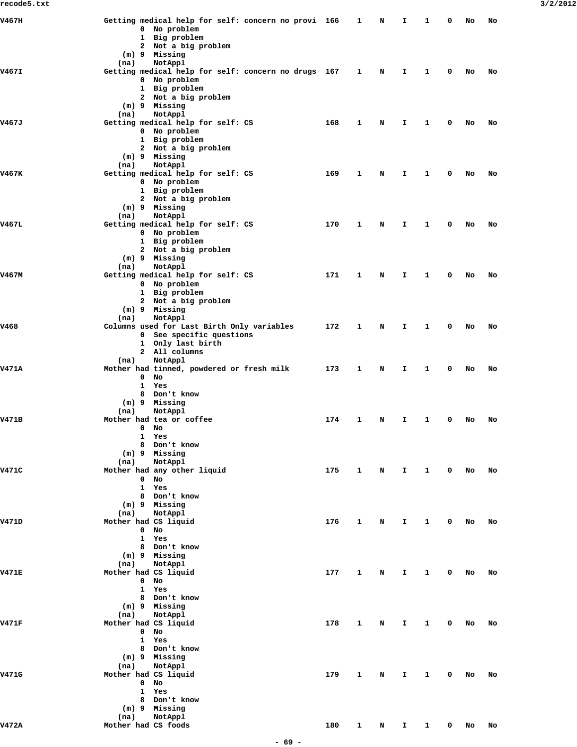```
V467H                Getting medical help for self: concern no provi  166    1    N    I    1    0   No   No
                            0  No problem
                            1  Big problem
                            2  Not a big problem
                        (m) 9  Missing
                       (na)    NotAppl
V467I                Getting medical help for self: concern no drugs  167    1    N    I    1    0   No   No
                            0  No problem
                            1  Big problem
                            2  Not a big problem
                        (m) 9  Missing
                       (na)    NotAppl
V467J                Getting medical help for self: CS                168    1    N    I    1    0   No   No
                            0  No problem
                            1  Big problem
                            2  Not a big problem
                        (m) 9  Missing
                       (na)    NotAppl
V467K                Getting medical help for self: CS                169    1    N    I    1    0   No   No
                            0  No problem
                            1  Big problem
                            2  Not a big problem
                        (m) 9  Missing
                       (na)    NotAppl
V467L                Getting medical help for self: CS                170    1    N    I    1    0   No   No
                            0  No problem
                            1  Big problem
                            2  Not a big problem
                        (m) 9  Missing
                       (na)    NotAppl
V467M                Getting medical help for self: CS                171    1    N    I    1    0   No   No
                            0  No problem
                            1  Big problem
                            2  Not a big problem
                        (m) 9  Missing
                       (na)    NotAppl
V468                 Columns used for Last Birth Only variables       172    1    N    I    1    0   No   No
                            0  See specific questions
                            1  Only last birth
                            2  All columns
                       (na)    NotAppl
V471A                Mother had tinned, powdered or fresh milk        173    1    N    I    1    0   No   No
                            0  No
                            1  Yes
                            8  Don't know
                        (m) 9  Missing
                       (na)    NotAppl
V471B                Mother had tea or coffee                         174    1    N    I    1    0   No   No
                            0  No
                            1  Yes
                            8  Don't know
                        (m) 9  Missing
                       (na)    NotAppl
V471C                Mother had any other liquid                      175    1    N    I    1    0   No   No
                            0  No
                            1  Yes
                            8  Don't know
                        (m) 9  Missing
                       (na)    NotAppl
V471D                Mother had CS liquid                             176    1    N    I    1    0   No   No
                            0  No
                            1  Yes
                            8  Don't know
                        (m) 9  Missing
                       (na)    NotAppl
V471E                Mother had CS liquid                             177    1    N    I    1    0   No   No
                            0  No
                            1  Yes
                            8  Don't know
                        (m) 9  Missing
                       (na)    NotAppl
V471F                Mother had CS liquid                             178    1    N    I    1    0   No   No
                            0  No
                            1  Yes
                            8  Don't know
                        (m) 9  Missing
                       (na)    NotAppl
V471G                Mother had CS liquid                             179    1    N    I    1    0   No   No
                            0  No
                            1  Yes
                            8  Don't know
                        (m) 9  Missing
                       (na)    NotAppl
V472A                Mother had CS foods                              180    1    N    I    1    0   No   No
```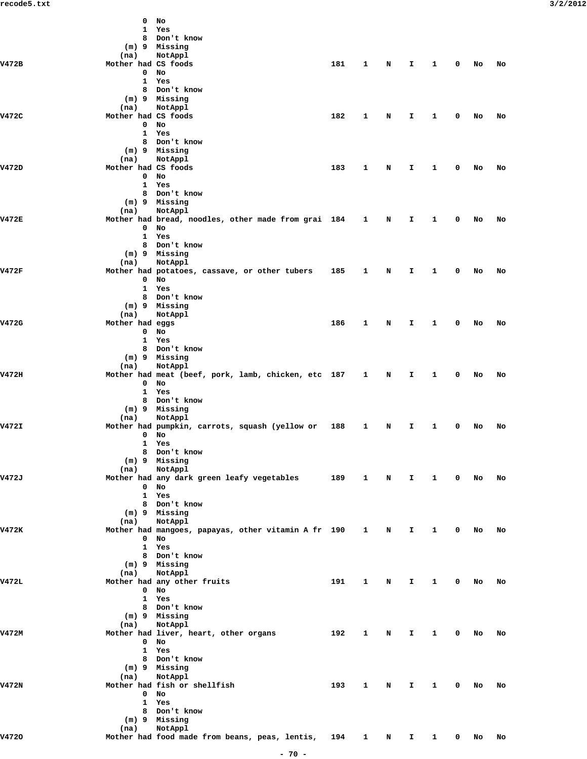```
                     0  No
                     1  Yes
                     8  Don't know
                 (m) 9  Missing
                (na)    NotAppl
V472B           Mother had CS foods                          181    1    N    I    1    0   No   No
                     0  No
                     1  Yes
                     8  Don't know
                 (m) 9  Missing
                (na)    NotAppl
V472C           Mother had CS foods                          182    1    N    I    1    0   No   No
                     0  No
                     1  Yes
                     8  Don't know
                 (m) 9  Missing
                (na)    NotAppl
V472D           Mother had CS foods                          183    1    N    I    1    0   No   No
                     0  No
                     1  Yes
                     8  Don't know
                 (m) 9  Missing
                (na)    NotAppl
V472E           Mother had bread, noodles, other made from grai  184    1    N    I    1    0   No   No
                     0  No
                     1  Yes
                     8  Don't know
                 (m) 9  Missing
                (na)    NotAppl
V472F           Mother had potatoes, cassave, or other tubers    185    1    N    I    1    0   No   No
                     0  No
                     1  Yes
                     8  Don't know
                 (m) 9  Missing
                (na)    NotAppl
V472G           Mother had eggs                              186    1    N    I    1    0   No   No
                     0  No
                     1  Yes
                     8  Don't know
                 (m) 9  Missing
                (na)    NotAppl
V472H           Mother had meat (beef, pork, lamb, chicken, etc  187    1    N    I    1    0   No   No
                     0  No
                     1  Yes
                     8  Don't know
                 (m) 9  Missing
                (na)    NotAppl
V472I           Mother had pumpkin, carrots, squash (yellow or   188    1    N    I    1    0   No   No
                     0  No
                     1  Yes
                     8  Don't know
                 (m) 9  Missing
                (na)    NotAppl
V472J           Mother had any dark green leafy vegetables       189    1    N    I    1    0   No   No
                     0  No
                     1  Yes
                     8  Don't know
                 (m) 9  Missing
                (na)    NotAppl
V472K           Mother had mangoes, papayas, other vitamin A fr  190    1    N    I    1    0   No   No
                     0  No
                     1  Yes
                     8  Don't know
                 (m) 9  Missing
                (na)    NotAppl
V472L           Mother had any other fruits                  191    1    N    I    1    0   No   No
                     0  No
                     1  Yes
                     8  Don't know
                 (m) 9  Missing
                (na)    NotAppl
V472M           Mother had liver, heart, other organs        192    1    N    I    1    0   No   No
                     0  No
                     1  Yes
                     8  Don't know
                 (m) 9  Missing
                (na)    NotAppl
V472N           Mother had fish or shellfish                 193    1    N    I    1    0   No   No
                     0  No
                     1  Yes
                     8  Don't know
                 (m) 9  Missing
                (na)    NotAppl
V472O           Mother had food made from beans, peas, lentis,   194    1    N    I    1    0   No   No
```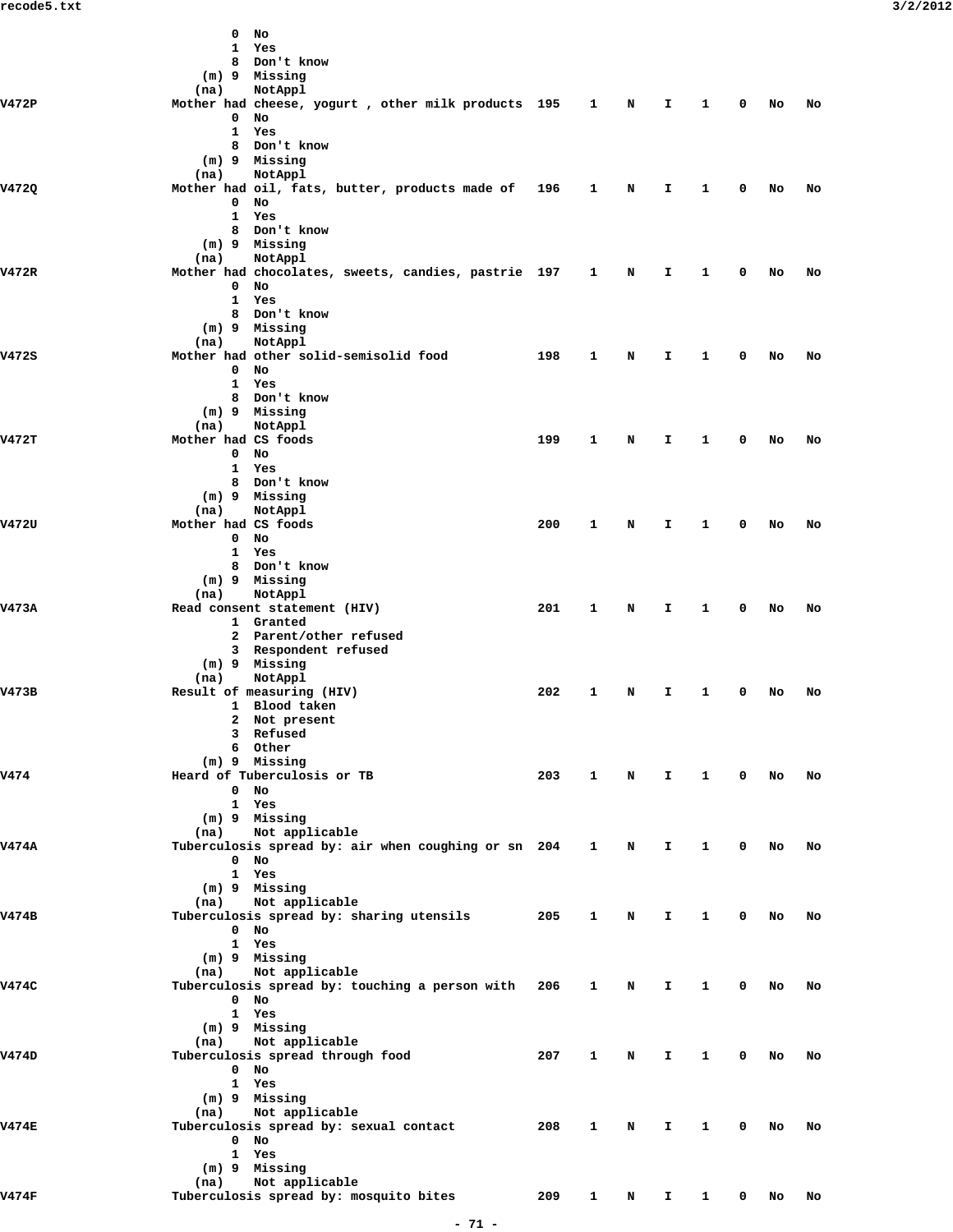```
                       0  No
                       1  Yes
                       8  Don't know
                   (m) 9  Missing
                  (na)    NotAppl
V472P             Mother had cheese, yogurt , other milk products  195    1    N    I    1    0   No   No
                       0  No
                       1  Yes
                       8  Don't know
                   (m) 9  Missing
                  (na)    NotAppl
V472Q             Mother had oil, fats, butter, products made of   196    1    N    I    1    0   No   No
                       0  No
                       1  Yes
                       8  Don't know
                   (m) 9  Missing
                  (na)    NotAppl
V472R             Mother had chocolates, sweets, candies, pastrie  197    1    N    I    1    0   No   No
                       0  No
                       1  Yes
                       8  Don't know
                   (m) 9  Missing
                  (na)    NotAppl
V472S             Mother had other solid-semisolid food            198    1    N    I    1    0   No   No
                       0  No
                       1  Yes
                       8  Don't know
                   (m) 9  Missing
                  (na)    NotAppl
V472T             Mother had CS foods                              199    1    N    I    1    0   No   No
                       0  No
                       1  Yes
                       8  Don't know
                   (m) 9  Missing
                  (na)    NotAppl
V472U             Mother had CS foods                              200    1    N    I    1    0   No   No
                       0  No
                       1  Yes
                       8  Don't know
                   (m) 9  Missing
                  (na)    NotAppl
V473A             Read consent statement (HIV)                     201    1    N    I    1    0   No   No
                       1  Granted
                       2  Parent/other refused
                       3  Respondent refused
                   (m) 9  Missing
                  (na)    NotAppl
V473B             Result of measuring (HIV)                        202    1    N    I    1    0   No   No
                       1  Blood taken
                       2  Not present
                       3  Refused
                       6  Other
                   (m) 9  Missing
V474              Heard of Tuberculosis or TB                      203    1    N    I    1    0   No   No
                       0  No
                       1  Yes
                   (m) 9  Missing
                  (na)    Not applicable
V474A             Tuberculosis spread by: air when coughing or sn  204    1    N    I    1    0   No   No
                       0  No
                       1  Yes
                   (m) 9  Missing
                  (na)    Not applicable
V474B             Tuberculosis spread by: sharing utensils         205    1    N    I    1    0   No   No
                       0  No
                       1  Yes
                   (m) 9  Missing
                  (na)    Not applicable
V474C             Tuberculosis spread by: touching a person with   206    1    N    I    1    0   No   No
                       0  No
                       1  Yes
                   (m) 9  Missing
                  (na)    Not applicable
V474D             Tuberculosis spread through food                 207    1    N    I    1    0   No   No
                       0  No
                       1  Yes
                   (m) 9  Missing
                  (na)    Not applicable
V474E             Tuberculosis spread by: sexual contact           208    1    N    I    1    0   No   No
                       0  No
                       1  Yes
                   (m) 9  Missing
                  (na)    Not applicable
V474F             Tuberculosis spread by: mosquito bites           209    1    N    I    1    0   No   No
```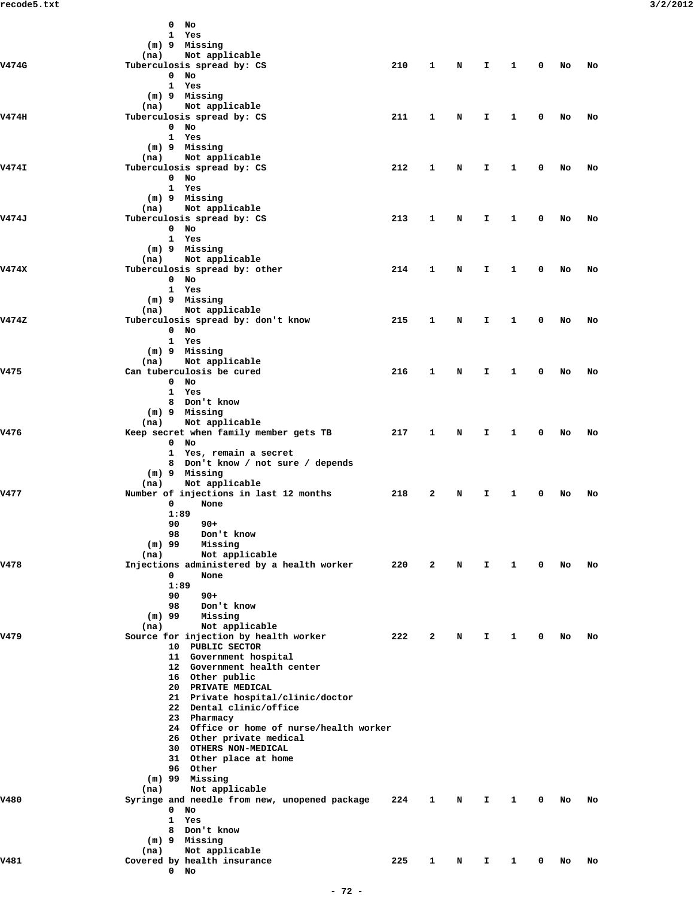```
              0  No
              1  Yes
          (m) 9  Missing
         (na)    Not applicable
V474G        Tuberculosis spread by: CS                    210    1    N    I    1    0    No   No
              0  No
              1  Yes
          (m) 9  Missing
         (na)    Not applicable
V474H        Tuberculosis spread by: CS                    211    1    N    I    1    0    No   No
              0  No
              1  Yes
          (m) 9  Missing
         (na)    Not applicable
V474I        Tuberculosis spread by: CS                    212    1    N    I    1    0    No   No
              0  No
              1  Yes
          (m) 9  Missing
         (na)    Not applicable
V474J        Tuberculosis spread by: CS                    213    1    N    I    1    0    No   No
              0  No
              1  Yes
          (m) 9  Missing
         (na)    Not applicable
V474X        Tuberculosis spread by: other                 214    1    N    I    1    0    No   No
              0  No
              1  Yes
          (m) 9  Missing
         (na)    Not applicable
V474Z        Tuberculosis spread by: don't know            215    1    N    I    1    0    No   No
              0  No
              1  Yes
          (m) 9  Missing
         (na)    Not applicable
V475         Can tuberculosis be cured                     216    1    N    I    1    0    No   No
              0  No
              1  Yes
              8  Don't know
          (m) 9  Missing
         (na)    Not applicable
V476         Keep secret when family member gets TB        217    1    N    I    1    0    No   No
              0  No
              1  Yes, remain a secret
              8  Don't know / not sure / depends
          (m) 9  Missing
         (na)    Not applicable
V477         Number of injections in last 12 months        218    2    N    I    1    0    No   No
              0     None
              1:89
              90    90+
              98    Don't know
          (m) 99    Missing
         (na)       Not applicable
V478         Injections administered by a health worker    220    2    N    I    1    0    No   No
              0     None
              1:89
              90    90+
              98    Don't know
          (m) 99    Missing
         (na)       Not applicable
V479         Source for injection by health worker         222    2    N    I    1    0    No   No
              10  PUBLIC SECTOR
              11  Government hospital
              12  Government health center
              16  Other public
              20  PRIVATE MEDICAL
              21  Private hospital/clinic/doctor
              22  Dental clinic/office
              23  Pharmacy
              24  Office or home of nurse/health worker
              26  Other private medical
              30  OTHERS NON-MEDICAL
              31  Other place at home
              96  Other
          (m) 99  Missing
         (na)     Not applicable
V480         Syringe and needle from new, unopened package  224    1    N    I    1    0    No   No
              0  No
              1  Yes
              8  Don't know
          (m) 9  Missing
         (na)    Not applicable
V481         Covered by health insurance                   225    1    N    I    1    0    No   No
              0  No
```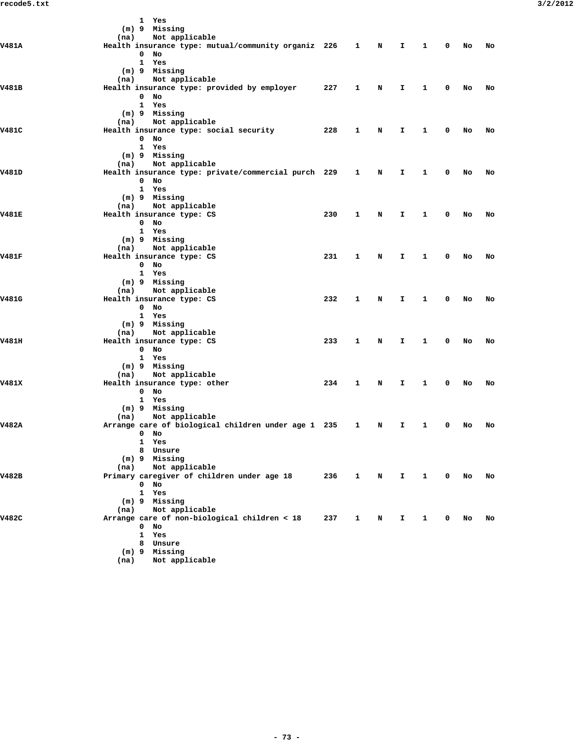```
                     1  Yes
                 (m) 9  Missing
                (na)    Not applicable
V481A            Health insurance type: mutual/community organiz  226    1    N    I    1    0   No   No
                     0  No
                     1  Yes
                 (m) 9  Missing
                (na)    Not applicable
V481B            Health insurance type: provided by employer      227    1    N    I    1    0   No   No
                     0  No
                     1  Yes
                 (m) 9  Missing
                (na)    Not applicable
V481C            Health insurance type: social security           228    1    N    I    1    0   No   No
                     0  No
                     1  Yes
                 (m) 9  Missing
                (na)    Not applicable
V481D            Health insurance type: private/commercial purch  229    1    N    I    1    0   No   No
                     0  No
                     1  Yes
                 (m) 9  Missing
                (na)    Not applicable
V481E            Health insurance type: CS                        230    1    N    I    1    0   No   No
                     0  No
                     1  Yes
                 (m) 9  Missing
                (na)    Not applicable
V481F            Health insurance type: CS                        231    1    N    I    1    0   No   No
                     0  No
                     1  Yes
                 (m) 9  Missing
                (na)    Not applicable
V481G            Health insurance type: CS                        232    1    N    I    1    0   No   No
                     0  No
                     1  Yes
                 (m) 9  Missing
                (na)    Not applicable
V481H            Health insurance type: CS                        233    1    N    I    1    0   No   No
                     0  No
                     1  Yes
                 (m) 9  Missing
                (na)    Not applicable
V481X            Health insurance type: other                     234    1    N    I    1    0   No   No
                     0  No
                     1  Yes
                 (m) 9  Missing
                (na)    Not applicable
V482A            Arrange care of biological children under age 1  235    1    N    I    1    0   No   No
                     0  No
                     1  Yes
                     8  Unsure
                 (m) 9  Missing
                (na)    Not applicable
V482B            Primary caregiver of children under age 18       236    1    N    I    1    0   No   No
                     0  No
                     1  Yes
                 (m) 9  Missing
                (na)    Not applicable
V482C            Arrange care of non-biological children < 18     237    1    N    I    1    0   No   No
                     0  No
                     1  Yes
                     8  Unsure
                 (m) 9  Missing
                (na)    Not applicable
```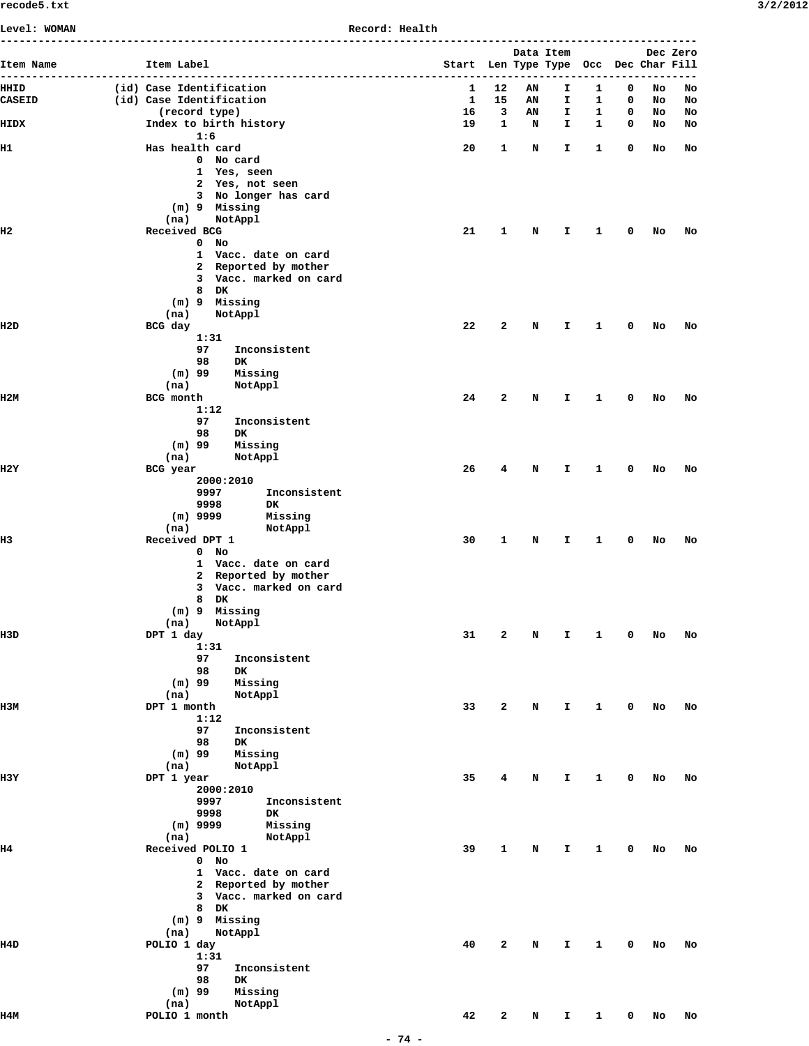Level: WOMAN  Record: Health

```
------------------------------------------------------------------------------------------------------------
                                                                                Data Item          Dec Zero
Item Name             Item Label                                          Start  Len Type Type  Occ  Dec Char Fill
------------------------------------------------------------------------------------------------------------
HHID             (id) Case Identification                                    1   12   AN    I    1    0   No   No
CASEID           (id) Case Identification                                    1   15   AN    I    1    0   No   No
                        (record type)                                       16    3   AN    I    1    0   No   No
HIDX                  Index to birth history                                19    1    N    I    1    0   No   No
                              1:6
H1                    Has health card                                       20    1    N    I    1    0   No   No
                              0  No card
                              1  Yes, seen
                              2  Yes, not seen
                              3  No longer has card
                          (m) 9  Missing
                         (na)    NotAppl
H2                    Received BCG                                          21    1    N    I    1    0   No   No
                              0  No
                              1  Vacc. date on card
                              2  Reported by mother
                              3  Vacc. marked on card
                              8  DK
                          (m) 9  Missing
                         (na)    NotAppl
H2D                   BCG day                                               22    2    N    I    1    0   No   No
                              1:31
                              97    Inconsistent
                              98    DK
                          (m) 99    Missing
                         (na)       NotAppl
H2M                   BCG month                                             24    2    N    I    1    0   No   No
                              1:12
                              97    Inconsistent
                              98    DK
                          (m) 99    Missing
                         (na)       NotAppl
H2Y                   BCG year                                              26    4    N    I    1    0   No   No
                              2000:2010
                              9997       Inconsistent
                              9998       DK
                          (m) 9999       Missing
                         (na)            NotAppl
H3                    Received DPT 1                                        30    1    N    I    1    0   No   No
                              0  No
                              1  Vacc. date on card
                              2  Reported by mother
                              3  Vacc. marked on card
                              8  DK
                          (m) 9  Missing
                         (na)    NotAppl
H3D                   DPT 1 day                                             31    2    N    I    1    0   No   No
                              1:31
                              97    Inconsistent
                              98    DK
                          (m) 99    Missing
                         (na)       NotAppl
H3M                   DPT 1 month                                           33    2    N    I    1    0   No   No
                              1:12
                              97    Inconsistent
                              98    DK
                          (m) 99    Missing
                         (na)       NotAppl
H3Y                   DPT 1 year                                            35    4    N    I    1    0   No   No
                              2000:2010
                              9997       Inconsistent
                              9998       DK
                          (m) 9999       Missing
                         (na)            NotAppl
H4                    Received POLIO 1                                      39    1    N    I    1    0   No   No
                              0  No
                              1  Vacc. date on card
                              2  Reported by mother
                              3  Vacc. marked on card
                              8  DK
                          (m) 9  Missing
                         (na)    NotAppl
H4D                   POLIO 1 day                                           40    2    N    I    1    0   No   No
                              1:31
                              97    Inconsistent
                              98    DK
                          (m) 99    Missing
                         (na)       NotAppl
H4M                   POLIO 1 month                                         42    2    N    I    1    0   No   No
```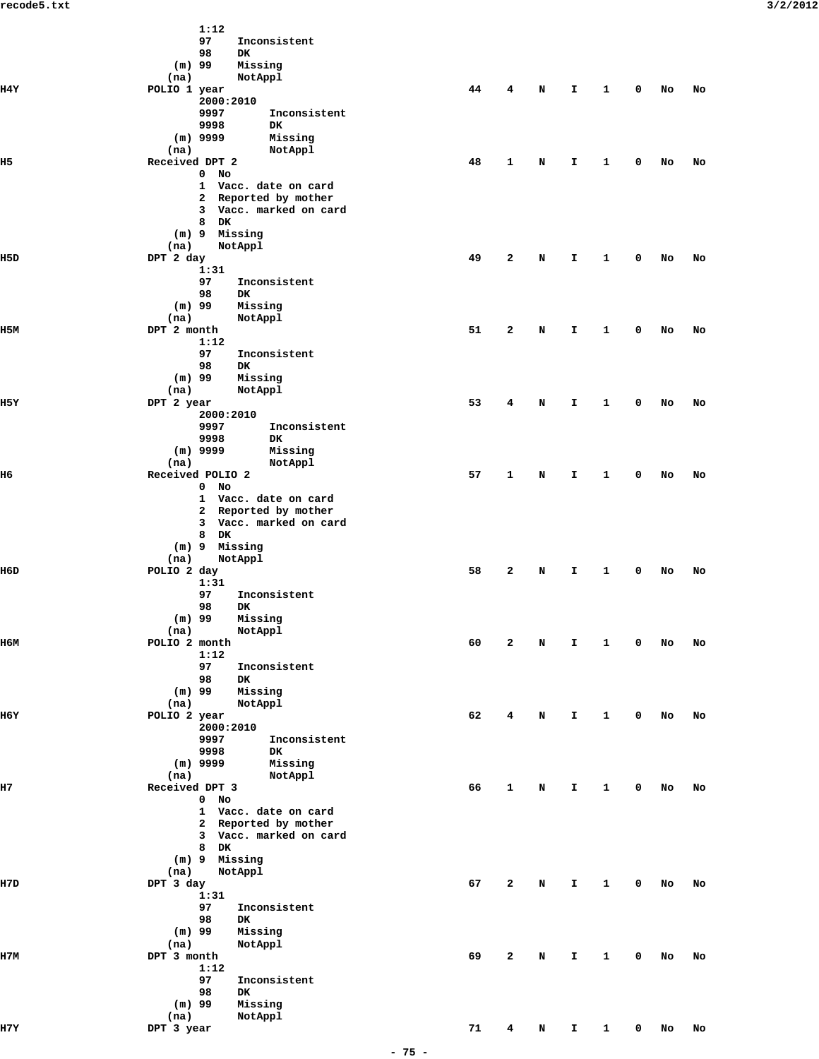```
                 1:12
                 97    Inconsistent
                 98    DK
             (m) 99    Missing
            (na)       NotAppl
H4Y          POLIO 1 year                                    44    4    N    I    1    0   No   No
                 2000:2010
                 9997       Inconsistent
                 9998       DK
             (m) 9999       Missing
            (na)            NotAppl
H5           Received DPT 2                                  48    1    N    I    1    0   No   No
                 0  No
                 1  Vacc. date on card
                 2  Reported by mother
                 3  Vacc. marked on card
                 8  DK
             (m) 9  Missing
            (na)    NotAppl
H5D          DPT 2 day                                       49    2    N    I    1    0   No   No
                 1:31
                 97    Inconsistent
                 98    DK
             (m) 99    Missing
            (na)       NotAppl
H5M          DPT 2 month                                     51    2    N    I    1    0   No   No
                 1:12
                 97    Inconsistent
                 98    DK
             (m) 99    Missing
            (na)       NotAppl
H5Y          DPT 2 year                                      53    4    N    I    1    0   No   No
                 2000:2010
                 9997       Inconsistent
                 9998       DK
             (m) 9999       Missing
            (na)            NotAppl
H6           Received POLIO 2                                57    1    N    I    1    0   No   No
                 0  No
                 1  Vacc. date on card
                 2  Reported by mother
                 3  Vacc. marked on card
                 8  DK
             (m) 9  Missing
            (na)    NotAppl
H6D          POLIO 2 day                                     58    2    N    I    1    0   No   No
                 1:31
                 97    Inconsistent
                 98    DK
             (m) 99    Missing
            (na)       NotAppl
H6M          POLIO 2 month                                   60    2    N    I    1    0   No   No
                 1:12
                 97    Inconsistent
                 98    DK
             (m) 99    Missing
            (na)       NotAppl
H6Y          POLIO 2 year                                    62    4    N    I    1    0   No   No
                 2000:2010
                 9997       Inconsistent
                 9998       DK
             (m) 9999       Missing
            (na)            NotAppl
H7           Received DPT 3                                  66    1    N    I    1    0   No   No
                 0  No
                 1  Vacc. date on card
                 2  Reported by mother
                 3  Vacc. marked on card
                 8  DK
             (m) 9  Missing
            (na)    NotAppl
H7D          DPT 3 day                                       67    2    N    I    1    0   No   No
                 1:31
                 97    Inconsistent
                 98    DK
             (m) 99    Missing
            (na)       NotAppl
H7M          DPT 3 month                                     69    2    N    I    1    0   No   No
                 1:12
                 97    Inconsistent
                 98    DK
             (m) 99    Missing
            (na)       NotAppl
H7Y          DPT 3 year                                      71    4    N    I    1    0   No   No
```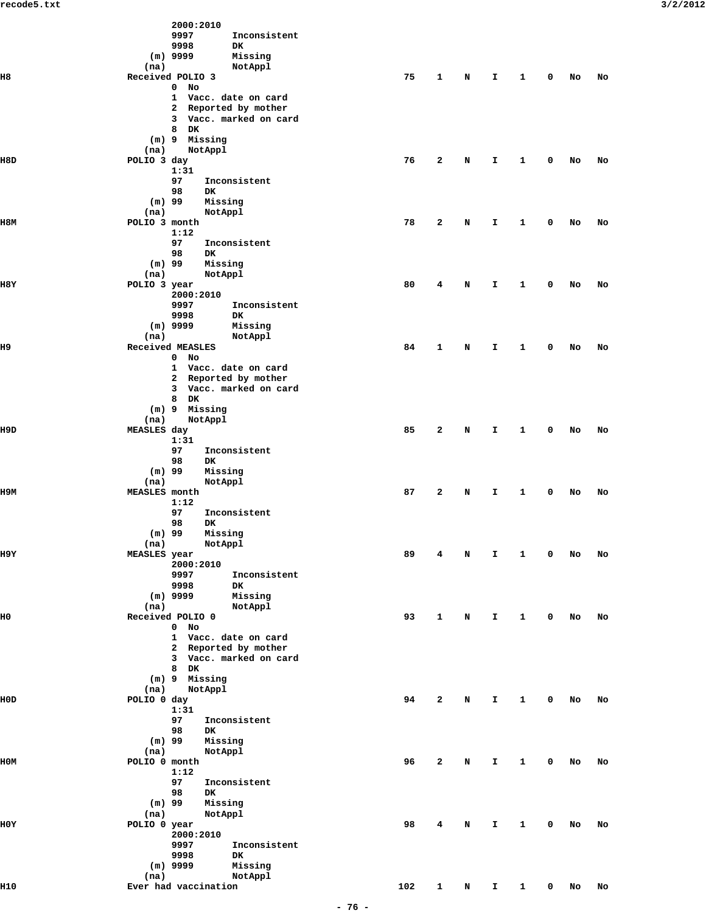```
                    2000:2010
                    9997       Inconsistent
                    9998       DK
                (m) 9999       Missing
               (na)            NotAppl
H8             Received POLIO 3                          75    1    N    I    1    0    No    No
                    0  No
                    1  Vacc. date on card
                    2  Reported by mother
                    3  Vacc. marked on card
                    8  DK
                (m) 9  Missing
               (na)    NotAppl
H8D            POLIO 3 day                               76    2    N    I    1    0    No    No
                    1:31
                    97    Inconsistent
                    98    DK
                (m) 99    Missing
               (na)       NotAppl
H8M            POLIO 3 month                             78    2    N    I    1    0    No    No
                    1:12
                    97    Inconsistent
                    98    DK
                (m) 99    Missing
               (na)       NotAppl
H8Y            POLIO 3 year                              80    4    N    I    1    0    No    No
                    2000:2010
                    9997       Inconsistent
                    9998       DK
                (m) 9999       Missing
               (na)            NotAppl
H9             Received MEASLES                          84    1    N    I    1    0    No    No
                    0  No
                    1  Vacc. date on card
                    2  Reported by mother
                    3  Vacc. marked on card
                    8  DK
                (m) 9  Missing
               (na)    NotAppl
H9D            MEASLES day                               85    2    N    I    1    0    No    No
                    1:31
                    97    Inconsistent
                    98    DK
                (m) 99    Missing
               (na)       NotAppl
H9M            MEASLES month                             87    2    N    I    1    0    No    No
                    1:12
                    97    Inconsistent
                    98    DK
                (m) 99    Missing
               (na)       NotAppl
H9Y            MEASLES year                              89    4    N    I    1    0    No    No
                    2000:2010
                    9997       Inconsistent
                    9998       DK
                (m) 9999       Missing
               (na)            NotAppl
H0             Received POLIO 0                          93    1    N    I    1    0    No    No
                    0  No
                    1  Vacc. date on card
                    2  Reported by mother
                    3  Vacc. marked on card
                    8  DK
                (m) 9  Missing
               (na)    NotAppl
H0D            POLIO 0 day                               94    2    N    I    1    0    No    No
                    1:31
                    97    Inconsistent
                    98    DK
                (m) 99    Missing
               (na)       NotAppl
H0M            POLIO 0 month                             96    2    N    I    1    0    No    No
                    1:12
                    97    Inconsistent
                    98    DK
                (m) 99    Missing
               (na)       NotAppl
H0Y            POLIO 0 year                              98    4    N    I    1    0    No    No
                    2000:2010
                    9997       Inconsistent
                    9998       DK
                (m) 9999       Missing
               (na)            NotAppl
H10            Ever had vaccination                     102    1    N    I    1    0    No    No
```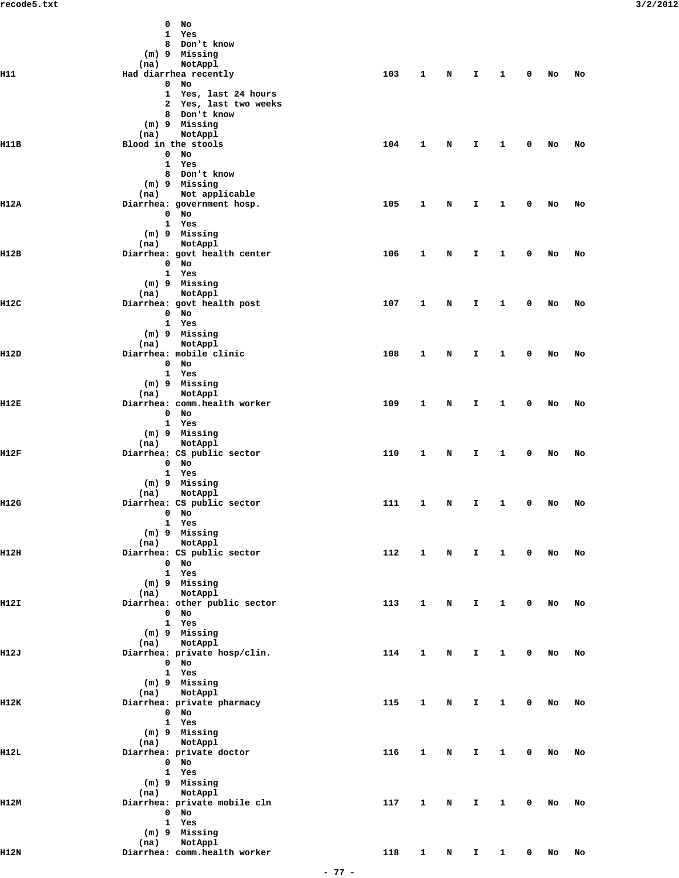```
                         0  No
                         1  Yes
                         8  Don't know
                     (m) 9  Missing
                    (na)    NotAppl
H11                 Had diarrhea recently                    103   1    N    I    1    0   No   No
                         0  No
                         1  Yes, last 24 hours
                         2  Yes, last two weeks
                         8  Don't know
                     (m) 9  Missing
                    (na)    NotAppl
H11B                Blood in the stools                      104   1    N    I    1    0   No   No
                         0  No
                         1  Yes
                         8  Don't know
                     (m) 9  Missing
                    (na)    Not applicable
H12A                Diarrhea: government hosp.               105   1    N    I    1    0   No   No
                         0  No
                         1  Yes
                     (m) 9  Missing
                    (na)    NotAppl
H12B                Diarrhea: govt health center             106   1    N    I    1    0   No   No
                         0  No
                         1  Yes
                     (m) 9  Missing
                    (na)    NotAppl
H12C                Diarrhea: govt health post               107   1    N    I    1    0   No   No
                         0  No
                         1  Yes
                     (m) 9  Missing
                    (na)    NotAppl
H12D                Diarrhea: mobile clinic                  108   1    N    I    1    0   No   No
                         0  No
                         1  Yes
                     (m) 9  Missing
                    (na)    NotAppl
H12E                Diarrhea: comm.health worker             109   1    N    I    1    0   No   No
                         0  No
                         1  Yes
                     (m) 9  Missing
                    (na)    NotAppl
H12F                Diarrhea: CS public sector               110   1    N    I    1    0   No   No
                         0  No
                         1  Yes
                     (m) 9  Missing
                    (na)    NotAppl
H12G                Diarrhea: CS public sector               111   1    N    I    1    0   No   No
                         0  No
                         1  Yes
                     (m) 9  Missing
                    (na)    NotAppl
H12H                Diarrhea: CS public sector               112   1    N    I    1    0   No   No
                         0  No
                         1  Yes
                     (m) 9  Missing
                    (na)    NotAppl
H12I                Diarrhea: other public sector            113   1    N    I    1    0   No   No
                         0  No
                         1  Yes
                     (m) 9  Missing
                    (na)    NotAppl
H12J                Diarrhea: private hosp/clin.             114   1    N    I    1    0   No   No
                         0  No
                         1  Yes
                     (m) 9  Missing
                    (na)    NotAppl
H12K                Diarrhea: private pharmacy               115   1    N    I    1    0   No   No
                         0  No
                         1  Yes
                     (m) 9  Missing
                    (na)    NotAppl
H12L                Diarrhea: private doctor                 116   1    N    I    1    0   No   No
                         0  No
                         1  Yes
                     (m) 9  Missing
                    (na)    NotAppl
H12M                Diarrhea: private mobile cln             117   1    N    I    1    0   No   No
                         0  No
                         1  Yes
                     (m) 9  Missing
                    (na)    NotAppl
H12N                Diarrhea: comm.health worker             118   1    N    I    1    0   No   No
```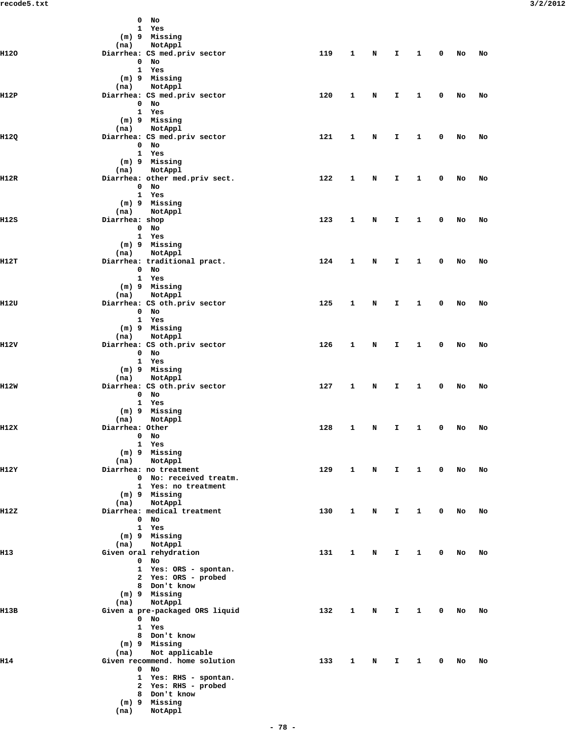```
                  0  No
                  1  Yes
              (m) 9  Missing
             (na)    NotAppl
H12O          Diarrhea: CS med.priv sector            119   1   N   I   1   0   No   No
                  0  No
                  1  Yes
              (m) 9  Missing
             (na)    NotAppl
H12P          Diarrhea: CS med.priv sector            120   1   N   I   1   0   No   No
                  0  No
                  1  Yes
              (m) 9  Missing
             (na)    NotAppl
H12Q          Diarrhea: CS med.priv sector            121   1   N   I   1   0   No   No
                  0  No
                  1  Yes
              (m) 9  Missing
             (na)    NotAppl
H12R          Diarrhea: other med.priv sect.          122   1   N   I   1   0   No   No
                  0  No
                  1  Yes
              (m) 9  Missing
             (na)    NotAppl
H12S          Diarrhea: shop                          123   1   N   I   1   0   No   No
                  0  No
                  1  Yes
              (m) 9  Missing
             (na)    NotAppl
H12T          Diarrhea: traditional pract.            124   1   N   I   1   0   No   No
                  0  No
                  1  Yes
              (m) 9  Missing
             (na)    NotAppl
H12U          Diarrhea: CS oth.priv sector            125   1   N   I   1   0   No   No
                  0  No
                  1  Yes
              (m) 9  Missing
             (na)    NotAppl
H12V          Diarrhea: CS oth.priv sector            126   1   N   I   1   0   No   No
                  0  No
                  1  Yes
              (m) 9  Missing
             (na)    NotAppl
H12W          Diarrhea: CS oth.priv sector            127   1   N   I   1   0   No   No
                  0  No
                  1  Yes
              (m) 9  Missing
             (na)    NotAppl
H12X          Diarrhea: Other                         128   1   N   I   1   0   No   No
                  0  No
                  1  Yes
              (m) 9  Missing
             (na)    NotAppl
H12Y          Diarrhea: no treatment                  129   1   N   I   1   0   No   No
                  0  No: received treatm.
                  1  Yes: no treatment
              (m) 9  Missing
             (na)    NotAppl
H12Z          Diarrhea: medical treatment             130   1   N   I   1   0   No   No
                  0  No
                  1  Yes
              (m) 9  Missing
             (na)    NotAppl
H13           Given oral rehydration                  131   1   N   I   1   0   No   No
                  0  No
                  1  Yes: ORS - spontan.
                  2  Yes: ORS - probed
                  8  Don't know
              (m) 9  Missing
             (na)    NotAppl
H13B          Given a pre-packaged ORS liquid         132   1   N   I   1   0   No   No
                  0  No
                  1  Yes
                  8  Don't know
              (m) 9  Missing
             (na)    Not applicable
H14           Given recommend. home solution          133   1   N   I   1   0   No   No
                  0  No
                  1  Yes: RHS - spontan.
                  2  Yes: RHS - probed
                  8  Don't know
              (m) 9  Missing
             (na)    NotAppl
```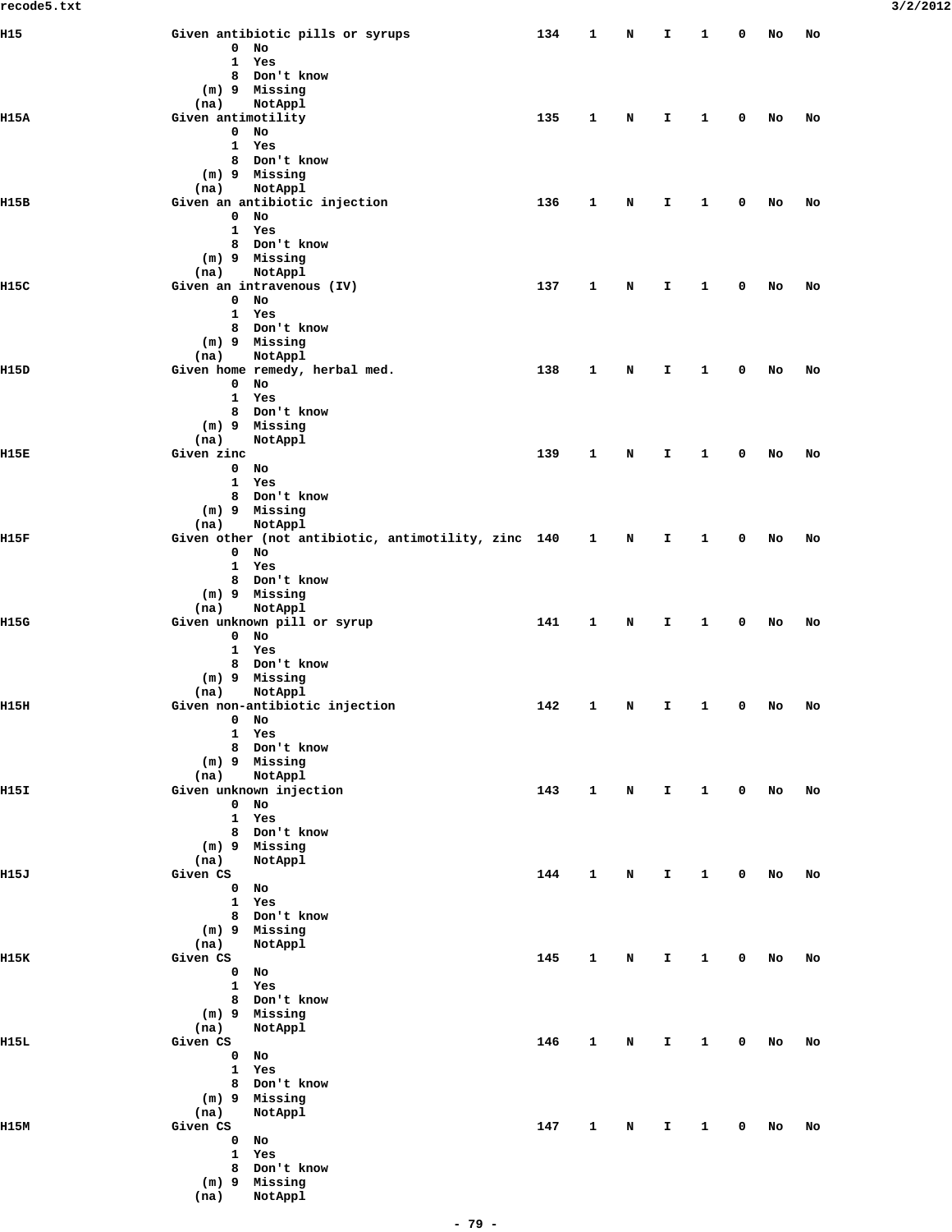```
H15                 Given antibiotic pills or syrups              134    1    N    I    1    0   No   No
                         0  No
                         1  Yes
                         8  Don't know
                     (m) 9  Missing
                    (na)    NotAppl
H15A                Given antimotility                            135    1    N    I    1    0   No   No
                         0  No
                         1  Yes
                         8  Don't know
                     (m) 9  Missing
                    (na)    NotAppl
H15B                Given an antibiotic injection                 136    1    N    I    1    0   No   No
                         0  No
                         1  Yes
                         8  Don't know
                     (m) 9  Missing
                    (na)    NotAppl
H15C                Given an intravenous (IV)                     137    1    N    I    1    0   No   No
                         0  No
                         1  Yes
                         8  Don't know
                     (m) 9  Missing
                    (na)    NotAppl
H15D                Given home remedy, herbal med.                138    1    N    I    1    0   No   No
                         0  No
                         1  Yes
                         8  Don't know
                     (m) 9  Missing
                    (na)    NotAppl
H15E                Given zinc                                    139    1    N    I    1    0   No   No
                         0  No
                         1  Yes
                         8  Don't know
                     (m) 9  Missing
                    (na)    NotAppl
H15F                Given other (not antibiotic, antimotility, zinc  140    1    N    I    1    0   No   No
                         0  No
                         1  Yes
                         8  Don't know
                     (m) 9  Missing
                    (na)    NotAppl
H15G                Given unknown pill or syrup                   141    1    N    I    1    0   No   No
                         0  No
                         1  Yes
                         8  Don't know
                     (m) 9  Missing
                    (na)    NotAppl
H15H                Given non-antibiotic injection                142    1    N    I    1    0   No   No
                         0  No
                         1  Yes
                         8  Don't know
                     (m) 9  Missing
                    (na)    NotAppl
H15I                Given unknown injection                       143    1    N    I    1    0   No   No
                         0  No
                         1  Yes
                         8  Don't know
                     (m) 9  Missing
                    (na)    NotAppl
H15J                Given CS                                      144    1    N    I    1    0   No   No
                         0  No
                         1  Yes
                         8  Don't know
                     (m) 9  Missing
                    (na)    NotAppl
H15K                Given CS                                      145    1    N    I    1    0   No   No
                         0  No
                         1  Yes
                         8  Don't know
                     (m) 9  Missing
                    (na)    NotAppl
H15L                Given CS                                      146    1    N    I    1    0   No   No
                         0  No
                         1  Yes
                         8  Don't know
                     (m) 9  Missing
                    (na)    NotAppl
H15M                Given CS                                      147    1    N    I    1    0   No   No
                         0  No
                         1  Yes
                         8  Don't know
                     (m) 9  Missing
                    (na)    NotAppl
```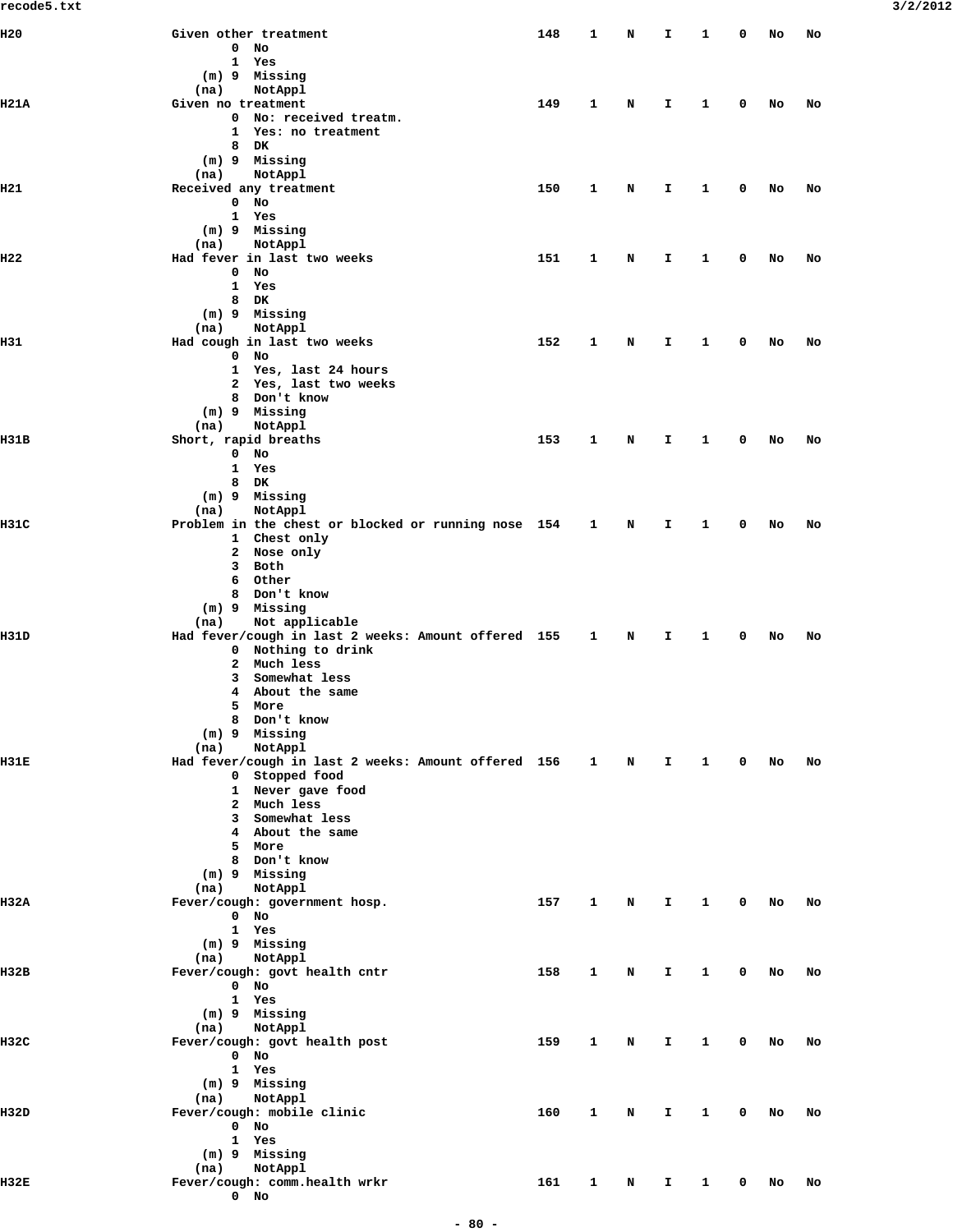```
H20                 Given other treatment                         148   1   N   I   1   0   No   No
                          0  No
                          1  Yes
                      (m) 9  Missing
                     (na)    NotAppl
H21A                Given no treatment                            149   1   N   I   1   0   No   No
                          0  No: received treatm.
                          1  Yes: no treatment
                          8  DK
                      (m) 9  Missing
                     (na)    NotAppl
H21                 Received any treatment                        150   1   N   I   1   0   No   No
                          0  No
                          1  Yes
                      (m) 9  Missing
                     (na)    NotAppl
H22                 Had fever in last two weeks                   151   1   N   I   1   0   No   No
                          0  No
                          1  Yes
                          8  DK
                      (m) 9  Missing
                     (na)    NotAppl
H31                 Had cough in last two weeks                   152   1   N   I   1   0   No   No
                          0  No
                          1  Yes, last 24 hours
                          2  Yes, last two weeks
                          8  Don't know
                      (m) 9  Missing
                     (na)    NotAppl
H31B                Short, rapid breaths                          153   1   N   I   1   0   No   No
                          0  No
                          1  Yes
                          8  DK
                      (m) 9  Missing
                     (na)    NotAppl
H31C                Problem in the chest or blocked or running nose  154   1   N   I   1   0   No   No
                          1  Chest only
                          2  Nose only
                          3  Both
                          6  Other
                          8  Don't know
                      (m) 9  Missing
                     (na)    Not applicable
H31D                Had fever/cough in last 2 weeks: Amount offered  155   1   N   I   1   0   No   No
                          0  Nothing to drink
                          2  Much less
                          3  Somewhat less
                          4  About the same
                          5  More
                          8  Don't know
                      (m) 9  Missing
                     (na)    NotAppl
H31E                Had fever/cough in last 2 weeks: Amount offered  156   1   N   I   1   0   No   No
                          0  Stopped food
                          1  Never gave food
                          2  Much less
                          3  Somewhat less
                          4  About the same
                          5  More
                          8  Don't know
                      (m) 9  Missing
                     (na)    NotAppl
H32A                Fever/cough: government hosp.                 157   1   N   I   1   0   No   No
                          0  No
                          1  Yes
                      (m) 9  Missing
                     (na)    NotAppl
H32B                Fever/cough: govt health cntr                 158   1   N   I   1   0   No   No
                          0  No
                          1  Yes
                      (m) 9  Missing
                     (na)    NotAppl
H32C                Fever/cough: govt health post                 159   1   N   I   1   0   No   No
                          0  No
                          1  Yes
                      (m) 9  Missing
                     (na)    NotAppl
H32D                Fever/cough: mobile clinic                    160   1   N   I   1   0   No   No
                          0  No
                          1  Yes
                      (m) 9  Missing
                     (na)    NotAppl
H32E                Fever/cough: comm.health wrkr                 161   1   N   I   1   0   No   No
                          0  No
```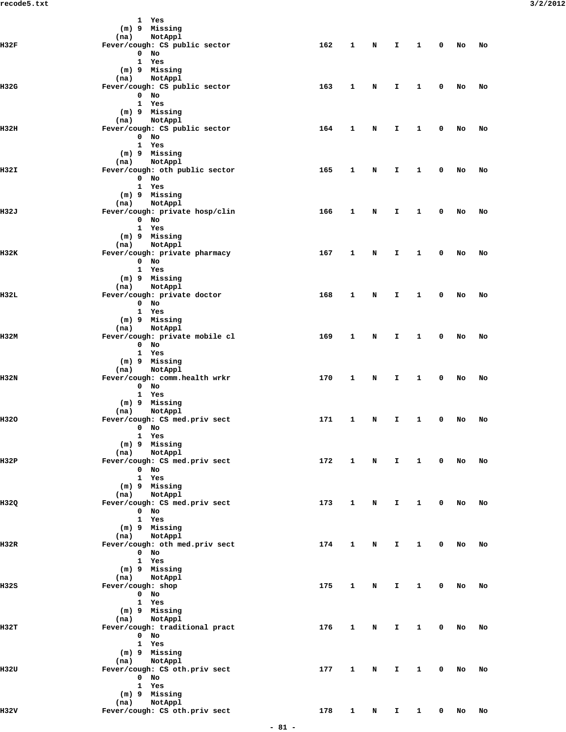```
                    1  Yes
                (m) 9  Missing
               (na)    NotAppl
H32F           Fever/cough: CS public sector          162   1   N   I   1   0   No   No
                    0  No
                    1  Yes
                (m) 9  Missing
               (na)    NotAppl
H32G           Fever/cough: CS public sector          163   1   N   I   1   0   No   No
                    0  No
                    1  Yes
                (m) 9  Missing
               (na)    NotAppl
H32H           Fever/cough: CS public sector          164   1   N   I   1   0   No   No
                    0  No
                    1  Yes
                (m) 9  Missing
               (na)    NotAppl
H32I           Fever/cough: oth public sector         165   1   N   I   1   0   No   No
                    0  No
                    1  Yes
                (m) 9  Missing
               (na)    NotAppl
H32J           Fever/cough: private hosp/clin         166   1   N   I   1   0   No   No
                    0  No
                    1  Yes
                (m) 9  Missing
               (na)    NotAppl
H32K           Fever/cough: private pharmacy          167   1   N   I   1   0   No   No
                    0  No
                    1  Yes
                (m) 9  Missing
               (na)    NotAppl
H32L           Fever/cough: private doctor            168   1   N   I   1   0   No   No
                    0  No
                    1  Yes
                (m) 9  Missing
               (na)    NotAppl
H32M           Fever/cough: private mobile cl         169   1   N   I   1   0   No   No
                    0  No
                    1  Yes
                (m) 9  Missing
               (na)    NotAppl
H32N           Fever/cough: comm.health wrkr          170   1   N   I   1   0   No   No
                    0  No
                    1  Yes
                (m) 9  Missing
               (na)    NotAppl
H32O           Fever/cough: CS med.priv sect          171   1   N   I   1   0   No   No
                    0  No
                    1  Yes
                (m) 9  Missing
               (na)    NotAppl
H32P           Fever/cough: CS med.priv sect          172   1   N   I   1   0   No   No
                    0  No
                    1  Yes
                (m) 9  Missing
               (na)    NotAppl
H32Q           Fever/cough: CS med.priv sect          173   1   N   I   1   0   No   No
                    0  No
                    1  Yes
                (m) 9  Missing
               (na)    NotAppl
H32R           Fever/cough: oth med.priv sect         174   1   N   I   1   0   No   No
                    0  No
                    1  Yes
                (m) 9  Missing
               (na)    NotAppl
H32S           Fever/cough: shop                      175   1   N   I   1   0   No   No
                    0  No
                    1  Yes
                (m) 9  Missing
               (na)    NotAppl
H32T           Fever/cough: traditional pract         176   1   N   I   1   0   No   No
                    0  No
                    1  Yes
                (m) 9  Missing
               (na)    NotAppl
H32U           Fever/cough: CS oth.priv sect          177   1   N   I   1   0   No   No
                    0  No
                    1  Yes
                (m) 9  Missing
               (na)    NotAppl
H32V           Fever/cough: CS oth.priv sect          178   1   N   I   1   0   No   No
```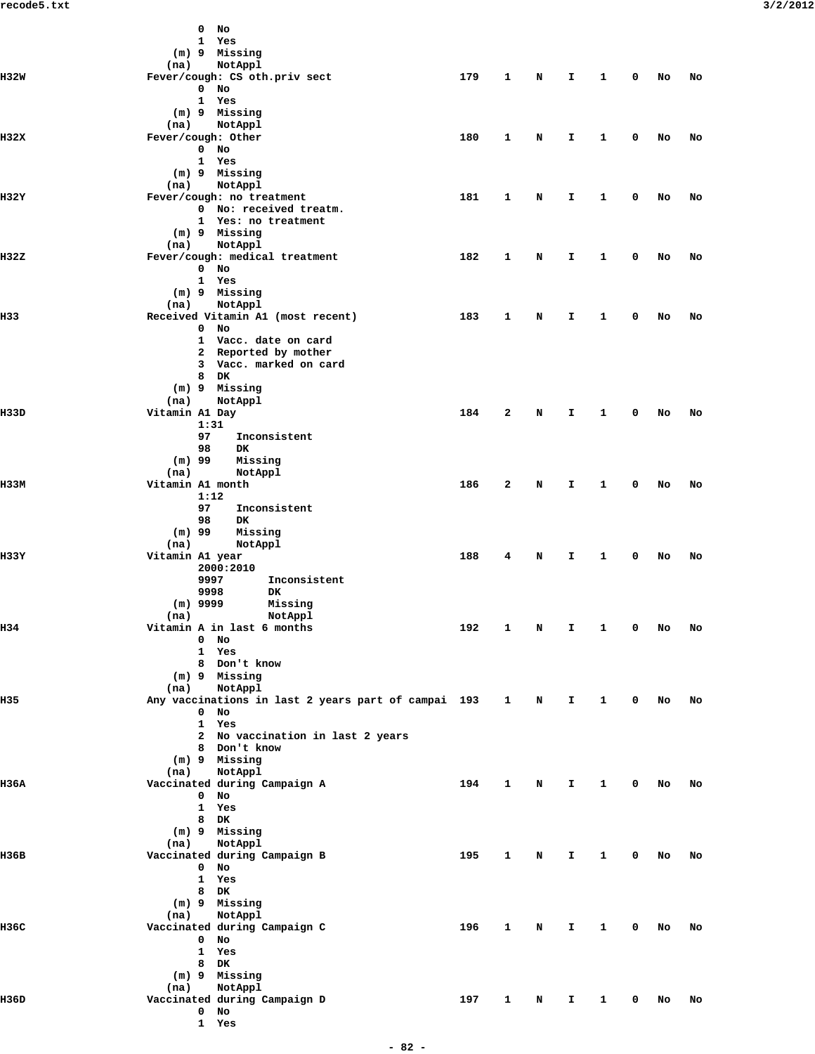```
                  0  No
                  1  Yes
              (m) 9  Missing
             (na)    NotAppl
H32W         Fever/cough: CS oth.priv sect                   179    1    N    I    1    0   No   No
                  0  No
                  1  Yes
              (m) 9  Missing
             (na)    NotAppl
H32X         Fever/cough: Other                              180    1    N    I    1    0   No   No
                  0  No
                  1  Yes
              (m) 9  Missing
             (na)    NotAppl
H32Y         Fever/cough: no treatment                       181    1    N    I    1    0   No   No
                  0  No: received treatm.
                  1  Yes: no treatment
              (m) 9  Missing
             (na)    NotAppl
H32Z         Fever/cough: medical treatment                  182    1    N    I    1    0   No   No
                  0  No
                  1  Yes
              (m) 9  Missing
             (na)    NotAppl
H33          Received Vitamin A1 (most recent)               183    1    N    I    1    0   No   No
                  0  No
                  1  Vacc. date on card
                  2  Reported by mother
                  3  Vacc. marked on card
                  8  DK
              (m) 9  Missing
             (na)    NotAppl
H33D         Vitamin A1 Day                                  184    2    N    I    1    0   No   No
                  1:31
                  97    Inconsistent
                  98    DK
              (m) 99    Missing
             (na)       NotAppl
H33M         Vitamin A1 month                                186    2    N    I    1    0   No   No
                  1:12
                  97    Inconsistent
                  98    DK
              (m) 99    Missing
             (na)       NotAppl
H33Y         Vitamin A1 year                                 188    4    N    I    1    0   No   No
                  2000:2010
                  9997       Inconsistent
                  9998       DK
              (m) 9999       Missing
             (na)            NotAppl
H34          Vitamin A in last 6 months                      192    1    N    I    1    0   No   No
                  0  No
                  1  Yes
                  8  Don't know
              (m) 9  Missing
             (na)    NotAppl
H35          Any vaccinations in last 2 years part of campai 193    1    N    I    1    0   No   No
                  0  No
                  1  Yes
                  2  No vaccination in last 2 years
                  8  Don't know
              (m) 9  Missing
             (na)    NotAppl
H36A         Vaccinated during Campaign A                    194    1    N    I    1    0   No   No
                  0  No
                  1  Yes
                  8  DK
              (m) 9  Missing
             (na)    NotAppl
H36B         Vaccinated during Campaign B                    195    1    N    I    1    0   No   No
                  0  No
                  1  Yes
                  8  DK
              (m) 9  Missing
             (na)    NotAppl
H36C         Vaccinated during Campaign C                    196    1    N    I    1    0   No   No
                  0  No
                  1  Yes
                  8  DK
              (m) 9  Missing
             (na)    NotAppl
H36D         Vaccinated during Campaign D                    197    1    N    I    1    0   No   No
                  0  No
                  1  Yes
```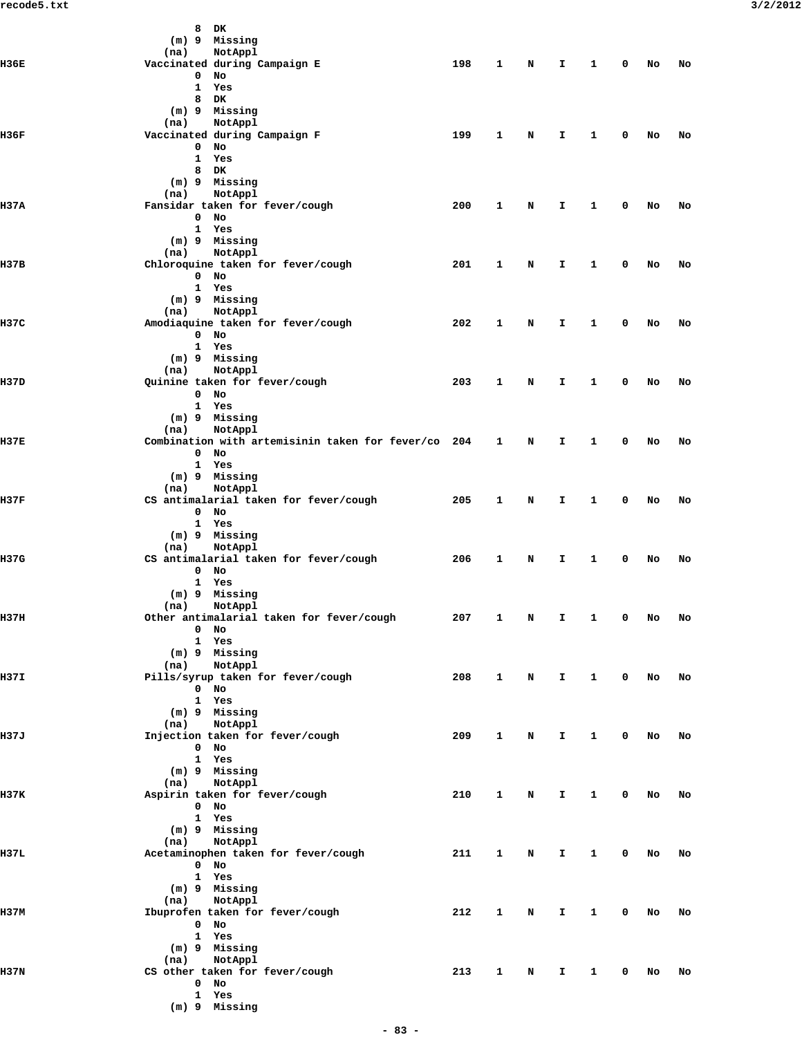```
                    8  DK
                (m) 9  Missing
               (na)    NotAppl
H36E              Vaccinated during Campaign E                  198   1   N   I   1   0   No   No
                    0  No
                    1  Yes
                    8  DK
                (m) 9  Missing
               (na)    NotAppl
H36F              Vaccinated during Campaign F                  199   1   N   I   1   0   No   No
                    0  No
                    1  Yes
                    8  DK
                (m) 9  Missing
               (na)    NotAppl
H37A              Fansidar taken for fever/cough                200   1   N   I   1   0   No   No
                    0  No
                    1  Yes
                (m) 9  Missing
               (na)    NotAppl
H37B              Chloroquine taken for fever/cough             201   1   N   I   1   0   No   No
                    0  No
                    1  Yes
                (m) 9  Missing
               (na)    NotAppl
H37C              Amodiaquine taken for fever/cough             202   1   N   I   1   0   No   No
                    0  No
                    1  Yes
                (m) 9  Missing
               (na)    NotAppl
H37D              Quinine taken for fever/cough                 203   1   N   I   1   0   No   No
                    0  No
                    1  Yes
                (m) 9  Missing
               (na)    NotAppl
H37E              Combination with artemisinin taken for fever/co  204   1   N   I   1   0   No   No
                    0  No
                    1  Yes
                (m) 9  Missing
               (na)    NotAppl
H37F              CS antimalarial taken for fever/cough         205   1   N   I   1   0   No   No
                    0  No
                    1  Yes
                (m) 9  Missing
               (na)    NotAppl
H37G              CS antimalarial taken for fever/cough         206   1   N   I   1   0   No   No
                    0  No
                    1  Yes
                (m) 9  Missing
               (na)    NotAppl
H37H              Other antimalarial taken for fever/cough      207   1   N   I   1   0   No   No
                    0  No
                    1  Yes
                (m) 9  Missing
               (na)    NotAppl
H37I              Pills/syrup taken for fever/cough             208   1   N   I   1   0   No   No
                    0  No
                    1  Yes
                (m) 9  Missing
               (na)    NotAppl
H37J              Injection taken for fever/cough               209   1   N   I   1   0   No   No
                    0  No
                    1  Yes
                (m) 9  Missing
               (na)    NotAppl
H37K              Aspirin taken for fever/cough                 210   1   N   I   1   0   No   No
                    0  No
                    1  Yes
                (m) 9  Missing
               (na)    NotAppl
H37L              Acetaminophen taken for fever/cough           211   1   N   I   1   0   No   No
                    0  No
                    1  Yes
                (m) 9  Missing
               (na)    NotAppl
H37M              Ibuprofen taken for fever/cough               212   1   N   I   1   0   No   No
                    0  No
                    1  Yes
                (m) 9  Missing
               (na)    NotAppl
H37N              CS other taken for fever/cough                213   1   N   I   1   0   No   No
                    0  No
                    1  Yes
                (m) 9  Missing
```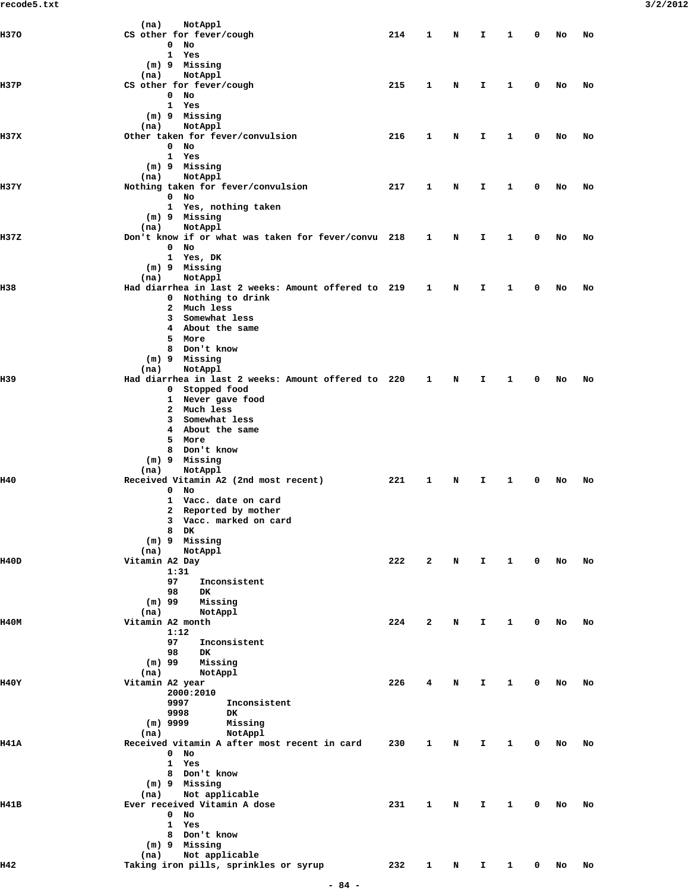```
              (na)    NotAppl
H37O                CS other for fever/cough                    214   1   N   I   1   0   No   No
                     0  No
                     1  Yes
                 (m) 9  Missing
                (na)    NotAppl
H37P                CS other for fever/cough                    215   1   N   I   1   0   No   No
                     0  No
                     1  Yes
                 (m) 9  Missing
                (na)    NotAppl
H37X                Other taken for fever/convulsion            216   1   N   I   1   0   No   No
                     0  No
                     1  Yes
                 (m) 9  Missing
                (na)    NotAppl
H37Y                Nothing taken for fever/convulsion          217   1   N   I   1   0   No   No
                     0  No
                     1  Yes, nothing taken
                 (m) 9  Missing
                (na)    NotAppl
H37Z                Don't know if or what was taken for fever/convu  218   1   N   I   1   0   No   No
                     0  No
                     1  Yes, DK
                 (m) 9  Missing
                (na)    NotAppl
H38                 Had diarrhea in last 2 weeks: Amount offered to  219   1   N   I   1   0   No   No
                     0  Nothing to drink
                     2  Much less
                     3  Somewhat less
                     4  About the same
                     5  More
                     8  Don't know
                 (m) 9  Missing
                (na)    NotAppl
H39                 Had diarrhea in last 2 weeks: Amount offered to  220   1   N   I   1   0   No   No
                     0  Stopped food
                     1  Never gave food
                     2  Much less
                     3  Somewhat less
                     4  About the same
                     5  More
                     8  Don't know
                 (m) 9  Missing
                (na)    NotAppl
H40                 Received Vitamin A2 (2nd most recent)       221   1   N   I   1   0   No   No
                     0  No
                     1  Vacc. date on card
                     2  Reported by mother
                     3  Vacc. marked on card
                     8  DK
                 (m) 9  Missing
                (na)    NotAppl
H40D                Vitamin A2 Day                              222   2   N   I   1   0   No   No
                     1:31
                     97    Inconsistent
                     98    DK
                 (m) 99    Missing
                (na)       NotAppl
H40M                Vitamin A2 month                            224   2   N   I   1   0   No   No
                     1:12
                     97    Inconsistent
                     98    DK
                 (m) 99    Missing
                (na)       NotAppl
H40Y                Vitamin A2 year                             226   4   N   I   1   0   No   No
                     2000:2010
                     9997       Inconsistent
                     9998       DK
                 (m) 9999       Missing
                (na)            NotAppl
H41A                Received vitamin A after most recent in card     230   1   N   I   1   0   No   No
                     0  No
                     1  Yes
                     8  Don't know
                 (m) 9  Missing
                (na)    Not applicable
H41B                Ever received Vitamin A dose                231   1   N   I   1   0   No   No
                     0  No
                     1  Yes
                     8  Don't know
                 (m) 9  Missing
                (na)    Not applicable
H42                 Taking iron pills, sprinkles or syrup       232   1   N   I   1   0   No   No
```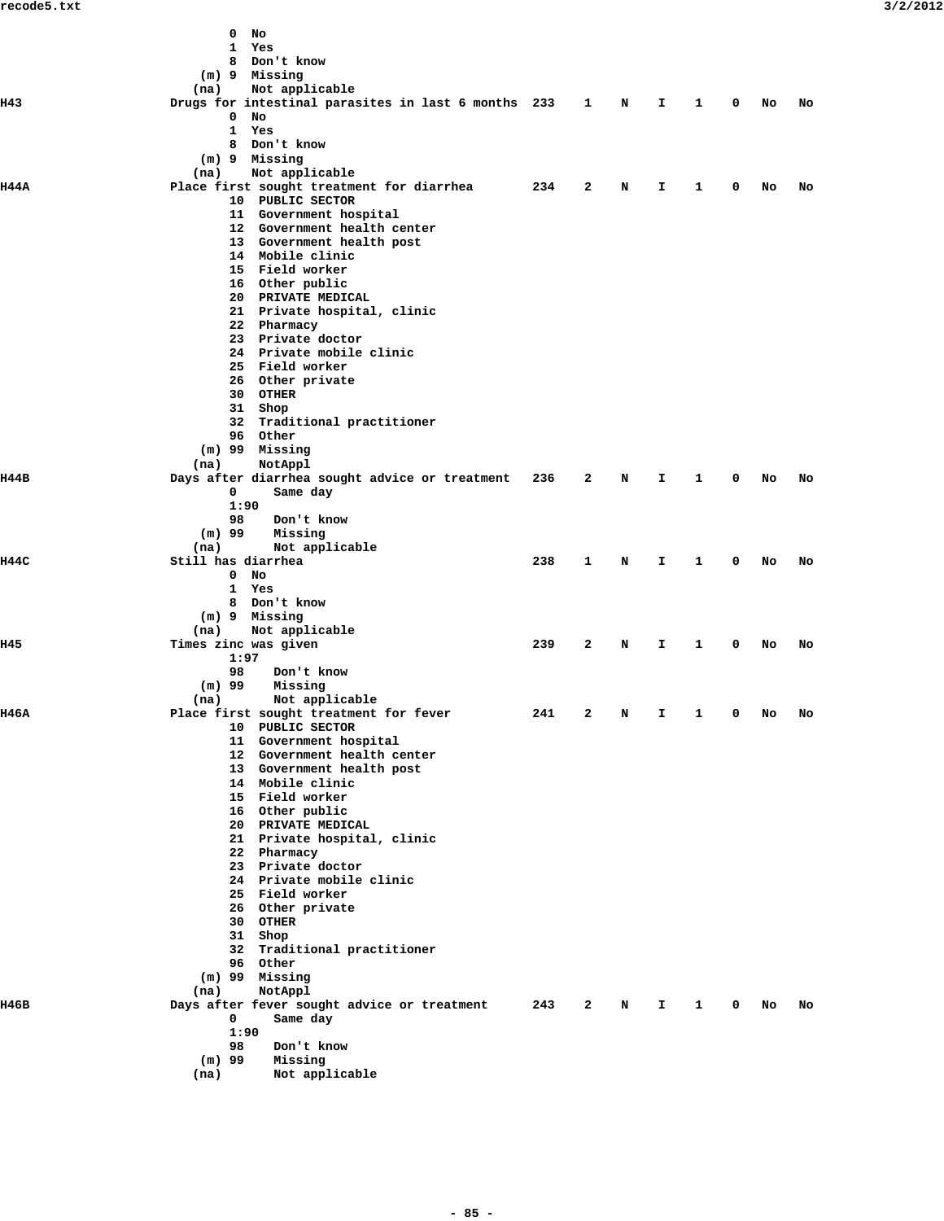```
                 0  No
                 1  Yes
                 8  Don't know
             (m) 9  Missing
            (na)    Not applicable
H43             Drugs for intestinal parasites in last 6 months  233    1    N    I    1    0   No   No
                 0  No
                 1  Yes
                 8  Don't know
             (m) 9  Missing
            (na)    Not applicable
H44A            Place first sought treatment for diarrhea        234    2    N    I    1    0   No   No
                10  PUBLIC SECTOR
                11  Government hospital
                12  Government health center
                13  Government health post
                14  Mobile clinic
                15  Field worker
                16  Other public
                20  PRIVATE MEDICAL
                21  Private hospital, clinic
                22  Pharmacy
                23  Private doctor
                24  Private mobile clinic
                25  Field worker
                26  Other private
                30  OTHER
                31  Shop
                32  Traditional practitioner
                96  Other
            (m) 99  Missing
            (na)    NotAppl
H44B            Days after diarrhea sought advice or treatment   236    2    N    I    1    0   No   No
                0     Same day
                1:90
                98    Don't know
            (m) 99    Missing
            (na)      Not applicable
H44C            Still has diarrhea                               238    1    N    I    1    0   No   No
                 0  No
                 1  Yes
                 8  Don't know
             (m) 9  Missing
            (na)    Not applicable
H45             Times zinc was given                             239    2    N    I    1    0   No   No
                1:97
                98    Don't know
            (m) 99    Missing
            (na)      Not applicable
H46A            Place first sought treatment for fever           241    2    N    I    1    0   No   No
                10  PUBLIC SECTOR
                11  Government hospital
                12  Government health center
                13  Government health post
                14  Mobile clinic
                15  Field worker
                16  Other public
                20  PRIVATE MEDICAL
                21  Private hospital, clinic
                22  Pharmacy
                23  Private doctor
                24  Private mobile clinic
                25  Field worker
                26  Other private
                30  OTHER
                31  Shop
                32  Traditional practitioner
                96  Other
            (m) 99  Missing
            (na)    NotAppl
H46B            Days after fever sought advice or treatment      243    2    N    I    1    0   No   No
                0     Same day
                1:90
                98    Don't know
            (m) 99    Missing
            (na)      Not applicable
```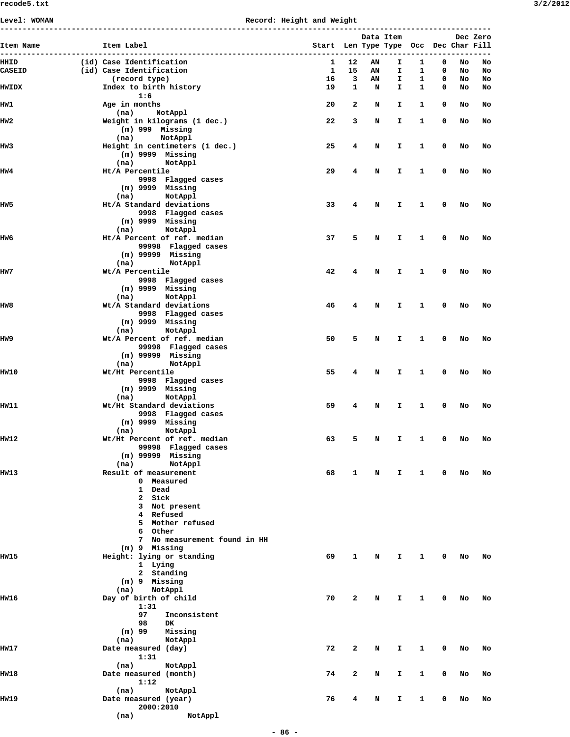Level: WOMAN    Record: Height and Weight

```
----------------------------------------------------------------------------------------------------------------
                                                                                   Data Item             Dec Zero
Item Name            Item Label                                         Start  Len Type Type  Occ   Dec Char Fill
----------------------------------------------------------------------------------------------------------------
HHID            (id) Case Identification                                   1   12   AN    I    1     0   No   No
CASEID          (id) Case Identification                                   1   15   AN    I    1     0   No   No
                       (record type)                                      16    3   AN    I    1     0   No   No
HWIDX                Index to birth history                               19    1    N    I    1     0   No   No
                             1:6
HW1                  Age in months                                        20    2    N    I    1     0   No   No
                        (na)     NotAppl
HW2                  Weight in kilograms (1 dec.)                         22    3    N    I    1     0   No   No
                         (m) 999  Missing
                        (na)      NotAppl
HW3                  Height in centimeters (1 dec.)                       25    4    N    I    1     0   No   No
                         (m) 9999  Missing
                        (na)       NotAppl
HW4                  Ht/A Percentile                                      29    4    N    I    1     0   No   No
                             9998  Flagged cases
                         (m) 9999  Missing
                        (na)       NotAppl
HW5                  Ht/A Standard deviations                             33    4    N    I    1     0   No   No
                             9998  Flagged cases
                         (m) 9999  Missing
                        (na)       NotAppl
HW6                  Ht/A Percent of ref. median                          37    5    N    I    1     0   No   No
                             99998  Flagged cases
                         (m) 99999  Missing
                        (na)        NotAppl
HW7                  Wt/A Percentile                                      42    4    N    I    1     0   No   No
                             9998  Flagged cases
                         (m) 9999  Missing
                        (na)       NotAppl
HW8                  Wt/A Standard deviations                             46    4    N    I    1     0   No   No
                             9998  Flagged cases
                         (m) 9999  Missing
                        (na)       NotAppl
HW9                  Wt/A Percent of ref. median                          50    5    N    I    1     0   No   No
                             99998  Flagged cases
                         (m) 99999  Missing
                        (na)        NotAppl
HW10                 Wt/Ht Percentile                                     55    4    N    I    1     0   No   No
                             9998  Flagged cases
                         (m) 9999  Missing
                        (na)       NotAppl
HW11                 Wt/Ht Standard deviations                            59    4    N    I    1     0   No   No
                             9998  Flagged cases
                         (m) 9999  Missing
                        (na)       NotAppl
HW12                 Wt/Ht Percent of ref. median                         63    5    N    I    1     0   No   No
                             99998  Flagged cases
                         (m) 99999  Missing
                        (na)        NotAppl
HW13                 Result of measurement                                68    1    N    I    1     0   No   No
                             0  Measured
                             1  Dead
                             2  Sick
                             3  Not present
                             4  Refused
                             5  Mother refused
                             6  Other
                             7  No measurement found in HH
                         (m) 9  Missing
HW15                 Height: lying or standing                            69    1    N    I    1     0   No   No
                             1  Lying
                             2  Standing
                         (m) 9  Missing
                        (na)    NotAppl
HW16                 Day of birth of child                                70    2    N    I    1     0   No   No
                             1:31
                             97    Inconsistent
                             98    DK
                         (m) 99    Missing
                        (na)       NotAppl
HW17                 Date measured (day)                                  72    2    N    I    1     0   No   No
                             1:31
                        (na)       NotAppl
HW18                 Date measured (month)                                74    2    N    I    1     0   No   No
                             1:12
                        (na)       NotAppl
HW19                 Date measured (year)                                 76    4    N    I    1     0   No   No
                             2000:2010
                        (na)            NotAppl
```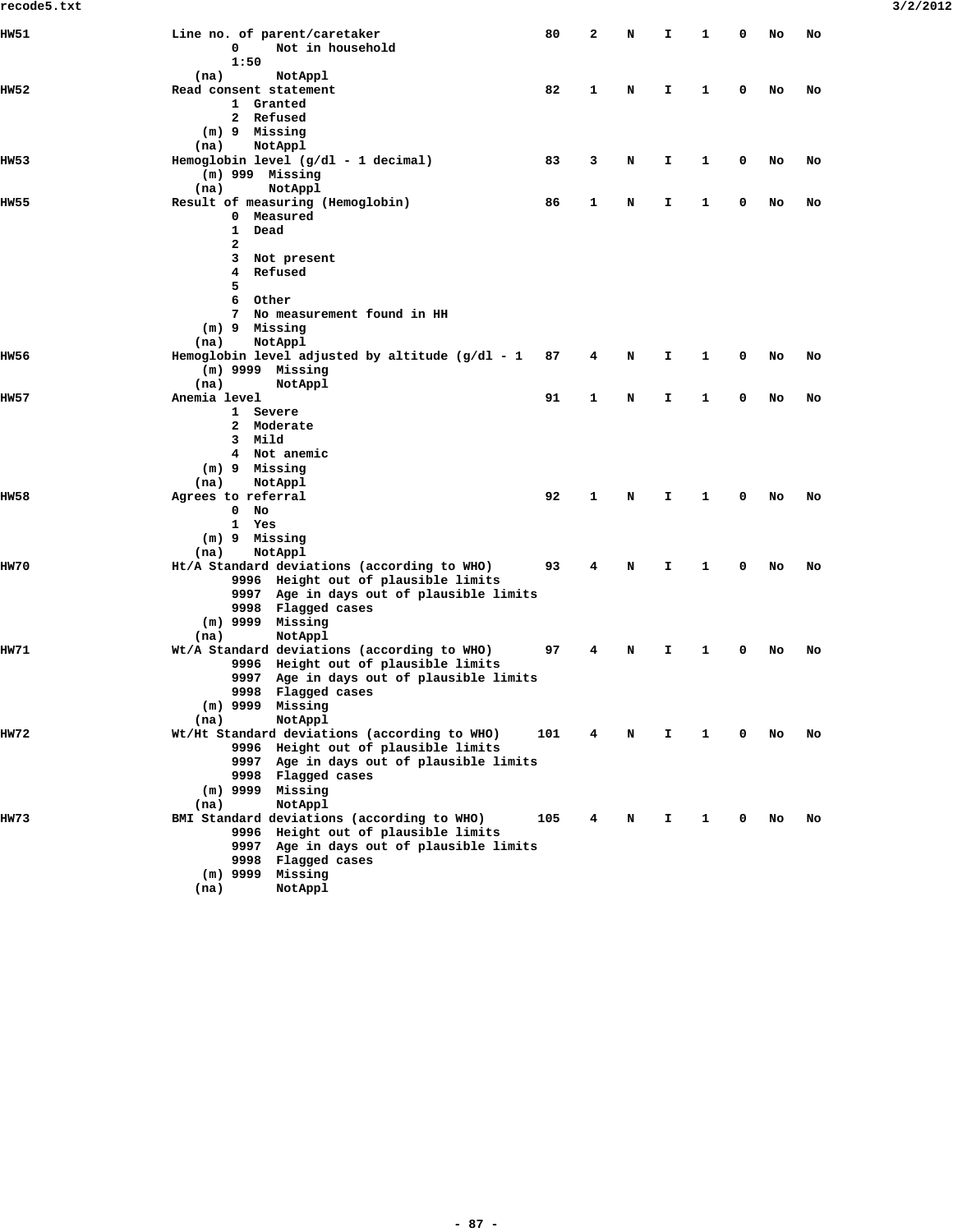```
HW51                Line no. of parent/caretaker                   80    2    N    I    1    0    No    No
                          0     Not in household
                          1:50
                       (na)       NotAppl
HW52                Read consent statement                         82    1    N    I    1    0    No    No
                          1  Granted
                          2  Refused
                      (m) 9  Missing
                     (na)    NotAppl
HW53                Hemoglobin level (g/dl - 1 decimal)            83    3    N    I    1    0    No    No
                      (m) 999  Missing
                     (na)      NotAppl
HW55                Result of measuring (Hemoglobin)               86    1    N    I    1    0    No    No
                          0  Measured
                          1  Dead
                          2
                          3  Not present
                          4  Refused
                          5
                          6  Other
                          7  No measurement found in HH
                      (m) 9  Missing
                     (na)    NotAppl
HW56                Hemoglobin level adjusted by altitude (g/dl - 1   87    4    N    I    1    0    No    No
                      (m) 9999  Missing
                     (na)       NotAppl
HW57                Anemia level                                   91    1    N    I    1    0    No    No
                          1  Severe
                          2  Moderate
                          3  Mild
                          4  Not anemic
                      (m) 9  Missing
                     (na)    NotAppl
HW58                Agrees to referral                             92    1    N    I    1    0    No    No
                          0  No
                          1  Yes
                      (m) 9  Missing
                     (na)    NotAppl
HW70                Ht/A Standard deviations (according to WHO)    93    4    N    I    1    0    No    No
                          9996  Height out of plausible limits
                          9997  Age in days out of plausible limits
                          9998  Flagged cases
                      (m) 9999  Missing
                     (na)       NotAppl
HW71                Wt/A Standard deviations (according to WHO)    97    4    N    I    1    0    No    No
                          9996  Height out of plausible limits
                          9997  Age in days out of plausible limits
                          9998  Flagged cases
                      (m) 9999  Missing
                     (na)       NotAppl
HW72                Wt/Ht Standard deviations (according to WHO)  101    4    N    I    1    0    No    No
                          9996  Height out of plausible limits
                          9997  Age in days out of plausible limits
                          9998  Flagged cases
                      (m) 9999  Missing
                     (na)       NotAppl
HW73                BMI Standard deviations (according to WHO)    105    4    N    I    1    0    No    No
                          9996  Height out of plausible limits
                          9997  Age in days out of plausible limits
                          9998  Flagged cases
                      (m) 9999  Missing
                     (na)       NotAppl
```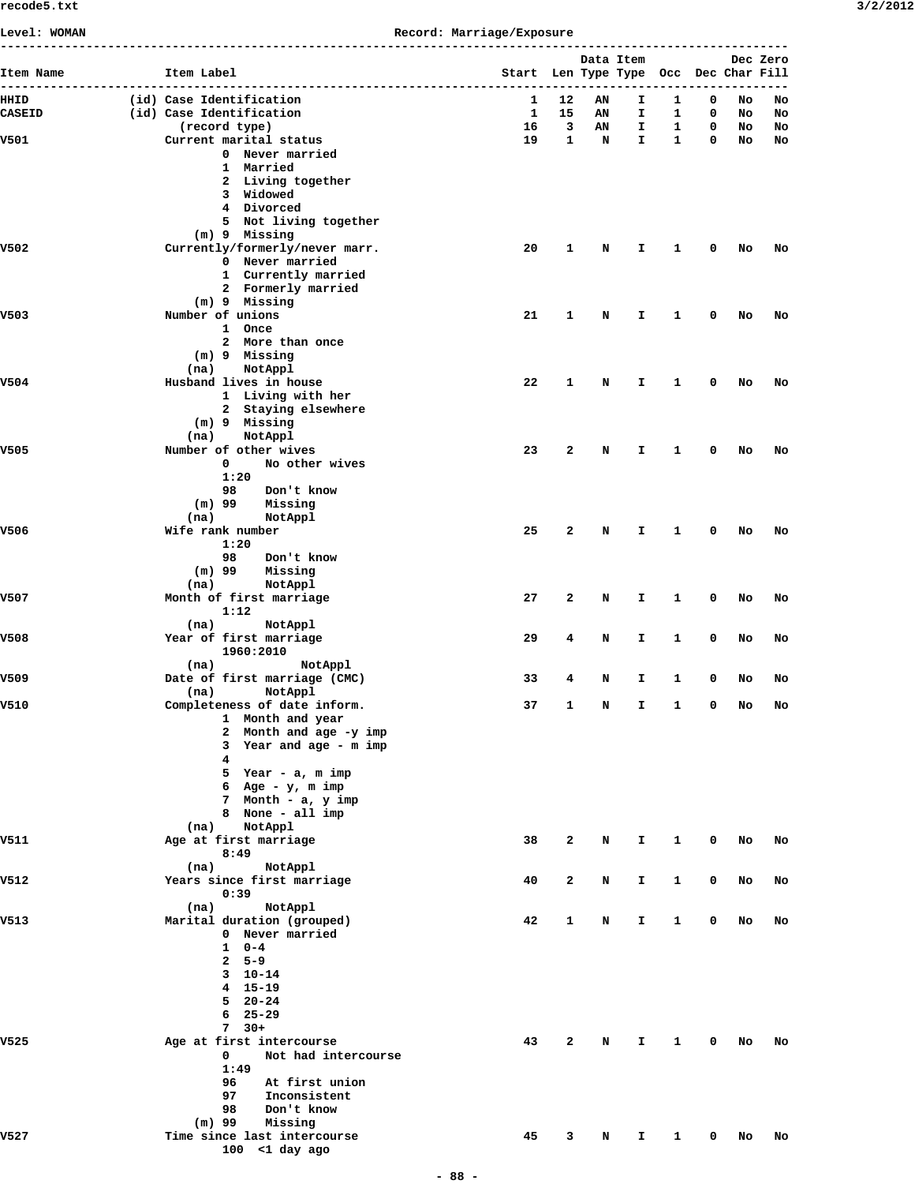Level: WOMAN                                    Record: Marriage/Exposure

```
--------------------------------------------------------------------------------------------------
                                                                Data Item            Dec Zero
Item Name              Item Label                          Start  Len Type Type  Occ  Dec Char Fill
--------------------------------------------------------------------------------------------------
HHID              (id) Case Identification                     1   12   AN    I    1    0   No   No
CASEID            (id) Case Identification                     1   15   AN    I    1    0   No   No
                         (record type)                        16    3   AN    I    1    0   No   No
V501                   Current marital status                 19    1    N    I    1    0   No   No
                               0  Never married
                               1  Married
                               2  Living together
                               3  Widowed
                               4  Divorced
                               5  Not living together
                           (m) 9  Missing
V502                   Currently/formerly/never marr.         20    1    N    I    1    0   No   No
                               0  Never married
                               1  Currently married
                               2  Formerly married
                           (m) 9  Missing
V503                   Number of unions                       21    1    N    I    1    0   No   No
                               1  Once
                               2  More than once
                           (m) 9  Missing
                          (na)    NotAppl
V504                   Husband lives in house                 22    1    N    I    1    0   No   No
                               1  Living with her
                               2  Staying elsewhere
                           (m) 9  Missing
                          (na)    NotAppl
V505                   Number of other wives                  23    2    N    I    1    0   No   No
                               0     No other wives
                               1:20
                               98    Don't know
                           (m) 99    Missing
                          (na)       NotAppl
V506                   Wife rank number                       25    2    N    I    1    0   No   No
                               1:20
                               98    Don't know
                           (m) 99    Missing
                          (na)       NotAppl
V507                   Month of first marriage                27    2    N    I    1    0   No   No
                               1:12
                          (na)       NotAppl
V508                   Year of first marriage                 29    4    N    I    1    0   No   No
                               1960:2010
                          (na)            NotAppl
V509                   Date of first marriage (CMC)           33    4    N    I    1    0   No   No
                          (na)       NotAppl
V510                   Completeness of date inform.           37    1    N    I    1    0   No   No
                               1  Month and year
                               2  Month and age -y imp
                               3  Year and age - m imp
                               4
                               5  Year - a, m imp
                               6  Age - y, m imp
                               7  Month - a, y imp
                               8  None - all imp
                          (na)    NotAppl
V511                   Age at first marriage                  38    2    N    I    1    0   No   No
                               8:49
                          (na)       NotAppl
V512                   Years since first marriage             40    2    N    I    1    0   No   No
                               0:39
                          (na)       NotAppl
V513                   Marital duration (grouped)             42    1    N    I    1    0   No   No
                               0  Never married
                               1  0-4
                               2  5-9
                               3  10-14
                               4  15-19
                               5  20-24
                               6  25-29
                               7  30+
V525                   Age at first intercourse               43    2    N    I    1    0   No   No
                               0     Not had intercourse
                               1:49
                               96    At first union
                               97    Inconsistent
                               98    Don't know
                           (m) 99    Missing
V527                   Time since last intercourse            45    3    N    I    1    0   No   No
                               100  <1 day ago
```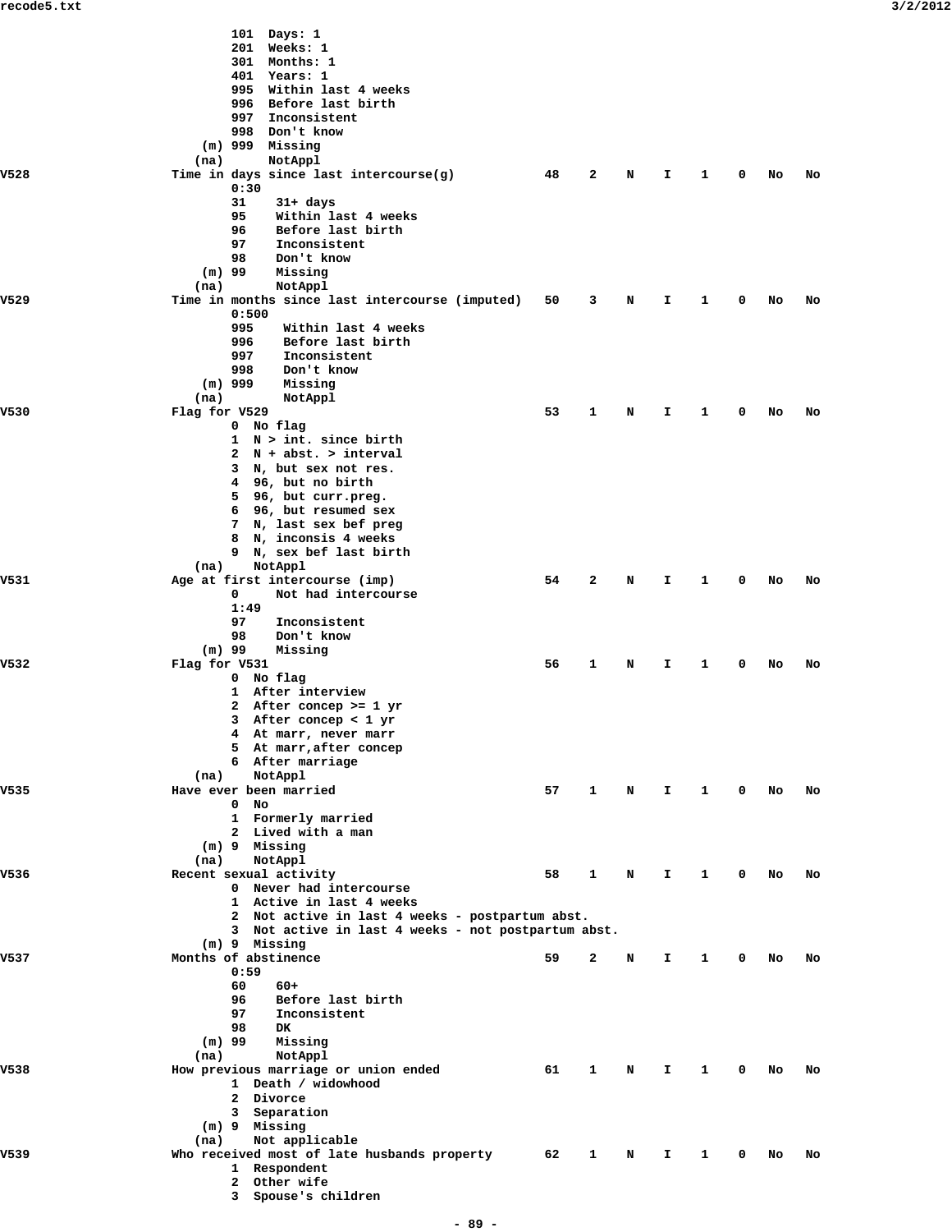```
                 101  Days: 1
                 201  Weeks: 1
                 301  Months: 1
                 401  Years: 1
                 995  Within last 4 weeks
                 996  Before last birth
                 997  Inconsistent
                 998  Don't know
             (m) 999  Missing
            (na)      NotAppl
V528         Time in days since last intercourse(g)           48    2    N    I    1    0   No   No
                 0:30
                 31    31+ days
                 95    Within last 4 weeks
                 96    Before last birth
                 97    Inconsistent
                 98    Don't know
             (m) 99    Missing
            (na)       NotAppl
V529         Time in months since last intercourse (imputed)  50    3    N    I    1    0   No   No
                 0:500
                 995    Within last 4 weeks
                 996    Before last birth
                 997    Inconsistent
                 998    Don't know
             (m) 999    Missing
            (na)        NotAppl
V530         Flag for V529                                    53    1    N    I    1    0   No   No
                 0  No flag
                 1  N > int. since birth
                 2  N + abst. > interval
                 3  N, but sex not res.
                 4  96, but no birth
                 5  96, but curr.preg.
                 6  96, but resumed sex
                 7  N, last sex bef preg
                 8  N, inconsis 4 weeks
                 9  N, sex bef last birth
            (na)    NotAppl
V531         Age at first intercourse (imp)                   54    2    N    I    1    0   No   No
                 0     Not had intercourse
                 1:49
                 97    Inconsistent
                 98    Don't know
             (m) 99    Missing
V532         Flag for V531                                    56    1    N    I    1    0   No   No
                 0  No flag
                 1  After interview
                 2  After concep >= 1 yr
                 3  After concep < 1 yr
                 4  At marr, never marr
                 5  At marr,after concep
                 6  After marriage
            (na)    NotAppl
V535         Have ever been married                           57    1    N    I    1    0   No   No
                 0  No
                 1  Formerly married
                 2  Lived with a man
             (m) 9  Missing
            (na)    NotAppl
V536         Recent sexual activity                           58    1    N    I    1    0   No   No
                 0  Never had intercourse
                 1  Active in last 4 weeks
                 2  Not active in last 4 weeks - postpartum abst.
                 3  Not active in last 4 weeks - not postpartum abst.
             (m) 9  Missing
V537         Months of abstinence                             59    2    N    I    1    0   No   No
                 0:59
                 60    60+
                 96    Before last birth
                 97    Inconsistent
                 98    DK
             (m) 99    Missing
            (na)       NotAppl
V538         How previous marriage or union ended             61    1    N    I    1    0   No   No
                 1  Death / widowhood
                 2  Divorce
                 3  Separation
             (m) 9  Missing
            (na)    Not applicable
V539         Who received most of late husbands property      62    1    N    I    1    0   No   No
                 1  Respondent
                 2  Other wife
                 3  Spouse's children
```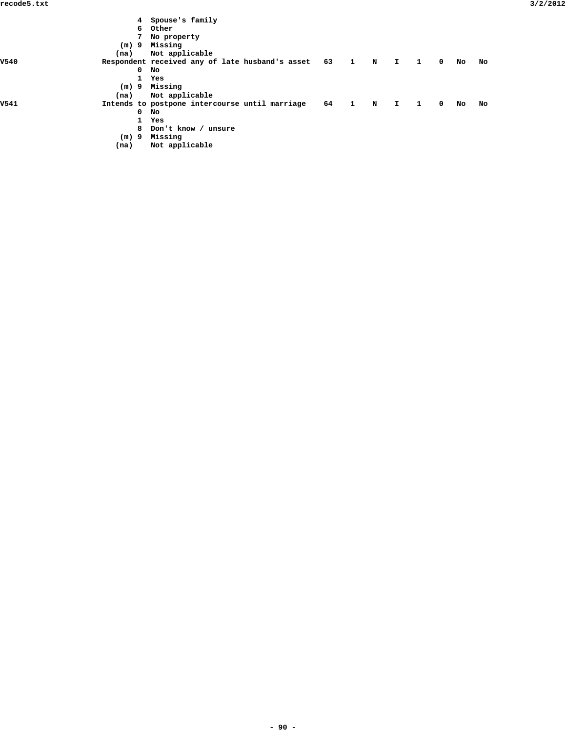```
                    4  Spouse's family
                    6  Other
                    7  No property
                (m) 9  Missing
               (na)    Not applicable
V540           Respondent received any of late husband's asset   63    1    N    I    1    0   No   No
                    0  No
                    1  Yes
                (m) 9  Missing
               (na)    Not applicable
V541           Intends to postpone intercourse until marriage    64    1    N    I    1    0   No   No
                    0  No
                    1  Yes
                    8  Don't know / unsure
                (m) 9  Missing
               (na)    Not applicable
```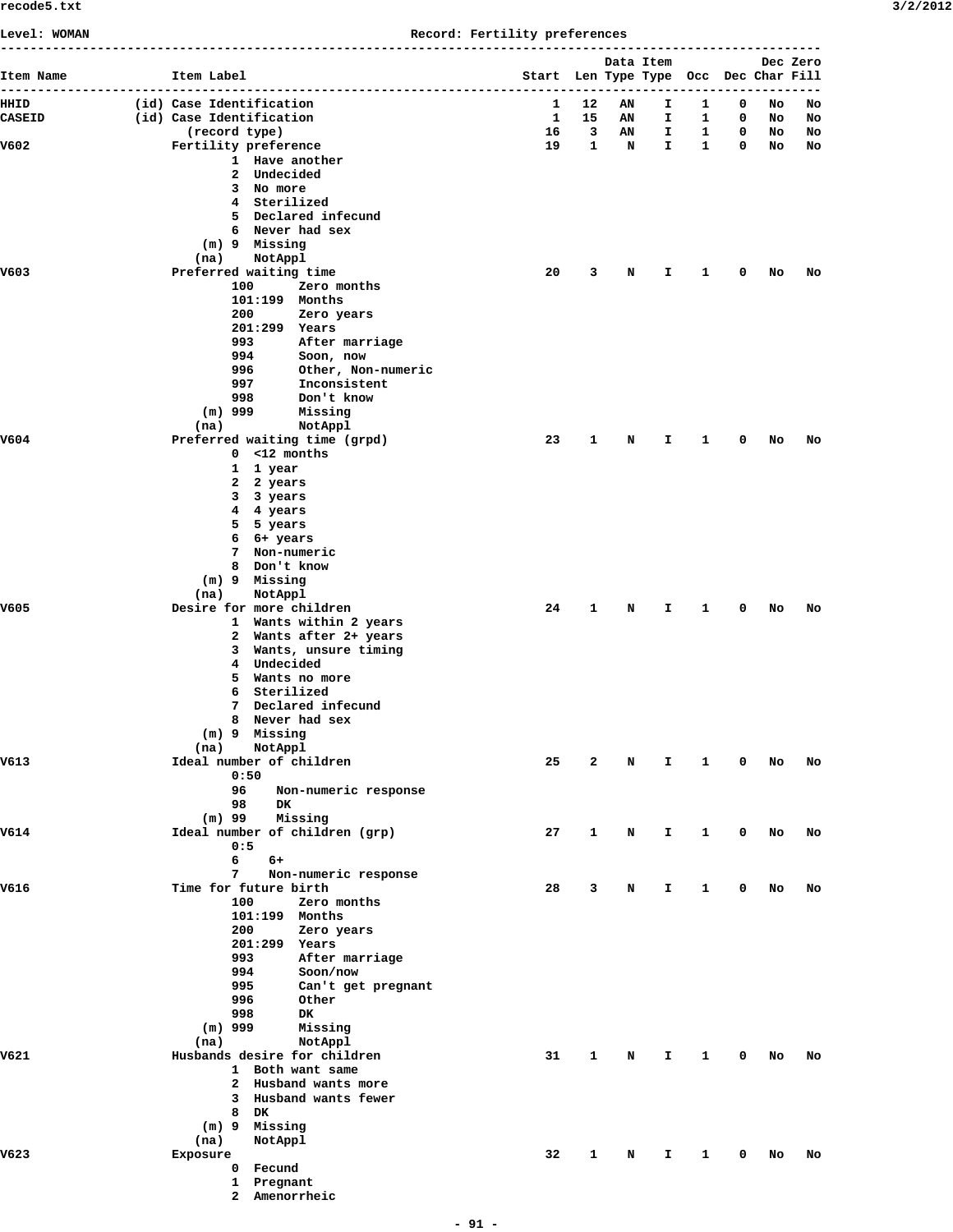Level: WOMAN　　　　　　　　　　Record: Fertility preferences

```
--------------------------------------------------------------------------------------------------------
                                                                        Data Item           Dec Zero
Item Name              Item Label                              Start  Len Type Type  Occ  Dec Char Fill
--------------------------------------------------------------------------------------------------------
HHID              (id) Case Identification                         1   12   AN    I    1    0   No   No
CASEID            (id) Case Identification                         1   15   AN    I    1    0   No   No
                         (record type)                            16    3   AN    I    1    0   No   No
V602                   Fertility preference                       19    1    N    I    1    0   No   No
                               1  Have another
                               2  Undecided
                               3  No more
                               4  Sterilized
                               5  Declared infecund
                               6  Never had sex
                           (m) 9  Missing
                          (na)    NotAppl
V603                   Preferred waiting time                     20    3    N    I    1    0   No   No
                               100      Zero months
                               101:199  Months
                               200      Zero years
                               201:299  Years
                               993      After marriage
                               994      Soon, now
                               996      Other, Non-numeric
                               997      Inconsistent
                               998      Don't know
                           (m) 999      Missing
                          (na)          NotAppl
V604                   Preferred waiting time (grpd)              23    1    N    I    1    0   No   No
                               0  <12 months
                               1  1 year
                               2  2 years
                               3  3 years
                               4  4 years
                               5  5 years
                               6  6+ years
                               7  Non-numeric
                               8  Don't know
                           (m) 9  Missing
                          (na)    NotAppl
V605                   Desire for more children                   24    1    N    I    1    0   No   No
                               1  Wants within 2 years
                               2  Wants after 2+ years
                               3  Wants, unsure timing
                               4  Undecided
                               5  Wants no more
                               6  Sterilized
                               7  Declared infecund
                               8  Never had sex
                           (m) 9  Missing
                          (na)    NotAppl
V613                   Ideal number of children                   25    2    N    I    1    0   No   No
                               0:50
                               96    Non-numeric response
                               98    DK
                           (m) 99    Missing
V614                   Ideal number of children (grp)             27    1    N    I    1    0   No   No
                               0:5
                               6    6+
                               7    Non-numeric response
V616                   Time for future birth                      28    3    N    I    1    0   No   No
                               100      Zero months
                               101:199  Months
                               200      Zero years
                               201:299  Years
                               993      After marriage
                               994      Soon/now
                               995      Can't get pregnant
                               996      Other
                               998      DK
                           (m) 999      Missing
                          (na)          NotAppl
V621                   Husbands desire for children               31    1    N    I    1    0   No   No
                               1  Both want same
                               2  Husband wants more
                               3  Husband wants fewer
                               8  DK
                           (m) 9  Missing
                          (na)    NotAppl
V623                   Exposure                                   32    1    N    I    1    0   No   No
                               0  Fecund
                               1  Pregnant
                               2  Amenorrheic
```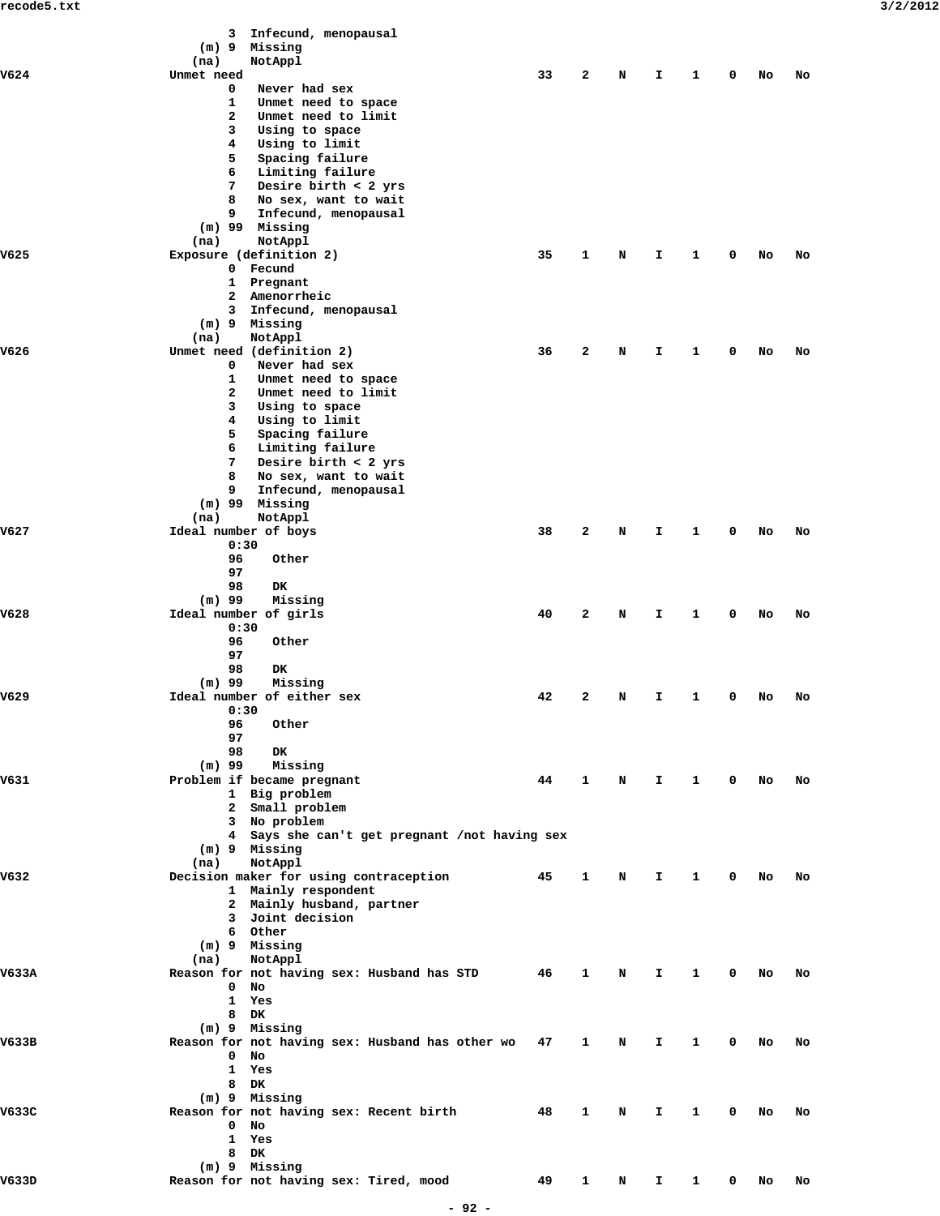```
                  3  Infecund, menopausal
              (m) 9  Missing
             (na)    NotAppl
V624            Unmet need                                33    2    N    I    1    0   No   No
                  0   Never had sex
                  1   Unmet need to space
                  2   Unmet need to limit
                  3   Using to space
                  4   Using to limit
                  5   Spacing failure
                  6   Limiting failure
                  7   Desire birth < 2 yrs
                  8   No sex, want to wait
                  9   Infecund, menopausal
              (m) 99  Missing
             (na)     NotAppl
V625            Exposure (definition 2)                   35    1    N    I    1    0   No   No
                  0  Fecund
                  1  Pregnant
                  2  Amenorrheic
                  3  Infecund, menopausal
              (m) 9  Missing
             (na)    NotAppl
V626            Unmet need (definition 2)                 36    2    N    I    1    0   No   No
                  0   Never had sex
                  1   Unmet need to space
                  2   Unmet need to limit
                  3   Using to space
                  4   Using to limit
                  5   Spacing failure
                  6   Limiting failure
                  7   Desire birth < 2 yrs
                  8   No sex, want to wait
                  9   Infecund, menopausal
              (m) 99  Missing
             (na)     NotAppl
V627            Ideal number of boys                      38    2    N    I    1    0   No   No
                  0:30
                  96    Other
                  97
                  98    DK
              (m) 99    Missing
V628            Ideal number of girls                     40    2    N    I    1    0   No   No
                  0:30
                  96    Other
                  97
                  98    DK
              (m) 99    Missing
V629            Ideal number of either sex                42    2    N    I    1    0   No   No
                  0:30
                  96    Other
                  97
                  98    DK
              (m) 99    Missing
V631            Problem if became pregnant                44    1    N    I    1    0   No   No
                  1  Big problem
                  2  Small problem
                  3  No problem
                  4  Says she can't get pregnant /not having sex
              (m) 9  Missing
             (na)    NotAppl
V632            Decision maker for using contraception    45    1    N    I    1    0   No   No
                  1  Mainly respondent
                  2  Mainly husband, partner
                  3  Joint decision
                  6  Other
              (m) 9  Missing
             (na)    NotAppl
V633A           Reason for not having sex: Husband has STD        46    1    N    I    1    0   No   No
                  0  No
                  1  Yes
                  8  DK
              (m) 9  Missing
V633B           Reason for not having sex: Husband has other wo   47    1    N    I    1    0   No   No
                  0  No
                  1  Yes
                  8  DK
              (m) 9  Missing
V633C           Reason for not having sex: Recent birth           48    1    N    I    1    0   No   No
                  0  No
                  1  Yes
                  8  DK
              (m) 9  Missing
V633D           Reason for not having sex: Tired, mood            49    1    N    I    1    0   No   No
```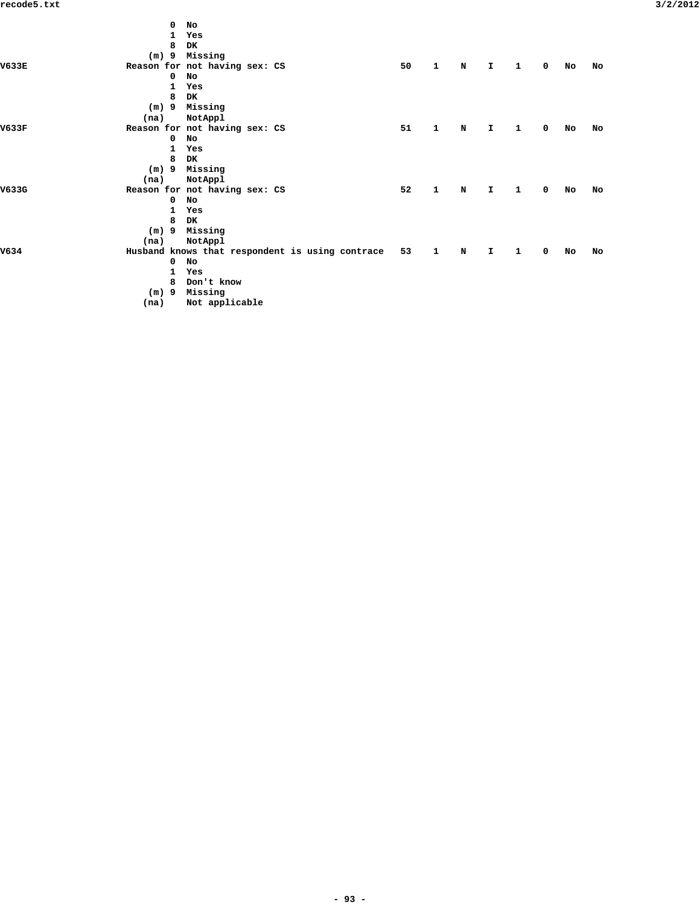```
                         0  No
                         1  Yes
                         8  DK
                     (m) 9  Missing
V633E               Reason for not having sex: CS              50    1    N    I    1    0   No   No
                         0  No
                         1  Yes
                         8  DK
                     (m) 9  Missing
                    (na)    NotAppl
V633F               Reason for not having sex: CS              51    1    N    I    1    0   No   No
                         0  No
                         1  Yes
                         8  DK
                     (m) 9  Missing
                    (na)    NotAppl
V633G               Reason for not having sex: CS              52    1    N    I    1    0   No   No
                         0  No
                         1  Yes
                         8  DK
                     (m) 9  Missing
                    (na)    NotAppl
V634                Husband knows that respondent is using contrace   53    1    N    I    1    0   No   No
                         0  No
                         1  Yes
                         8  Don't know
                     (m) 9  Missing
                    (na)    Not applicable
```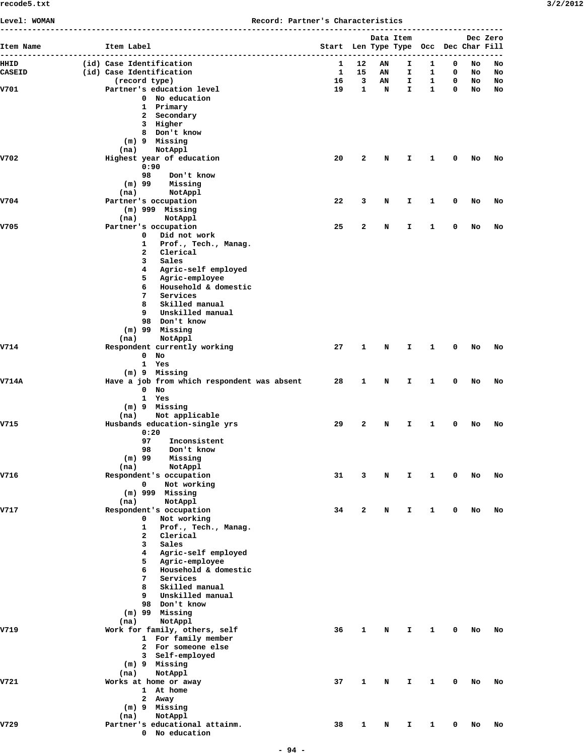Level: WOMAN Record: Partner's Characteristics

```
------------------------------------------------------------------------------------------------------------
                                                                        Data Item           Dec Zero
Item Name              Item Label                               Start  Len Type Type  Occ  Dec Char Fill
------------------------------------------------------------------------------------------------------------
HHID              (id) Case Identification                          1   12   AN    I    1    0   No   No
CASEID            (id) Case Identification                          1   15   AN    I    1    0   No   No
                         (record type)                             16    3   AN    I    1    0   No   No
V701                   Partner's education level                   19    1    N    I    1    0   No   No
                                0  No education
                                1  Primary
                                2  Secondary
                                3  Higher
                                8  Don't know
                            (m) 9  Missing
                           (na)    NotAppl
V702                   Highest year of education                   20    2    N    I    1    0   No   No
                                0:90
                                98    Don't know
                            (m) 99    Missing
                           (na)       NotAppl
V704                   Partner's occupation                        22    3    N    I    1    0   No   No
                            (m) 999  Missing
                           (na)      NotAppl
V705                   Partner's occupation                        25    2    N    I    1    0   No   No
                                0   Did not work
                                1   Prof., Tech., Manag.
                                2   Clerical
                                3   Sales
                                4   Agric-self employed
                                5   Agric-employee
                                6   Household & domestic
                                7   Services
                                8   Skilled manual
                                9   Unskilled manual
                                98  Don't know
                            (m) 99  Missing
                           (na)     NotAppl
V714                   Respondent currently working                27    1    N    I    1    0   No   No
                                0  No
                                1  Yes
                            (m) 9  Missing
V714A                  Have a job from which respondent was absent 28    1    N    I    1    0   No   No
                                0  No
                                1  Yes
                            (m) 9  Missing
                           (na)    Not applicable
V715                   Husbands education-single yrs               29    2    N    I    1    0   No   No
                                0:20
                                97    Inconsistent
                                98    Don't know
                            (m) 99    Missing
                           (na)       NotAppl
V716                   Respondent's occupation                     31    3    N    I    1    0   No   No
                                0    Not working
                            (m) 999  Missing
                           (na)      NotAppl
V717                   Respondent's occupation                     34    2    N    I    1    0   No   No
                                0   Not working
                                1   Prof., Tech., Manag.
                                2   Clerical
                                3   Sales
                                4   Agric-self employed
                                5   Agric-employee
                                6   Household & domestic
                                7   Services
                                8   Skilled manual
                                9   Unskilled manual
                                98  Don't know
                            (m) 99  Missing
                           (na)     NotAppl
V719                   Work for family, others, self               36    1    N    I    1    0   No   No
                                1  For family member
                                2  For someone else
                                3  Self-employed
                            (m) 9  Missing
                           (na)    NotAppl
V721                   Works at home or away                       37    1    N    I    1    0   No   No
                                1  At home
                                2  Away
                            (m) 9  Missing
                           (na)    NotAppl
V729                   Partner's educational attainm.              38    1    N    I    1    0   No   No
                                0  No education
```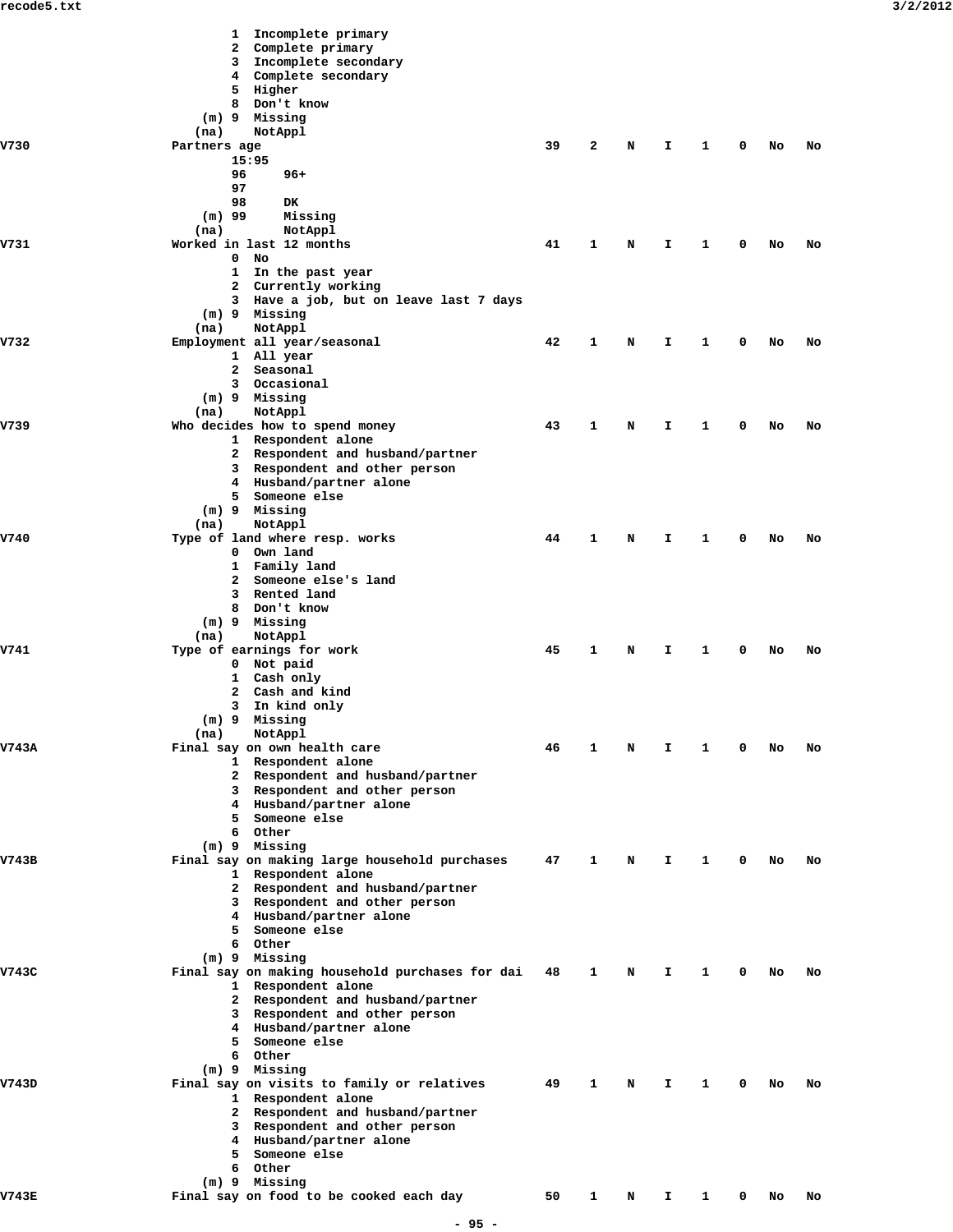```
                  1  Incomplete primary
                  2  Complete primary
                  3  Incomplete secondary
                  4  Complete secondary
                  5  Higher
                  8  Don't know
              (m) 9  Missing
             (na)    NotAppl
V730            Partners age                              39   2   N   I   1   0   No   No
                  15:95
                  96     96+
                  97
                  98     DK
              (m) 99     Missing
             (na)        NotAppl
V731            Worked in last 12 months                  41   1   N   I   1   0   No   No
                  0  No
                  1  In the past year
                  2  Currently working
                  3  Have a job, but on leave last 7 days
              (m) 9  Missing
             (na)    NotAppl
V732            Employment all year/seasonal              42   1   N   I   1   0   No   No
                  1  All year
                  2  Seasonal
                  3  Occasional
              (m) 9  Missing
             (na)    NotAppl
V739            Who decides how to spend money            43   1   N   I   1   0   No   No
                  1  Respondent alone
                  2  Respondent and husband/partner
                  3  Respondent and other person
                  4  Husband/partner alone
                  5  Someone else
              (m) 9  Missing
             (na)    NotAppl
V740            Type of land where resp. works            44   1   N   I   1   0   No   No
                  0  Own land
                  1  Family land
                  2  Someone else's land
                  3  Rented land
                  8  Don't know
              (m) 9  Missing
             (na)    NotAppl
V741            Type of earnings for work                 45   1   N   I   1   0   No   No
                  0  Not paid
                  1  Cash only
                  2  Cash and kind
                  3  In kind only
              (m) 9  Missing
             (na)    NotAppl
V743A           Final say on own health care              46   1   N   I   1   0   No   No
                  1  Respondent alone
                  2  Respondent and husband/partner
                  3  Respondent and other person
                  4  Husband/partner alone
                  5  Someone else
                  6  Other
              (m) 9  Missing
V743B           Final say on making large household purchases     47   1   N   I   1   0   No   No
                  1  Respondent alone
                  2  Respondent and husband/partner
                  3  Respondent and other person
                  4  Husband/partner alone
                  5  Someone else
                  6  Other
              (m) 9  Missing
V743C           Final say on making household purchases for dai   48   1   N   I   1   0   No   No
                  1  Respondent alone
                  2  Respondent and husband/partner
                  3  Respondent and other person
                  4  Husband/partner alone
                  5  Someone else
                  6  Other
              (m) 9  Missing
V743D           Final say on visits to family or relatives        49   1   N   I   1   0   No   No
                  1  Respondent alone
                  2  Respondent and husband/partner
                  3  Respondent and other person
                  4  Husband/partner alone
                  5  Someone else
                  6  Other
              (m) 9  Missing
V743E           Final say on food to be cooked each day           50   1   N   I   1   0   No   No
```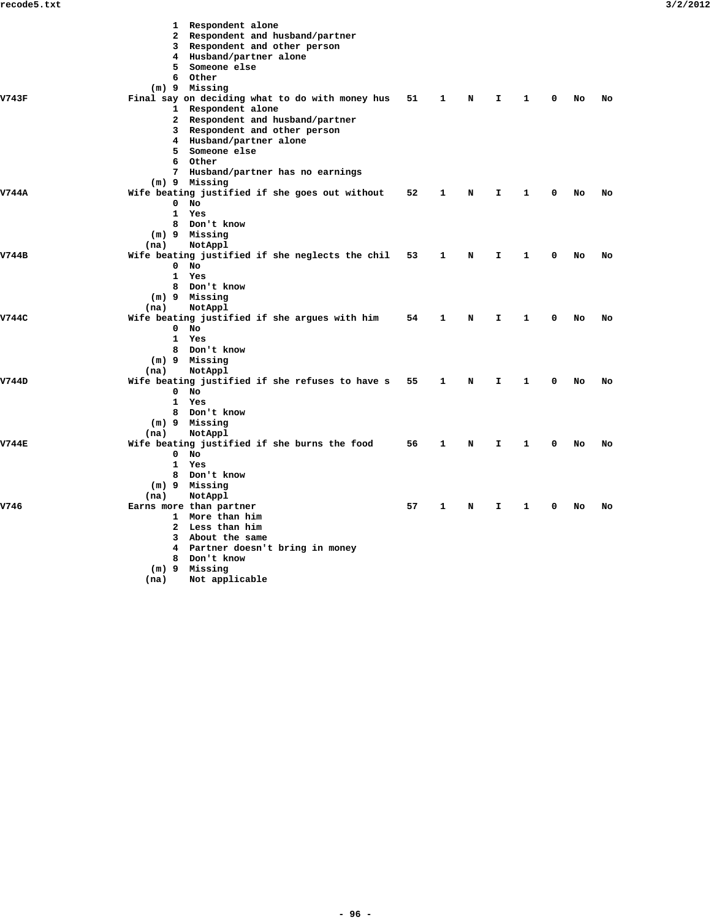```
                          1  Respondent alone
                          2  Respondent and husband/partner
                          3  Respondent and other person
                          4  Husband/partner alone
                          5  Someone else
                          6  Other
                      (m) 9  Missing
V743F                Final say on deciding what to do with money hus   51    1    N    I    1    0   No   No
                          1  Respondent alone
                          2  Respondent and husband/partner
                          3  Respondent and other person
                          4  Husband/partner alone
                          5  Someone else
                          6  Other
                          7  Husband/partner has no earnings
                      (m) 9  Missing
V744A                Wife beating justified if she goes out without    52    1    N    I    1    0   No   No
                          0  No
                          1  Yes
                          8  Don't know
                      (m) 9  Missing
                     (na)    NotAppl
V744B                Wife beating justified if she neglects the chil   53    1    N    I    1    0   No   No
                          0  No
                          1  Yes
                          8  Don't know
                      (m) 9  Missing
                     (na)    NotAppl
V744C                Wife beating justified if she argues with him     54    1    N    I    1    0   No   No
                          0  No
                          1  Yes
                          8  Don't know
                      (m) 9  Missing
                     (na)    NotAppl
V744D                Wife beating justified if she refuses to have s   55    1    N    I    1    0   No   No
                          0  No
                          1  Yes
                          8  Don't know
                      (m) 9  Missing
                     (na)    NotAppl
V744E                Wife beating justified if she burns the food      56    1    N    I    1    0   No   No
                          0  No
                          1  Yes
                          8  Don't know
                      (m) 9  Missing
                     (na)    NotAppl
V746                 Earns more than partner                           57    1    N    I    1    0   No   No
                          1  More than him
                          2  Less than him
                          3  About the same
                          4  Partner doesn't bring in money
                          8  Don't know
                      (m) 9  Missing
                     (na)    Not applicable
```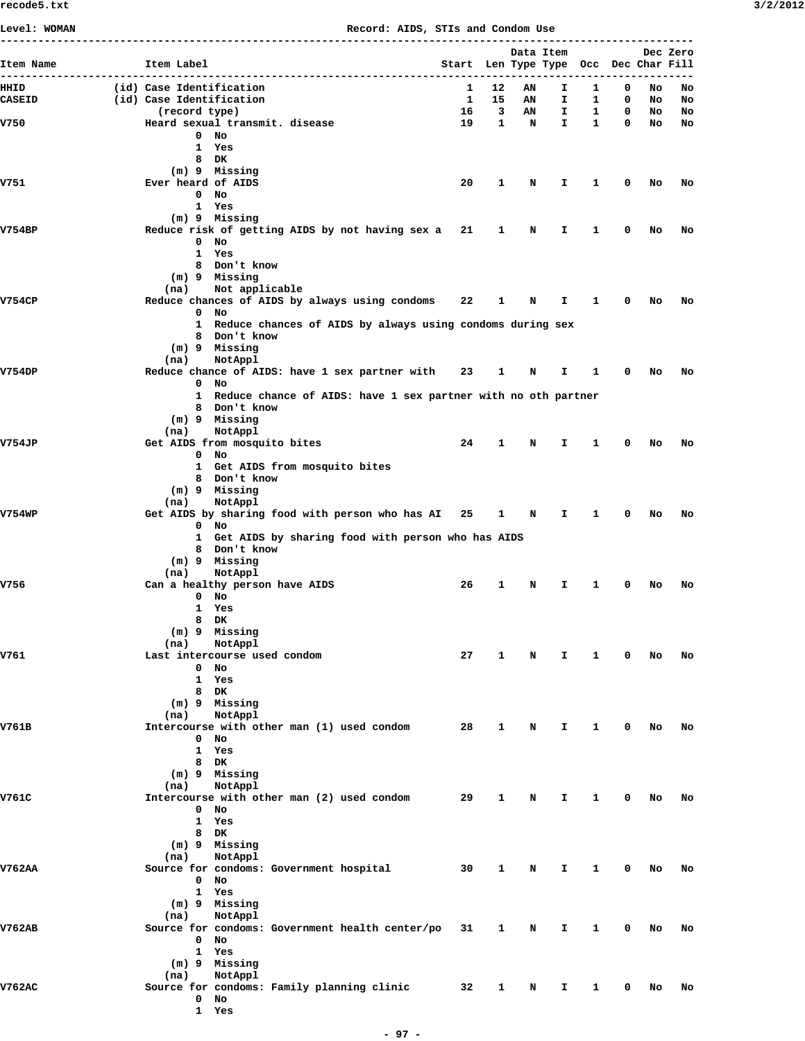Level: WOMAN                                        Record: AIDS, STIs and Condom Use

```
----------------------------------------------------------------------------------------------------
                                                                             Data Item           Dec Zero
Item Name              Item Label                                    Start  Len Type Type  Occ  Dec Char Fill
----------------------------------------------------------------------------------------------------
HHID             (id) Case Identification                              1   12   AN    I    1    0   No   No
CASEID           (id) Case Identification                              1   15   AN    I    1    0   No   No
                        (record type)                                 16    3   AN    I    1    0   No   No
V750                   Heard sexual transmit. disease                 19    1    N    I    1    0   No   No
                               0  No
                               1  Yes
                               8  DK
                           (m) 9  Missing
V751                   Ever heard of AIDS                             20    1    N    I    1    0   No   No
                               0  No
                               1  Yes
                           (m) 9  Missing
V754BP                 Reduce risk of getting AIDS by not having sex a   21    1    N    I    1    0   No   No
                               0  No
                               1  Yes
                               8  Don't know
                           (m) 9  Missing
                          (na)    Not applicable
V754CP                 Reduce chances of AIDS by always using condoms    22    1    N    I    1    0   No   No
                               0  No
                               1  Reduce chances of AIDS by always using condoms during sex
                               8  Don't know
                           (m) 9  Missing
                          (na)    NotAppl
V754DP                 Reduce chance of AIDS: have 1 sex partner with    23    1    N    I    1    0   No   No
                               0  No
                               1  Reduce chance of AIDS: have 1 sex partner with no oth partner
                               8  Don't know
                           (m) 9  Missing
                          (na)    NotAppl
V754JP                 Get AIDS from mosquito bites                   24    1    N    I    1    0   No   No
                               0  No
                               1  Get AIDS from mosquito bites
                               8  Don't know
                           (m) 9  Missing
                          (na)    NotAppl
V754WP                 Get AIDS by sharing food with person who has AI   25    1    N    I    1    0   No   No
                               0  No
                               1  Get AIDS by sharing food with person who has AIDS
                               8  Don't know
                           (m) 9  Missing
                          (na)    NotAppl
V756                   Can a healthy person have AIDS                 26    1    N    I    1    0   No   No
                               0  No
                               1  Yes
                               8  DK
                           (m) 9  Missing
                          (na)    NotAppl
V761                   Last intercourse used condom                   27    1    N    I    1    0   No   No
                               0  No
                               1  Yes
                               8  DK
                           (m) 9  Missing
                          (na)    NotAppl
V761B                  Intercourse with other man (1) used condom     28    1    N    I    1    0   No   No
                               0  No
                               1  Yes
                               8  DK
                           (m) 9  Missing
                          (na)    NotAppl
V761C                  Intercourse with other man (2) used condom     29    1    N    I    1    0   No   No
                               0  No
                               1  Yes
                               8  DK
                           (m) 9  Missing
                          (na)    NotAppl
V762AA                 Source for condoms: Government hospital        30    1    N    I    1    0   No   No
                               0  No
                               1  Yes
                           (m) 9  Missing
                          (na)    NotAppl
V762AB                 Source for condoms: Government health center/po   31    1    N    I    1    0   No   No
                               0  No
                               1  Yes
                           (m) 9  Missing
                          (na)    NotAppl
V762AC                 Source for condoms: Family planning clinic     32    1    N    I    1    0   No   No
                               0  No
                               1  Yes
```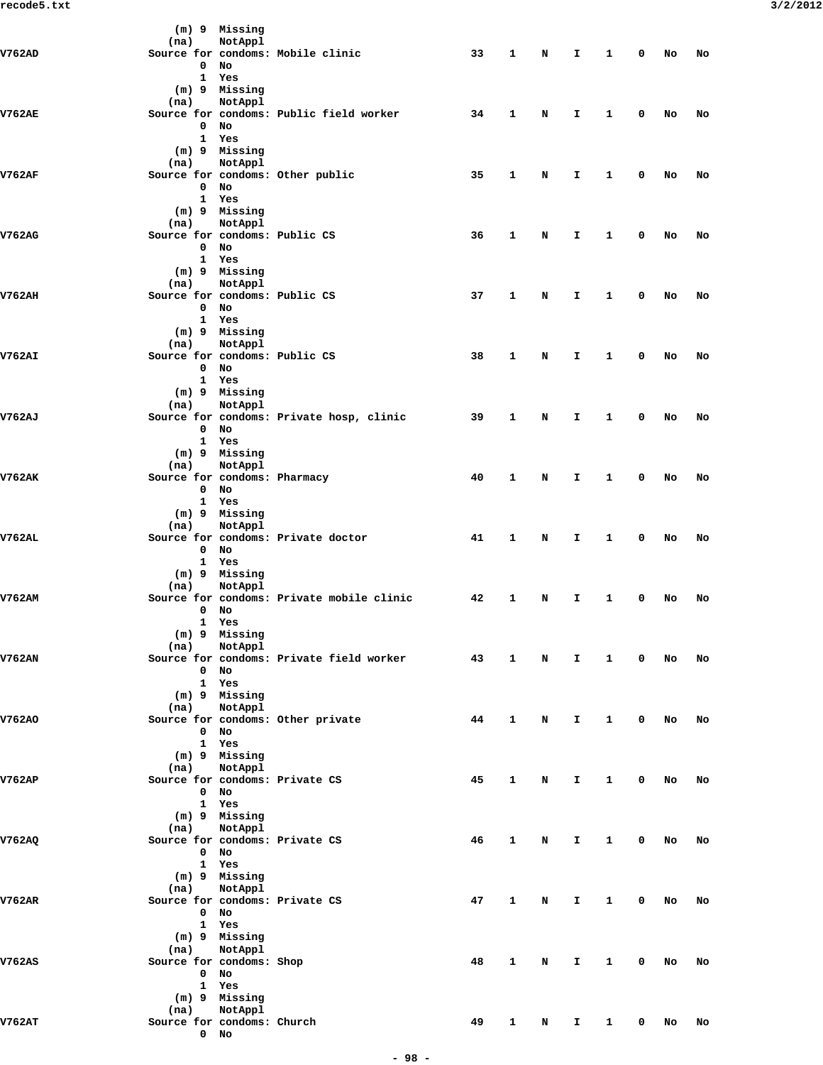```
                   (m) 9  Missing
                  (na)    NotAppl
V762AD            Source for condoms: Mobile clinic              33    1    N    I    1    0   No   No
                       0  No
                       1  Yes
                   (m) 9  Missing
                  (na)    NotAppl
V762AE            Source for condoms: Public field worker        34    1    N    I    1    0   No   No
                       0  No
                       1  Yes
                   (m) 9  Missing
                  (na)    NotAppl
V762AF            Source for condoms: Other public               35    1    N    I    1    0   No   No
                       0  No
                       1  Yes
                   (m) 9  Missing
                  (na)    NotAppl
V762AG            Source for condoms: Public CS                  36    1    N    I    1    0   No   No
                       0  No
                       1  Yes
                   (m) 9  Missing
                  (na)    NotAppl
V762AH            Source for condoms: Public CS                  37    1    N    I    1    0   No   No
                       0  No
                       1  Yes
                   (m) 9  Missing
                  (na)    NotAppl
V762AI            Source for condoms: Public CS                  38    1    N    I    1    0   No   No
                       0  No
                       1  Yes
                   (m) 9  Missing
                  (na)    NotAppl
V762AJ            Source for condoms: Private hosp, clinic       39    1    N    I    1    0   No   No
                       0  No
                       1  Yes
                   (m) 9  Missing
                  (na)    NotAppl
V762AK            Source for condoms: Pharmacy                   40    1    N    I    1    0   No   No
                       0  No
                       1  Yes
                   (m) 9  Missing
                  (na)    NotAppl
V762AL            Source for condoms: Private doctor             41    1    N    I    1    0   No   No
                       0  No
                       1  Yes
                   (m) 9  Missing
                  (na)    NotAppl
V762AM            Source for condoms: Private mobile clinic      42    1    N    I    1    0   No   No
                       0  No
                       1  Yes
                   (m) 9  Missing
                  (na)    NotAppl
V762AN            Source for condoms: Private field worker       43    1    N    I    1    0   No   No
                       0  No
                       1  Yes
                   (m) 9  Missing
                  (na)    NotAppl
V762AO            Source for condoms: Other private              44    1    N    I    1    0   No   No
                       0  No
                       1  Yes
                   (m) 9  Missing
                  (na)    NotAppl
V762AP            Source for condoms: Private CS                 45    1    N    I    1    0   No   No
                       0  No
                       1  Yes
                   (m) 9  Missing
                  (na)    NotAppl
V762AQ            Source for condoms: Private CS                 46    1    N    I    1    0   No   No
                       0  No
                       1  Yes
                   (m) 9  Missing
                  (na)    NotAppl
V762AR            Source for condoms: Private CS                 47    1    N    I    1    0   No   No
                       0  No
                       1  Yes
                   (m) 9  Missing
                  (na)    NotAppl
V762AS            Source for condoms: Shop                       48    1    N    I    1    0   No   No
                       0  No
                       1  Yes
                   (m) 9  Missing
                  (na)    NotAppl
V762AT            Source for condoms: Church                     49    1    N    I    1    0   No   No
                       0  No
```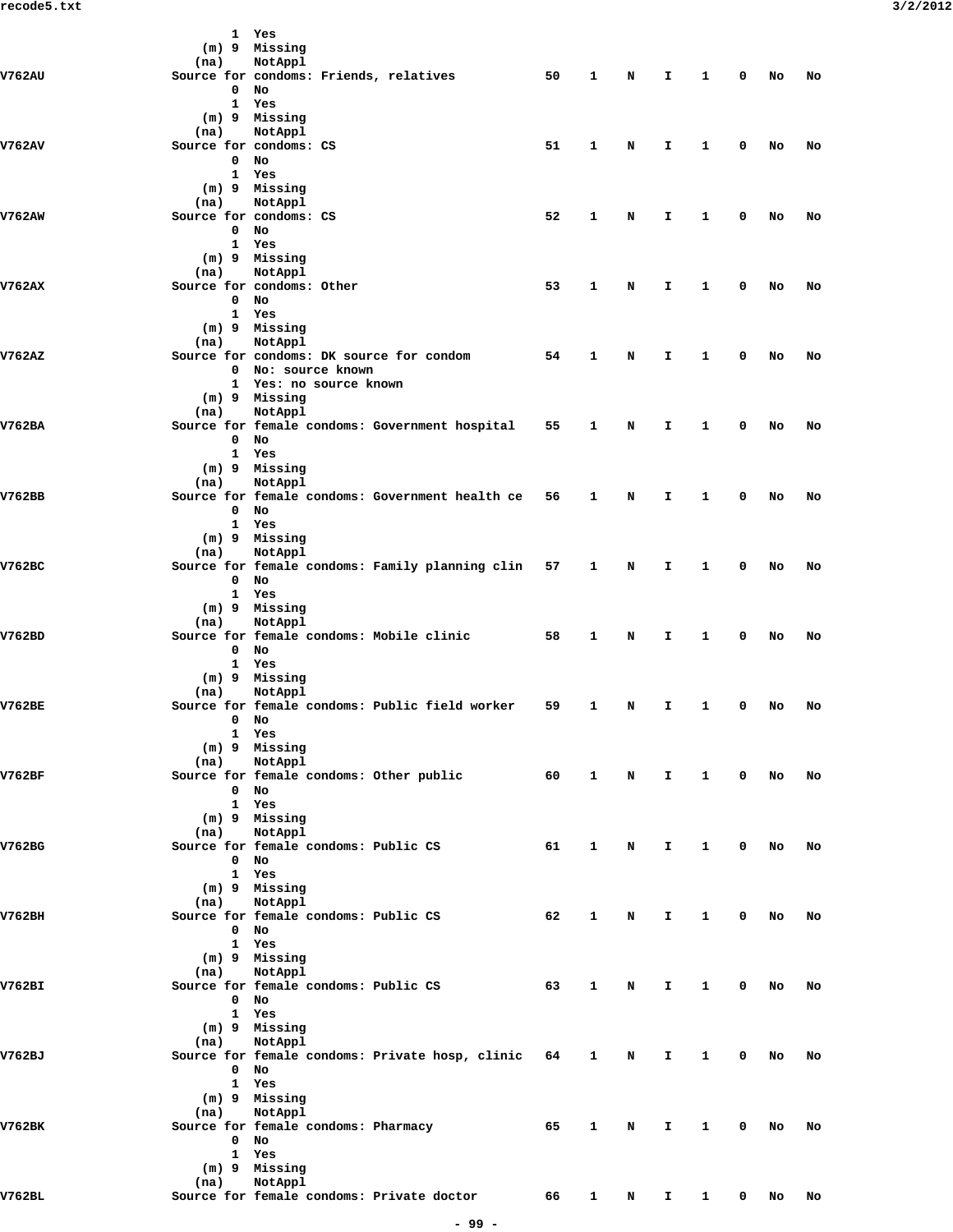```
                     1  Yes
                 (m) 9  Missing
                (na)    NotAppl
V762AU          Source for condoms: Friends, relatives           50    1    N    I    1    0   No   No
                     0  No
                     1  Yes
                 (m) 9  Missing
                (na)    NotAppl
V762AV          Source for condoms: CS                           51    1    N    I    1    0   No   No
                     0  No
                     1  Yes
                 (m) 9  Missing
                (na)    NotAppl
V762AW          Source for condoms: CS                           52    1    N    I    1    0   No   No
                     0  No
                     1  Yes
                 (m) 9  Missing
                (na)    NotAppl
V762AX          Source for condoms: Other                        53    1    N    I    1    0   No   No
                     0  No
                     1  Yes
                 (m) 9  Missing
                (na)    NotAppl
V762AZ          Source for condoms: DK source for condom         54    1    N    I    1    0   No   No
                     0  No: source known
                     1  Yes: no source known
                 (m) 9  Missing
                (na)    NotAppl
V762BA          Source for female condoms: Government hospital   55    1    N    I    1    0   No   No
                     0  No
                     1  Yes
                 (m) 9  Missing
                (na)    NotAppl
V762BB          Source for female condoms: Government health ce  56    1    N    I    1    0   No   No
                     0  No
                     1  Yes
                 (m) 9  Missing
                (na)    NotAppl
V762BC          Source for female condoms: Family planning clin  57    1    N    I    1    0   No   No
                     0  No
                     1  Yes
                 (m) 9  Missing
                (na)    NotAppl
V762BD          Source for female condoms: Mobile clinic         58    1    N    I    1    0   No   No
                     0  No
                     1  Yes
                 (m) 9  Missing
                (na)    NotAppl
V762BE          Source for female condoms: Public field worker   59    1    N    I    1    0   No   No
                     0  No
                     1  Yes
                 (m) 9  Missing
                (na)    NotAppl
V762BF          Source for female condoms: Other public          60    1    N    I    1    0   No   No
                     0  No
                     1  Yes
                 (m) 9  Missing
                (na)    NotAppl
V762BG          Source for female condoms: Public CS             61    1    N    I    1    0   No   No
                     0  No
                     1  Yes
                 (m) 9  Missing
                (na)    NotAppl
V762BH          Source for female condoms: Public CS             62    1    N    I    1    0   No   No
                     0  No
                     1  Yes
                 (m) 9  Missing
                (na)    NotAppl
V762BI          Source for female condoms: Public CS             63    1    N    I    1    0   No   No
                     0  No
                     1  Yes
                 (m) 9  Missing
                (na)    NotAppl
V762BJ          Source for female condoms: Private hosp, clinic  64    1    N    I    1    0   No   No
                     0  No
                     1  Yes
                 (m) 9  Missing
                (na)    NotAppl
V762BK          Source for female condoms: Pharmacy              65    1    N    I    1    0   No   No
                     0  No
                     1  Yes
                 (m) 9  Missing
                (na)    NotAppl
V762BL          Source for female condoms: Private doctor        66    1    N    I    1    0   No   No
```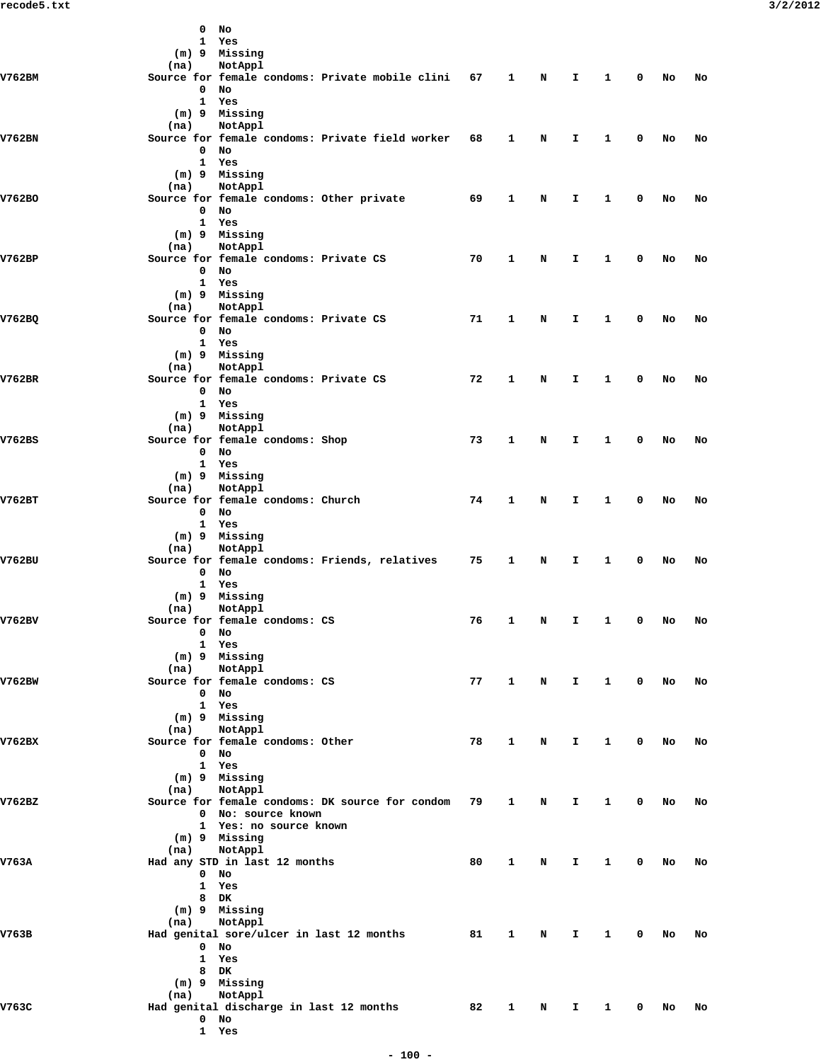```
                      0  No
                      1  Yes
                  (m) 9  Missing
                 (na)    NotAppl
V762BM           Source for female condoms: Private mobile clini   67    1    N    I    1    0    No   No
                      0  No
                      1  Yes
                  (m) 9  Missing
                 (na)    NotAppl
V762BN           Source for female condoms: Private field worker   68    1    N    I    1    0    No   No
                      0  No
                      1  Yes
                  (m) 9  Missing
                 (na)    NotAppl
V762BO           Source for female condoms: Other private          69    1    N    I    1    0    No   No
                      0  No
                      1  Yes
                  (m) 9  Missing
                 (na)    NotAppl
V762BP           Source for female condoms: Private CS             70    1    N    I    1    0    No   No
                      0  No
                      1  Yes
                  (m) 9  Missing
                 (na)    NotAppl
V762BQ           Source for female condoms: Private CS             71    1    N    I    1    0    No   No
                      0  No
                      1  Yes
                  (m) 9  Missing
                 (na)    NotAppl
V762BR           Source for female condoms: Private CS             72    1    N    I    1    0    No   No
                      0  No
                      1  Yes
                  (m) 9  Missing
                 (na)    NotAppl
V762BS           Source for female condoms: Shop                   73    1    N    I    1    0    No   No
                      0  No
                      1  Yes
                  (m) 9  Missing
                 (na)    NotAppl
V762BT           Source for female condoms: Church                 74    1    N    I    1    0    No   No
                      0  No
                      1  Yes
                  (m) 9  Missing
                 (na)    NotAppl
V762BU           Source for female condoms: Friends, relatives     75    1    N    I    1    0    No   No
                      0  No
                      1  Yes
                  (m) 9  Missing
                 (na)    NotAppl
V762BV           Source for female condoms: CS                     76    1    N    I    1    0    No   No
                      0  No
                      1  Yes
                  (m) 9  Missing
                 (na)    NotAppl
V762BW           Source for female condoms: CS                     77    1    N    I    1    0    No   No
                      0  No
                      1  Yes
                  (m) 9  Missing
                 (na)    NotAppl
V762BX           Source for female condoms: Other                  78    1    N    I    1    0    No   No
                      0  No
                      1  Yes
                  (m) 9  Missing
                 (na)    NotAppl
V762BZ           Source for female condoms: DK source for condom   79    1    N    I    1    0    No   No
                      0  No: source known
                      1  Yes: no source known
                  (m) 9  Missing
                 (na)    NotAppl
V763A            Had any STD in last 12 months                     80    1    N    I    1    0    No   No
                      0  No
                      1  Yes
                      8  DK
                  (m) 9  Missing
                 (na)    NotAppl
V763B            Had genital sore/ulcer in last 12 months          81    1    N    I    1    0    No   No
                      0  No
                      1  Yes
                      8  DK
                  (m) 9  Missing
                 (na)    NotAppl
V763C            Had genital discharge in last 12 months           82    1    N    I    1    0    No   No
                      0  No
                      1  Yes
```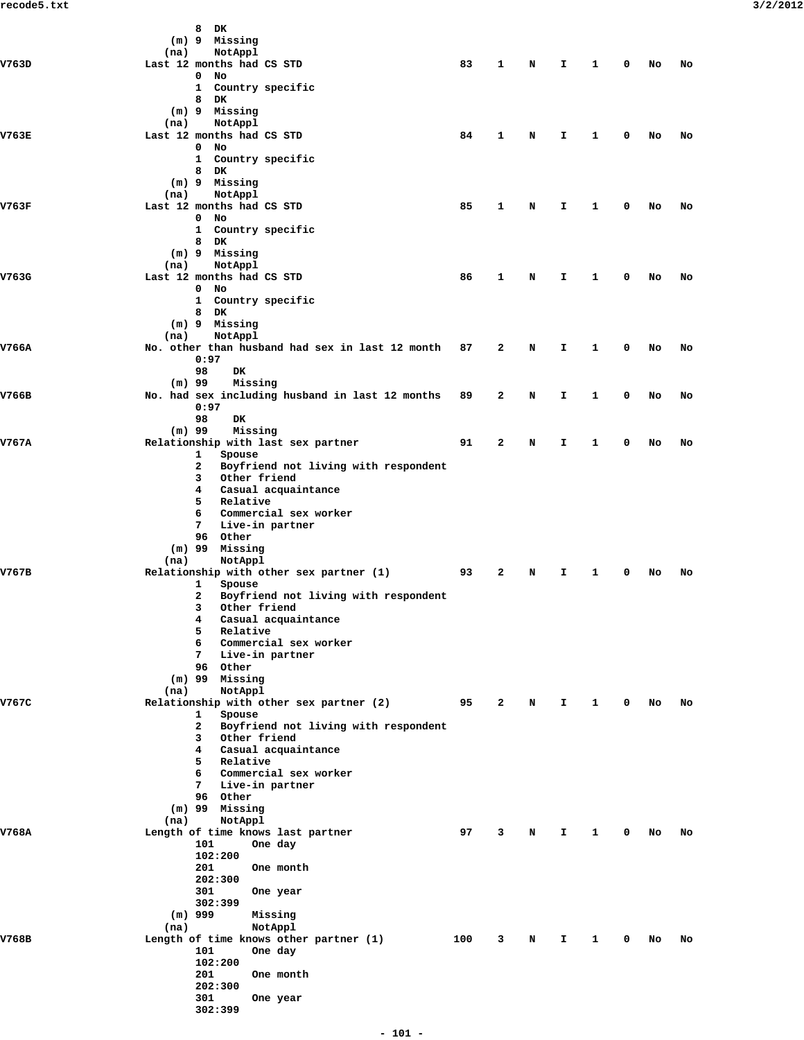```
                  8  DK
              (m) 9  Missing
             (na)    NotAppl
V763D            Last 12 months had CS STD                     83    1    N    I    1    0   No   No
                  0  No
                  1  Country specific
                  8  DK
              (m) 9  Missing
             (na)    NotAppl
V763E            Last 12 months had CS STD                     84    1    N    I    1    0   No   No
                  0  No
                  1  Country specific
                  8  DK
              (m) 9  Missing
             (na)    NotAppl
V763F            Last 12 months had CS STD                     85    1    N    I    1    0   No   No
                  0  No
                  1  Country specific
                  8  DK
              (m) 9  Missing
             (na)    NotAppl
V763G            Last 12 months had CS STD                     86    1    N    I    1    0   No   No
                  0  No
                  1  Country specific
                  8  DK
              (m) 9  Missing
             (na)    NotAppl
V766A            No. other than husband had sex in last 12 month   87    2    N    I    1    0   No   No
                  0:97
                  98    DK
              (m) 99    Missing
V766B            No. had sex including husband in last 12 months   89    2    N    I    1    0   No   No
                  0:97
                  98    DK
              (m) 99    Missing
V767A            Relationship with last sex partner            91    2    N    I    1    0   No   No
                  1   Spouse
                  2   Boyfriend not living with respondent
                  3   Other friend
                  4   Casual acquaintance
                  5   Relative
                  6   Commercial sex worker
                  7   Live-in partner
                  96  Other
              (m) 99  Missing
             (na)     NotAppl
V767B            Relationship with other sex partner (1)       93    2    N    I    1    0   No   No
                  1   Spouse
                  2   Boyfriend not living with respondent
                  3   Other friend
                  4   Casual acquaintance
                  5   Relative
                  6   Commercial sex worker
                  7   Live-in partner
                  96  Other
              (m) 99  Missing
             (na)     NotAppl
V767C            Relationship with other sex partner (2)       95    2    N    I    1    0   No   No
                  1   Spouse
                  2   Boyfriend not living with respondent
                  3   Other friend
                  4   Casual acquaintance
                  5   Relative
                  6   Commercial sex worker
                  7   Live-in partner
                  96  Other
              (m) 99  Missing
             (na)     NotAppl
V768A            Length of time knows last partner             97    3    N    I    1    0   No   No
                  101      One day
                  102:200
                  201      One month
                  202:300
                  301      One year
                  302:399
              (m) 999      Missing
             (na)          NotAppl
V768B            Length of time knows other partner (1)       100    3    N    I    1    0   No   No
                  101      One day
                  102:200
                  201      One month
                  202:300
                  301      One year
                  302:399
```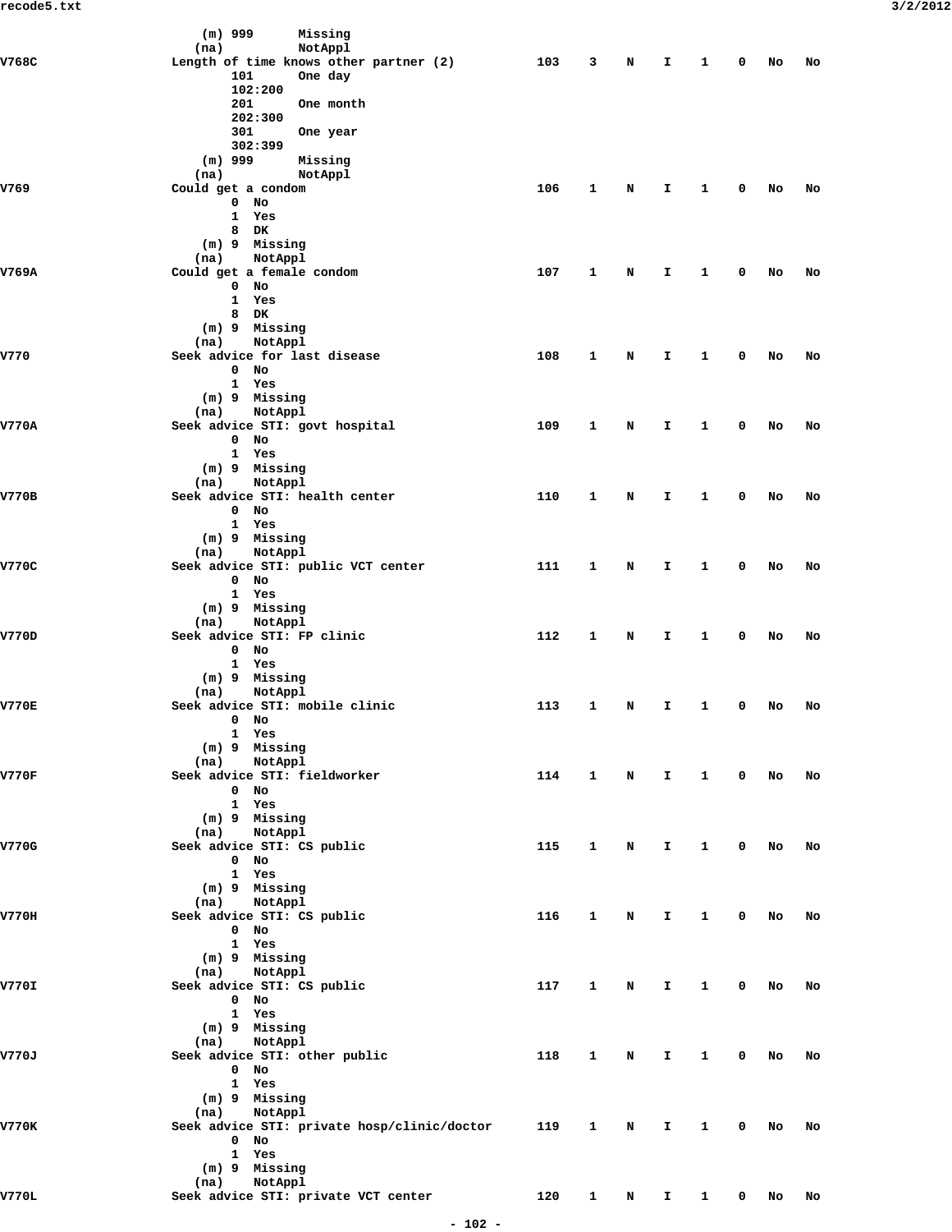```
                 (m) 999      Missing
                (na)          NotAppl
V768C           Length of time knows other partner (2)          103   3   N   I   1   0   No   No
                     101      One day
                     102:200
                     201      One month
                     202:300
                     301      One year
                     302:399
                 (m) 999      Missing
                (na)          NotAppl
V769            Could get a condom                              106   1   N   I   1   0   No   No
                       0  No
                       1  Yes
                       8  DK
                 (m) 9  Missing
                (na)    NotAppl
V769A           Could get a female condom                       107   1   N   I   1   0   No   No
                       0  No
                       1  Yes
                       8  DK
                 (m) 9  Missing
                (na)    NotAppl
V770            Seek advice for last disease                    108   1   N   I   1   0   No   No
                       0  No
                       1  Yes
                 (m) 9  Missing
                (na)    NotAppl
V770A           Seek advice STI: govt hospital                  109   1   N   I   1   0   No   No
                       0  No
                       1  Yes
                 (m) 9  Missing
                (na)    NotAppl
V770B           Seek advice STI: health center                  110   1   N   I   1   0   No   No
                       0  No
                       1  Yes
                 (m) 9  Missing
                (na)    NotAppl
V770C           Seek advice STI: public VCT center              111   1   N   I   1   0   No   No
                       0  No
                       1  Yes
                 (m) 9  Missing
                (na)    NotAppl
V770D           Seek advice STI: FP clinic                      112   1   N   I   1   0   No   No
                       0  No
                       1  Yes
                 (m) 9  Missing
                (na)    NotAppl
V770E           Seek advice STI: mobile clinic                  113   1   N   I   1   0   No   No
                       0  No
                       1  Yes
                 (m) 9  Missing
                (na)    NotAppl
V770F           Seek advice STI: fieldworker                    114   1   N   I   1   0   No   No
                       0  No
                       1  Yes
                 (m) 9  Missing
                (na)    NotAppl
V770G           Seek advice STI: CS public                      115   1   N   I   1   0   No   No
                       0  No
                       1  Yes
                 (m) 9  Missing
                (na)    NotAppl
V770H           Seek advice STI: CS public                      116   1   N   I   1   0   No   No
                       0  No
                       1  Yes
                 (m) 9  Missing
                (na)    NotAppl
V770I           Seek advice STI: CS public                      117   1   N   I   1   0   No   No
                       0  No
                       1  Yes
                 (m) 9  Missing
                (na)    NotAppl
V770J           Seek advice STI: other public                   118   1   N   I   1   0   No   No
                       0  No
                       1  Yes
                 (m) 9  Missing
                (na)    NotAppl
V770K           Seek advice STI: private hosp/clinic/doctor     119   1   N   I   1   0   No   No
                       0  No
                       1  Yes
                 (m) 9  Missing
                (na)    NotAppl
V770L           Seek advice STI: private VCT center             120   1   N   I   1   0   No   No
```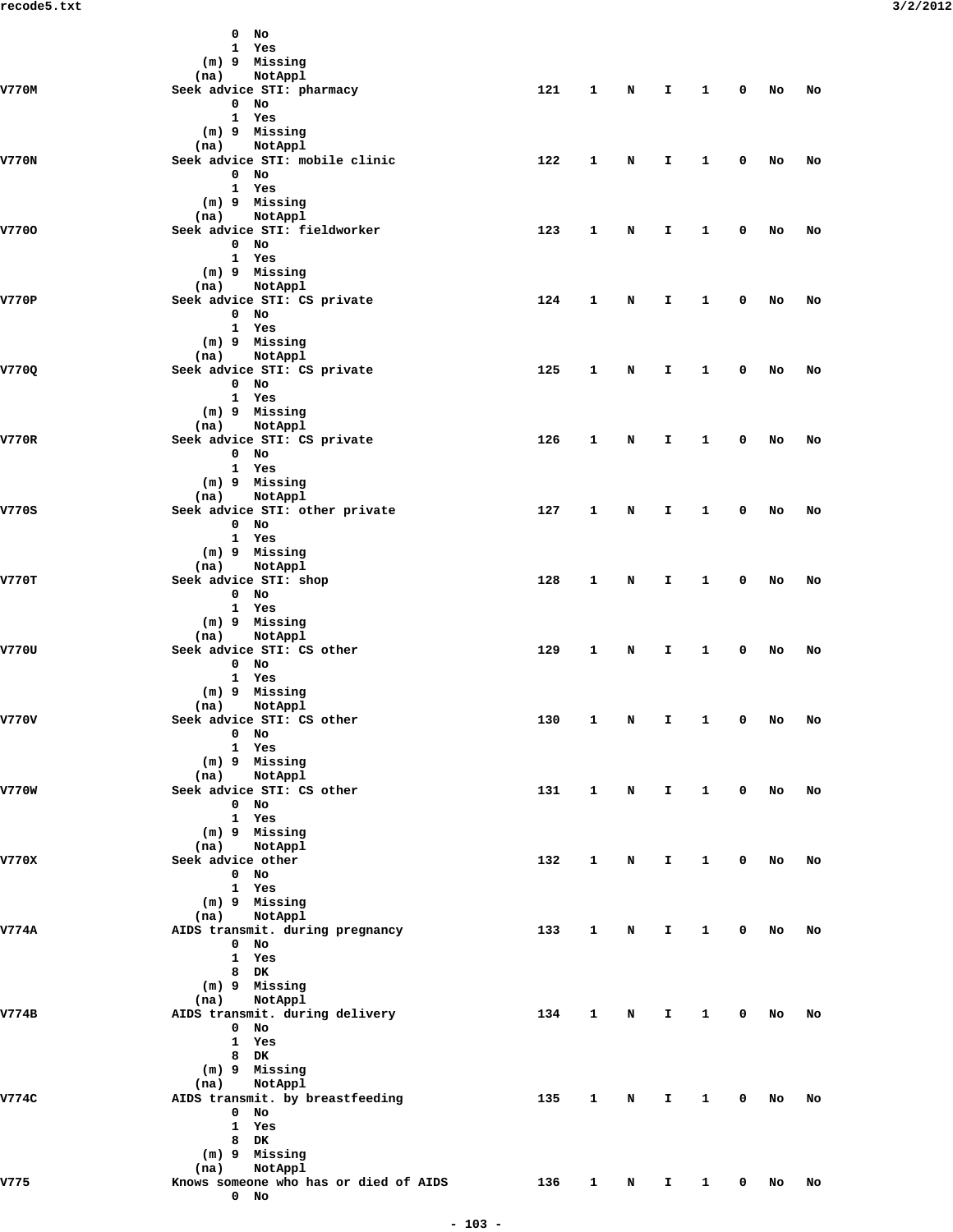```
                 0  No
                 1  Yes
             (m) 9  Missing
            (na)    NotAppl
V770M           Seek advice STI: pharmacy                      121    1    N    I    1    0   No   No
                 0  No
                 1  Yes
             (m) 9  Missing
            (na)    NotAppl
V770N           Seek advice STI: mobile clinic                 122    1    N    I    1    0   No   No
                 0  No
                 1  Yes
             (m) 9  Missing
            (na)    NotAppl
V770O           Seek advice STI: fieldworker                   123    1    N    I    1    0   No   No
                 0  No
                 1  Yes
             (m) 9  Missing
            (na)    NotAppl
V770P           Seek advice STI: CS private                    124    1    N    I    1    0   No   No
                 0  No
                 1  Yes
             (m) 9  Missing
            (na)    NotAppl
V770Q           Seek advice STI: CS private                    125    1    N    I    1    0   No   No
                 0  No
                 1  Yes
             (m) 9  Missing
            (na)    NotAppl
V770R           Seek advice STI: CS private                    126    1    N    I    1    0   No   No
                 0  No
                 1  Yes
             (m) 9  Missing
            (na)    NotAppl
V770S           Seek advice STI: other private                 127    1    N    I    1    0   No   No
                 0  No
                 1  Yes
             (m) 9  Missing
            (na)    NotAppl
V770T           Seek advice STI: shop                          128    1    N    I    1    0   No   No
                 0  No
                 1  Yes
             (m) 9  Missing
            (na)    NotAppl
V770U           Seek advice STI: CS other                      129    1    N    I    1    0   No   No
                 0  No
                 1  Yes
             (m) 9  Missing
            (na)    NotAppl
V770V           Seek advice STI: CS other                      130    1    N    I    1    0   No   No
                 0  No
                 1  Yes
             (m) 9  Missing
            (na)    NotAppl
V770W           Seek advice STI: CS other                      131    1    N    I    1    0   No   No
                 0  No
                 1  Yes
             (m) 9  Missing
            (na)    NotAppl
V770X           Seek advice other                              132    1    N    I    1    0   No   No
                 0  No
                 1  Yes
             (m) 9  Missing
            (na)    NotAppl
V774A           AIDS transmit. during pregnancy                133    1    N    I    1    0   No   No
                 0  No
                 1  Yes
                 8  DK
             (m) 9  Missing
            (na)    NotAppl
V774B           AIDS transmit. during delivery                 134    1    N    I    1    0   No   No
                 0  No
                 1  Yes
                 8  DK
             (m) 9  Missing
            (na)    NotAppl
V774C           AIDS transmit. by breastfeeding                135    1    N    I    1    0   No   No
                 0  No
                 1  Yes
                 8  DK
             (m) 9  Missing
            (na)    NotAppl
V775            Knows someone who has or died of AIDS          136    1    N    I    1    0   No   No
                 0  No
```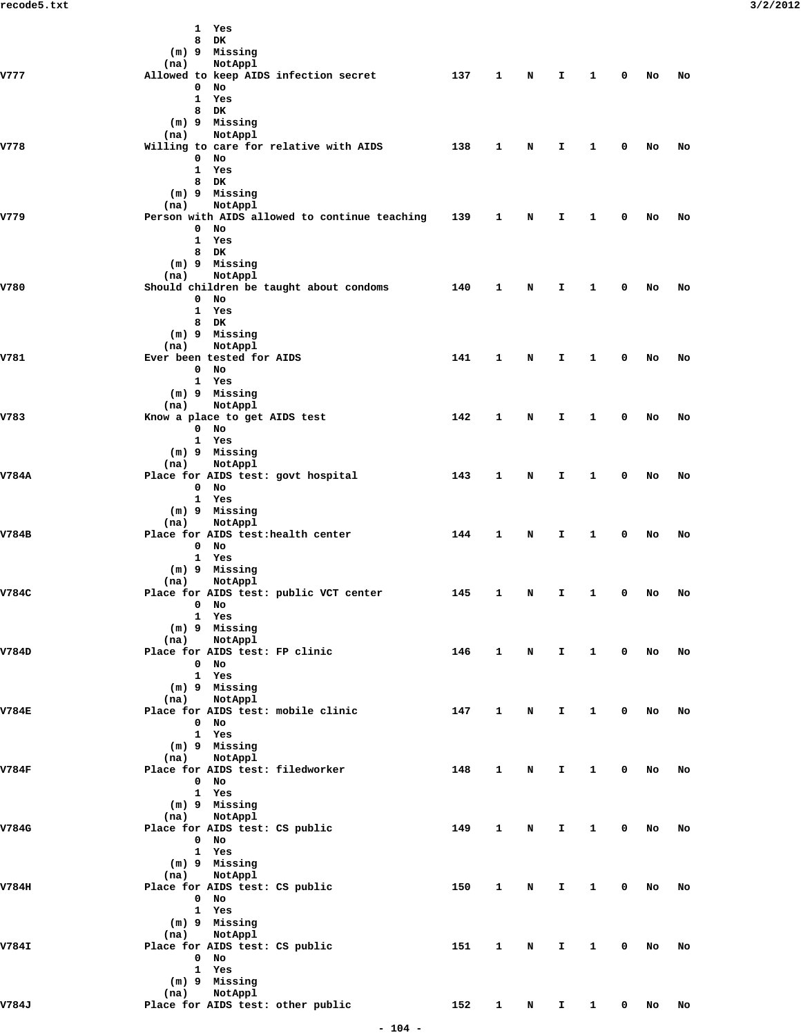```
                    1  Yes
                    8  DK
                (m) 9  Missing
               (na)    NotAppl
V777                Allowed to keep AIDS infection secret          137    1    N    I    1    0    No   No
                    0  No
                    1  Yes
                    8  DK
                (m) 9  Missing
               (na)    NotAppl
V778                Willing to care for relative with AIDS         138    1    N    I    1    0    No   No
                    0  No
                    1  Yes
                    8  DK
                (m) 9  Missing
               (na)    NotAppl
V779                Person with AIDS allowed to continue teaching  139    1    N    I    1    0    No   No
                    0  No
                    1  Yes
                    8  DK
                (m) 9  Missing
               (na)    NotAppl
V780                Should children be taught about condoms        140    1    N    I    1    0    No   No
                    0  No
                    1  Yes
                    8  DK
                (m) 9  Missing
               (na)    NotAppl
V781                Ever been tested for AIDS                      141    1    N    I    1    0    No   No
                    0  No
                    1  Yes
                (m) 9  Missing
               (na)    NotAppl
V783                Know a place to get AIDS test                  142    1    N    I    1    0    No   No
                    0  No
                    1  Yes
                (m) 9  Missing
               (na)    NotAppl
V784A               Place for AIDS test: govt hospital             143    1    N    I    1    0    No   No
                    0  No
                    1  Yes
                (m) 9  Missing
               (na)    NotAppl
V784B               Place for AIDS test:health center              144    1    N    I    1    0    No   No
                    0  No
                    1  Yes
                (m) 9  Missing
               (na)    NotAppl
V784C               Place for AIDS test: public VCT center         145    1    N    I    1    0    No   No
                    0  No
                    1  Yes
                (m) 9  Missing
               (na)    NotAppl
V784D               Place for AIDS test: FP clinic                 146    1    N    I    1    0    No   No
                    0  No
                    1  Yes
                (m) 9  Missing
               (na)    NotAppl
V784E               Place for AIDS test: mobile clinic             147    1    N    I    1    0    No   No
                    0  No
                    1  Yes
                (m) 9  Missing
               (na)    NotAppl
V784F               Place for AIDS test: filedworker               148    1    N    I    1    0    No   No
                    0  No
                    1  Yes
                (m) 9  Missing
               (na)    NotAppl
V784G               Place for AIDS test: CS public                 149    1    N    I    1    0    No   No
                    0  No
                    1  Yes
                (m) 9  Missing
               (na)    NotAppl
V784H               Place for AIDS test: CS public                 150    1    N    I    1    0    No   No
                    0  No
                    1  Yes
                (m) 9  Missing
               (na)    NotAppl
V784I               Place for AIDS test: CS public                 151    1    N    I    1    0    No   No
                    0  No
                    1  Yes
                (m) 9  Missing
               (na)    NotAppl
V784J               Place for AIDS test: other public              152    1    N    I    1    0    No   No
```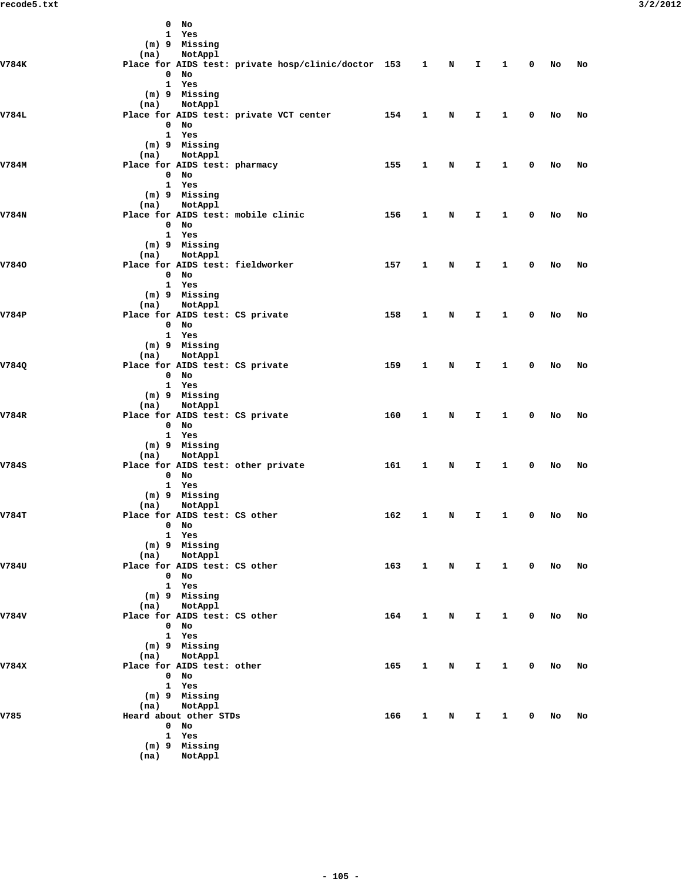```
                 0  No
                 1  Yes
             (m) 9  Missing
            (na)    NotAppl
V784K            Place for AIDS test: private hosp/clinic/doctor  153    1    N    I    1    0   No   No
                 0  No
                 1  Yes
             (m) 9  Missing
            (na)    NotAppl
V784L            Place for AIDS test: private VCT center          154    1    N    I    1    0   No   No
                 0  No
                 1  Yes
             (m) 9  Missing
            (na)    NotAppl
V784M            Place for AIDS test: pharmacy                    155    1    N    I    1    0   No   No
                 0  No
                 1  Yes
             (m) 9  Missing
            (na)    NotAppl
V784N            Place for AIDS test: mobile clinic               156    1    N    I    1    0   No   No
                 0  No
                 1  Yes
             (m) 9  Missing
            (na)    NotAppl
V784O            Place for AIDS test: fieldworker                 157    1    N    I    1    0   No   No
                 0  No
                 1  Yes
             (m) 9  Missing
            (na)    NotAppl
V784P            Place for AIDS test: CS private                  158    1    N    I    1    0   No   No
                 0  No
                 1  Yes
             (m) 9  Missing
            (na)    NotAppl
V784Q            Place for AIDS test: CS private                  159    1    N    I    1    0   No   No
                 0  No
                 1  Yes
             (m) 9  Missing
            (na)    NotAppl
V784R            Place for AIDS test: CS private                  160    1    N    I    1    0   No   No
                 0  No
                 1  Yes
             (m) 9  Missing
            (na)    NotAppl
V784S            Place for AIDS test: other private               161    1    N    I    1    0   No   No
                 0  No
                 1  Yes
             (m) 9  Missing
            (na)    NotAppl
V784T            Place for AIDS test: CS other                    162    1    N    I    1    0   No   No
                 0  No
                 1  Yes
             (m) 9  Missing
            (na)    NotAppl
V784U            Place for AIDS test: CS other                    163    1    N    I    1    0   No   No
                 0  No
                 1  Yes
             (m) 9  Missing
            (na)    NotAppl
V784V            Place for AIDS test: CS other                    164    1    N    I    1    0   No   No
                 0  No
                 1  Yes
             (m) 9  Missing
            (na)    NotAppl
V784X            Place for AIDS test: other                       165    1    N    I    1    0   No   No
                 0  No
                 1  Yes
             (m) 9  Missing
            (na)    NotAppl
V785             Heard about other STDs                           166    1    N    I    1    0   No   No
                 0  No
                 1  Yes
             (m) 9  Missing
            (na)    NotAppl
```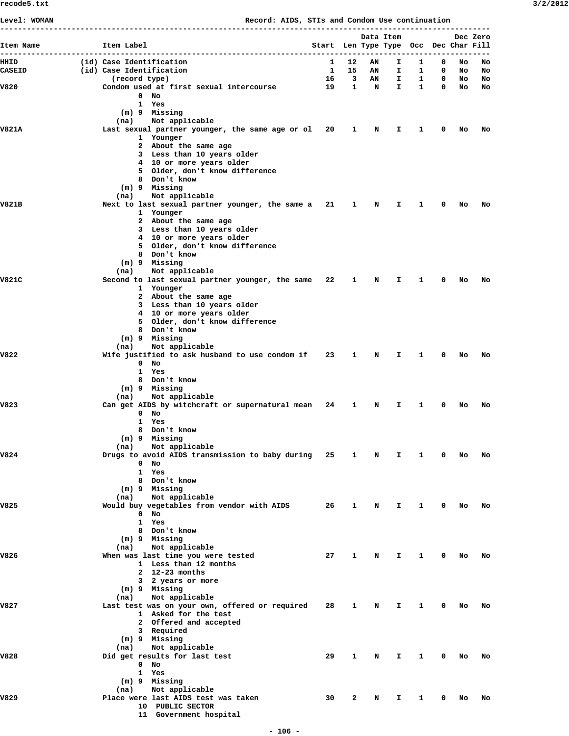Level: WOMAN                                                        Record: AIDS, STIs and Condom Use continuation

```
-------------------------------------------------------------------------------------------------------------
                                                                                     Data Item           Dec Zero
Item Name              Item Label                                         Start  Len Type Type  Occ  Dec Char Fill
-------------------------------------------------------------------------------------------------------------
HHID             (id) Case Identification                                   1   12   AN    I    1    0   No   No
CASEID           (id) Case Identification                                   1   15   AN    I    1    0   No   No
                        (record type)                                      16    3   AN    I    1    0   No   No
V820                  Condom used at first sexual intercourse              19    1    N    I    1    0   No   No
                              0  No
                              1  Yes
                          (m) 9  Missing
                        (na)     Not applicable
V821A                 Last sexual partner younger, the same age or ol      20    1    N    I    1    0   No   No
                              1  Younger
                              2  About the same age
                              3  Less than 10 years older
                              4  10 or more years older
                              5  Older, don't know difference
                              8  Don't know
                          (m) 9  Missing
                        (na)     Not applicable
V821B                 Next to last sexual partner younger, the same a      21    1    N    I    1    0   No   No
                              1  Younger
                              2  About the same age
                              3  Less than 10 years older
                              4  10 or more years older
                              5  Older, don't know difference
                              8  Don't know
                          (m) 9  Missing
                        (na)     Not applicable
V821C                 Second to last sexual partner younger, the same      22    1    N    I    1    0   No   No
                              1  Younger
                              2  About the same age
                              3  Less than 10 years older
                              4  10 or more years older
                              5  Older, don't know difference
                              8  Don't know
                          (m) 9  Missing
                        (na)     Not applicable
V822                  Wife justified to ask husband to use condom if       23    1    N    I    1    0   No   No
                              0  No
                              1  Yes
                              8  Don't know
                          (m) 9  Missing
                        (na)     Not applicable
V823                  Can get AIDS by witchcraft or supernatural mean      24    1    N    I    1    0   No   No
                              0  No
                              1  Yes
                              8  Don't know
                          (m) 9  Missing
                        (na)     Not applicable
V824                  Drugs to avoid AIDS transmission to baby during      25    1    N    I    1    0   No   No
                              0  No
                              1  Yes
                              8  Don't know
                          (m) 9  Missing
                        (na)     Not applicable
V825                  Would buy vegetables from vendor with AIDS           26    1    N    I    1    0   No   No
                              0  No
                              1  Yes
                              8  Don't know
                          (m) 9  Missing
                        (na)     Not applicable
V826                  When was last time you were tested                   27    1    N    I    1    0   No   No
                              1  Less than 12 months
                              2  12-23 months
                              3  2 years or more
                          (m) 9  Missing
                        (na)     Not applicable
V827                  Last test was on your own, offered or required       28    1    N    I    1    0   No   No
                              1  Asked for the test
                              2  Offered and accepted
                              3  Required
                          (m) 9  Missing
                        (na)     Not applicable
V828                  Did get results for last test                        29    1    N    I    1    0   No   No
                              0  No
                              1  Yes
                          (m) 9  Missing
                        (na)     Not applicable
V829                  Place were last AIDS test was taken                  30    2    N    I    1    0   No   No
                              10  PUBLIC SECTOR
                              11  Government hospital
```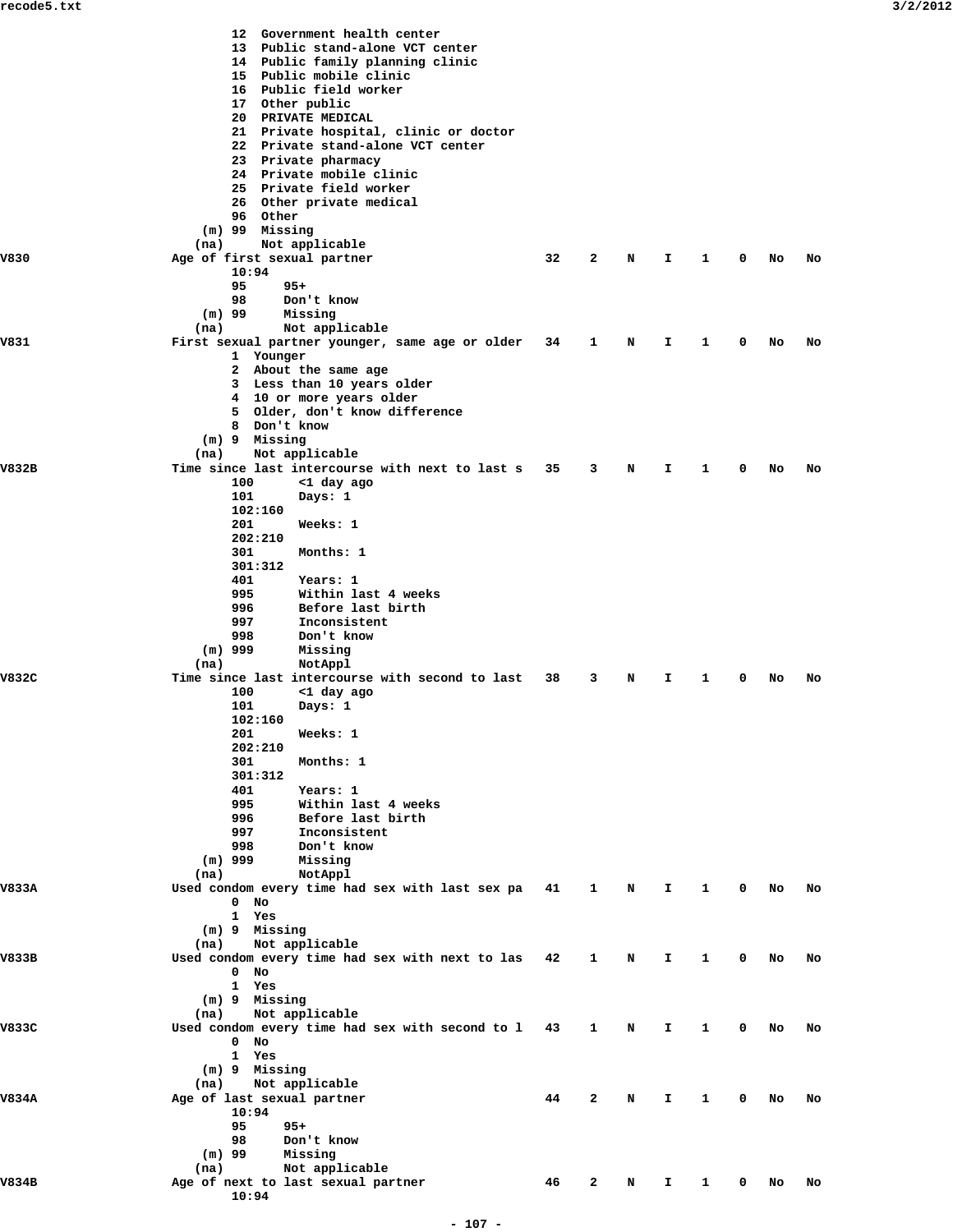```
                  12  Government health center
                  13  Public stand-alone VCT center
                  14  Public family planning clinic
                  15  Public mobile clinic
                  16  Public field worker
                  17  Other public
                  20  PRIVATE MEDICAL
                  21  Private hospital, clinic or doctor
                  22  Private stand-alone VCT center
                  23  Private pharmacy
                  24  Private mobile clinic
                  25  Private field worker
                  26  Other private medical
                  96  Other
              (m) 99  Missing
             (na)     Not applicable
V830            Age of first sexual partner                   32    2    N    I    1    0   No   No
                  10:94
                  95     95+
                  98     Don't know
              (m) 99     Missing
             (na)        Not applicable
V831            First sexual partner younger, same age or older   34    1    N    I    1    0   No   No
                  1  Younger
                  2  About the same age
                  3  Less than 10 years older
                  4  10 or more years older
                  5  Older, don't know difference
                  8  Don't know
              (m) 9  Missing
             (na)    Not applicable
V832B           Time since last intercourse with next to last s   35    3    N    I    1    0   No   No
                  100      <1 day ago
                  101      Days: 1
                  102:160
                  201      Weeks: 1
                  202:210
                  301      Months: 1
                  301:312
                  401      Years: 1
                  995      Within last 4 weeks
                  996      Before last birth
                  997      Inconsistent
                  998      Don't know
              (m) 999      Missing
             (na)          NotAppl
V832C           Time since last intercourse with second to last   38    3    N    I    1    0   No   No
                  100      <1 day ago
                  101      Days: 1
                  102:160
                  201      Weeks: 1
                  202:210
                  301      Months: 1
                  301:312
                  401      Years: 1
                  995      Within last 4 weeks
                  996      Before last birth
                  997      Inconsistent
                  998      Don't know
              (m) 999      Missing
             (na)          NotAppl
V833A           Used condom every time had sex with last sex pa   41    1    N    I    1    0   No   No
                  0  No
                  1  Yes
              (m) 9  Missing
             (na)    Not applicable
V833B           Used condom every time had sex with next to las   42    1    N    I    1    0   No   No
                  0  No
                  1  Yes
              (m) 9  Missing
             (na)    Not applicable
V833C           Used condom every time had sex with second to l   43    1    N    I    1    0   No   No
                  0  No
                  1  Yes
              (m) 9  Missing
             (na)    Not applicable
V834A           Age of last sexual partner                    44    2    N    I    1    0   No   No
                  10:94
                  95     95+
                  98     Don't know
              (m) 99     Missing
             (na)        Not applicable
V834B           Age of next to last sexual partner            46    2    N    I    1    0   No   No
                  10:94
```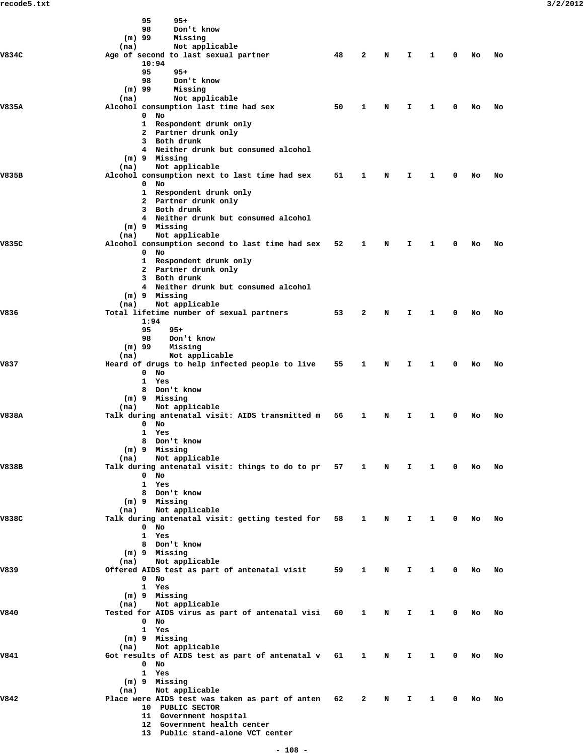```
                95     95+
                98     Don't know
            (m) 99     Missing
           (na)        Not applicable
V834C           Age of second to last sexual partner          48    2    N    I    1    0    No   No
                10:94
                95     95+
                98     Don't know
            (m) 99     Missing
           (na)        Not applicable
V835A           Alcohol consumption last time had sex         50    1    N    I    1    0    No   No
                0  No
                1  Respondent drunk only
                2  Partner drunk only
                3  Both drunk
                4  Neither drunk but consumed alcohol
            (m) 9  Missing
           (na)    Not applicable
V835B           Alcohol consumption next to last time had sex    51    1    N    I    1    0    No   No
                0  No
                1  Respondent drunk only
                2  Partner drunk only
                3  Both drunk
                4  Neither drunk but consumed alcohol
            (m) 9  Missing
           (na)    Not applicable
V835C           Alcohol consumption second to last time had sex   52    1    N    I    1    0    No   No
                0  No
                1  Respondent drunk only
                2  Partner drunk only
                3  Both drunk
                4  Neither drunk but consumed alcohol
            (m) 9  Missing
           (na)    Not applicable
V836            Total lifetime number of sexual partners      53    2    N    I    1    0    No   No
                1:94
                95    95+
                98    Don't know
            (m) 99    Missing
           (na)       Not applicable
V837            Heard of drugs to help infected people to live    55    1    N    I    1    0    No   No
                0  No
                1  Yes
                8  Don't know
            (m) 9  Missing
           (na)    Not applicable
V838A           Talk during antenatal visit: AIDS transmitted m   56    1    N    I    1    0    No   No
                0  No
                1  Yes
                8  Don't know
            (m) 9  Missing
           (na)    Not applicable
V838B           Talk during antenatal visit: things to do to pr   57    1    N    I    1    0    No   No
                0  No
                1  Yes
                8  Don't know
            (m) 9  Missing
           (na)    Not applicable
V838C           Talk during antenatal visit: getting tested for   58    1    N    I    1    0    No   No
                0  No
                1  Yes
                8  Don't know
            (m) 9  Missing
           (na)    Not applicable
V839            Offered AIDS test as part of antenatal visit      59    1    N    I    1    0    No   No
                0  No
                1  Yes
            (m) 9  Missing
           (na)    Not applicable
V840            Tested for AIDS virus as part of antenatal visi   60    1    N    I    1    0    No   No
                0  No
                1  Yes
            (m) 9  Missing
           (na)    Not applicable
V841            Got results of AIDS test as part of antenatal v   61    1    N    I    1    0    No   No
                0  No
                1  Yes
            (m) 9  Missing
           (na)    Not applicable
V842            Place were AIDS test was taken as part of anten   62    2    N    I    1    0    No   No
                10  PUBLIC SECTOR
                11  Government hospital
                12  Government health center
                13  Public stand-alone VCT center
```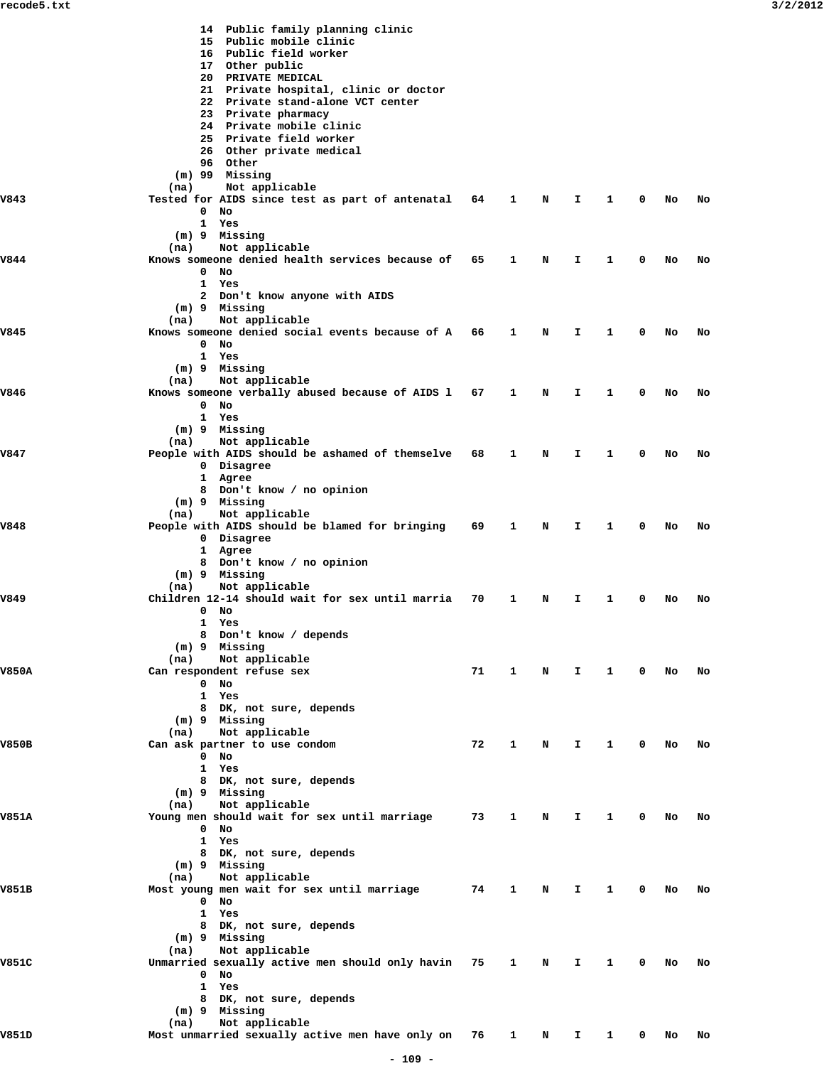```
                 14  Public family planning clinic
                 15  Public mobile clinic
                 16  Public field worker
                 17  Other public
                 20  PRIVATE MEDICAL
                 21  Private hospital, clinic or doctor
                 22  Private stand-alone VCT center
                 23  Private pharmacy
                 24  Private mobile clinic
                 25  Private field worker
                 26  Other private medical
                 96  Other
             (m) 99  Missing
            (na)     Not applicable
V843            Tested for AIDS since test as part of antenatal   64    1    N    I    1    0   No   No
                 0  No
                 1  Yes
             (m) 9  Missing
            (na)    Not applicable
V844            Knows someone denied health services because of   65    1    N    I    1    0   No   No
                 0  No
                 1  Yes
                 2  Don't know anyone with AIDS
             (m) 9  Missing
            (na)    Not applicable
V845            Knows someone denied social events because of A   66    1    N    I    1    0   No   No
                 0  No
                 1  Yes
             (m) 9  Missing
            (na)    Not applicable
V846            Knows someone verbally abused because of AIDS l   67    1    N    I    1    0   No   No
                 0  No
                 1  Yes
             (m) 9  Missing
            (na)    Not applicable
V847            People with AIDS should be ashamed of themselve   68    1    N    I    1    0   No   No
                 0  Disagree
                 1  Agree
                 8  Don't know / no opinion
             (m) 9  Missing
            (na)    Not applicable
V848            People with AIDS should be blamed for bringing    69    1    N    I    1    0   No   No
                 0  Disagree
                 1  Agree
                 8  Don't know / no opinion
             (m) 9  Missing
            (na)    Not applicable
V849            Children 12-14 should wait for sex until marria   70    1    N    I    1    0   No   No
                 0  No
                 1  Yes
                 8  Don't know / depends
             (m) 9  Missing
            (na)    Not applicable
V850A           Can respondent refuse sex                         71    1    N    I    1    0   No   No
                 0  No
                 1  Yes
                 8  DK, not sure, depends
             (m) 9  Missing
            (na)    Not applicable
V850B           Can ask partner to use condom                     72    1    N    I    1    0   No   No
                 0  No
                 1  Yes
                 8  DK, not sure, depends
             (m) 9  Missing
            (na)    Not applicable
V851A           Young men should wait for sex until marriage      73    1    N    I    1    0   No   No
                 0  No
                 1  Yes
                 8  DK, not sure, depends
             (m) 9  Missing
            (na)    Not applicable
V851B           Most young men wait for sex until marriage        74    1    N    I    1    0   No   No
                 0  No
                 1  Yes
                 8  DK, not sure, depends
             (m) 9  Missing
            (na)    Not applicable
V851C           Unmarried sexually active men should only havin   75    1    N    I    1    0   No   No
                 0  No
                 1  Yes
                 8  DK, not sure, depends
             (m) 9  Missing
            (na)    Not applicable
V851D           Most unmarried sexually active men have only on   76    1    N    I    1    0   No   No
```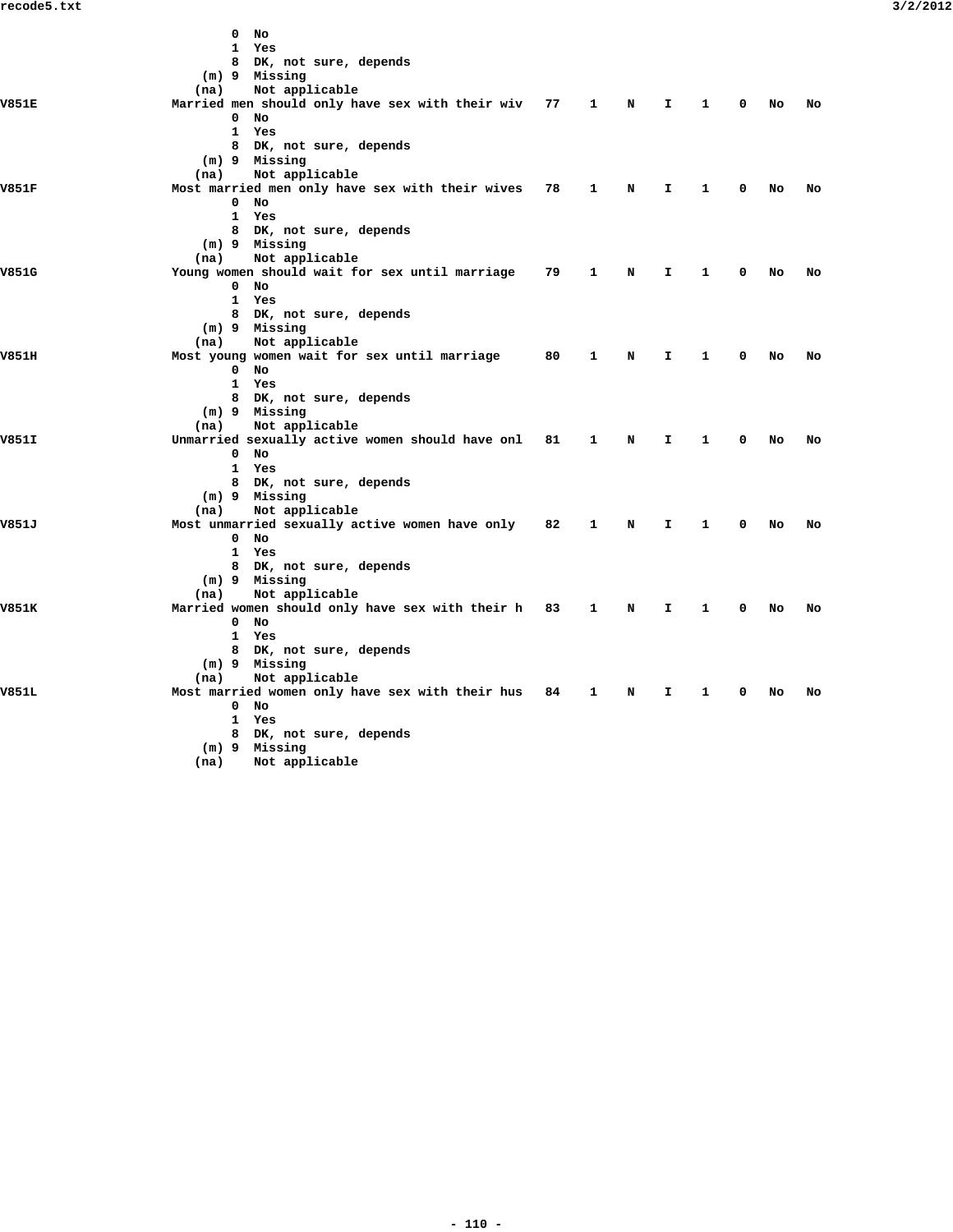```
                      0  No
                      1  Yes
                      8  DK, not sure, depends
                  (m) 9  Missing
                 (na)    Not applicable
V851E                Married men should only have sex with their wiv   77    1    N    I    1    0   No   No
                      0  No
                      1  Yes
                      8  DK, not sure, depends
                  (m) 9  Missing
                 (na)    Not applicable
V851F                Most married men only have sex with their wives   78    1    N    I    1    0   No   No
                      0  No
                      1  Yes
                      8  DK, not sure, depends
                  (m) 9  Missing
                 (na)    Not applicable
V851G                Young women should wait for sex until marriage    79    1    N    I    1    0   No   No
                      0  No
                      1  Yes
                      8  DK, not sure, depends
                  (m) 9  Missing
                 (na)    Not applicable
V851H                Most young women wait for sex until marriage      80    1    N    I    1    0   No   No
                      0  No
                      1  Yes
                      8  DK, not sure, depends
                  (m) 9  Missing
                 (na)    Not applicable
V851I                Unmarried sexually active women should have onl   81    1    N    I    1    0   No   No
                      0  No
                      1  Yes
                      8  DK, not sure, depends
                  (m) 9  Missing
                 (na)    Not applicable
V851J                Most unmarried sexually active women have only    82    1    N    I    1    0   No   No
                      0  No
                      1  Yes
                      8  DK, not sure, depends
                  (m) 9  Missing
                 (na)    Not applicable
V851K                Married women should only have sex with their h   83    1    N    I    1    0   No   No
                      0  No
                      1  Yes
                      8  DK, not sure, depends
                  (m) 9  Missing
                 (na)    Not applicable
V851L                Most married women only have sex with their hus   84    1    N    I    1    0   No   No
                      0  No
                      1  Yes
                      8  DK, not sure, depends
                  (m) 9  Missing
                 (na)    Not applicable
```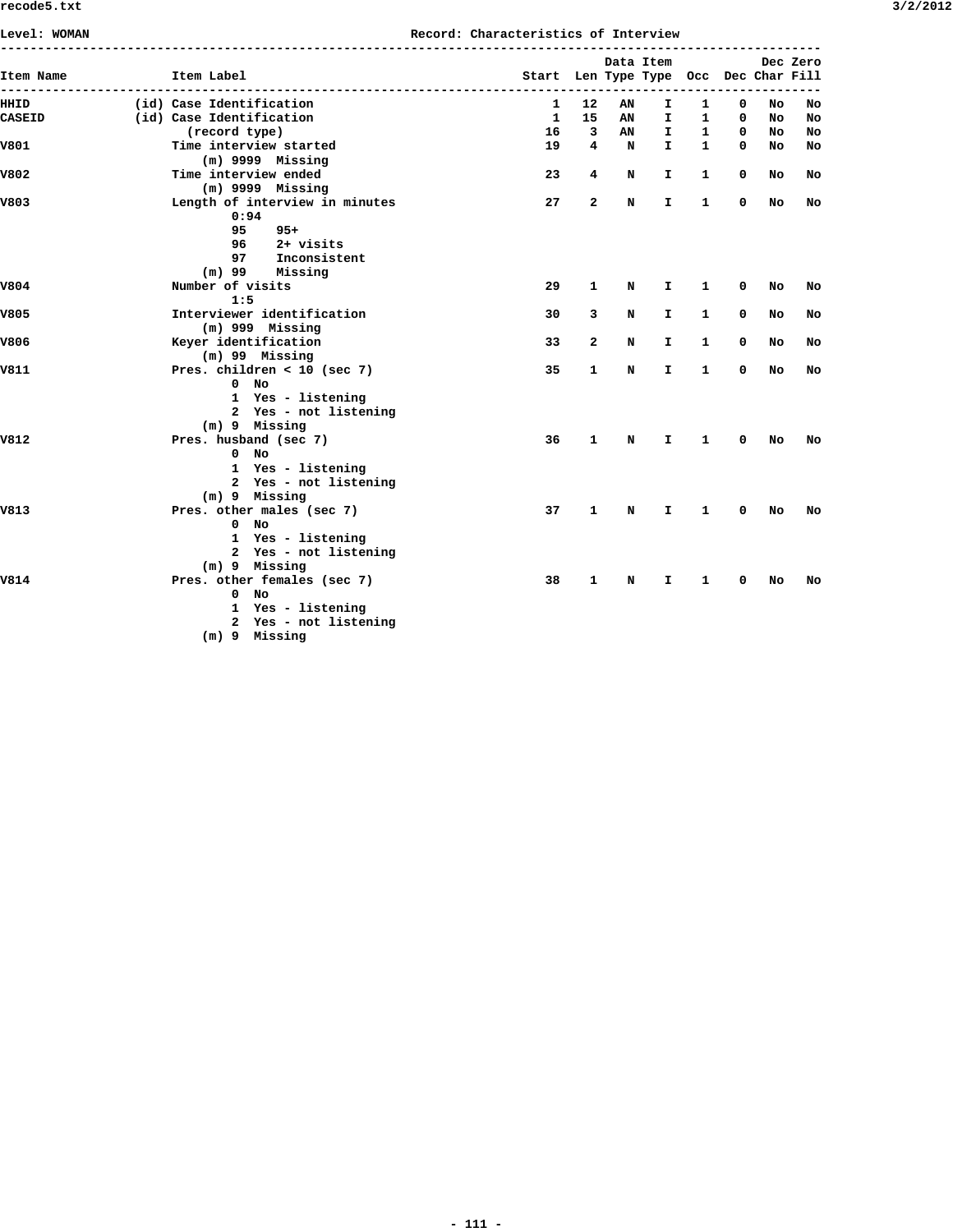Level: WOMAN                                        Record: Characteristics of Interview

```
-----------------------------------------------------------------------------------------------------------
                                                                             Data Item            Dec Zero
Item Name              Item Label                                      Start  Len Type Type  Occ  Dec Char Fill
-----------------------------------------------------------------------------------------------------------
HHID              (id) Case Identification                                 1   12   AN    I    1    0   No   No
CASEID            (id) Case Identification                                 1   15   AN    I    1    0   No   No
                         (record type)                                    16    3   AN    I    1    0   No   No
V801                   Time interview started                             19    4    N    I    1    0   No   No
                           (m) 9999  Missing
V802                   Time interview ended                               23    4    N    I    1    0   No   No
                           (m) 9999  Missing
V803                   Length of interview in minutes                     27    2    N    I    1    0   No   No
                               0:94
                               95    95+
                               96    2+ visits
                               97    Inconsistent
                           (m) 99    Missing
V804                   Number of visits                                   29    1    N    I    1    0   No   No
                               1:5
V805                   Interviewer identification                         30    3    N    I    1    0   No   No
                           (m) 999  Missing
V806                   Keyer identification                               33    2    N    I    1    0   No   No
                           (m) 99  Missing
V811                   Pres. children < 10 (sec 7)                        35    1    N    I    1    0   No   No
                               0  No
                               1  Yes - listening
                               2  Yes - not listening
                           (m) 9  Missing
V812                   Pres. husband (sec 7)                              36    1    N    I    1    0   No   No
                               0  No
                               1  Yes - listening
                               2  Yes - not listening
                           (m) 9  Missing
V813                   Pres. other males (sec 7)                          37    1    N    I    1    0   No   No
                               0  No
                               1  Yes - listening
                               2  Yes - not listening
                           (m) 9  Missing
V814                   Pres. other females (sec 7)                        38    1    N    I    1    0   No   No
                               0  No
                               1  Yes - listening
                               2  Yes - not listening
                           (m) 9  Missing
```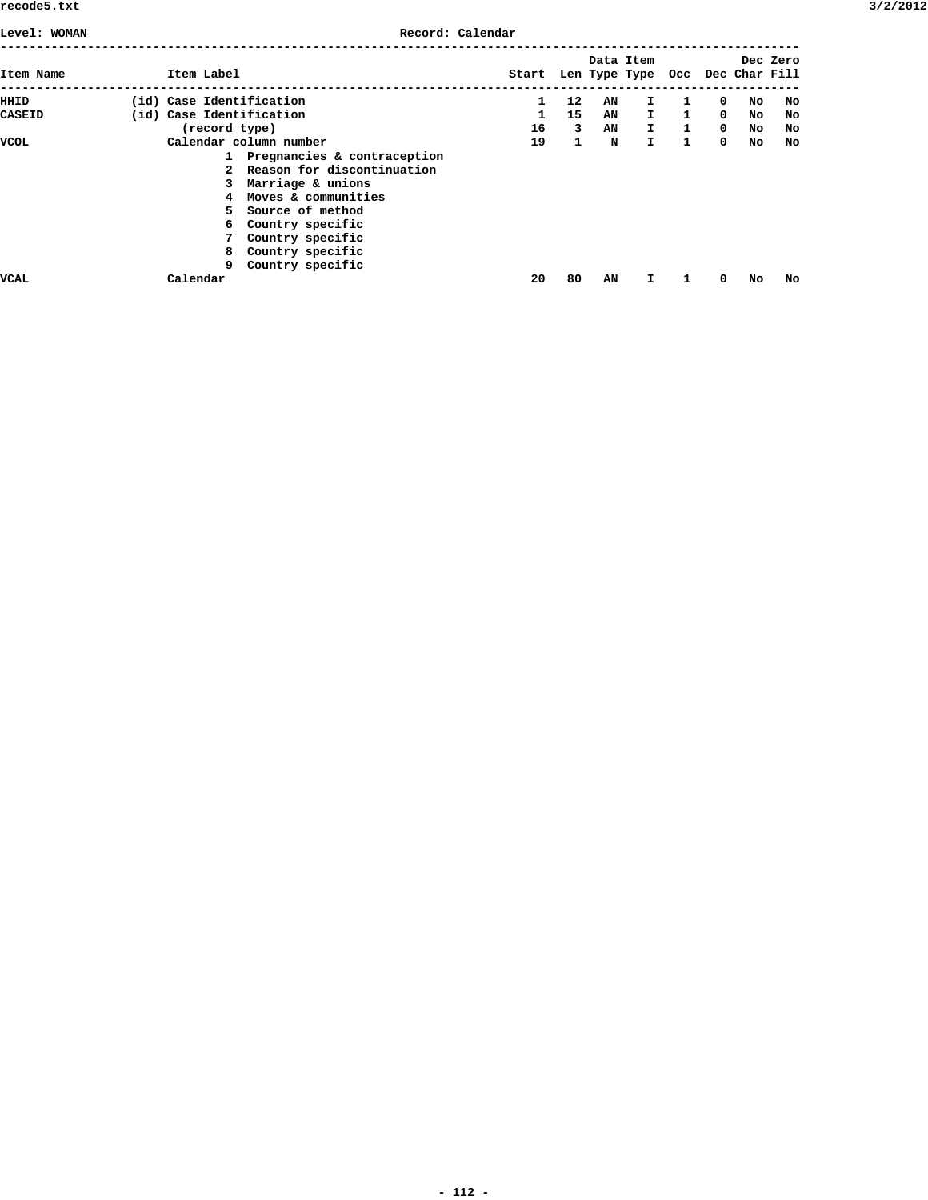Level: WOMAN Record: Calendar

| Item Name | Item Label | Start | Len | Data Type | Item Type | Occ | Dec | Dec Char | Zero Fill |
|---|---|---|---|---|---|---|---|---|---|
| HHID | (id) Case Identification | 1 | 12 | AN | I | 1 | 0 | No | No |
| CASEID | (id) Case Identification | 1 | 15 | AN | I | 1 | 0 | No | No |
| | (record type) | 16 | 3 | AN | I | 1 | 0 | No | No |
| VCOL | Calendar column number | 19 | 1 | N | I | 1 | 0 | No | No |
| | 1 Pregnancies & contraception | | | | | | | | |
| | 2 Reason for discontinuation | | | | | | | | |
| | 3 Marriage & unions | | | | | | | | |
| | 4 Moves & communities | | | | | | | | |
| | 5 Source of method | | | | | | | | |
| | 6 Country specific | | | | | | | | |
| | 7 Country specific | | | | | | | | |
| | 8 Country specific | | | | | | | | |
| | 9 Country specific | | | | | | | | |
| VCAL | Calendar | 20 | 80 | AN | I | 1 | 0 | No | No |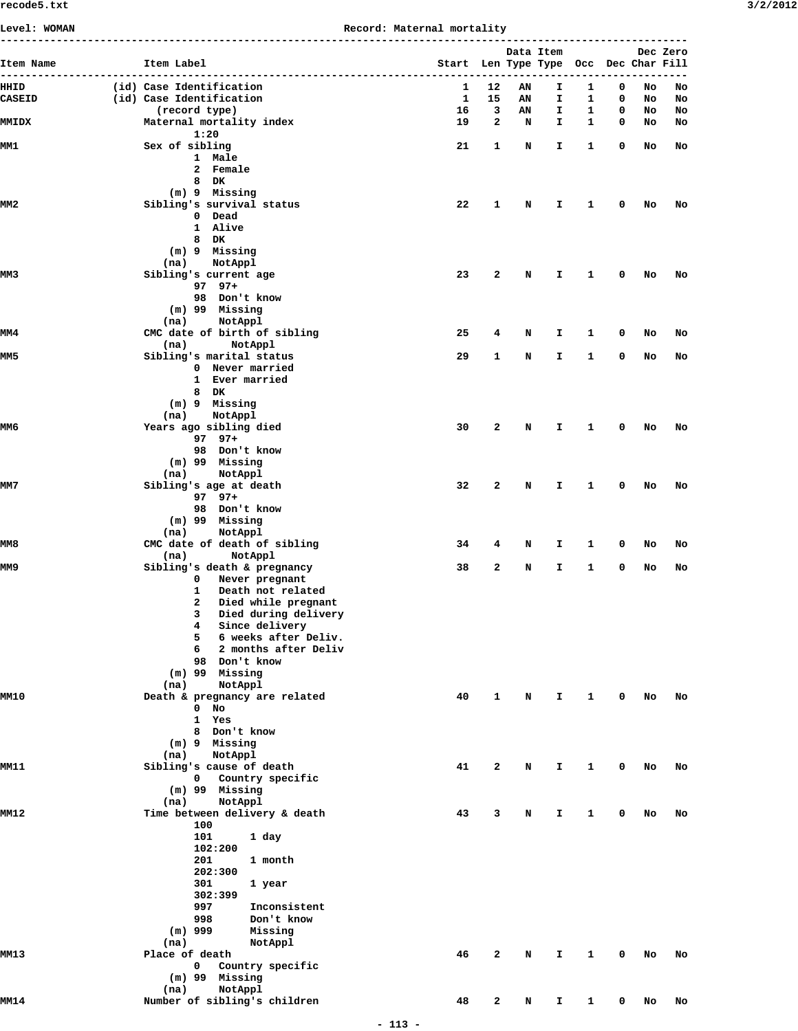Level: WOMAN Record: Maternal mortality

```
--------------------------------------------------------------------------------------------------------------
                                                                            Data Item             Dec Zero
Item Name            Item Label                                  Start  Len Type Type  Occ   Dec Char Fill
--------------------------------------------------------------------------------------------------------------
HHID            (id) Case Identification                             1   12   AN    I     1     0   No   No
CASEID          (id) Case Identification                             1   15   AN    I     1     0   No   No
                       (record type)                                16    3   AN    I     1     0   No   No
MMIDX                Maternal mortality index                       19    2    N    I     1     0   No   No
                             1:20
MM1                  Sex of sibling                                 21    1    N    I     1     0   No   No
                             1  Male
                             2  Female
                             8  DK
                         (m) 9  Missing
MM2                  Sibling's survival status                      22    1    N    I     1     0   No   No
                             0  Dead
                             1  Alive
                             8  DK
                         (m) 9  Missing
                        (na)    NotAppl
MM3                  Sibling's current age                          23    2    N    I     1     0   No   No
                             97  97+
                             98  Don't know
                         (m) 99  Missing
                        (na)     NotAppl
MM4                  CMC date of birth of sibling                   25    4    N    I     1     0   No   No
                        (na)       NotAppl
MM5                  Sibling's marital status                       29    1    N    I     1     0   No   No
                             0  Never married
                             1  Ever married
                             8  DK
                         (m) 9  Missing
                        (na)    NotAppl
MM6                  Years ago sibling died                         30    2    N    I     1     0   No   No
                             97  97+
                             98  Don't know
                         (m) 99  Missing
                        (na)     NotAppl
MM7                  Sibling's age at death                         32    2    N    I     1     0   No   No
                             97  97+
                             98  Don't know
                         (m) 99  Missing
                        (na)     NotAppl
MM8                  CMC date of death of sibling                   34    4    N    I     1     0   No   No
                        (na)       NotAppl
MM9                  Sibling's death & pregnancy                    38    2    N    I     1     0   No   No
                             0   Never pregnant
                             1   Death not related
                             2   Died while pregnant
                             3   Died during delivery
                             4   Since delivery
                             5   6 weeks after Deliv.
                             6   2 months after Deliv
                             98  Don't know
                         (m) 99  Missing
                        (na)     NotAppl
MM10                 Death & pregnancy are related                  40    1    N    I     1     0   No   No
                             0  No
                             1  Yes
                             8  Don't know
                         (m) 9  Missing
                        (na)    NotAppl
MM11                 Sibling's cause of death                       41    2    N    I     1     0   No   No
                             0   Country specific
                         (m) 99  Missing
                        (na)     NotAppl
MM12                 Time between delivery & death                  43    3    N    I     1     0   No   No
                             100
                             101      1 day
                             102:200
                             201      1 month
                             202:300
                             301      1 year
                             302:399
                             997      Inconsistent
                             998      Don't know
                         (m) 999      Missing
                        (na)          NotAppl
MM13                 Place of death                                 46    2    N    I     1     0   No   No
                             0   Country specific
                         (m) 99  Missing
                        (na)     NotAppl
MM14                 Number of sibling's children                   48    2    N    I     1     0   No   No
```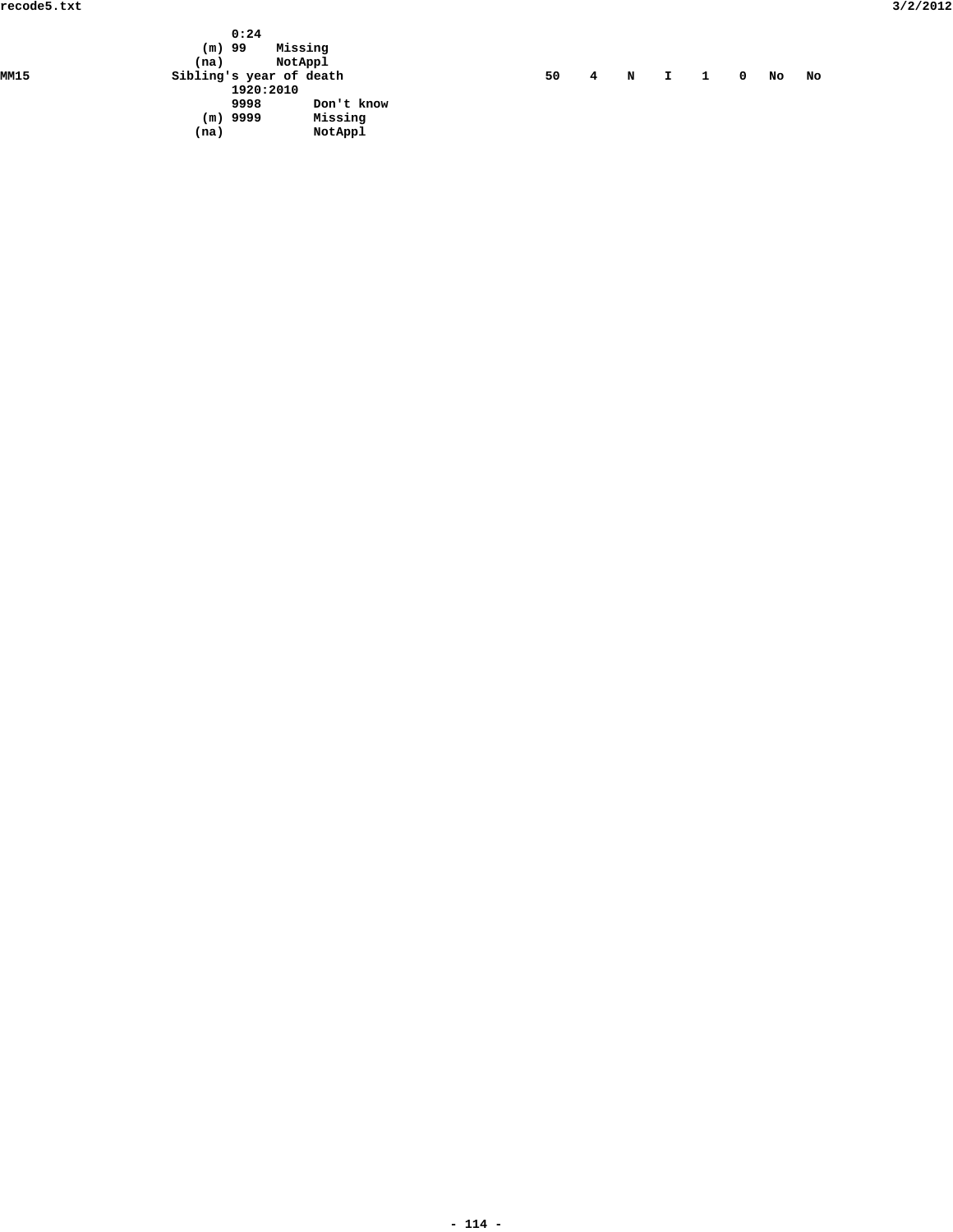```
                         0:24
                     (m) 99    Missing
                    (na)       NotAppl
MM15               Sibling's year of death                        50    4    N    I    1    0   No   No
                         1920:2010
                         9998       Don't know
                     (m) 9999       Missing
                    (na)            NotAppl
```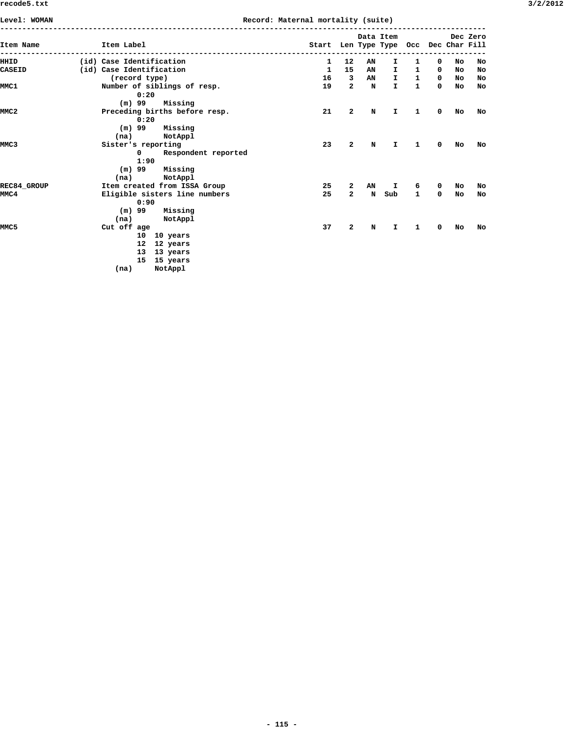Level: WOMAN                                        Record: Maternal mortality (suite)

| Item Name | Item Label | Start | Len | Data Type | Item Type | Occ | Dec | Dec Char | Zero Fill |
|---|---|---|---|---|---|---|---|---|---|
| HHID | (id) Case Identification | 1 | 12 | AN | I | 1 | 0 | No | No |
| CASEID | (id) Case Identification | 1 | 15 | AN | I | 1 | 0 | No | No |
| | (record type) | 16 | 3 | AN | I | 1 | 0 | No | No |
| MMC1 | Number of siblings of resp. | 19 | 2 | N | I | 1 | 0 | No | No |
| | 0:20 | | | | | | | | |
| | (m) 99 Missing | | | | | | | | |
| MMC2 | Preceding births before resp. | 21 | 2 | N | I | 1 | 0 | No | No |
| | 0:20 | | | | | | | | |
| | (m) 99 Missing | | | | | | | | |
| | (na) NotAppl | | | | | | | | |
| MMC3 | Sister's reporting | 23 | 2 | N | I | 1 | 0 | No | No |
| | 0 Respondent reported | | | | | | | | |
| | 1:90 | | | | | | | | |
| | (m) 99 Missing | | | | | | | | |
| | (na) NotAppl | | | | | | | | |
| REC84_GROUP | Item created from ISSA Group | 25 | 2 | AN | I | 6 | 0 | No | No |
| MMC4 | Eligible sisters line numbers | 25 | 2 | N | Sub | 1 | 0 | No | No |
| | 0:90 | | | | | | | | |
| | (m) 99 Missing | | | | | | | | |
| | (na) NotAppl | | | | | | | | |
| MMC5 | Cut off age | 37 | 2 | N | I | 1 | 0 | No | No |
| | 10 10 years | | | | | | | | |
| | 12 12 years | | | | | | | | |
| | 13 13 years | | | | | | | | |
| | 15 15 years | | | | | | | | |
| | (na) NotAppl | | | | | | | | |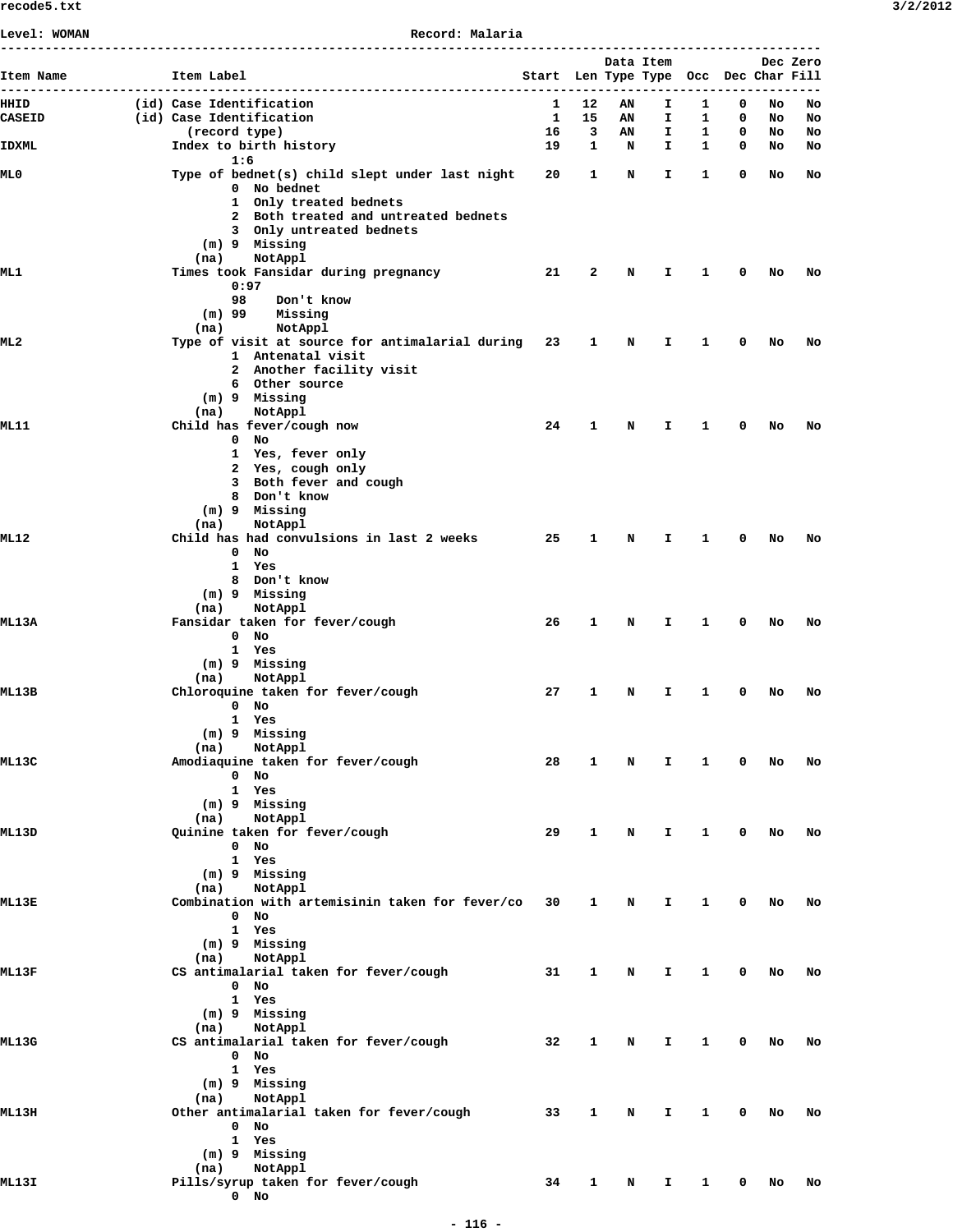Level: WOMAN Record: Malaria

```
--------------------------------------------------------------------------------------------------------
                                                                              Data Item          Dec Zero
Item Name             Item Label                                       Start  Len Type Type  Occ  Dec Char Fill
--------------------------------------------------------------------------------------------------------
HHID              (id) Case Identification                                 1   12   AN    I    1    0   No   No
CASEID            (id) Case Identification                                 1   15   AN    I    1    0   No   No
                         (record type)                                    16    3   AN    I    1    0   No   No
IDXML                  Index to birth history                             19    1    N    I    1    0   No   No
                               1:6
ML0                    Type of bednet(s) child slept under last night     20    1    N    I    1    0   No   No
                               0  No bednet
                               1  Only treated bednets
                               2  Both treated and untreated bednets
                               3  Only untreated bednets
                           (m) 9  Missing
                          (na)    NotAppl
ML1                    Times took Fansidar during pregnancy               21    2    N    I    1    0   No   No
                               0:97
                               98    Don't know
                           (m) 99    Missing
                          (na)       NotAppl
ML2                    Type of visit at source for antimalarial during   23    1    N    I    1    0   No   No
                               1  Antenatal visit
                               2  Another facility visit
                               6  Other source
                           (m) 9  Missing
                          (na)    NotAppl
ML11                   Child has fever/cough now                          24    1    N    I    1    0   No   No
                               0  No
                               1  Yes, fever only
                               2  Yes, cough only
                               3  Both fever and cough
                               8  Don't know
                           (m) 9  Missing
                          (na)    NotAppl
ML12                   Child has had convulsions in last 2 weeks          25    1    N    I    1    0   No   No
                               0  No
                               1  Yes
                               8  Don't know
                           (m) 9  Missing
                          (na)    NotAppl
ML13A                  Fansidar taken for fever/cough                     26    1    N    I    1    0   No   No
                               0  No
                               1  Yes
                           (m) 9  Missing
                          (na)    NotAppl
ML13B                  Chloroquine taken for fever/cough                  27    1    N    I    1    0   No   No
                               0  No
                               1  Yes
                           (m) 9  Missing
                          (na)    NotAppl
ML13C                  Amodiaquine taken for fever/cough                  28    1    N    I    1    0   No   No
                               0  No
                               1  Yes
                           (m) 9  Missing
                          (na)    NotAppl
ML13D                  Quinine taken for fever/cough                      29    1    N    I    1    0   No   No
                               0  No
                               1  Yes
                           (m) 9  Missing
                          (na)    NotAppl
ML13E                  Combination with artemisinin taken for fever/co    30    1    N    I    1    0   No   No
                               0  No
                               1  Yes
                           (m) 9  Missing
                          (na)    NotAppl
ML13F                  CS antimalarial taken for fever/cough              31    1    N    I    1    0   No   No
                               0  No
                               1  Yes
                           (m) 9  Missing
                          (na)    NotAppl
ML13G                  CS antimalarial taken for fever/cough              32    1    N    I    1    0   No   No
                               0  No
                               1  Yes
                           (m) 9  Missing
                          (na)    NotAppl
ML13H                  Other antimalarial taken for fever/cough           33    1    N    I    1    0   No   No
                               0  No
                               1  Yes
                           (m) 9  Missing
                          (na)    NotAppl
ML13I                  Pills/syrup taken for fever/cough                  34    1    N    I    1    0   No   No
                               0  No
```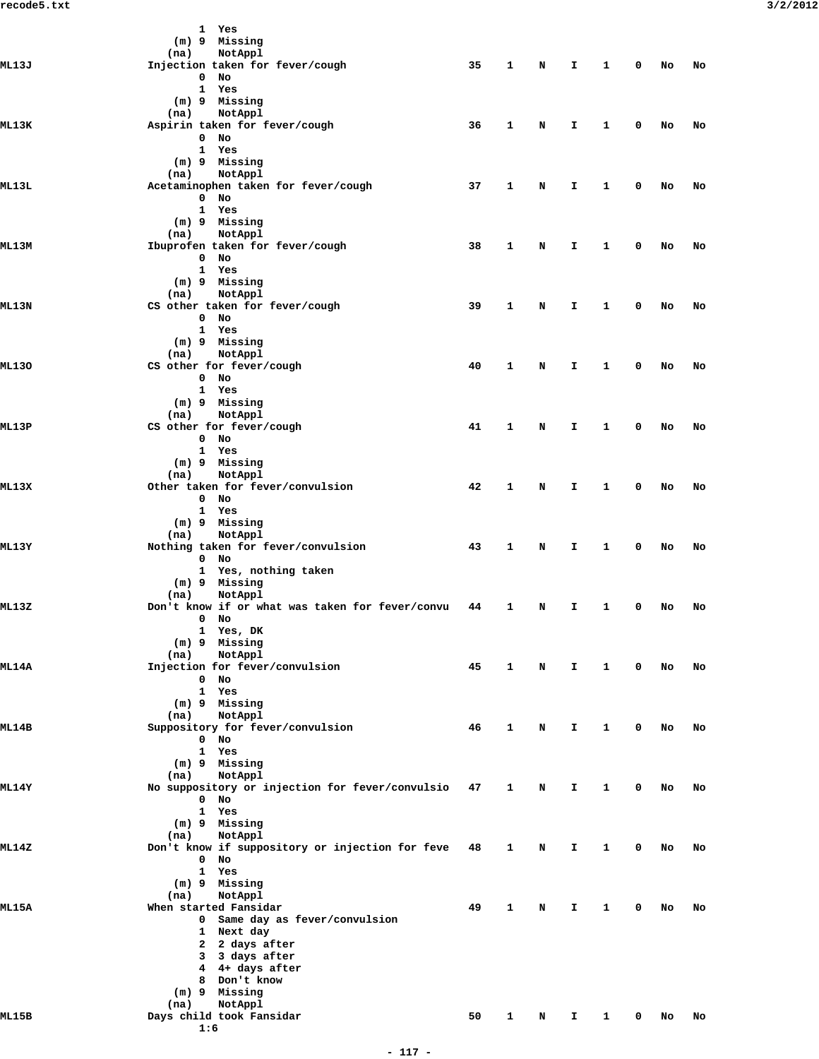```
                  1  Yes
              (m) 9  Missing
             (na)    NotAppl
ML13J          Injection taken for fever/cough                35    1    N    I    1    0    No    No
                  0  No
                  1  Yes
              (m) 9  Missing
             (na)    NotAppl
ML13K          Aspirin taken for fever/cough                  36    1    N    I    1    0    No    No
                  0  No
                  1  Yes
              (m) 9  Missing
             (na)    NotAppl
ML13L          Acetaminophen taken for fever/cough            37    1    N    I    1    0    No    No
                  0  No
                  1  Yes
              (m) 9  Missing
             (na)    NotAppl
ML13M          Ibuprofen taken for fever/cough                38    1    N    I    1    0    No    No
                  0  No
                  1  Yes
              (m) 9  Missing
             (na)    NotAppl
ML13N          CS other taken for fever/cough                 39    1    N    I    1    0    No    No
                  0  No
                  1  Yes
              (m) 9  Missing
             (na)    NotAppl
ML13O          CS other for fever/cough                       40    1    N    I    1    0    No    No
                  0  No
                  1  Yes
              (m) 9  Missing
             (na)    NotAppl
ML13P          CS other for fever/cough                       41    1    N    I    1    0    No    No
                  0  No
                  1  Yes
              (m) 9  Missing
             (na)    NotAppl
ML13X          Other taken for fever/convulsion               42    1    N    I    1    0    No    No
                  0  No
                  1  Yes
              (m) 9  Missing
             (na)    NotAppl
ML13Y          Nothing taken for fever/convulsion             43    1    N    I    1    0    No    No
                  0  No
                  1  Yes, nothing taken
              (m) 9  Missing
             (na)    NotAppl
ML13Z          Don't know if or what was taken for fever/convu 44   1    N    I    1    0    No    No
                  0  No
                  1  Yes, DK
              (m) 9  Missing
             (na)    NotAppl
ML14A          Injection for fever/convulsion                 45    1    N    I    1    0    No    No
                  0  No
                  1  Yes
              (m) 9  Missing
             (na)    NotAppl
ML14B          Suppository for fever/convulsion               46    1    N    I    1    0    No    No
                  0  No
                  1  Yes
              (m) 9  Missing
             (na)    NotAppl
ML14Y          No suppository or injection for fever/convulsio 47   1    N    I    1    0    No    No
                  0  No
                  1  Yes
              (m) 9  Missing
             (na)    NotAppl
ML14Z          Don't know if suppository or injection for feve 48   1    N    I    1    0    No    No
                  0  No
                  1  Yes
              (m) 9  Missing
             (na)    NotAppl
ML15A          When started Fansidar                          49    1    N    I    1    0    No    No
                  0  Same day as fever/convulsion
                  1  Next day
                  2  2 days after
                  3  3 days after
                  4  4+ days after
                  8  Don't know
              (m) 9  Missing
             (na)    NotAppl
ML15B          Days child took Fansidar                       50    1    N    I    1    0    No    No
                  1:6
```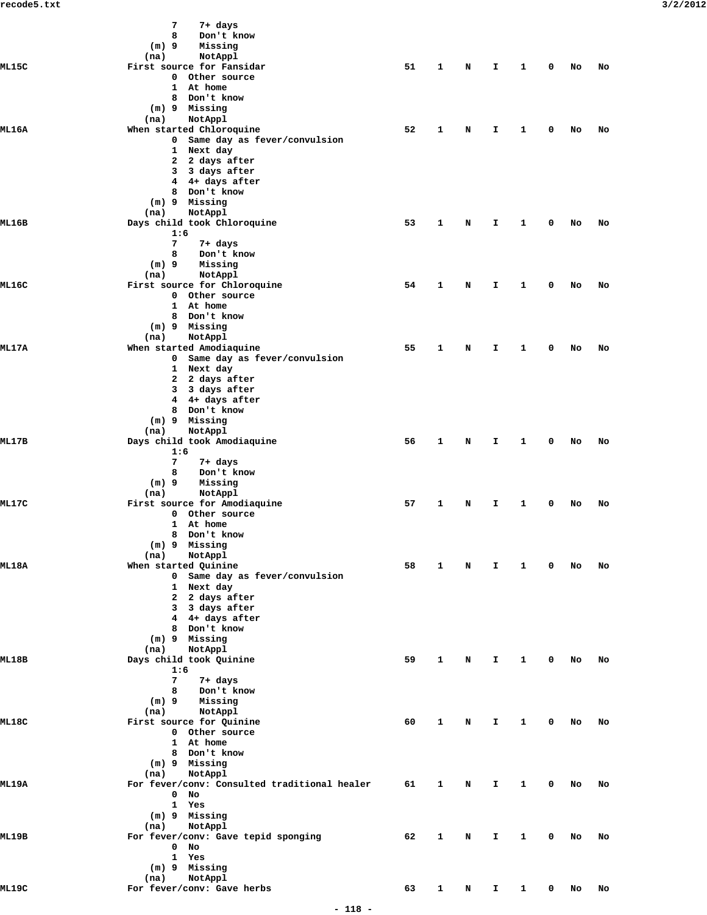```
                 7    7+ days
                 8    Don't know
             (m) 9    Missing
            (na)      NotAppl
ML15C        First source for Fansidar                51   1   N   I   1   0   No   No
                 0  Other source
                 1  At home
                 8  Don't know
             (m) 9  Missing
            (na)    NotAppl
ML16A        When started Chloroquine                 52   1   N   I   1   0   No   No
                 0  Same day as fever/convulsion
                 1  Next day
                 2  2 days after
                 3  3 days after
                 4  4+ days after
                 8  Don't know
             (m) 9  Missing
            (na)    NotAppl
ML16B        Days child took Chloroquine              53   1   N   I   1   0   No   No
                 1:6
                 7    7+ days
                 8    Don't know
             (m) 9    Missing
            (na)      NotAppl
ML16C        First source for Chloroquine             54   1   N   I   1   0   No   No
                 0  Other source
                 1  At home
                 8  Don't know
             (m) 9  Missing
            (na)    NotAppl
ML17A        When started Amodiaquine                 55   1   N   I   1   0   No   No
                 0  Same day as fever/convulsion
                 1  Next day
                 2  2 days after
                 3  3 days after
                 4  4+ days after
                 8  Don't know
             (m) 9  Missing
            (na)    NotAppl
ML17B        Days child took Amodiaquine              56   1   N   I   1   0   No   No
                 1:6
                 7    7+ days
                 8    Don't know
             (m) 9    Missing
            (na)      NotAppl
ML17C        First source for Amodiaquine             57   1   N   I   1   0   No   No
                 0  Other source
                 1  At home
                 8  Don't know
             (m) 9  Missing
            (na)    NotAppl
ML18A        When started Quinine                     58   1   N   I   1   0   No   No
                 0  Same day as fever/convulsion
                 1  Next day
                 2  2 days after
                 3  3 days after
                 4  4+ days after
                 8  Don't know
             (m) 9  Missing
            (na)    NotAppl
ML18B        Days child took Quinine                  59   1   N   I   1   0   No   No
                 1:6
                 7    7+ days
                 8    Don't know
             (m) 9    Missing
            (na)      NotAppl
ML18C        First source for Quinine                 60   1   N   I   1   0   No   No
                 0  Other source
                 1  At home
                 8  Don't know
             (m) 9  Missing
            (na)    NotAppl
ML19A        For fever/conv: Consulted traditional healer   61   1   N   I   1   0   No   No
                 0  No
                 1  Yes
             (m) 9  Missing
            (na)    NotAppl
ML19B        For fever/conv: Gave tepid sponging      62   1   N   I   1   0   No   No
                 0  No
                 1  Yes
             (m) 9  Missing
            (na)    NotAppl
ML19C        For fever/conv: Gave herbs               63   1   N   I   1   0   No   No
```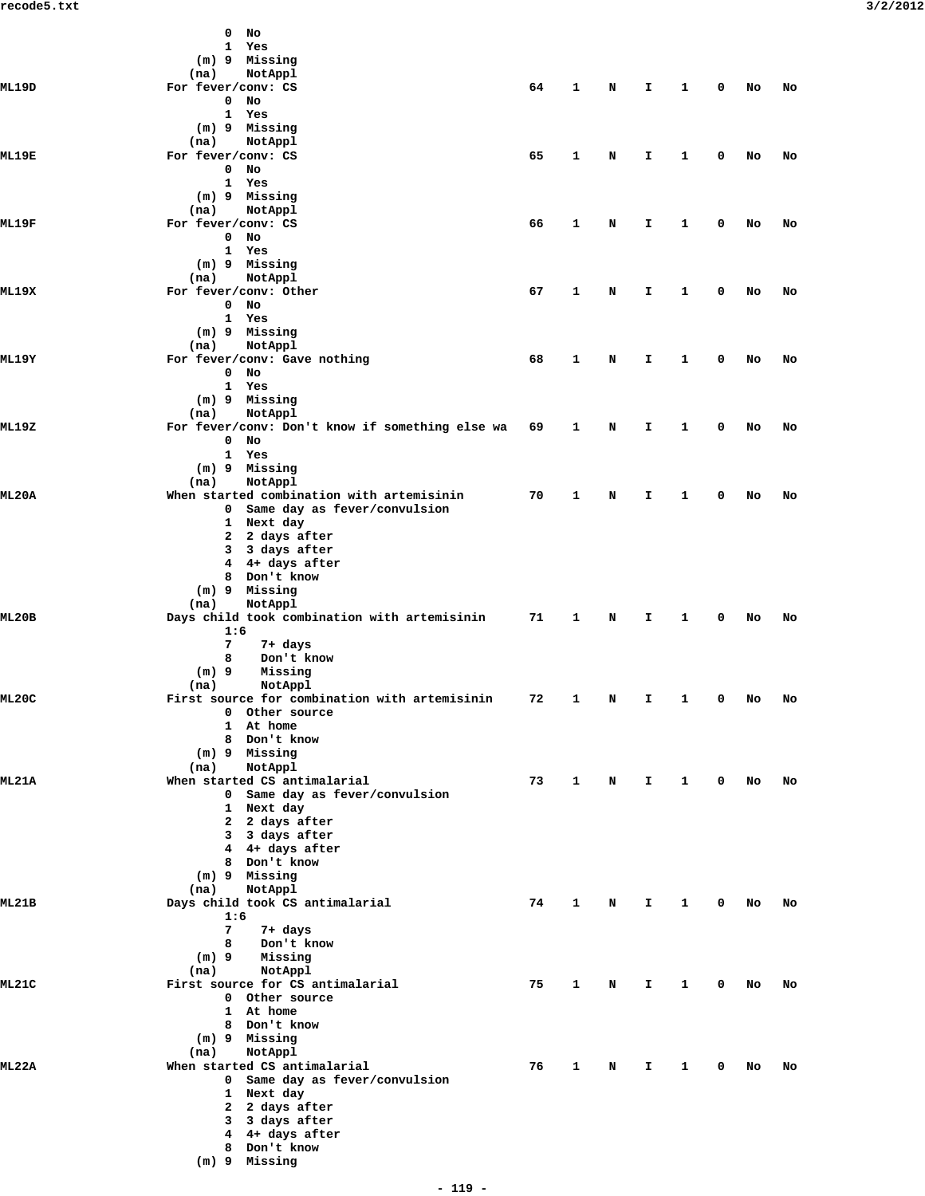```
                 0  No
                 1  Yes
             (m) 9  Missing
            (na)    NotAppl
ML19D       For fever/conv: CS                              64   1   N   I   1   0   No   No
                 0  No
                 1  Yes
             (m) 9  Missing
            (na)    NotAppl
ML19E       For fever/conv: CS                              65   1   N   I   1   0   No   No
                 0  No
                 1  Yes
             (m) 9  Missing
            (na)    NotAppl
ML19F       For fever/conv: CS                              66   1   N   I   1   0   No   No
                 0  No
                 1  Yes
             (m) 9  Missing
            (na)    NotAppl
ML19X       For fever/conv: Other                           67   1   N   I   1   0   No   No
                 0  No
                 1  Yes
             (m) 9  Missing
            (na)    NotAppl
ML19Y       For fever/conv: Gave nothing                    68   1   N   I   1   0   No   No
                 0  No
                 1  Yes
             (m) 9  Missing
            (na)    NotAppl
ML19Z       For fever/conv: Don't know if something else wa 69   1   N   I   1   0   No   No
                 0  No
                 1  Yes
             (m) 9  Missing
            (na)    NotAppl
ML20A       When started combination with artemisinin       70   1   N   I   1   0   No   No
                 0  Same day as fever/convulsion
                 1  Next day
                 2  2 days after
                 3  3 days after
                 4  4+ days after
                 8  Don't know
             (m) 9  Missing
            (na)    NotAppl
ML20B       Days child took combination with artemisinin    71   1   N   I   1   0   No   No
                 1:6
                 7    7+ days
                 8    Don't know
             (m) 9    Missing
            (na)      NotAppl
ML20C       First source for combination with artemisinin   72   1   N   I   1   0   No   No
                 0  Other source
                 1  At home
                 8  Don't know
             (m) 9  Missing
            (na)    NotAppl
ML21A       When started CS antimalarial                    73   1   N   I   1   0   No   No
                 0  Same day as fever/convulsion
                 1  Next day
                 2  2 days after
                 3  3 days after
                 4  4+ days after
                 8  Don't know
             (m) 9  Missing
            (na)    NotAppl
ML21B       Days child took CS antimalarial                 74   1   N   I   1   0   No   No
                 1:6
                 7    7+ days
                 8    Don't know
             (m) 9    Missing
            (na)      NotAppl
ML21C       First source for CS antimalarial                75   1   N   I   1   0   No   No
                 0  Other source
                 1  At home
                 8  Don't know
             (m) 9  Missing
            (na)    NotAppl
ML22A       When started CS antimalarial                    76   1   N   I   1   0   No   No
                 0  Same day as fever/convulsion
                 1  Next day
                 2  2 days after
                 3  3 days after
                 4  4+ days after
                 8  Don't know
             (m) 9  Missing
```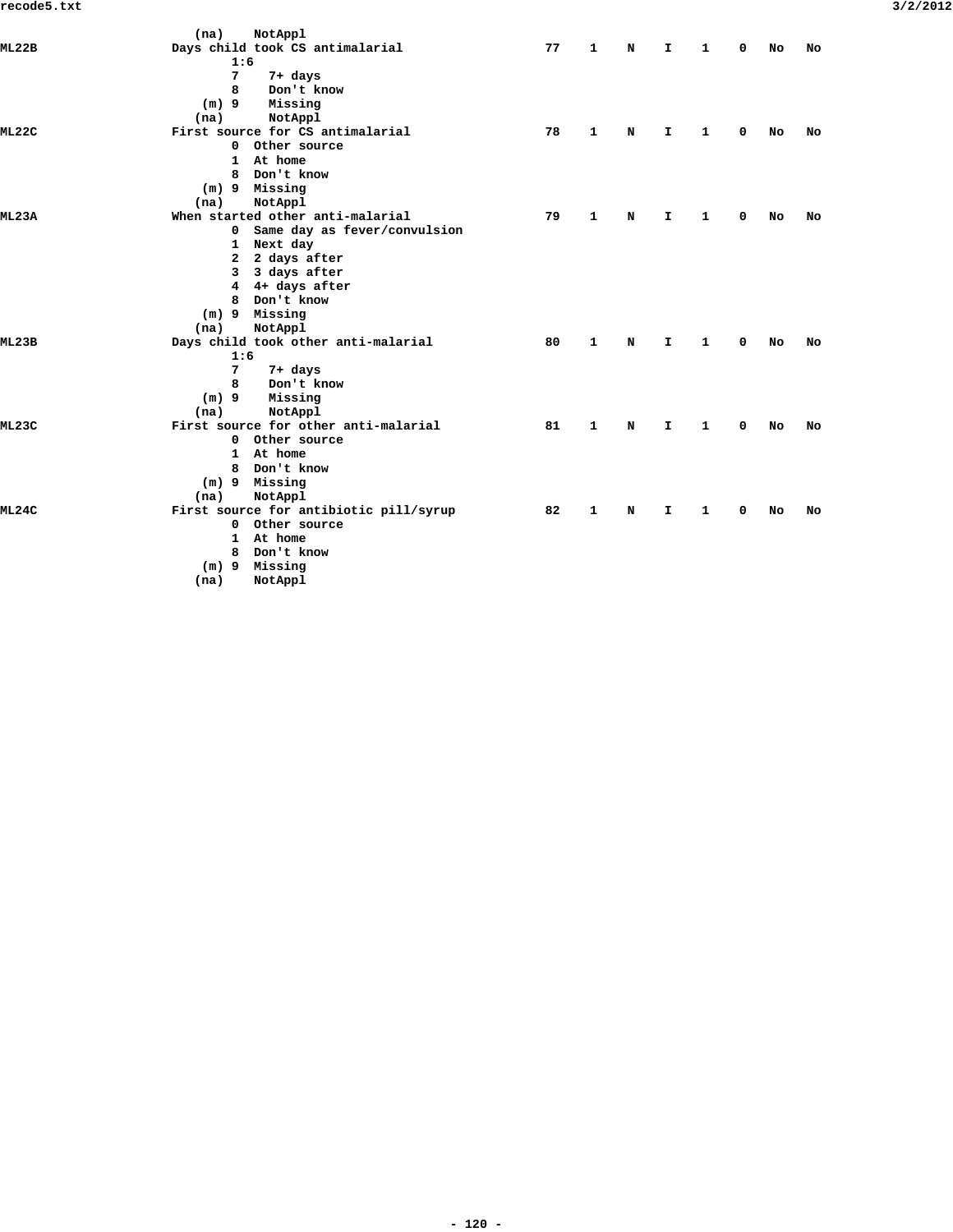```
                  (na)    NotAppl
ML22B           Days child took CS antimalarial              77    1    N    I    1    0   No   No
                        1:6
                        7    7+ days
                        8    Don't know
                    (m) 9    Missing
                   (na)      NotAppl
ML22C           First source for CS antimalarial             78    1    N    I    1    0   No   No
                        0  Other source
                        1  At home
                        8  Don't know
                    (m) 9  Missing
                   (na)    NotAppl
ML23A           When started other anti-malarial             79    1    N    I    1    0   No   No
                        0  Same day as fever/convulsion
                        1  Next day
                        2  2 days after
                        3  3 days after
                        4  4+ days after
                        8  Don't know
                    (m) 9  Missing
                   (na)    NotAppl
ML23B           Days child took other anti-malarial          80    1    N    I    1    0   No   No
                        1:6
                        7    7+ days
                        8    Don't know
                    (m) 9    Missing
                   (na)      NotAppl
ML23C           First source for other anti-malarial         81    1    N    I    1    0   No   No
                        0  Other source
                        1  At home
                        8  Don't know
                    (m) 9  Missing
                   (na)    NotAppl
ML24C           First source for antibiotic pill/syrup       82    1    N    I    1    0   No   No
                        0  Other source
                        1  At home
                        8  Don't know
                    (m) 9  Missing
                   (na)    NotAppl
```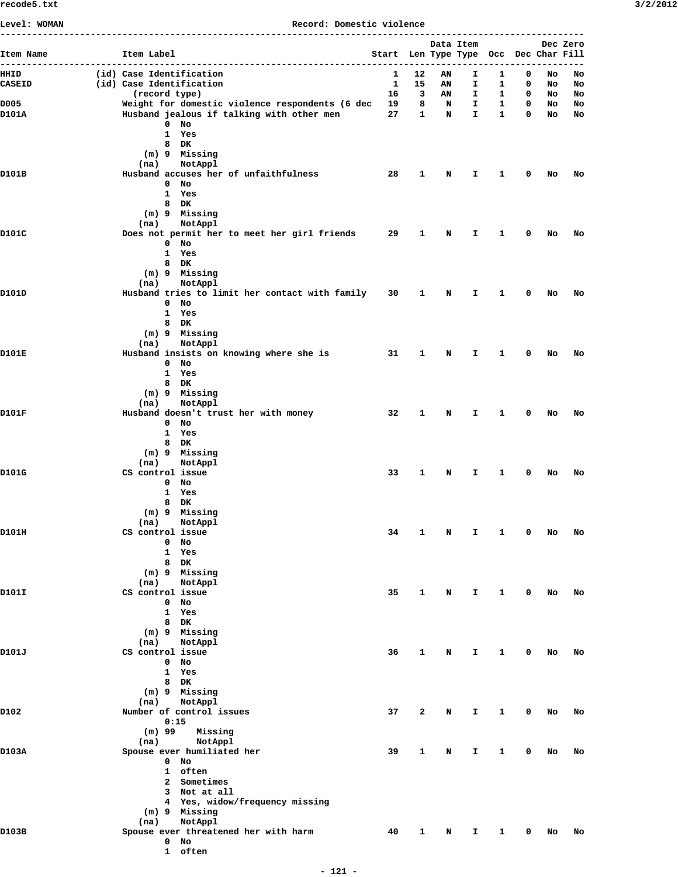**Level: WOMAN** **Record: Domestic violence**

```
---------------------------------------------------------------------------------------------------------
                                                                          Data Item            Dec Zero
Item Name              Item Label                                  Start  Len Type Type  Occ  Dec Char Fill
---------------------------------------------------------------------------------------------------------
HHID              (id) Case Identification                            1   12   AN    I    1    0   No   No
CASEID            (id) Case Identification                            1   15   AN    I    1    0   No   No
                         (record type)                               16    3   AN    I    1    0   No   No
D005                   Weight for domestic violence respondents (6 dec  19    8    N    I    1    0   No   No
D101A                  Husband jealous if talking with other men     27    1    N    I    1    0   No   No
                               0  No
                               1  Yes
                               8  DK
                           (m) 9  Missing
                          (na)    NotAppl
D101B                  Husband accuses her of unfaithfulness         28    1    N    I    1    0   No   No
                               0  No
                               1  Yes
                               8  DK
                           (m) 9  Missing
                          (na)    NotAppl
D101C                  Does not permit her to meet her girl friends  29    1    N    I    1    0   No   No
                               0  No
                               1  Yes
                               8  DK
                           (m) 9  Missing
                          (na)    NotAppl
D101D                  Husband tries to limit her contact with family 30    1    N    I    1    0   No   No
                               0  No
                               1  Yes
                               8  DK
                           (m) 9  Missing
                          (na)    NotAppl
D101E                  Husband insists on knowing where she is       31    1    N    I    1    0   No   No
                               0  No
                               1  Yes
                               8  DK
                           (m) 9  Missing
                          (na)    NotAppl
D101F                  Husband doesn't trust her with money          32    1    N    I    1    0   No   No
                               0  No
                               1  Yes
                               8  DK
                           (m) 9  Missing
                          (na)    NotAppl
D101G                  CS control issue                              33    1    N    I    1    0   No   No
                               0  No
                               1  Yes
                               8  DK
                           (m) 9  Missing
                          (na)    NotAppl
D101H                  CS control issue                              34    1    N    I    1    0   No   No
                               0  No
                               1  Yes
                               8  DK
                           (m) 9  Missing
                          (na)    NotAppl
D101I                  CS control issue                              35    1    N    I    1    0   No   No
                               0  No
                               1  Yes
                               8  DK
                           (m) 9  Missing
                          (na)    NotAppl
D101J                  CS control issue                              36    1    N    I    1    0   No   No
                               0  No
                               1  Yes
                               8  DK
                           (m) 9  Missing
                          (na)    NotAppl
D102                   Number of control issues                      37    2    N    I    1    0   No   No
                               0:15
                           (m) 99    Missing
                          (na)       NotAppl
D103A                  Spouse ever humiliated her                    39    1    N    I    1    0   No   No
                               0  No
                               1  often
                               2  Sometimes
                               3  Not at all
                               4  Yes, widow/frequency missing
                           (m) 9  Missing
                          (na)    NotAppl
D103B                  Spouse ever threatened her with harm          40    1    N    I    1    0   No   No
                               0  No
                               1  often
```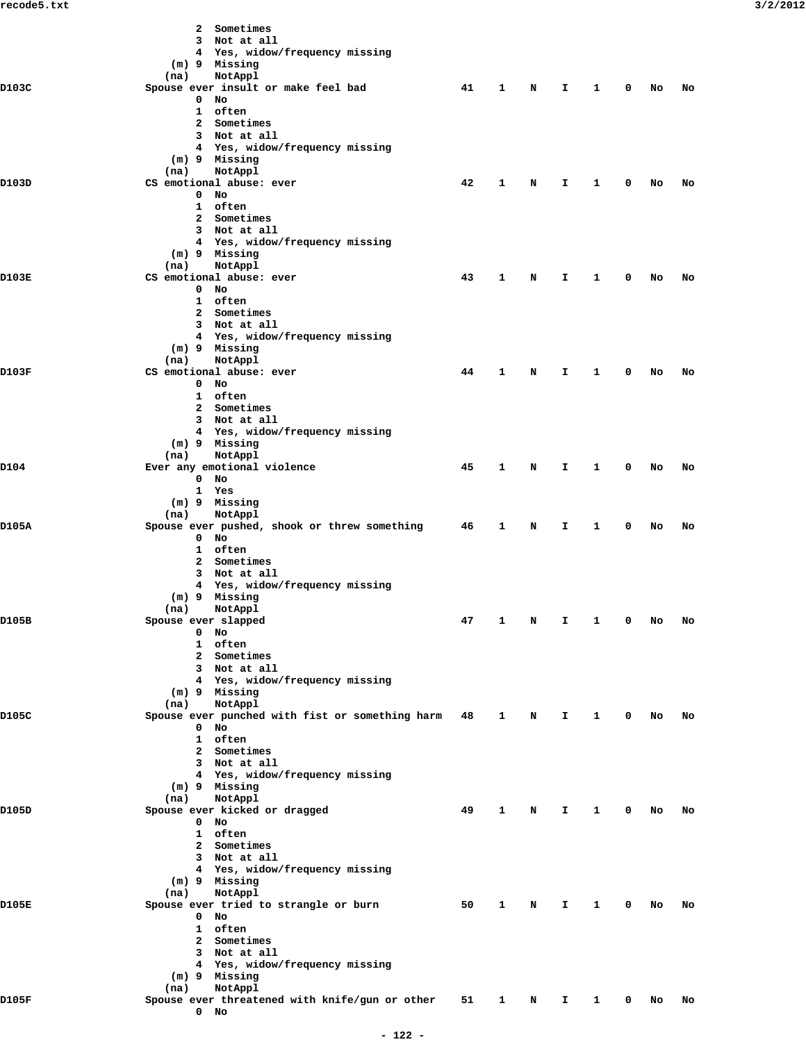```
                  2  Sometimes
                  3  Not at all
                  4  Yes, widow/frequency missing
              (m) 9  Missing
             (na)    NotAppl
D103C           Spouse ever insult or make feel bad            41   1   N   I   1   0  No   No
                  0  No
                  1  often
                  2  Sometimes
                  3  Not at all
                  4  Yes, widow/frequency missing
              (m) 9  Missing
             (na)    NotAppl
D103D           CS emotional abuse: ever                       42   1   N   I   1   0  No   No
                  0  No
                  1  often
                  2  Sometimes
                  3  Not at all
                  4  Yes, widow/frequency missing
              (m) 9  Missing
             (na)    NotAppl
D103E           CS emotional abuse: ever                       43   1   N   I   1   0  No   No
                  0  No
                  1  often
                  2  Sometimes
                  3  Not at all
                  4  Yes, widow/frequency missing
              (m) 9  Missing
             (na)    NotAppl
D103F           CS emotional abuse: ever                       44   1   N   I   1   0  No   No
                  0  No
                  1  often
                  2  Sometimes
                  3  Not at all
                  4  Yes, widow/frequency missing
              (m) 9  Missing
             (na)    NotAppl
D104            Ever any emotional violence                    45   1   N   I   1   0  No   No
                  0  No
                  1  Yes
              (m) 9  Missing
             (na)    NotAppl
D105A           Spouse ever pushed, shook or threw something   46   1   N   I   1   0  No   No
                  0  No
                  1  often
                  2  Sometimes
                  3  Not at all
                  4  Yes, widow/frequency missing
              (m) 9  Missing
             (na)    NotAppl
D105B           Spouse ever slapped                            47   1   N   I   1   0  No   No
                  0  No
                  1  often
                  2  Sometimes
                  3  Not at all
                  4  Yes, widow/frequency missing
              (m) 9  Missing
             (na)    NotAppl
D105C           Spouse ever punched with fist or something harm 48  1   N   I   1   0  No   No
                  0  No
                  1  often
                  2  Sometimes
                  3  Not at all
                  4  Yes, widow/frequency missing
              (m) 9  Missing
             (na)    NotAppl
D105D           Spouse ever kicked or dragged                  49   1   N   I   1   0  No   No
                  0  No
                  1  often
                  2  Sometimes
                  3  Not at all
                  4  Yes, widow/frequency missing
              (m) 9  Missing
             (na)    NotAppl
D105E           Spouse ever tried to strangle or burn          50   1   N   I   1   0  No   No
                  0  No
                  1  often
                  2  Sometimes
                  3  Not at all
                  4  Yes, widow/frequency missing
              (m) 9  Missing
             (na)    NotAppl
D105F           Spouse ever threatened with knife/gun or other 51   1   N   I   1   0  No   No
                  0  No
```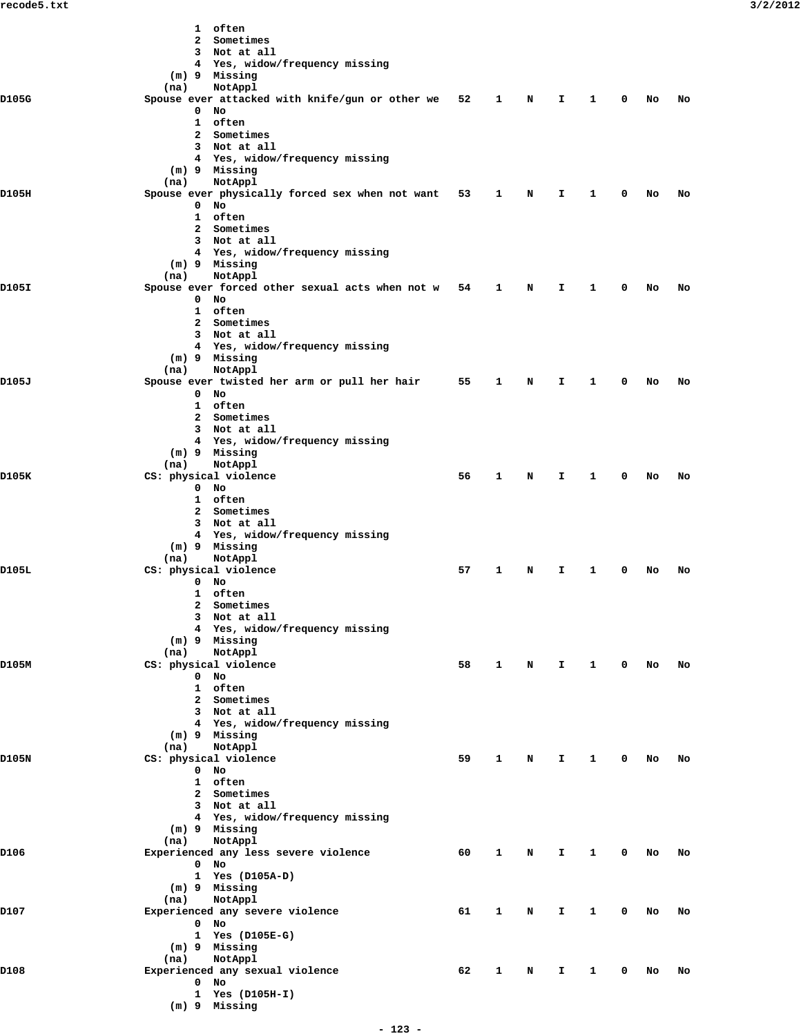```
                    1  often
                    2  Sometimes
                    3  Not at all
                    4  Yes, widow/frequency missing
                (m) 9  Missing
               (na)    NotAppl
D105G          Spouse ever attacked with knife/gun or other we   52    1    N    I    1    0   No   No
                    0  No
                    1  often
                    2  Sometimes
                    3  Not at all
                    4  Yes, widow/frequency missing
                (m) 9  Missing
               (na)    NotAppl
D105H          Spouse ever physically forced sex when not want   53    1    N    I    1    0   No   No
                    0  No
                    1  often
                    2  Sometimes
                    3  Not at all
                    4  Yes, widow/frequency missing
                (m) 9  Missing
               (na)    NotAppl
D105I          Spouse ever forced other sexual acts when not w   54    1    N    I    1    0   No   No
                    0  No
                    1  often
                    2  Sometimes
                    3  Not at all
                    4  Yes, widow/frequency missing
                (m) 9  Missing
               (na)    NotAppl
D105J          Spouse ever twisted her arm or pull her hair      55    1    N    I    1    0   No   No
                    0  No
                    1  often
                    2  Sometimes
                    3  Not at all
                    4  Yes, widow/frequency missing
                (m) 9  Missing
               (na)    NotAppl
D105K          CS: physical violence                             56    1    N    I    1    0   No   No
                    0  No
                    1  often
                    2  Sometimes
                    3  Not at all
                    4  Yes, widow/frequency missing
                (m) 9  Missing
               (na)    NotAppl
D105L          CS: physical violence                             57    1    N    I    1    0   No   No
                    0  No
                    1  often
                    2  Sometimes
                    3  Not at all
                    4  Yes, widow/frequency missing
                (m) 9  Missing
               (na)    NotAppl
D105M          CS: physical violence                             58    1    N    I    1    0   No   No
                    0  No
                    1  often
                    2  Sometimes
                    3  Not at all
                    4  Yes, widow/frequency missing
                (m) 9  Missing
               (na)    NotAppl
D105N          CS: physical violence                             59    1    N    I    1    0   No   No
                    0  No
                    1  often
                    2  Sometimes
                    3  Not at all
                    4  Yes, widow/frequency missing
                (m) 9  Missing
               (na)    NotAppl
D106           Experienced any less severe violence              60    1    N    I    1    0   No   No
                    0  No
                    1  Yes (D105A-D)
                (m) 9  Missing
               (na)    NotAppl
D107           Experienced any severe violence                   61    1    N    I    1    0   No   No
                    0  No
                    1  Yes (D105E-G)
                (m) 9  Missing
               (na)    NotAppl
D108           Experienced any sexual violence                   62    1    N    I    1    0   No   No
                    0  No
                    1  Yes (D105H-I)
                (m) 9  Missing
```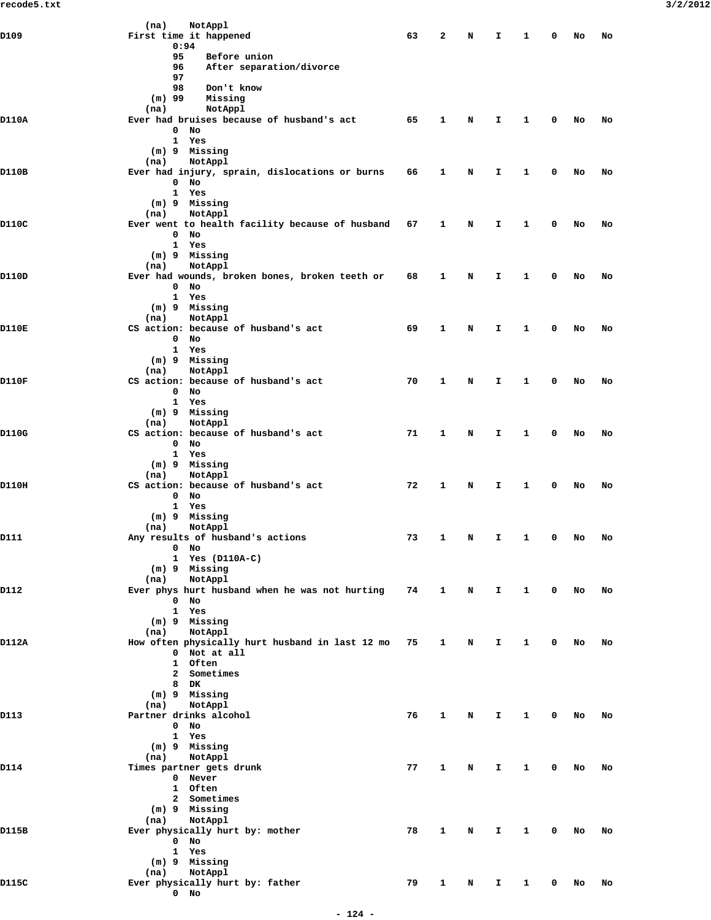```
                  (na)    NotAppl
D109              First time it happened                         63    2    N    I    1    0   No   No
                        0:94
                        95    Before union
                        96    After separation/divorce
                        97
                        98    Don't know
                    (m) 99    Missing
                   (na)       NotAppl
D110A             Ever had bruises because of husband's act      65    1    N    I    1    0   No   No
                        0  No
                        1  Yes
                    (m) 9  Missing
                   (na)    NotAppl
D110B             Ever had injury, sprain, dislocations or burns 66    1    N    I    1    0   No   No
                        0  No
                        1  Yes
                    (m) 9  Missing
                   (na)    NotAppl
D110C             Ever went to health facility because of husband 67   1    N    I    1    0   No   No
                        0  No
                        1  Yes
                    (m) 9  Missing
                   (na)    NotAppl
D110D             Ever had wounds, broken bones, broken teeth or 68    1    N    I    1    0   No   No
                        0  No
                        1  Yes
                    (m) 9  Missing
                   (na)    NotAppl
D110E             CS action: because of husband's act           69    1    N    I    1    0   No   No
                        0  No
                        1  Yes
                    (m) 9  Missing
                   (na)    NotAppl
D110F             CS action: because of husband's act           70    1    N    I    1    0   No   No
                        0  No
                        1  Yes
                    (m) 9  Missing
                   (na)    NotAppl
D110G             CS action: because of husband's act           71    1    N    I    1    0   No   No
                        0  No
                        1  Yes
                    (m) 9  Missing
                   (na)    NotAppl
D110H             CS action: because of husband's act           72    1    N    I    1    0   No   No
                        0  No
                        1  Yes
                    (m) 9  Missing
                   (na)    NotAppl
D111              Any results of husband's actions              73    1    N    I    1    0   No   No
                        0  No
                        1  Yes (D110A-C)
                    (m) 9  Missing
                   (na)    NotAppl
D112              Ever phys hurt husband when he was not hurting 74    1    N    I    1    0   No   No
                        0  No
                        1  Yes
                    (m) 9  Missing
                   (na)    NotAppl
D112A             How often physically hurt husband in last 12 mo 75   1    N    I    1    0   No   No
                        0  Not at all
                        1  Often
                        2  Sometimes
                        8  DK
                    (m) 9  Missing
                   (na)    NotAppl
D113              Partner drinks alcohol                        76    1    N    I    1    0   No   No
                        0  No
                        1  Yes
                    (m) 9  Missing
                   (na)    NotAppl
D114              Times partner gets drunk                      77    1    N    I    1    0   No   No
                        0  Never
                        1  Often
                        2  Sometimes
                    (m) 9  Missing
                   (na)    NotAppl
D115B             Ever physically hurt by: mother               78    1    N    I    1    0   No   No
                        0  No
                        1  Yes
                    (m) 9  Missing
                   (na)    NotAppl
D115C             Ever physically hurt by: father               79    1    N    I    1    0   No   No
                        0  No
```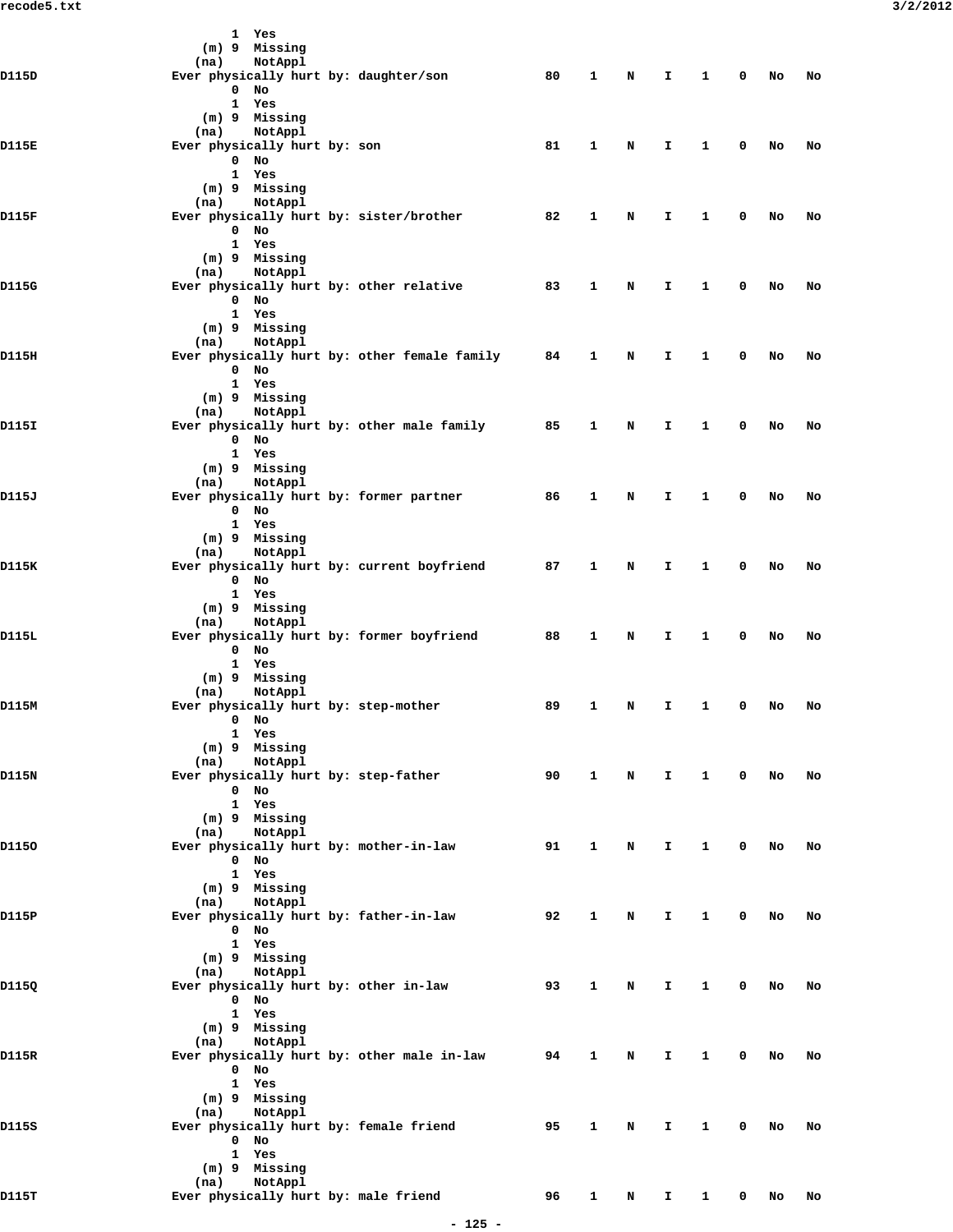```
                   1  Yes
               (m) 9  Missing
              (na)    NotAppl
D115D             Ever physically hurt by: daughter/son          80    1    N    I    1    0   No   No
                   0  No
                   1  Yes
               (m) 9  Missing
              (na)    NotAppl
D115E             Ever physically hurt by: son                   81    1    N    I    1    0   No   No
                   0  No
                   1  Yes
               (m) 9  Missing
              (na)    NotAppl
D115F             Ever physically hurt by: sister/brother        82    1    N    I    1    0   No   No
                   0  No
                   1  Yes
               (m) 9  Missing
              (na)    NotAppl
D115G             Ever physically hurt by: other relative        83    1    N    I    1    0   No   No
                   0  No
                   1  Yes
               (m) 9  Missing
              (na)    NotAppl
D115H             Ever physically hurt by: other female family   84    1    N    I    1    0   No   No
                   0  No
                   1  Yes
               (m) 9  Missing
              (na)    NotAppl
D115I             Ever physically hurt by: other male family     85    1    N    I    1    0   No   No
                   0  No
                   1  Yes
               (m) 9  Missing
              (na)    NotAppl
D115J             Ever physically hurt by: former partner        86    1    N    I    1    0   No   No
                   0  No
                   1  Yes
               (m) 9  Missing
              (na)    NotAppl
D115K             Ever physically hurt by: current boyfriend     87    1    N    I    1    0   No   No
                   0  No
                   1  Yes
               (m) 9  Missing
              (na)    NotAppl
D115L             Ever physically hurt by: former boyfriend      88    1    N    I    1    0   No   No
                   0  No
                   1  Yes
               (m) 9  Missing
              (na)    NotAppl
D115M             Ever physically hurt by: step-mother           89    1    N    I    1    0   No   No
                   0  No
                   1  Yes
               (m) 9  Missing
              (na)    NotAppl
D115N             Ever physically hurt by: step-father           90    1    N    I    1    0   No   No
                   0  No
                   1  Yes
               (m) 9  Missing
              (na)    NotAppl
D115O             Ever physically hurt by: mother-in-law         91    1    N    I    1    0   No   No
                   0  No
                   1  Yes
               (m) 9  Missing
              (na)    NotAppl
D115P             Ever physically hurt by: father-in-law         92    1    N    I    1    0   No   No
                   0  No
                   1  Yes
               (m) 9  Missing
              (na)    NotAppl
D115Q             Ever physically hurt by: other in-law          93    1    N    I    1    0   No   No
                   0  No
                   1  Yes
               (m) 9  Missing
              (na)    NotAppl
D115R             Ever physically hurt by: other male in-law     94    1    N    I    1    0   No   No
                   0  No
                   1  Yes
               (m) 9  Missing
              (na)    NotAppl
D115S             Ever physically hurt by: female friend         95    1    N    I    1    0   No   No
                   0  No
                   1  Yes
               (m) 9  Missing
              (na)    NotAppl
D115T             Ever physically hurt by: male friend           96    1    N    I    1    0   No   No
```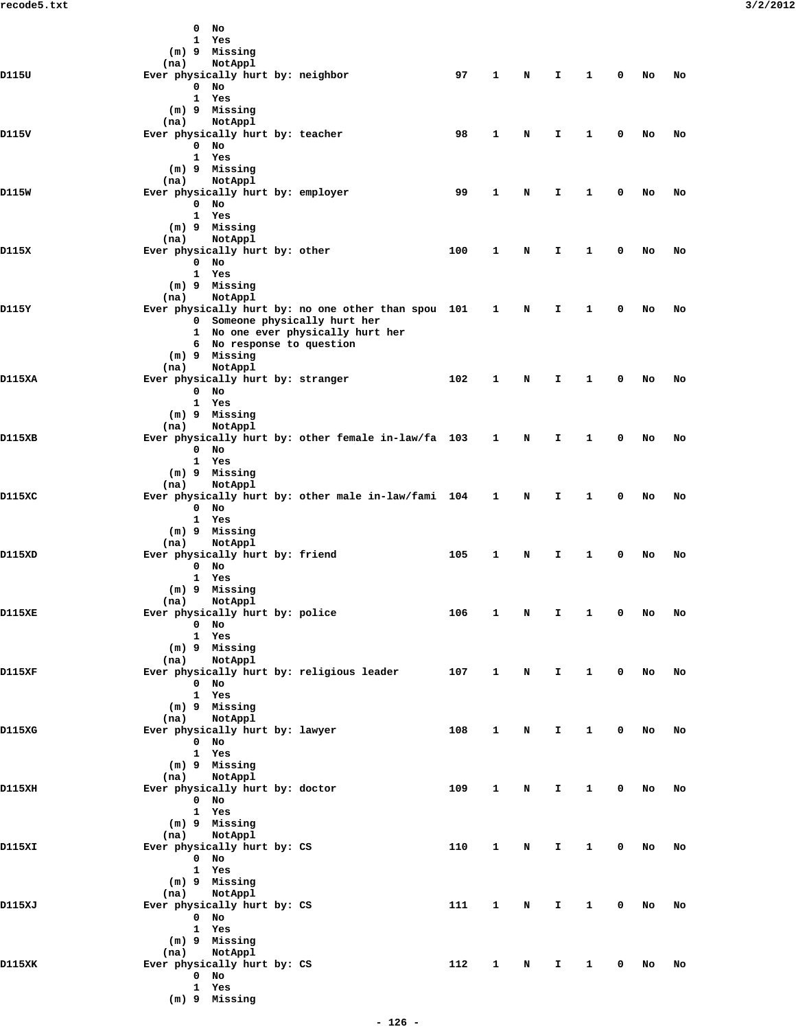```
                 0  No
                 1  Yes
             (m) 9  Missing
            (na)    NotAppl
D115U           Ever physically hurt by: neighbor                97    1    N    I    1    0   No   No
                 0  No
                 1  Yes
             (m) 9  Missing
            (na)    NotAppl
D115V           Ever physically hurt by: teacher                 98    1    N    I    1    0   No   No
                 0  No
                 1  Yes
             (m) 9  Missing
            (na)    NotAppl
D115W           Ever physically hurt by: employer                99    1    N    I    1    0   No   No
                 0  No
                 1  Yes
             (m) 9  Missing
            (na)    NotAppl
D115X           Ever physically hurt by: other                  100    1    N    I    1    0   No   No
                 0  No
                 1  Yes
             (m) 9  Missing
            (na)    NotAppl
D115Y           Ever physically hurt by: no one other than spou 101    1    N    I    1    0   No   No
                 0  Someone physically hurt her
                 1  No one ever physically hurt her
                 6  No response to question
             (m) 9  Missing
            (na)    NotAppl
D115XA          Ever physically hurt by: stranger               102    1    N    I    1    0   No   No
                 0  No
                 1  Yes
             (m) 9  Missing
            (na)    NotAppl
D115XB          Ever physically hurt by: other female in-law/fa 103    1    N    I    1    0   No   No
                 0  No
                 1  Yes
             (m) 9  Missing
            (na)    NotAppl
D115XC          Ever physically hurt by: other male in-law/fami 104    1    N    I    1    0   No   No
                 0  No
                 1  Yes
             (m) 9  Missing
            (na)    NotAppl
D115XD          Ever physically hurt by: friend                 105    1    N    I    1    0   No   No
                 0  No
                 1  Yes
             (m) 9  Missing
            (na)    NotAppl
D115XE          Ever physically hurt by: police                 106    1    N    I    1    0   No   No
                 0  No
                 1  Yes
             (m) 9  Missing
            (na)    NotAppl
D115XF          Ever physically hurt by: religious leader       107    1    N    I    1    0   No   No
                 0  No
                 1  Yes
             (m) 9  Missing
            (na)    NotAppl
D115XG          Ever physically hurt by: lawyer                 108    1    N    I    1    0   No   No
                 0  No
                 1  Yes
             (m) 9  Missing
            (na)    NotAppl
D115XH          Ever physically hurt by: doctor                 109    1    N    I    1    0   No   No
                 0  No
                 1  Yes
             (m) 9  Missing
            (na)    NotAppl
D115XI          Ever physically hurt by: CS                     110    1    N    I    1    0   No   No
                 0  No
                 1  Yes
             (m) 9  Missing
            (na)    NotAppl
D115XJ          Ever physically hurt by: CS                     111    1    N    I    1    0   No   No
                 0  No
                 1  Yes
             (m) 9  Missing
            (na)    NotAppl
D115XK          Ever physically hurt by: CS                     112    1    N    I    1    0   No   No
                 0  No
                 1  Yes
             (m) 9  Missing
```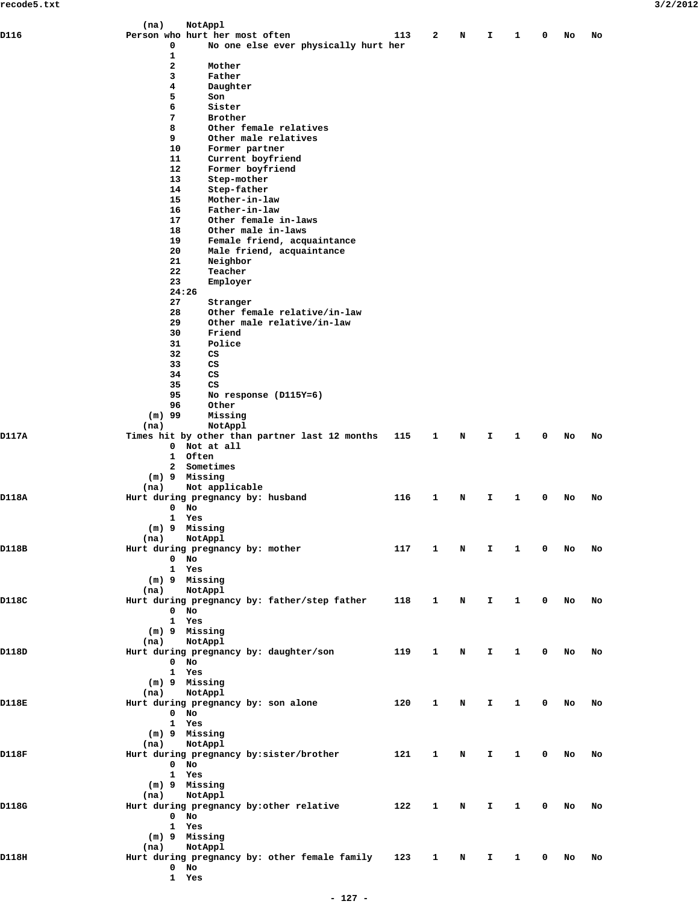```
                (na)    NotAppl
D116                 Person who hurt her most often                  113    2    N    I    1    0   No   No
                          0      No one else ever physically hurt her
                          1
                          2      Mother
                          3      Father
                          4      Daughter
                          5      Son
                          6      Sister
                          7      Brother
                          8      Other female relatives
                          9      Other male relatives
                          10     Former partner
                          11     Current boyfriend
                          12     Former boyfriend
                          13     Step-mother
                          14     Step-father
                          15     Mother-in-law
                          16     Father-in-law
                          17     Other female in-laws
                          18     Other male in-laws
                          19     Female friend, acquaintance
                          20     Male friend, acquaintance
                          21     Neighbor
                          22     Teacher
                          23     Employer
                          24:26
                          27     Stranger
                          28     Other female relative/in-law
                          29     Other male relative/in-law
                          30     Friend
                          31     Police
                          32     CS
                          33     CS
                          34     CS
                          35     CS
                          95     No response (D115Y=6)
                          96     Other
                      (m) 99     Missing
                     (na)        NotAppl
D117A                Times hit by other than partner last 12 months   115    1    N    I    1    0   No   No
                          0  Not at all
                          1  Often
                          2  Sometimes
                      (m) 9  Missing
                     (na)    Not applicable
D118A                Hurt during pregnancy by: husband               116    1    N    I    1    0   No   No
                          0  No
                          1  Yes
                      (m) 9  Missing
                     (na)    NotAppl
D118B                Hurt during pregnancy by: mother                117    1    N    I    1    0   No   No
                          0  No
                          1  Yes
                      (m) 9  Missing
                     (na)    NotAppl
D118C                Hurt during pregnancy by: father/step father     118    1    N    I    1    0   No   No
                          0  No
                          1  Yes
                      (m) 9  Missing
                     (na)    NotAppl
D118D                Hurt during pregnancy by: daughter/son           119    1    N    I    1    0   No   No
                          0  No
                          1  Yes
                      (m) 9  Missing
                     (na)    NotAppl
D118E                Hurt during pregnancy by: son alone             120    1    N    I    1    0   No   No
                          0  No
                          1  Yes
                      (m) 9  Missing
                     (na)    NotAppl
D118F                Hurt during pregnancy by:sister/brother         121    1    N    I    1    0   No   No
                          0  No
                          1  Yes
                      (m) 9  Missing
                     (na)    NotAppl
D118G                Hurt during pregnancy by:other relative         122    1    N    I    1    0   No   No
                          0  No
                          1  Yes
                      (m) 9  Missing
                     (na)    NotAppl
D118H                Hurt during pregnancy by: other female family    123    1    N    I    1    0   No   No
                          0  No
                          1  Yes
```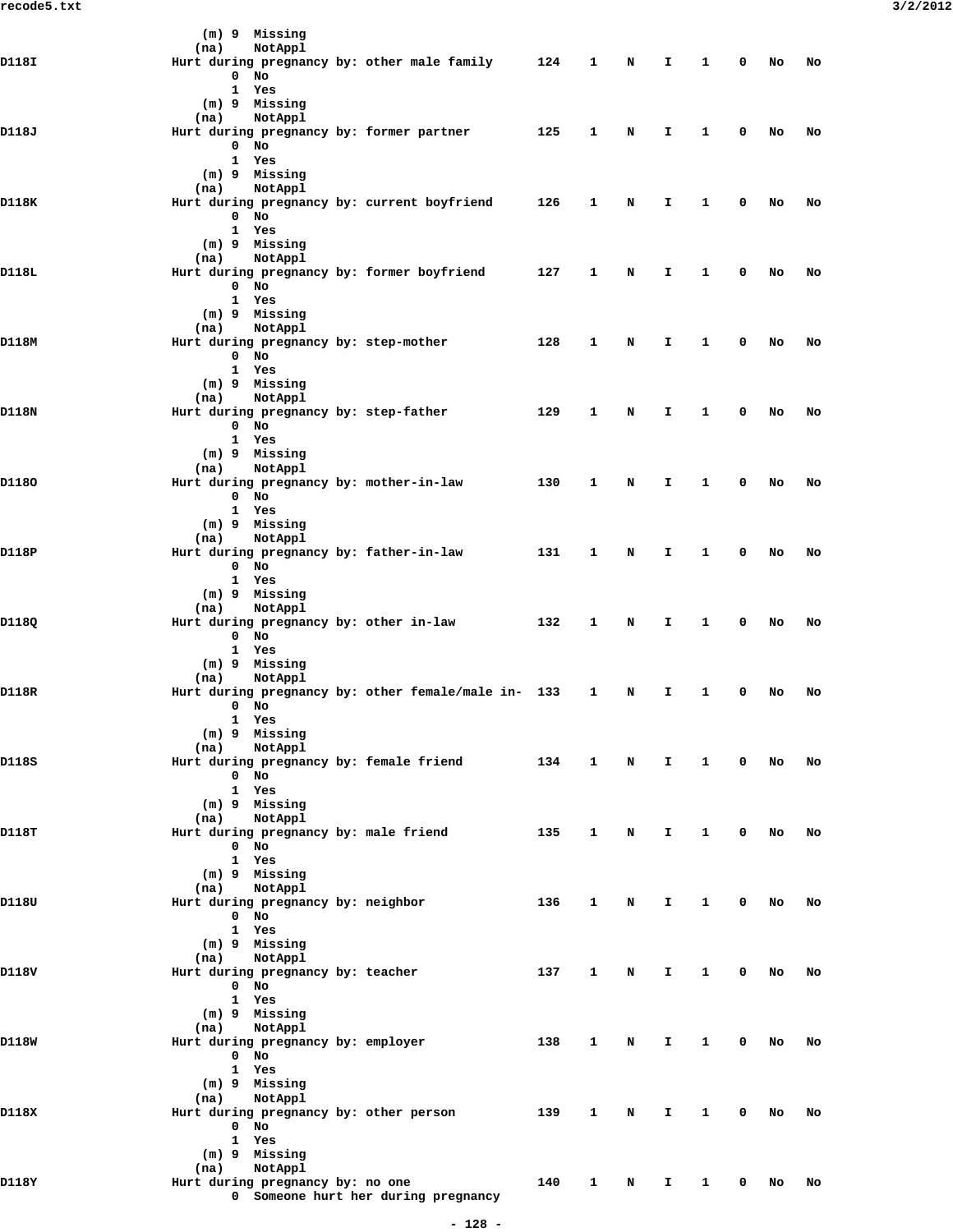```
              (m) 9  Missing
             (na)    NotAppl
D118I        Hurt during pregnancy by: other male family      124   1   N   I   1   0   No   No
                 0  No
                 1  Yes
              (m) 9  Missing
             (na)    NotAppl
D118J        Hurt during pregnancy by: former partner         125   1   N   I   1   0   No   No
                 0  No
                 1  Yes
              (m) 9  Missing
             (na)    NotAppl
D118K        Hurt during pregnancy by: current boyfriend      126   1   N   I   1   0   No   No
                 0  No
                 1  Yes
              (m) 9  Missing
             (na)    NotAppl
D118L        Hurt during pregnancy by: former boyfriend       127   1   N   I   1   0   No   No
                 0  No
                 1  Yes
              (m) 9  Missing
             (na)    NotAppl
D118M        Hurt during pregnancy by: step-mother            128   1   N   I   1   0   No   No
                 0  No
                 1  Yes
              (m) 9  Missing
             (na)    NotAppl
D118N        Hurt during pregnancy by: step-father            129   1   N   I   1   0   No   No
                 0  No
                 1  Yes
              (m) 9  Missing
             (na)    NotAppl
D118O        Hurt during pregnancy by: mother-in-law          130   1   N   I   1   0   No   No
                 0  No
                 1  Yes
              (m) 9  Missing
             (na)    NotAppl
D118P        Hurt during pregnancy by: father-in-law          131   1   N   I   1   0   No   No
                 0  No
                 1  Yes
              (m) 9  Missing
             (na)    NotAppl
D118Q        Hurt during pregnancy by: other in-law           132   1   N   I   1   0   No   No
                 0  No
                 1  Yes
              (m) 9  Missing
             (na)    NotAppl
D118R        Hurt during pregnancy by: other female/male in-  133   1   N   I   1   0   No   No
                 0  No
                 1  Yes
              (m) 9  Missing
             (na)    NotAppl
D118S        Hurt during pregnancy by: female friend          134   1   N   I   1   0   No   No
                 0  No
                 1  Yes
              (m) 9  Missing
             (na)    NotAppl
D118T        Hurt during pregnancy by: male friend            135   1   N   I   1   0   No   No
                 0  No
                 1  Yes
              (m) 9  Missing
             (na)    NotAppl
D118U        Hurt during pregnancy by: neighbor               136   1   N   I   1   0   No   No
                 0  No
                 1  Yes
              (m) 9  Missing
             (na)    NotAppl
D118V        Hurt during pregnancy by: teacher                137   1   N   I   1   0   No   No
                 0  No
                 1  Yes
              (m) 9  Missing
             (na)    NotAppl
D118W        Hurt during pregnancy by: employer               138   1   N   I   1   0   No   No
                 0  No
                 1  Yes
              (m) 9  Missing
             (na)    NotAppl
D118X        Hurt during pregnancy by: other person           139   1   N   I   1   0   No   No
                 0  No
                 1  Yes
              (m) 9  Missing
             (na)    NotAppl
D118Y        Hurt during pregnancy by: no one                 140   1   N   I   1   0   No   No
                 0  Someone hurt her during pregnancy
```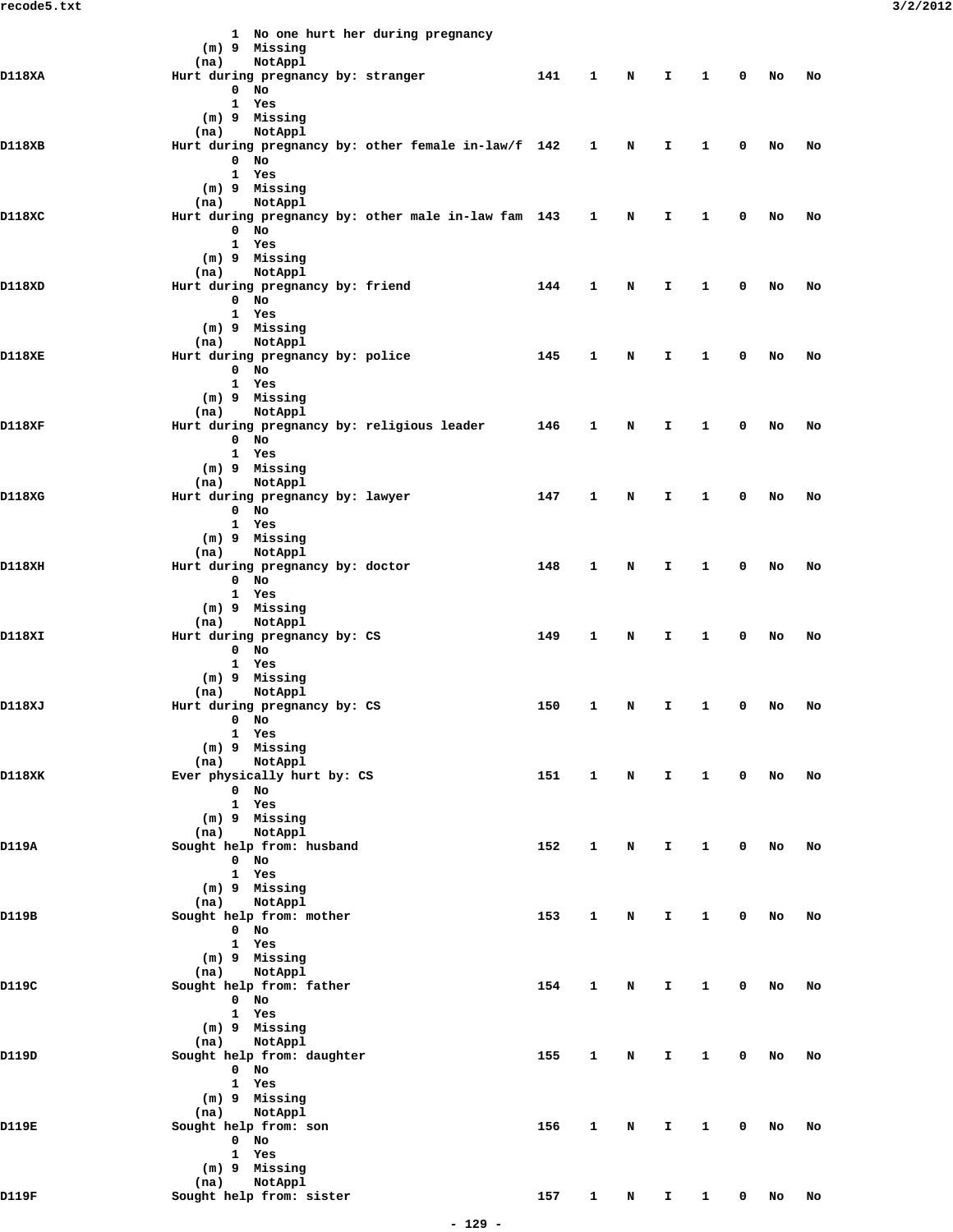```
                    1  No one hurt her during pregnancy
                (m) 9  Missing
               (na)    NotAppl
D118XA          Hurt during pregnancy by: stranger              141    1    N    I    1    0   No   No
                    0  No
                    1  Yes
                (m) 9  Missing
               (na)    NotAppl
D118XB          Hurt during pregnancy by: other female in-law/f 142    1    N    I    1    0   No   No
                    0  No
                    1  Yes
                (m) 9  Missing
               (na)    NotAppl
D118XC          Hurt during pregnancy by: other male in-law fam 143    1    N    I    1    0   No   No
                    0  No
                    1  Yes
                (m) 9  Missing
               (na)    NotAppl
D118XD          Hurt during pregnancy by: friend                144    1    N    I    1    0   No   No
                    0  No
                    1  Yes
                (m) 9  Missing
               (na)    NotAppl
D118XE          Hurt during pregnancy by: police                145    1    N    I    1    0   No   No
                    0  No
                    1  Yes
                (m) 9  Missing
               (na)    NotAppl
D118XF          Hurt during pregnancy by: religious leader      146    1    N    I    1    0   No   No
                    0  No
                    1  Yes
                (m) 9  Missing
               (na)    NotAppl
D118XG          Hurt during pregnancy by: lawyer                147    1    N    I    1    0   No   No
                    0  No
                    1  Yes
                (m) 9  Missing
               (na)    NotAppl
D118XH          Hurt during pregnancy by: doctor                148    1    N    I    1    0   No   No
                    0  No
                    1  Yes
                (m) 9  Missing
               (na)    NotAppl
D118XI          Hurt during pregnancy by: CS                    149    1    N    I    1    0   No   No
                    0  No
                    1  Yes
                (m) 9  Missing
               (na)    NotAppl
D118XJ          Hurt during pregnancy by: CS                    150    1    N    I    1    0   No   No
                    0  No
                    1  Yes
                (m) 9  Missing
               (na)    NotAppl
D118XK          Ever physically hurt by: CS                     151    1    N    I    1    0   No   No
                    0  No
                    1  Yes
                (m) 9  Missing
               (na)    NotAppl
D119A           Sought help from: husband                       152    1    N    I    1    0   No   No
                    0  No
                    1  Yes
                (m) 9  Missing
               (na)    NotAppl
D119B           Sought help from: mother                        153    1    N    I    1    0   No   No
                    0  No
                    1  Yes
                (m) 9  Missing
               (na)    NotAppl
D119C           Sought help from: father                        154    1    N    I    1    0   No   No
                    0  No
                    1  Yes
                (m) 9  Missing
               (na)    NotAppl
D119D           Sought help from: daughter                      155    1    N    I    1    0   No   No
                    0  No
                    1  Yes
                (m) 9  Missing
               (na)    NotAppl
D119E           Sought help from: son                           156    1    N    I    1    0   No   No
                    0  No
                    1  Yes
                (m) 9  Missing
               (na)    NotAppl
D119F           Sought help from: sister                        157    1    N    I    1    0   No   No
```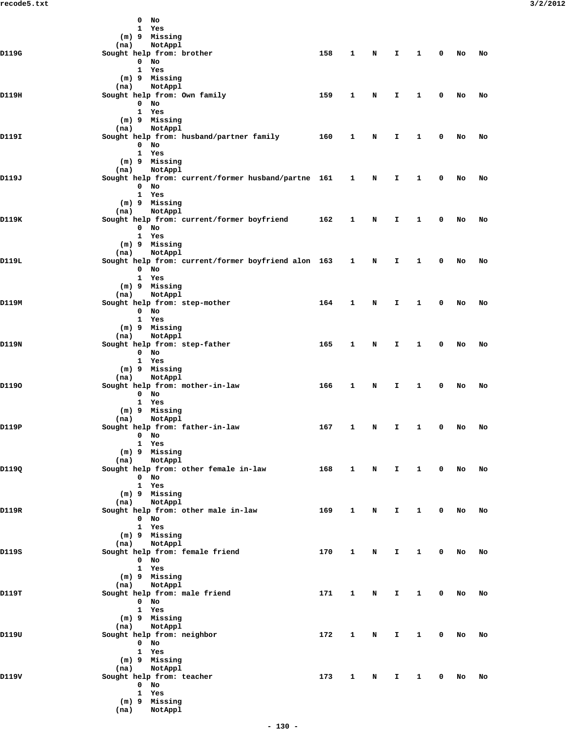```
                    0  No
                    1  Yes
                (m) 9  Missing
               (na)    NotAppl
D119G               Sought help from: brother                      158    1    N    I    1    0   No   No
                    0  No
                    1  Yes
                (m) 9  Missing
               (na)    NotAppl
D119H               Sought help from: Own family                   159    1    N    I    1    0   No   No
                    0  No
                    1  Yes
                (m) 9  Missing
               (na)    NotAppl
D119I               Sought help from: husband/partner family       160    1    N    I    1    0   No   No
                    0  No
                    1  Yes
                (m) 9  Missing
               (na)    NotAppl
D119J               Sought help from: current/former husband/partne 161   1    N    I    1    0   No   No
                    0  No
                    1  Yes
                (m) 9  Missing
               (na)    NotAppl
D119K               Sought help from: current/former boyfriend     162    1    N    I    1    0   No   No
                    0  No
                    1  Yes
                (m) 9  Missing
               (na)    NotAppl
D119L               Sought help from: current/former boyfriend alon 163   1    N    I    1    0   No   No
                    0  No
                    1  Yes
                (m) 9  Missing
               (na)    NotAppl
D119M               Sought help from: step-mother                  164    1    N    I    1    0   No   No
                    0  No
                    1  Yes
                (m) 9  Missing
               (na)    NotAppl
D119N               Sought help from: step-father                  165    1    N    I    1    0   No   No
                    0  No
                    1  Yes
                (m) 9  Missing
               (na)    NotAppl
D119O               Sought help from: mother-in-law                166    1    N    I    1    0   No   No
                    0  No
                    1  Yes
                (m) 9  Missing
               (na)    NotAppl
D119P               Sought help from: father-in-law                167    1    N    I    1    0   No   No
                    0  No
                    1  Yes
                (m) 9  Missing
               (na)    NotAppl
D119Q               Sought help from: other female in-law          168    1    N    I    1    0   No   No
                    0  No
                    1  Yes
                (m) 9  Missing
               (na)    NotAppl
D119R               Sought help from: other male in-law            169    1    N    I    1    0   No   No
                    0  No
                    1  Yes
                (m) 9  Missing
               (na)    NotAppl
D119S               Sought help from: female friend                170    1    N    I    1    0   No   No
                    0  No
                    1  Yes
                (m) 9  Missing
               (na)    NotAppl
D119T               Sought help from: male friend                  171    1    N    I    1    0   No   No
                    0  No
                    1  Yes
                (m) 9  Missing
               (na)    NotAppl
D119U               Sought help from: neighbor                     172    1    N    I    1    0   No   No
                    0  No
                    1  Yes
                (m) 9  Missing
               (na)    NotAppl
D119V               Sought help from: teacher                      173    1    N    I    1    0   No   No
                    0  No
                    1  Yes
                (m) 9  Missing
               (na)    NotAppl
```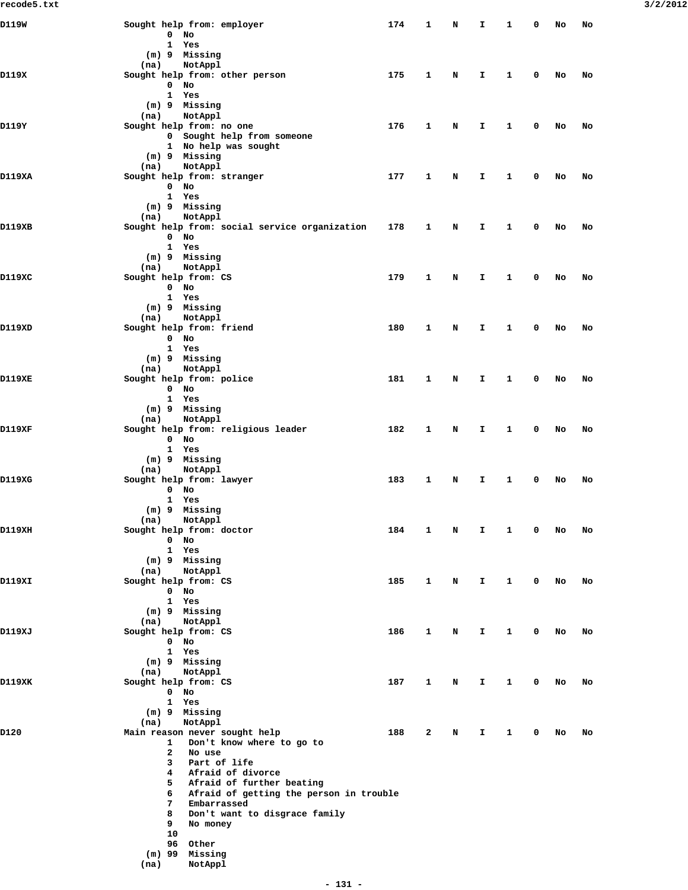```
D119W                Sought help from: employer                       174   1   N   I   1   0   No   No
                           0  No
                           1  Yes
                       (m) 9  Missing
                      (na)    NotAppl
D119X                Sought help from: other person                   175   1   N   I   1   0   No   No
                           0  No
                           1  Yes
                       (m) 9  Missing
                      (na)    NotAppl
D119Y                Sought help from: no one                         176   1   N   I   1   0   No   No
                           0  Sought help from someone
                           1  No help was sought
                       (m) 9  Missing
                      (na)    NotAppl
D119XA               Sought help from: stranger                       177   1   N   I   1   0   No   No
                           0  No
                           1  Yes
                       (m) 9  Missing
                      (na)    NotAppl
D119XB               Sought help from: social service organization    178   1   N   I   1   0   No   No
                           0  No
                           1  Yes
                       (m) 9  Missing
                      (na)    NotAppl
D119XC               Sought help from: CS                             179   1   N   I   1   0   No   No
                           0  No
                           1  Yes
                       (m) 9  Missing
                      (na)    NotAppl
D119XD               Sought help from: friend                         180   1   N   I   1   0   No   No
                           0  No
                           1  Yes
                       (m) 9  Missing
                      (na)    NotAppl
D119XE               Sought help from: police                         181   1   N   I   1   0   No   No
                           0  No
                           1  Yes
                       (m) 9  Missing
                      (na)    NotAppl
D119XF               Sought help from: religious leader               182   1   N   I   1   0   No   No
                           0  No
                           1  Yes
                       (m) 9  Missing
                      (na)    NotAppl
D119XG               Sought help from: lawyer                         183   1   N   I   1   0   No   No
                           0  No
                           1  Yes
                       (m) 9  Missing
                      (na)    NotAppl
D119XH               Sought help from: doctor                         184   1   N   I   1   0   No   No
                           0  No
                           1  Yes
                       (m) 9  Missing
                      (na)    NotAppl
D119XI               Sought help from: CS                             185   1   N   I   1   0   No   No
                           0  No
                           1  Yes
                       (m) 9  Missing
                      (na)    NotAppl
D119XJ               Sought help from: CS                             186   1   N   I   1   0   No   No
                           0  No
                           1  Yes
                       (m) 9  Missing
                      (na)    NotAppl
D119XK               Sought help from: CS                             187   1   N   I   1   0   No   No
                           0  No
                           1  Yes
                       (m) 9  Missing
                      (na)    NotAppl
D120                 Main reason never sought help                    188   2   N   I   1   0   No   No
                           1   Don't know where to go to
                           2   No use
                           3   Part of life
                           4   Afraid of divorce
                           5   Afraid of further beating
                           6   Afraid of getting the person in trouble
                           7   Embarrassed
                           8   Don't want to disgrace family
                           9   No money
                           10
                           96  Other
                       (m) 99  Missing
                      (na)     NotAppl
```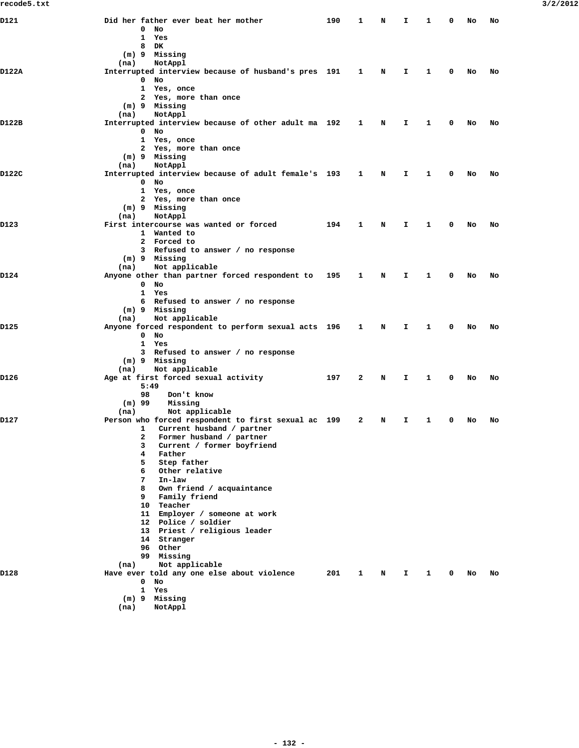```
D121                    Did her father ever beat her mother             190    1    N    I    1    0   No   No
                               0  No
                               1  Yes
                               8  DK
                           (m) 9  Missing
                          (na)    NotAppl
D122A                   Interrupted interview because of husband's pres  191    1    N    I    1    0   No   No
                               0  No
                               1  Yes, once
                               2  Yes, more than once
                           (m) 9  Missing
                          (na)    NotAppl
D122B                   Interrupted interview because of other adult ma  192    1    N    I    1    0   No   No
                               0  No
                               1  Yes, once
                               2  Yes, more than once
                           (m) 9  Missing
                          (na)    NotAppl
D122C                   Interrupted interview because of adult female's  193    1    N    I    1    0   No   No
                               0  No
                               1  Yes, once
                               2  Yes, more than once
                           (m) 9  Missing
                          (na)    NotAppl
D123                    First intercourse was wanted or forced          194    1    N    I    1    0   No   No
                               1  Wanted to
                               2  Forced to
                               3  Refused to answer / no response
                           (m) 9  Missing
                          (na)    Not applicable
D124                    Anyone other than partner forced respondent to  195    1    N    I    1    0   No   No
                               0  No
                               1  Yes
                               6  Refused to answer / no response
                           (m) 9  Missing
                          (na)    Not applicable
D125                    Anyone forced respondent to perform sexual acts  196    1    N    I    1    0   No   No
                               0  No
                               1  Yes
                               3  Refused to answer / no response
                           (m) 9  Missing
                          (na)    Not applicable
D126                    Age at first forced sexual activity             197    2    N    I    1    0   No   No
                               5:49
                               98    Don't know
                           (m) 99    Missing
                          (na)       Not applicable
D127                    Person who forced respondent to first sexual ac  199    2    N    I    1    0   No   No
                               1   Current husband / partner
                               2   Former husband / partner
                               3   Current / former boyfriend
                               4   Father
                               5   Step father
                               6   Other relative
                               7   In-law
                               8   Own friend / acquaintance
                               9   Family friend
                               10  Teacher
                               11  Employer / someone at work
                               12  Police / soldier
                               13  Priest / religious leader
                               14  Stranger
                               96  Other
                               99  Missing
                          (na)     Not applicable
D128                    Have ever told any one else about violence      201    1    N    I    1    0   No   No
                               0  No
                               1  Yes
                           (m) 9  Missing
                          (na)    NotAppl
```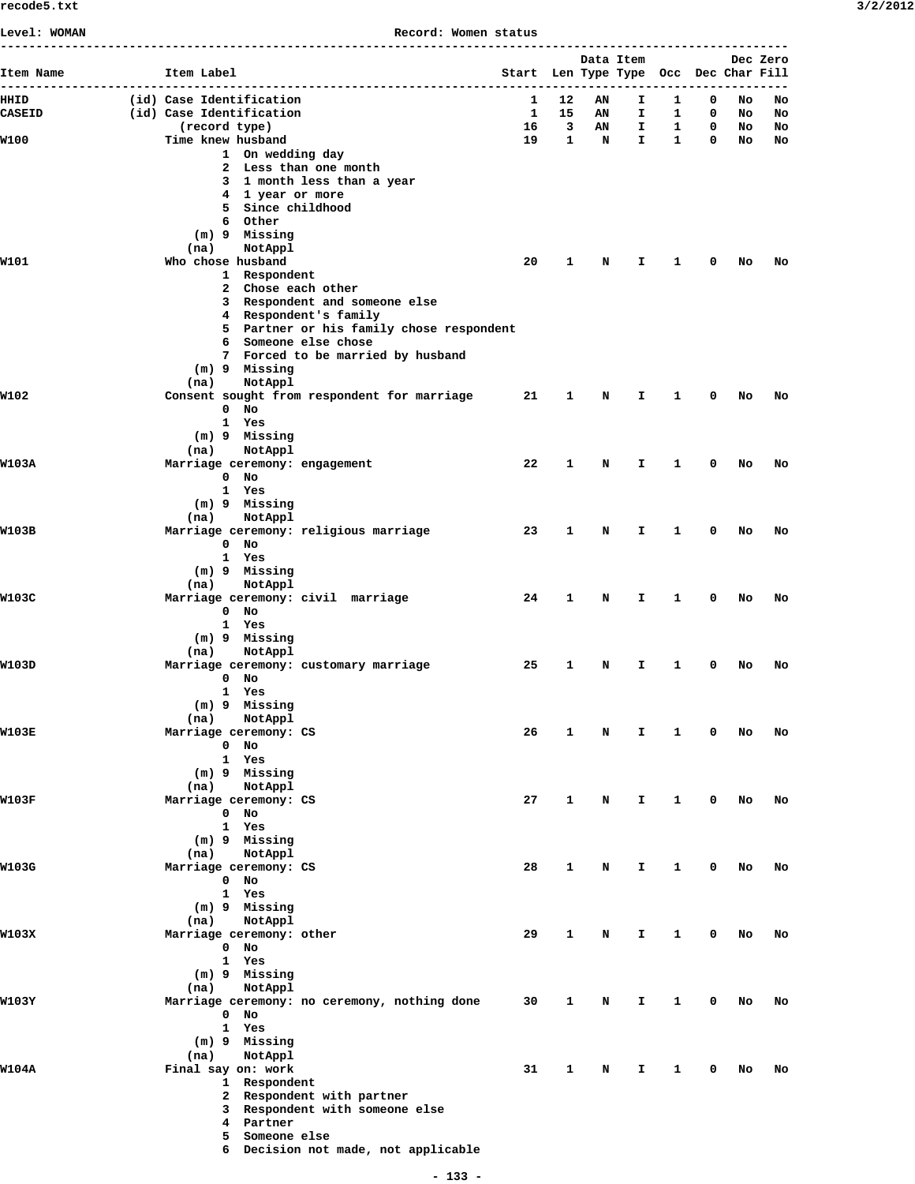Level: WOMAN Record: Women status

```
-----------------------------------------------------------------------------------------------------------
                                                                         Data Item              Dec Zero
Item Name              Item Label                                  Start  Len Type Type  Occ  Dec Char Fill
-----------------------------------------------------------------------------------------------------------
HHID             (id) Case Identification                              1   12   AN    I    1    0   No   No
CASEID           (id) Case Identification                              1   15   AN    I    1    0   No   No
                        (record type)                                 16    3   AN    I    1    0   No   No
W100                   Time knew husband                              19    1    N    I    1    0   No   No
                               1  On wedding day
                               2  Less than one month
                               3  1 month less than a year
                               4  1 year or more
                               5  Since childhood
                               6  Other
                           (m) 9  Missing
                          (na)    NotAppl
W101                   Who chose husband                              20    1    N    I    1    0   No   No
                               1  Respondent
                               2  Chose each other
                               3  Respondent and someone else
                               4  Respondent's family
                               5  Partner or his family chose respondent
                               6  Someone else chose
                               7  Forced to be married by husband
                           (m) 9  Missing
                          (na)    NotAppl
W102                   Consent sought from respondent for marriage    21    1    N    I    1    0   No   No
                               0  No
                               1  Yes
                           (m) 9  Missing
                          (na)    NotAppl
W103A                  Marriage ceremony: engagement                  22    1    N    I    1    0   No   No
                               0  No
                               1  Yes
                           (m) 9  Missing
                          (na)    NotAppl
W103B                  Marriage ceremony: religious marriage          23    1    N    I    1    0   No   No
                               0  No
                               1  Yes
                           (m) 9  Missing
                          (na)    NotAppl
W103C                  Marriage ceremony: civil  marriage             24    1    N    I    1    0   No   No
                               0  No
                               1  Yes
                           (m) 9  Missing
                          (na)    NotAppl
W103D                  Marriage ceremony: customary marriage          25    1    N    I    1    0   No   No
                               0  No
                               1  Yes
                           (m) 9  Missing
                          (na)    NotAppl
W103E                  Marriage ceremony: CS                          26    1    N    I    1    0   No   No
                               0  No
                               1  Yes
                           (m) 9  Missing
                          (na)    NotAppl
W103F                  Marriage ceremony: CS                          27    1    N    I    1    0   No   No
                               0  No
                               1  Yes
                           (m) 9  Missing
                          (na)    NotAppl
W103G                  Marriage ceremony: CS                          28    1    N    I    1    0   No   No
                               0  No
                               1  Yes
                           (m) 9  Missing
                          (na)    NotAppl
W103X                  Marriage ceremony: other                       29    1    N    I    1    0   No   No
                               0  No
                               1  Yes
                           (m) 9  Missing
                          (na)    NotAppl
W103Y                  Marriage ceremony: no ceremony, nothing done   30    1    N    I    1    0   No   No
                               0  No
                               1  Yes
                           (m) 9  Missing
                          (na)    NotAppl
W104A                  Final say on: work                             31    1    N    I    1    0   No   No
                               1  Respondent
                               2  Respondent with partner
                               3  Respondent with someone else
                               4  Partner
                               5  Someone else
                               6  Decision not made, not applicable
```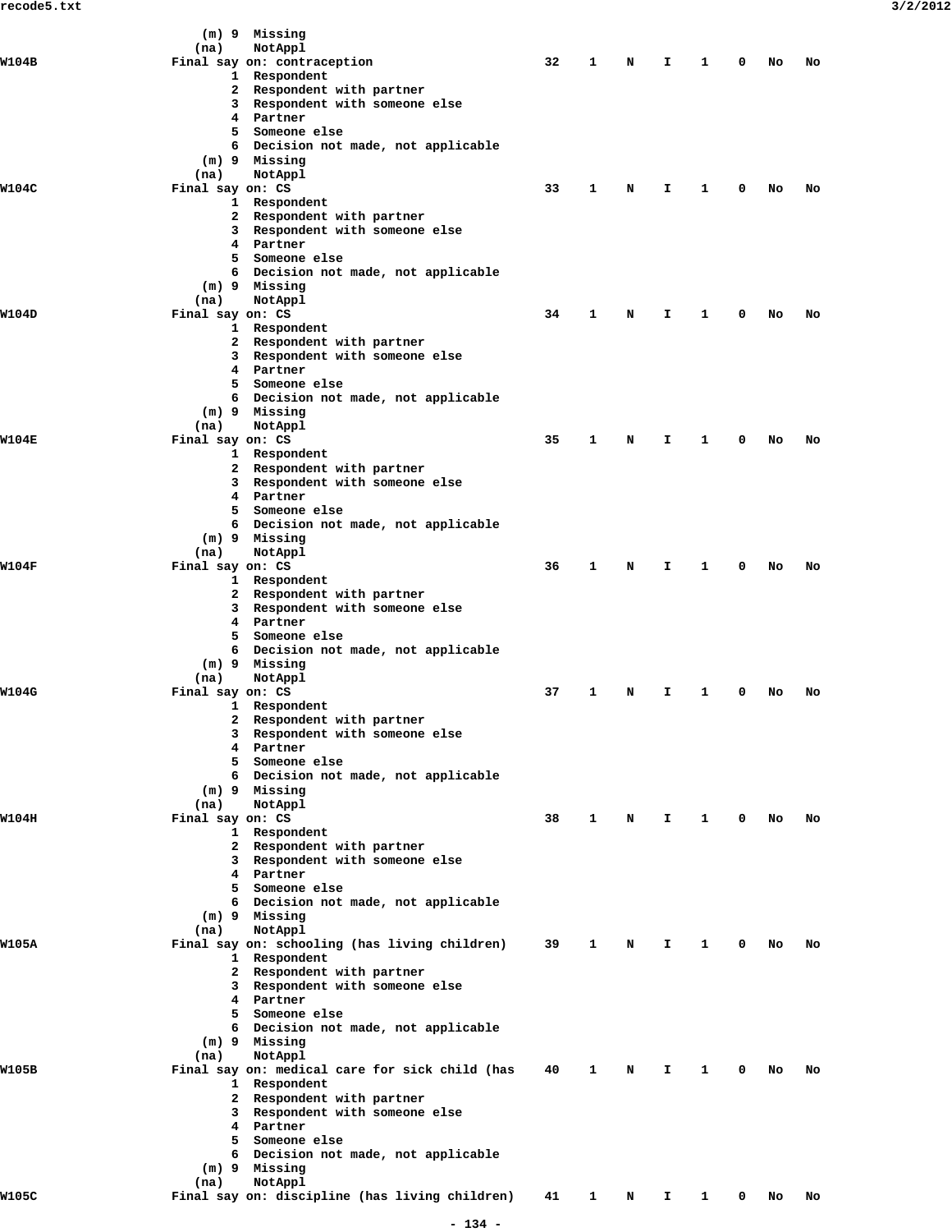```
                 (m) 9  Missing
                (na)    NotAppl
W104B          Final say on: contraception                   32    1    N    I    1    0   No   No
                     1  Respondent
                     2  Respondent with partner
                     3  Respondent with someone else
                     4  Partner
                     5  Someone else
                     6  Decision not made, not applicable
                 (m) 9  Missing
                (na)    NotAppl
W104C          Final say on: CS                              33    1    N    I    1    0   No   No
                     1  Respondent
                     2  Respondent with partner
                     3  Respondent with someone else
                     4  Partner
                     5  Someone else
                     6  Decision not made, not applicable
                 (m) 9  Missing
                (na)    NotAppl
W104D          Final say on: CS                              34    1    N    I    1    0   No   No
                     1  Respondent
                     2  Respondent with partner
                     3  Respondent with someone else
                     4  Partner
                     5  Someone else
                     6  Decision not made, not applicable
                 (m) 9  Missing
                (na)    NotAppl
W104E          Final say on: CS                              35    1    N    I    1    0   No   No
                     1  Respondent
                     2  Respondent with partner
                     3  Respondent with someone else
                     4  Partner
                     5  Someone else
                     6  Decision not made, not applicable
                 (m) 9  Missing
                (na)    NotAppl
W104F          Final say on: CS                              36    1    N    I    1    0   No   No
                     1  Respondent
                     2  Respondent with partner
                     3  Respondent with someone else
                     4  Partner
                     5  Someone else
                     6  Decision not made, not applicable
                 (m) 9  Missing
                (na)    NotAppl
W104G          Final say on: CS                              37    1    N    I    1    0   No   No
                     1  Respondent
                     2  Respondent with partner
                     3  Respondent with someone else
                     4  Partner
                     5  Someone else
                     6  Decision not made, not applicable
                 (m) 9  Missing
                (na)    NotAppl
W104H          Final say on: CS                              38    1    N    I    1    0   No   No
                     1  Respondent
                     2  Respondent with partner
                     3  Respondent with someone else
                     4  Partner
                     5  Someone else
                     6  Decision not made, not applicable
                 (m) 9  Missing
                (na)    NotAppl
W105A          Final say on: schooling (has living children)     39    1    N    I    1    0   No   No
                     1  Respondent
                     2  Respondent with partner
                     3  Respondent with someone else
                     4  Partner
                     5  Someone else
                     6  Decision not made, not applicable
                 (m) 9  Missing
                (na)    NotAppl
W105B          Final say on: medical care for sick child (has    40    1    N    I    1    0   No   No
                     1  Respondent
                     2  Respondent with partner
                     3  Respondent with someone else
                     4  Partner
                     5  Someone else
                     6  Decision not made, not applicable
                 (m) 9  Missing
                (na)    NotAppl
W105C          Final say on: discipline (has living children)    41    1    N    I    1    0   No   No
```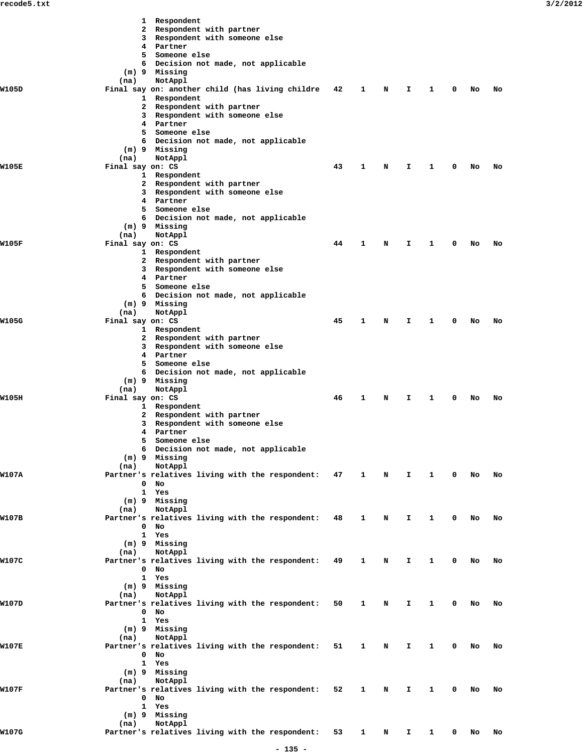```
                         1  Respondent
                         2  Respondent with partner
                         3  Respondent with someone else
                         4  Partner
                         5  Someone else
                         6  Decision not made, not applicable
                     (m) 9  Missing
                    (na)    NotAppl
W105D              Final say on: another child (has living childre   42    1    N    I    1    0   No   No
                         1  Respondent
                         2  Respondent with partner
                         3  Respondent with someone else
                         4  Partner
                         5  Someone else
                         6  Decision not made, not applicable
                     (m) 9  Missing
                    (na)    NotAppl
W105E              Final say on: CS                                  43    1    N    I    1    0   No   No
                         1  Respondent
                         2  Respondent with partner
                         3  Respondent with someone else
                         4  Partner
                         5  Someone else
                         6  Decision not made, not applicable
                     (m) 9  Missing
                    (na)    NotAppl
W105F              Final say on: CS                                  44    1    N    I    1    0   No   No
                         1  Respondent
                         2  Respondent with partner
                         3  Respondent with someone else
                         4  Partner
                         5  Someone else
                         6  Decision not made, not applicable
                     (m) 9  Missing
                    (na)    NotAppl
W105G              Final say on: CS                                  45    1    N    I    1    0   No   No
                         1  Respondent
                         2  Respondent with partner
                         3  Respondent with someone else
                         4  Partner
                         5  Someone else
                         6  Decision not made, not applicable
                     (m) 9  Missing
                    (na)    NotAppl
W105H              Final say on: CS                                  46    1    N    I    1    0   No   No
                         1  Respondent
                         2  Respondent with partner
                         3  Respondent with someone else
                         4  Partner
                         5  Someone else
                         6  Decision not made, not applicable
                     (m) 9  Missing
                    (na)    NotAppl
W107A              Partner's relatives living with the respondent:   47    1    N    I    1    0   No   No
                         0  No
                         1  Yes
                     (m) 9  Missing
                    (na)    NotAppl
W107B              Partner's relatives living with the respondent:   48    1    N    I    1    0   No   No
                         0  No
                         1  Yes
                     (m) 9  Missing
                    (na)    NotAppl
W107C              Partner's relatives living with the respondent:   49    1    N    I    1    0   No   No
                         0  No
                         1  Yes
                     (m) 9  Missing
                    (na)    NotAppl
W107D              Partner's relatives living with the respondent:   50    1    N    I    1    0   No   No
                         0  No
                         1  Yes
                     (m) 9  Missing
                    (na)    NotAppl
W107E              Partner's relatives living with the respondent:   51    1    N    I    1    0   No   No
                         0  No
                         1  Yes
                     (m) 9  Missing
                    (na)    NotAppl
W107F              Partner's relatives living with the respondent:   52    1    N    I    1    0   No   No
                         0  No
                         1  Yes
                     (m) 9  Missing
                    (na)    NotAppl
W107G              Partner's relatives living with the respondent:   53    1    N    I    1    0   No   No
```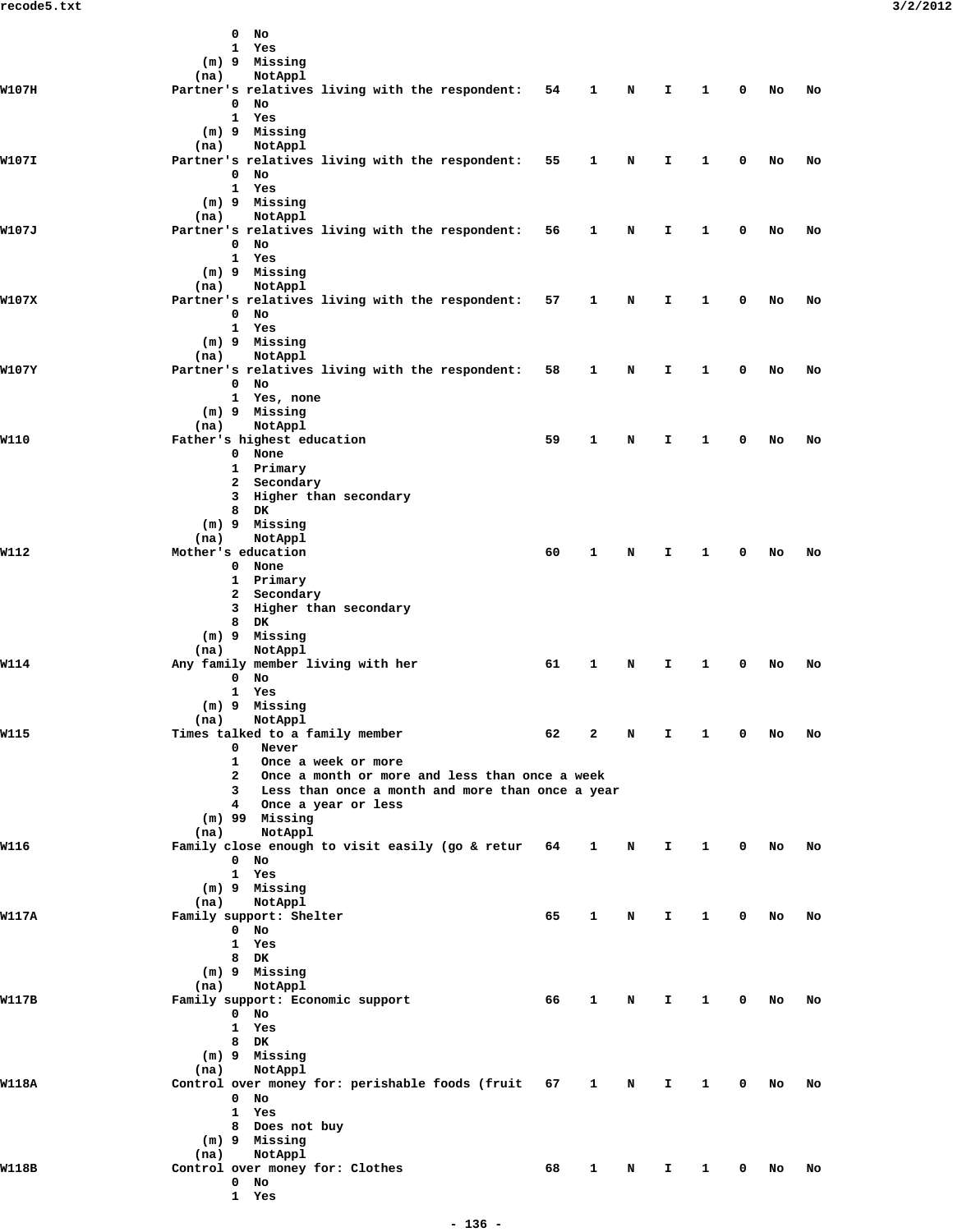```
                 0  No
                 1  Yes
             (m) 9  Missing
            (na)    NotAppl
W107H            Partner's relatives living with the respondent:   54    1    N    I    1    0    No   No
                 0  No
                 1  Yes
             (m) 9  Missing
            (na)    NotAppl
W107I            Partner's relatives living with the respondent:   55    1    N    I    1    0    No   No
                 0  No
                 1  Yes
             (m) 9  Missing
            (na)    NotAppl
W107J            Partner's relatives living with the respondent:   56    1    N    I    1    0    No   No
                 0  No
                 1  Yes
             (m) 9  Missing
            (na)    NotAppl
W107X            Partner's relatives living with the respondent:   57    1    N    I    1    0    No   No
                 0  No
                 1  Yes
             (m) 9  Missing
            (na)    NotAppl
W107Y            Partner's relatives living with the respondent:   58    1    N    I    1    0    No   No
                 0  No
                 1  Yes, none
             (m) 9  Missing
            (na)    NotAppl
W110             Father's highest education                        59    1    N    I    1    0    No   No
                 0  None
                 1  Primary
                 2  Secondary
                 3  Higher than secondary
                 8  DK
             (m) 9  Missing
            (na)    NotAppl
W112             Mother's education                                60    1    N    I    1    0    No   No
                 0  None
                 1  Primary
                 2  Secondary
                 3  Higher than secondary
                 8  DK
             (m) 9  Missing
            (na)    NotAppl
W114             Any family member living with her                 61    1    N    I    1    0    No   No
                 0  No
                 1  Yes
             (m) 9  Missing
            (na)    NotAppl
W115             Times talked to a family member                   62    2    N    I    1    0    No   No
                 0   Never
                 1   Once a week or more
                 2   Once a month or more and less than once a week
                 3   Less than once a month and more than once a year
                 4   Once a year or less
             (m) 99  Missing
            (na)     NotAppl
W116             Family close enough to visit easily (go & retur   64    1    N    I    1    0    No   No
                 0  No
                 1  Yes
             (m) 9  Missing
            (na)    NotAppl
W117A            Family support: Shelter                           65    1    N    I    1    0    No   No
                 0  No
                 1  Yes
                 8  DK
             (m) 9  Missing
            (na)    NotAppl
W117B            Family support: Economic support                  66    1    N    I    1    0    No   No
                 0  No
                 1  Yes
                 8  DK
             (m) 9  Missing
            (na)    NotAppl
W118A            Control over money for: perishable foods (fruit   67    1    N    I    1    0    No   No
                 0  No
                 1  Yes
                 8  Does not buy
             (m) 9  Missing
            (na)    NotAppl
W118B            Control over money for: Clothes                   68    1    N    I    1    0    No   No
                 0  No
                 1  Yes
```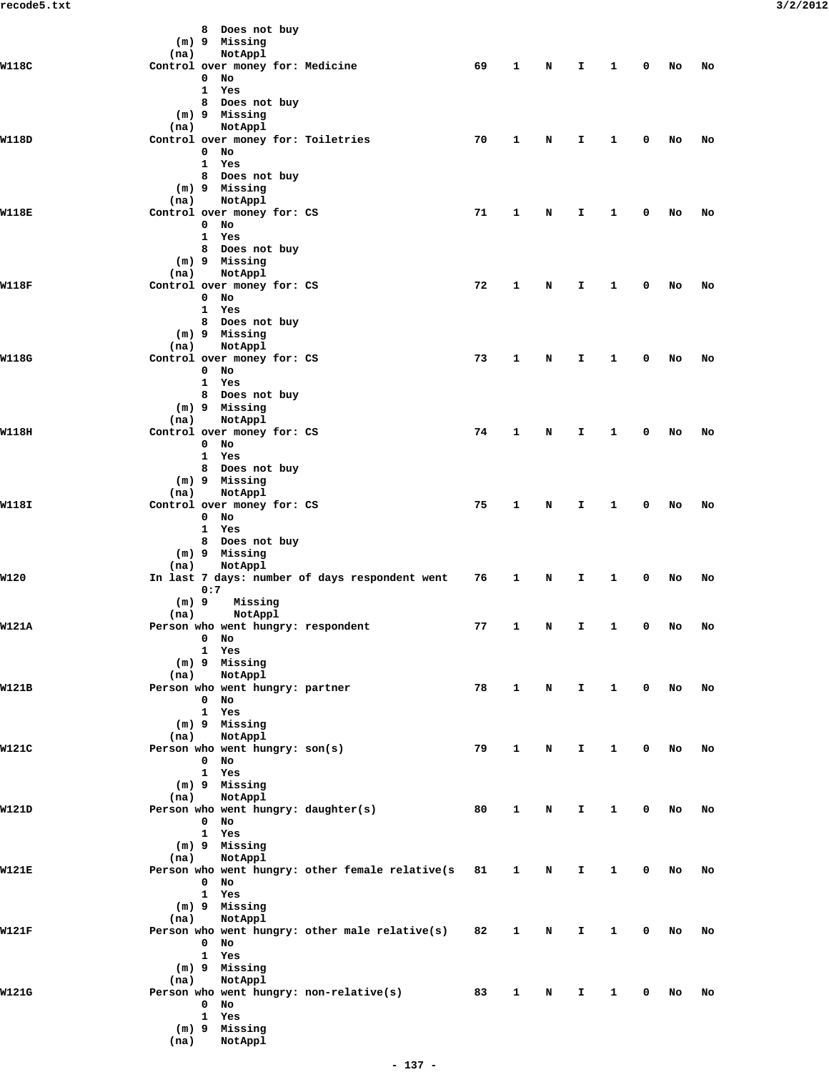```
                  8  Does not buy
              (m) 9  Missing
             (na)    NotAppl
W118C           Control over money for: Medicine                 69    1    N    I    1    0    No   No
                  0  No
                  1  Yes
                  8  Does not buy
              (m) 9  Missing
             (na)    NotAppl
W118D           Control over money for: Toiletries               70    1    N    I    1    0    No   No
                  0  No
                  1  Yes
                  8  Does not buy
              (m) 9  Missing
             (na)    NotAppl
W118E           Control over money for: CS                       71    1    N    I    1    0    No   No
                  0  No
                  1  Yes
                  8  Does not buy
              (m) 9  Missing
             (na)    NotAppl
W118F           Control over money for: CS                       72    1    N    I    1    0    No   No
                  0  No
                  1  Yes
                  8  Does not buy
              (m) 9  Missing
             (na)    NotAppl
W118G           Control over money for: CS                       73    1    N    I    1    0    No   No
                  0  No
                  1  Yes
                  8  Does not buy
              (m) 9  Missing
             (na)    NotAppl
W118H           Control over money for: CS                       74    1    N    I    1    0    No   No
                  0  No
                  1  Yes
                  8  Does not buy
              (m) 9  Missing
             (na)    NotAppl
W118I           Control over money for: CS                       75    1    N    I    1    0    No   No
                  0  No
                  1  Yes
                  8  Does not buy
              (m) 9  Missing
             (na)    NotAppl
W120            In last 7 days: number of days respondent went   76    1    N    I    1    0    No   No
                  0:7
              (m) 9    Missing
             (na)      NotAppl
W121A           Person who went hungry: respondent               77    1    N    I    1    0    No   No
                  0  No
                  1  Yes
              (m) 9  Missing
             (na)    NotAppl
W121B           Person who went hungry: partner                  78    1    N    I    1    0    No   No
                  0  No
                  1  Yes
              (m) 9  Missing
             (na)    NotAppl
W121C           Person who went hungry: son(s)                   79    1    N    I    1    0    No   No
                  0  No
                  1  Yes
              (m) 9  Missing
             (na)    NotAppl
W121D           Person who went hungry: daughter(s)              80    1    N    I    1    0    No   No
                  0  No
                  1  Yes
              (m) 9  Missing
             (na)    NotAppl
W121E           Person who went hungry: other female relative(s  81    1    N    I    1    0    No   No
                  0  No
                  1  Yes
              (m) 9  Missing
             (na)    NotAppl
W121F           Person who went hungry: other male relative(s)   82    1    N    I    1    0    No   No
                  0  No
                  1  Yes
              (m) 9  Missing
             (na)    NotAppl
W121G           Person who went hungry: non-relative(s)          83    1    N    I    1    0    No   No
                  0  No
                  1  Yes
              (m) 9  Missing
             (na)    NotAppl
```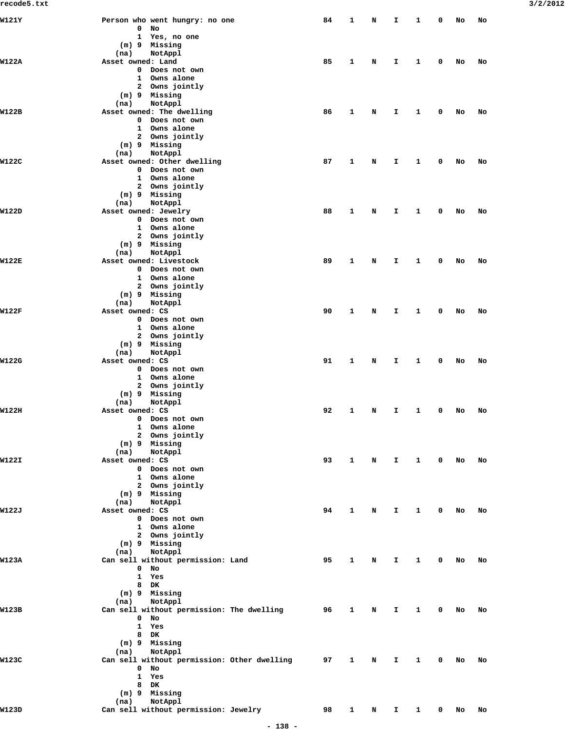```
W121Y                Person who went hungry: no one               84    1    N    I    1    0   No   No
                             0  No
                             1  Yes, no one
                         (m) 9  Missing
                        (na)    NotAppl
W122A                Asset owned: Land                            85    1    N    I    1    0   No   No
                             0  Does not own
                             1  Owns alone
                             2  Owns jointly
                         (m) 9  Missing
                        (na)    NotAppl
W122B                Asset owned: The dwelling                    86    1    N    I    1    0   No   No
                             0  Does not own
                             1  Owns alone
                             2  Owns jointly
                         (m) 9  Missing
                        (na)    NotAppl
W122C                Asset owned: Other dwelling                  87    1    N    I    1    0   No   No
                             0  Does not own
                             1  Owns alone
                             2  Owns jointly
                         (m) 9  Missing
                        (na)    NotAppl
W122D                Asset owned: Jewelry                         88    1    N    I    1    0   No   No
                             0  Does not own
                             1  Owns alone
                             2  Owns jointly
                         (m) 9  Missing
                        (na)    NotAppl
W122E                Asset owned: Livestock                       89    1    N    I    1    0   No   No
                             0  Does not own
                             1  Owns alone
                             2  Owns jointly
                         (m) 9  Missing
                        (na)    NotAppl
W122F                Asset owned: CS                              90    1    N    I    1    0   No   No
                             0  Does not own
                             1  Owns alone
                             2  Owns jointly
                         (m) 9  Missing
                        (na)    NotAppl
W122G                Asset owned: CS                              91    1    N    I    1    0   No   No
                             0  Does not own
                             1  Owns alone
                             2  Owns jointly
                         (m) 9  Missing
                        (na)    NotAppl
W122H                Asset owned: CS                              92    1    N    I    1    0   No   No
                             0  Does not own
                             1  Owns alone
                             2  Owns jointly
                         (m) 9  Missing
                        (na)    NotAppl
W122I                Asset owned: CS                              93    1    N    I    1    0   No   No
                             0  Does not own
                             1  Owns alone
                             2  Owns jointly
                         (m) 9  Missing
                        (na)    NotAppl
W122J                Asset owned: CS                              94    1    N    I    1    0   No   No
                             0  Does not own
                             1  Owns alone
                             2  Owns jointly
                         (m) 9  Missing
                        (na)    NotAppl
W123A                Can sell without permission: Land            95    1    N    I    1    0   No   No
                             0  No
                             1  Yes
                             8  DK
                         (m) 9  Missing
                        (na)    NotAppl
W123B                Can sell without permission: The dwelling    96    1    N    I    1    0   No   No
                             0  No
                             1  Yes
                             8  DK
                         (m) 9  Missing
                        (na)    NotAppl
W123C                Can sell without permission: Other dwelling  97    1    N    I    1    0   No   No
                             0  No
                             1  Yes
                             8  DK
                         (m) 9  Missing
                        (na)    NotAppl
W123D                Can sell without permission: Jewelry         98    1    N    I    1    0   No   No
```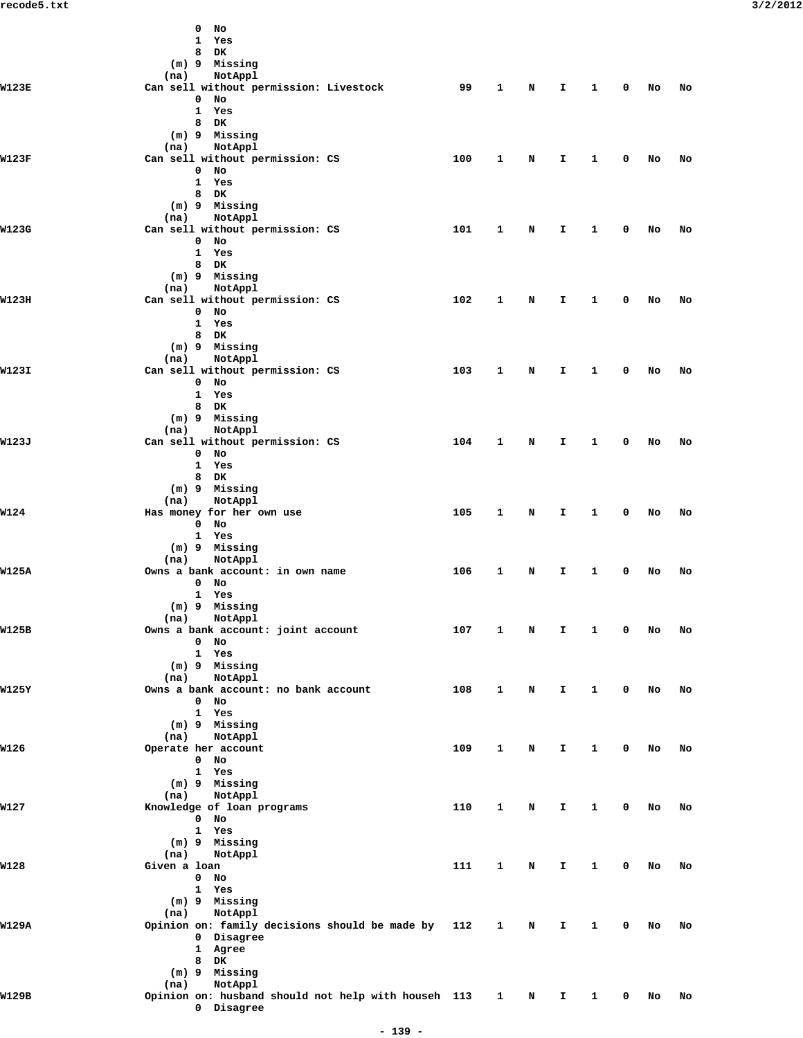```
                 0  No
                 1  Yes
                 8  DK
             (m) 9  Missing
            (na)    NotAppl
W123E           Can sell without permission: Livestock          99    1    N    I    1    0   No   No
                 0  No
                 1  Yes
                 8  DK
             (m) 9  Missing
            (na)    NotAppl
W123F           Can sell without permission: CS                100    1    N    I    1    0   No   No
                 0  No
                 1  Yes
                 8  DK
             (m) 9  Missing
            (na)    NotAppl
W123G           Can sell without permission: CS                101    1    N    I    1    0   No   No
                 0  No
                 1  Yes
                 8  DK
             (m) 9  Missing
            (na)    NotAppl
W123H           Can sell without permission: CS                102    1    N    I    1    0   No   No
                 0  No
                 1  Yes
                 8  DK
             (m) 9  Missing
            (na)    NotAppl
W123I           Can sell without permission: CS                103    1    N    I    1    0   No   No
                 0  No
                 1  Yes
                 8  DK
             (m) 9  Missing
            (na)    NotAppl
W123J           Can sell without permission: CS                104    1    N    I    1    0   No   No
                 0  No
                 1  Yes
                 8  DK
             (m) 9  Missing
            (na)    NotAppl
W124            Has money for her own use                      105    1    N    I    1    0   No   No
                 0  No
                 1  Yes
             (m) 9  Missing
            (na)    NotAppl
W125A           Owns a bank account: in own name               106    1    N    I    1    0   No   No
                 0  No
                 1  Yes
             (m) 9  Missing
            (na)    NotAppl
W125B           Owns a bank account: joint account             107    1    N    I    1    0   No   No
                 0  No
                 1  Yes
             (m) 9  Missing
            (na)    NotAppl
W125Y           Owns a bank account: no bank account           108    1    N    I    1    0   No   No
                 0  No
                 1  Yes
             (m) 9  Missing
            (na)    NotAppl
W126            Operate her account                            109    1    N    I    1    0   No   No
                 0  No
                 1  Yes
             (m) 9  Missing
            (na)    NotAppl
W127            Knowledge of loan programs                     110    1    N    I    1    0   No   No
                 0  No
                 1  Yes
             (m) 9  Missing
            (na)    NotAppl
W128            Given a loan                                   111    1    N    I    1    0   No   No
                 0  No
                 1  Yes
             (m) 9  Missing
            (na)    NotAppl
W129A           Opinion on: family decisions should be made by 112    1    N    I    1    0   No   No
                 0  Disagree
                 1  Agree
                 8  DK
             (m) 9  Missing
            (na)    NotAppl
W129B           Opinion on: husband should not help with househ 113    1    N    I    1    0   No   No
                 0  Disagree
```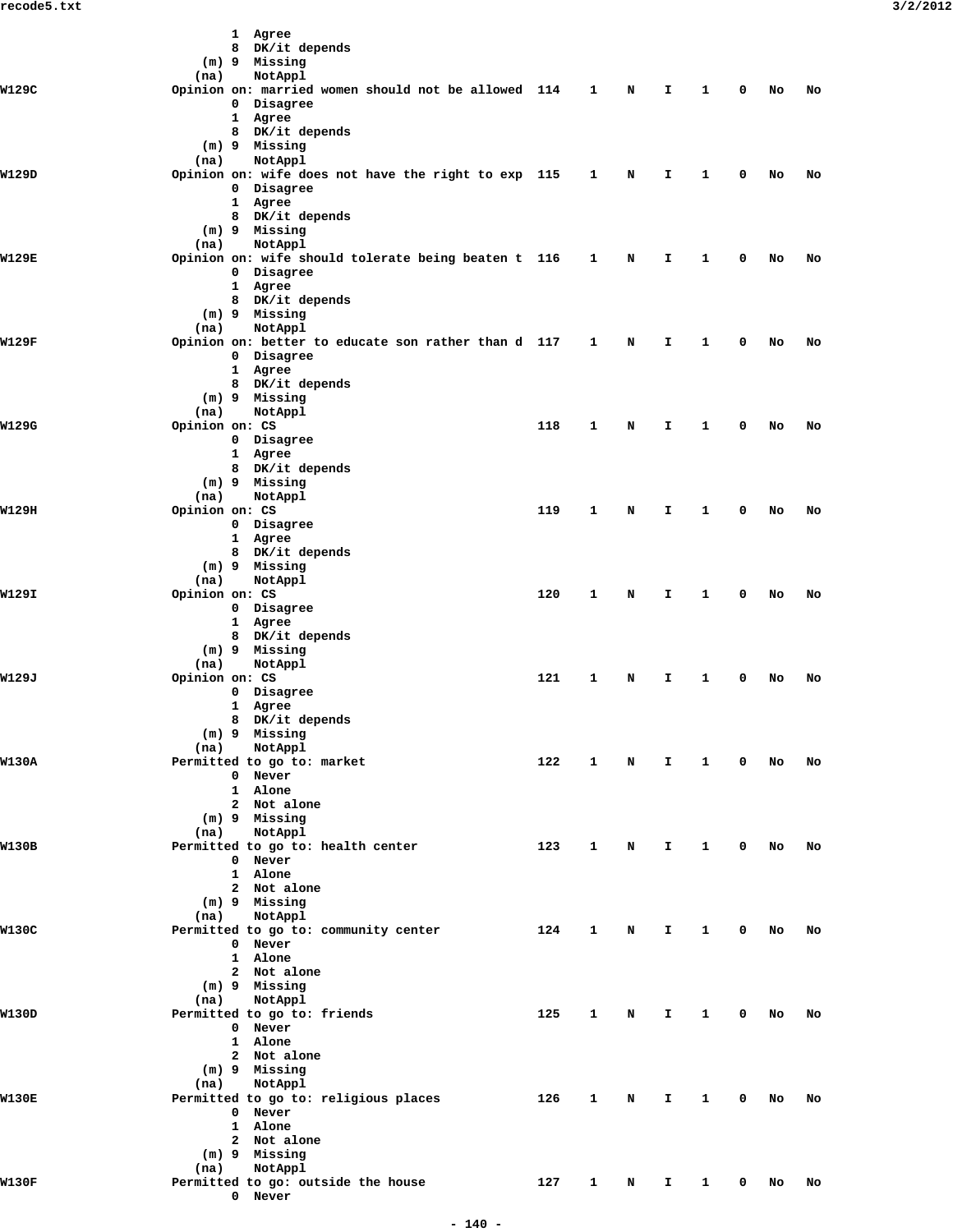```
                          1  Agree
                          8  DK/it depends
                      (m) 9  Missing
                     (na)    NotAppl
W129C               Opinion on: married women should not be allowed  114    1    N    I    1    0   No   No
                          0  Disagree
                          1  Agree
                          8  DK/it depends
                      (m) 9  Missing
                     (na)    NotAppl
W129D               Opinion on: wife does not have the right to exp  115    1    N    I    1    0   No   No
                          0  Disagree
                          1  Agree
                          8  DK/it depends
                      (m) 9  Missing
                     (na)    NotAppl
W129E               Opinion on: wife should tolerate being beaten t  116    1    N    I    1    0   No   No
                          0  Disagree
                          1  Agree
                          8  DK/it depends
                      (m) 9  Missing
                     (na)    NotAppl
W129F               Opinion on: better to educate son rather than d  117    1    N    I    1    0   No   No
                          0  Disagree
                          1  Agree
                          8  DK/it depends
                      (m) 9  Missing
                     (na)    NotAppl
W129G               Opinion on: CS                                   118    1    N    I    1    0   No   No
                          0  Disagree
                          1  Agree
                          8  DK/it depends
                      (m) 9  Missing
                     (na)    NotAppl
W129H               Opinion on: CS                                   119    1    N    I    1    0   No   No
                          0  Disagree
                          1  Agree
                          8  DK/it depends
                      (m) 9  Missing
                     (na)    NotAppl
W129I               Opinion on: CS                                   120    1    N    I    1    0   No   No
                          0  Disagree
                          1  Agree
                          8  DK/it depends
                      (m) 9  Missing
                     (na)    NotAppl
W129J               Opinion on: CS                                   121    1    N    I    1    0   No   No
                          0  Disagree
                          1  Agree
                          8  DK/it depends
                      (m) 9  Missing
                     (na)    NotAppl
W130A               Permitted to go to: market                       122    1    N    I    1    0   No   No
                          0  Never
                          1  Alone
                          2  Not alone
                      (m) 9  Missing
                     (na)    NotAppl
W130B               Permitted to go to: health center                123    1    N    I    1    0   No   No
                          0  Never
                          1  Alone
                          2  Not alone
                      (m) 9  Missing
                     (na)    NotAppl
W130C               Permitted to go to: community center             124    1    N    I    1    0   No   No
                          0  Never
                          1  Alone
                          2  Not alone
                      (m) 9  Missing
                     (na)    NotAppl
W130D               Permitted to go to: friends                      125    1    N    I    1    0   No   No
                          0  Never
                          1  Alone
                          2  Not alone
                      (m) 9  Missing
                     (na)    NotAppl
W130E               Permitted to go to: religious places             126    1    N    I    1    0   No   No
                          0  Never
                          1  Alone
                          2  Not alone
                      (m) 9  Missing
                     (na)    NotAppl
W130F               Permitted to go: outside the house               127    1    N    I    1    0   No   No
                          0  Never
```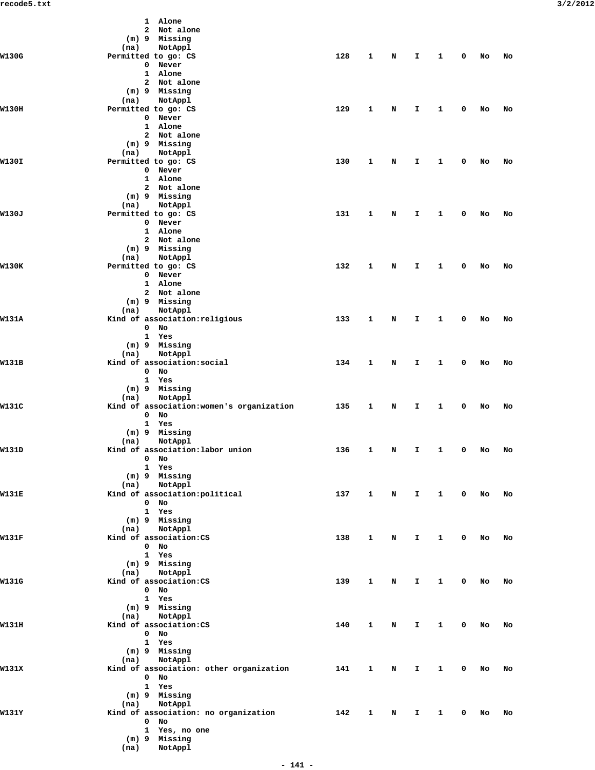```
                  1  Alone
                  2  Not alone
              (m) 9  Missing
             (na)    NotAppl
W130G          Permitted to go: CS                          128    1    N    I    1    0   No   No
                  0  Never
                  1  Alone
                  2  Not alone
              (m) 9  Missing
             (na)    NotAppl
W130H          Permitted to go: CS                          129    1    N    I    1    0   No   No
                  0  Never
                  1  Alone
                  2  Not alone
              (m) 9  Missing
             (na)    NotAppl
W130I          Permitted to go: CS                          130    1    N    I    1    0   No   No
                  0  Never
                  1  Alone
                  2  Not alone
              (m) 9  Missing
             (na)    NotAppl
W130J          Permitted to go: CS                          131    1    N    I    1    0   No   No
                  0  Never
                  1  Alone
                  2  Not alone
              (m) 9  Missing
             (na)    NotAppl
W130K          Permitted to go: CS                          132    1    N    I    1    0   No   No
                  0  Never
                  1  Alone
                  2  Not alone
              (m) 9  Missing
             (na)    NotAppl
W131A          Kind of association:religious                133    1    N    I    1    0   No   No
                  0  No
                  1  Yes
              (m) 9  Missing
             (na)    NotAppl
W131B          Kind of association:social                   134    1    N    I    1    0   No   No
                  0  No
                  1  Yes
              (m) 9  Missing
             (na)    NotAppl
W131C          Kind of association:women's organization     135    1    N    I    1    0   No   No
                  0  No
                  1  Yes
              (m) 9  Missing
             (na)    NotAppl
W131D          Kind of association:labor union              136    1    N    I    1    0   No   No
                  0  No
                  1  Yes
              (m) 9  Missing
             (na)    NotAppl
W131E          Kind of association:political                137    1    N    I    1    0   No   No
                  0  No
                  1  Yes
              (m) 9  Missing
             (na)    NotAppl
W131F          Kind of association:CS                       138    1    N    I    1    0   No   No
                  0  No
                  1  Yes
              (m) 9  Missing
             (na)    NotAppl
W131G          Kind of association:CS                       139    1    N    I    1    0   No   No
                  0  No
                  1  Yes
              (m) 9  Missing
             (na)    NotAppl
W131H          Kind of association:CS                       140    1    N    I    1    0   No   No
                  0  No
                  1  Yes
              (m) 9  Missing
             (na)    NotAppl
W131X          Kind of association: other organization      141    1    N    I    1    0   No   No
                  0  No
                  1  Yes
              (m) 9  Missing
             (na)    NotAppl
W131Y          Kind of association: no organization         142    1    N    I    1    0   No   No
                  0  No
                  1  Yes, no one
              (m) 9  Missing
             (na)    NotAppl
```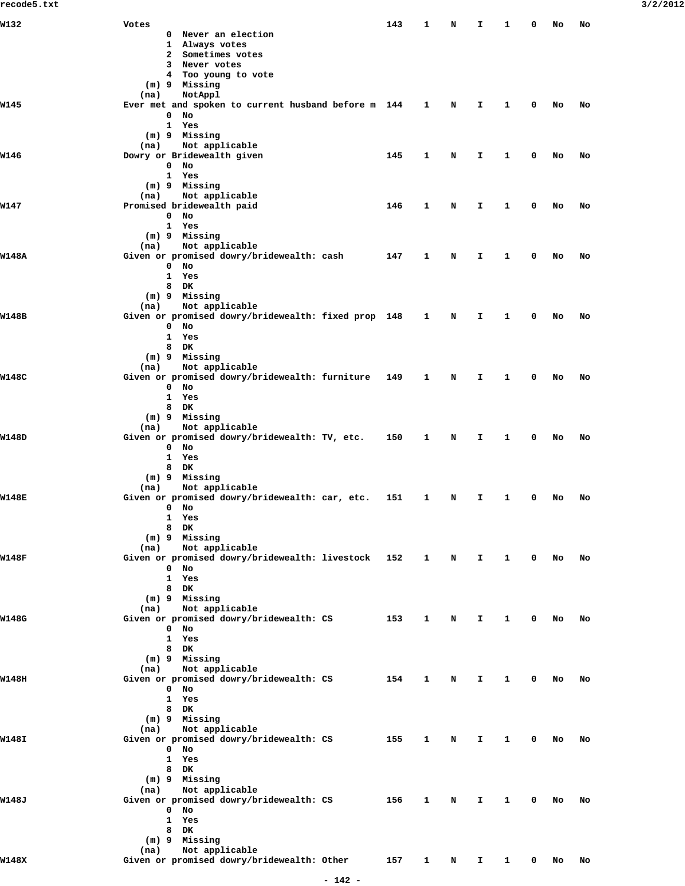```
W132                    Votes                                           143   1   N   I   1   0   No   No
                               0  Never an election
                               1  Always votes
                               2  Sometimes votes
                               3  Never votes
                               4  Too young to vote
                           (m) 9  Missing
                          (na)    NotAppl
W145                    Ever met and spoken to current husband before m 144   1   N   I   1   0   No   No
                               0  No
                               1  Yes
                           (m) 9  Missing
                          (na)    Not applicable
W146                    Dowry or Bridewealth given                      145   1   N   I   1   0   No   No
                               0  No
                               1  Yes
                           (m) 9  Missing
                          (na)    Not applicable
W147                    Promised bridewealth paid                       146   1   N   I   1   0   No   No
                               0  No
                               1  Yes
                           (m) 9  Missing
                          (na)    Not applicable
W148A                   Given or promised dowry/bridewealth: cash       147   1   N   I   1   0   No   No
                               0  No
                               1  Yes
                               8  DK
                           (m) 9  Missing
                          (na)    Not applicable
W148B                   Given or promised dowry/bridewealth: fixed prop 148   1   N   I   1   0   No   No
                               0  No
                               1  Yes
                               8  DK
                           (m) 9  Missing
                          (na)    Not applicable
W148C                   Given or promised dowry/bridewealth: furniture  149   1   N   I   1   0   No   No
                               0  No
                               1  Yes
                               8  DK
                           (m) 9  Missing
                          (na)    Not applicable
W148D                   Given or promised dowry/bridewealth: TV, etc.   150   1   N   I   1   0   No   No
                               0  No
                               1  Yes
                               8  DK
                           (m) 9  Missing
                          (na)    Not applicable
W148E                   Given or promised dowry/bridewealth: car, etc.  151   1   N   I   1   0   No   No
                               0  No
                               1  Yes
                               8  DK
                           (m) 9  Missing
                          (na)    Not applicable
W148F                   Given or promised dowry/bridewealth: livestock  152   1   N   I   1   0   No   No
                               0  No
                               1  Yes
                               8  DK
                           (m) 9  Missing
                          (na)    Not applicable
W148G                   Given or promised dowry/bridewealth: CS         153   1   N   I   1   0   No   No
                               0  No
                               1  Yes
                               8  DK
                           (m) 9  Missing
                          (na)    Not applicable
W148H                   Given or promised dowry/bridewealth: CS         154   1   N   I   1   0   No   No
                               0  No
                               1  Yes
                               8  DK
                           (m) 9  Missing
                          (na)    Not applicable
W148I                   Given or promised dowry/bridewealth: CS         155   1   N   I   1   0   No   No
                               0  No
                               1  Yes
                               8  DK
                           (m) 9  Missing
                          (na)    Not applicable
W148J                   Given or promised dowry/bridewealth: CS         156   1   N   I   1   0   No   No
                               0  No
                               1  Yes
                               8  DK
                           (m) 9  Missing
                          (na)    Not applicable
W148X                   Given or promised dowry/bridewealth: Other      157   1   N   I   1   0   No   No
```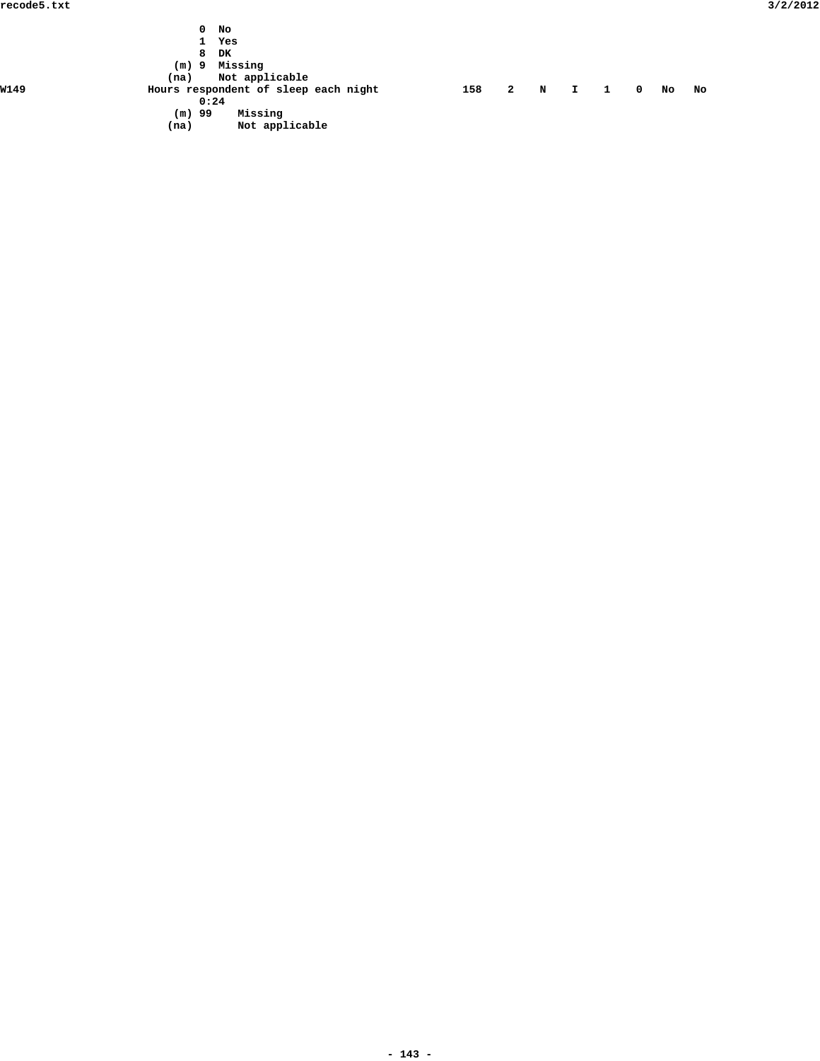```
                              0  No
                              1  Yes
                              8  DK
                          (m) 9  Missing
                         (na)    Not applicable
W149                   Hours respondent of sleep each night            158    2    N    I    1    0   No   No
                              0:24
                          (m) 99    Missing
                         (na)       Not applicable
```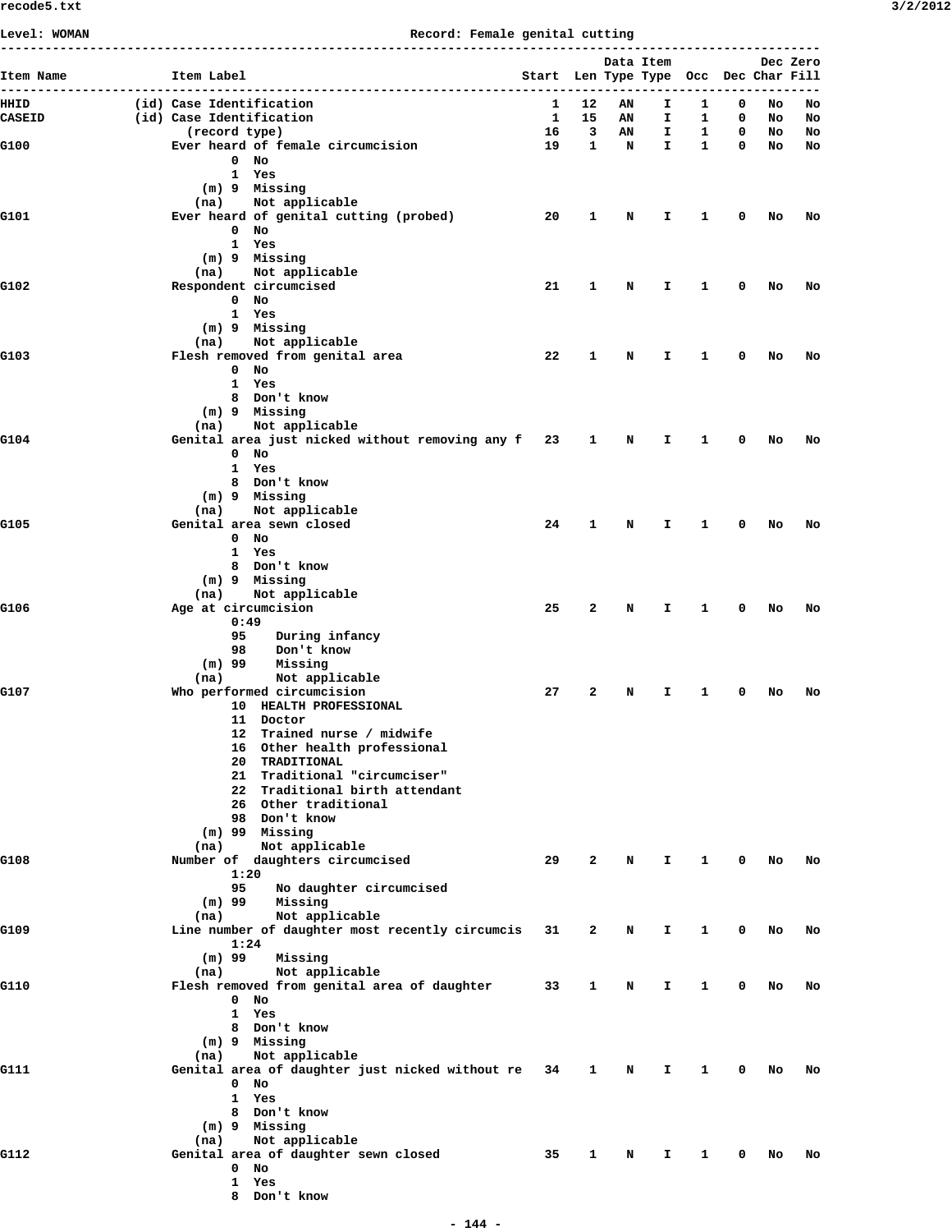Level: WOMAN                                    Record: Female genital cutting

```
------------------------------------------------------------------------------------------------------
                                                                          Data Item           Dec Zero
Item Name              Item Label                              Start  Len Type Type  Occ  Dec Char Fill
------------------------------------------------------------------------------------------------------
HHID              (id) Case Identification                         1   12   AN    I    1    0   No   No
CASEID            (id) Case Identification                         1   15   AN    I    1    0   No   No
                         (record type)                            16    3   AN    I    1    0   No   No
G100                   Ever heard of female circumcision          19    1    N    I    1    0   No   No
                                0  No
                                1  Yes
                            (m) 9  Missing
                           (na)    Not applicable
G101                   Ever heard of genital cutting (probed)     20    1    N    I    1    0   No   No
                                0  No
                                1  Yes
                            (m) 9  Missing
                           (na)    Not applicable
G102                   Respondent circumcised                     21    1    N    I    1    0   No   No
                                0  No
                                1  Yes
                            (m) 9  Missing
                           (na)    Not applicable
G103                   Flesh removed from genital area            22    1    N    I    1    0   No   No
                                0  No
                                1  Yes
                                8  Don't know
                            (m) 9  Missing
                           (na)    Not applicable
G104                   Genital area just nicked without removing any f   23    1    N    I    1    0   No   No
                                0  No
                                1  Yes
                                8  Don't know
                            (m) 9  Missing
                           (na)    Not applicable
G105                   Genital area sewn closed                   24    1    N    I    1    0   No   No
                                0  No
                                1  Yes
                                8  Don't know
                            (m) 9  Missing
                           (na)    Not applicable
G106                   Age at circumcision                        25    2    N    I    1    0   No   No
                                0:49
                                95    During infancy
                                98    Don't know
                            (m) 99    Missing
                           (na)       Not applicable
G107                   Who performed circumcision                 27    2    N    I    1    0   No   No
                                10  HEALTH PROFESSIONAL
                                11  Doctor
                                12  Trained nurse / midwife
                                16  Other health professional
                                20  TRADITIONAL
                                21  Traditional "circumciser"
                                22  Traditional birth attendant
                                26  Other traditional
                                98  Don't know
                            (m) 99  Missing
                           (na)     Not applicable
G108                   Number of  daughters circumcised           29    2    N    I    1    0   No   No
                                1:20
                                95    No daughter circumcised
                            (m) 99    Missing
                           (na)       Not applicable
G109                   Line number of daughter most recently circumcis   31    2    N    I    1    0   No   No
                                1:24
                            (m) 99    Missing
                           (na)       Not applicable
G110                   Flesh removed from genital area of daughter   33    1    N    I    1    0   No   No
                                0  No
                                1  Yes
                                8  Don't know
                            (m) 9  Missing
                           (na)    Not applicable
G111                   Genital area of daughter just nicked without re   34    1    N    I    1    0   No   No
                                0  No
                                1  Yes
                                8  Don't know
                            (m) 9  Missing
                           (na)    Not applicable
G112                   Genital area of daughter sewn closed       35    1    N    I    1    0   No   No
                                0  No
                                1  Yes
                                8  Don't know
```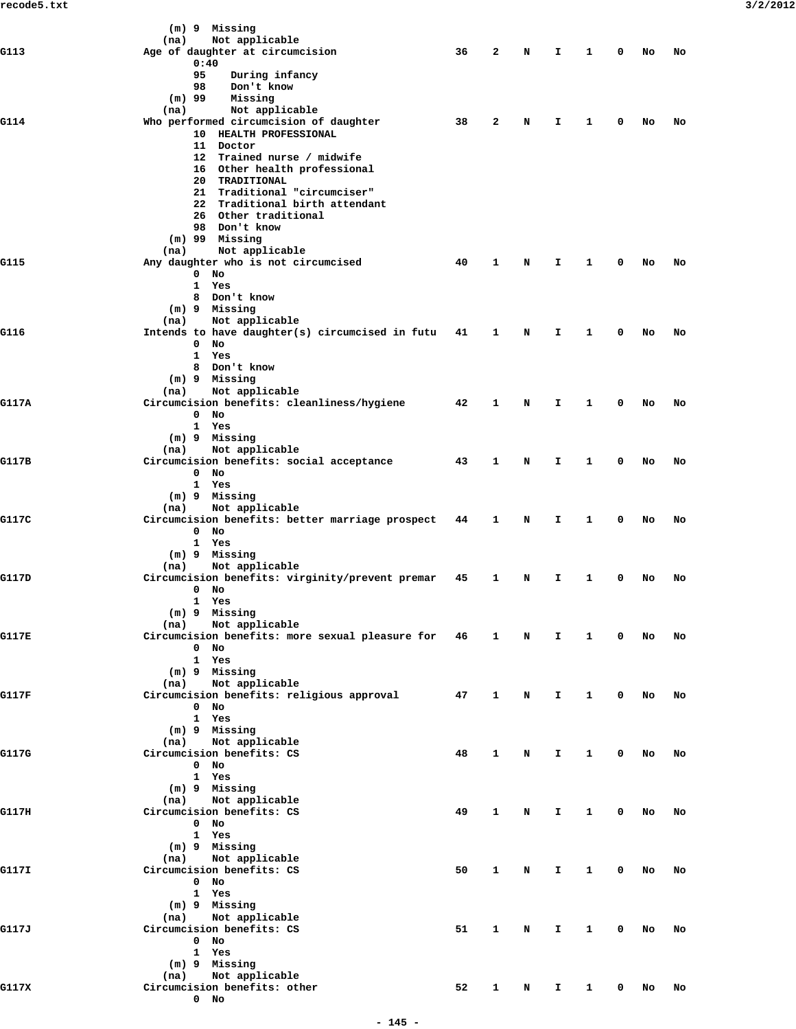```
                  (m) 9  Missing
                 (na)    Not applicable
G113              Age of daughter at circumcision               36    2    N    I    1    0   No   No
                        0:40
                        95    During infancy
                        98    Don't know
                    (m) 99    Missing
                   (na)       Not applicable
G114              Who performed circumcision of daughter        38    2    N    I    1    0   No   No
                        10  HEALTH PROFESSIONAL
                        11  Doctor
                        12  Trained nurse / midwife
                        16  Other health professional
                        20  TRADITIONAL
                        21  Traditional "circumciser"
                        22  Traditional birth attendant
                        26  Other traditional
                        98  Don't know
                    (m) 99  Missing
                   (na)     Not applicable
G115              Any daughter who is not circumcised           40    1    N    I    1    0   No   No
                        0  No
                        1  Yes
                        8  Don't know
                    (m) 9  Missing
                   (na)    Not applicable
G116              Intends to have daughter(s) circumcised in futu   41    1    N    I    1    0   No   No
                        0  No
                        1  Yes
                        8  Don't know
                    (m) 9  Missing
                   (na)    Not applicable
G117A             Circumcision benefits: cleanliness/hygiene    42    1    N    I    1    0   No   No
                        0  No
                        1  Yes
                    (m) 9  Missing
                   (na)    Not applicable
G117B             Circumcision benefits: social acceptance      43    1    N    I    1    0   No   No
                        0  No
                        1  Yes
                    (m) 9  Missing
                   (na)    Not applicable
G117C             Circumcision benefits: better marriage prospect   44    1    N    I    1    0   No   No
                        0  No
                        1  Yes
                    (m) 9  Missing
                   (na)    Not applicable
G117D             Circumcision benefits: virginity/prevent premar   45    1    N    I    1    0   No   No
                        0  No
                        1  Yes
                    (m) 9  Missing
                   (na)    Not applicable
G117E             Circumcision benefits: more sexual pleasure for   46    1    N    I    1    0   No   No
                        0  No
                        1  Yes
                    (m) 9  Missing
                   (na)    Not applicable
G117F             Circumcision benefits: religious approval     47    1    N    I    1    0   No   No
                        0  No
                        1  Yes
                    (m) 9  Missing
                   (na)    Not applicable
G117G             Circumcision benefits: CS                     48    1    N    I    1    0   No   No
                        0  No
                        1  Yes
                    (m) 9  Missing
                   (na)    Not applicable
G117H             Circumcision benefits: CS                     49    1    N    I    1    0   No   No
                        0  No
                        1  Yes
                    (m) 9  Missing
                   (na)    Not applicable
G117I             Circumcision benefits: CS                     50    1    N    I    1    0   No   No
                        0  No
                        1  Yes
                    (m) 9  Missing
                   (na)    Not applicable
G117J             Circumcision benefits: CS                     51    1    N    I    1    0   No   No
                        0  No
                        1  Yes
                    (m) 9  Missing
                   (na)    Not applicable
G117X             Circumcision benefits: other                  52    1    N    I    1    0   No   No
                        0  No
```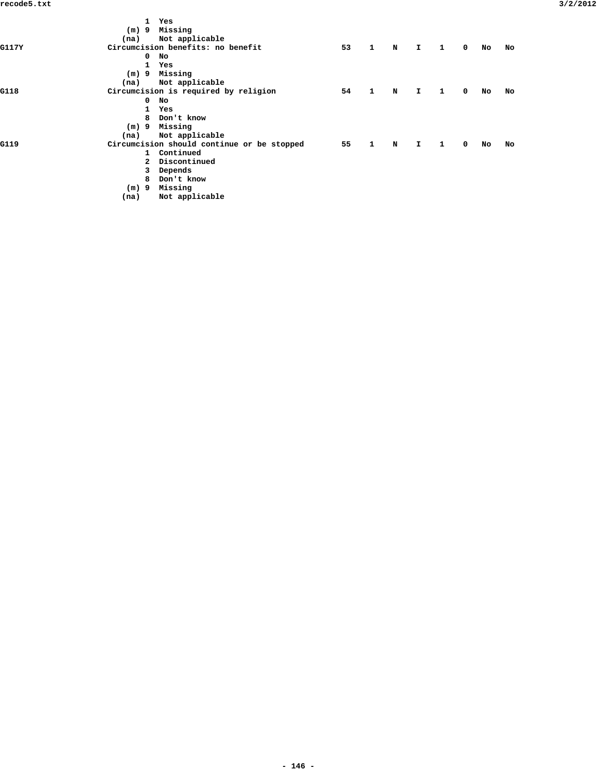```
                      1  Yes
                  (m) 9  Missing
                 (na)    Not applicable
G117Y             Circumcision benefits: no benefit              53    1    N    I    1    0   No   No
                      0  No
                      1  Yes
                  (m) 9  Missing
                 (na)    Not applicable
G118              Circumcision is required by religion           54    1    N    I    1    0   No   No
                      0  No
                      1  Yes
                      8  Don't know
                  (m) 9  Missing
                 (na)    Not applicable
G119              Circumcision should continue or be stopped     55    1    N    I    1    0   No   No
                      1  Continued
                      2  Discontinued
                      3  Depends
                      8  Don't know
                  (m) 9  Missing
                 (na)    Not applicable
```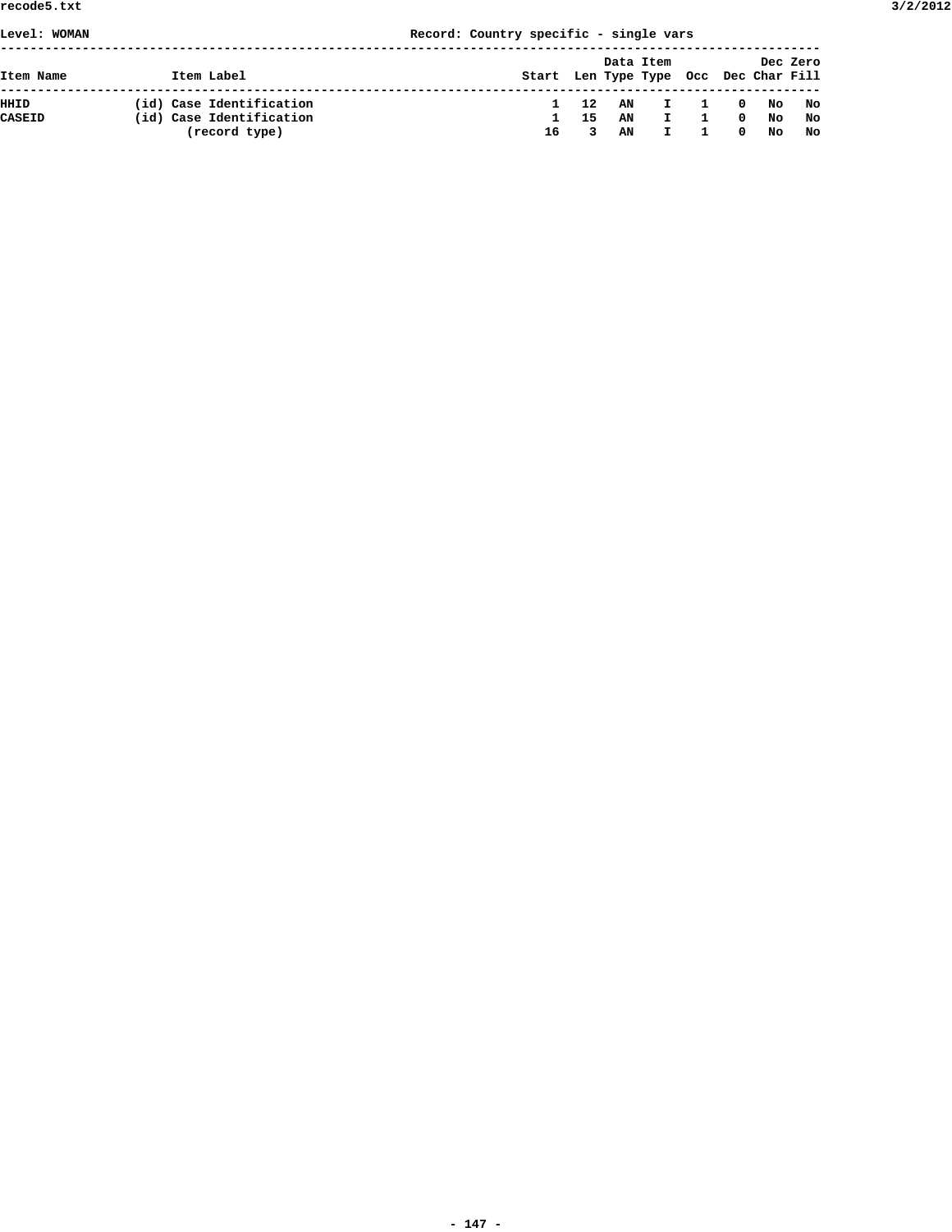Level: WOMAN Record: Country specific - single vars

| Item Name | Item Label | Start | Len | Data Type | Item Type | Occ | Dec | Dec Char | Zero Fill |
|---|---|---|---|---|---|---|---|---|---|
| HHID | (id) Case Identification | 1 | 12 | AN | I | 1 | 0 | No | No |
| CASEID | (id) Case Identification | 1 | 15 | AN | I | 1 | 0 | No | No |
| | (record type) | 16 | 3 | AN | I | 1 | 0 | No | No |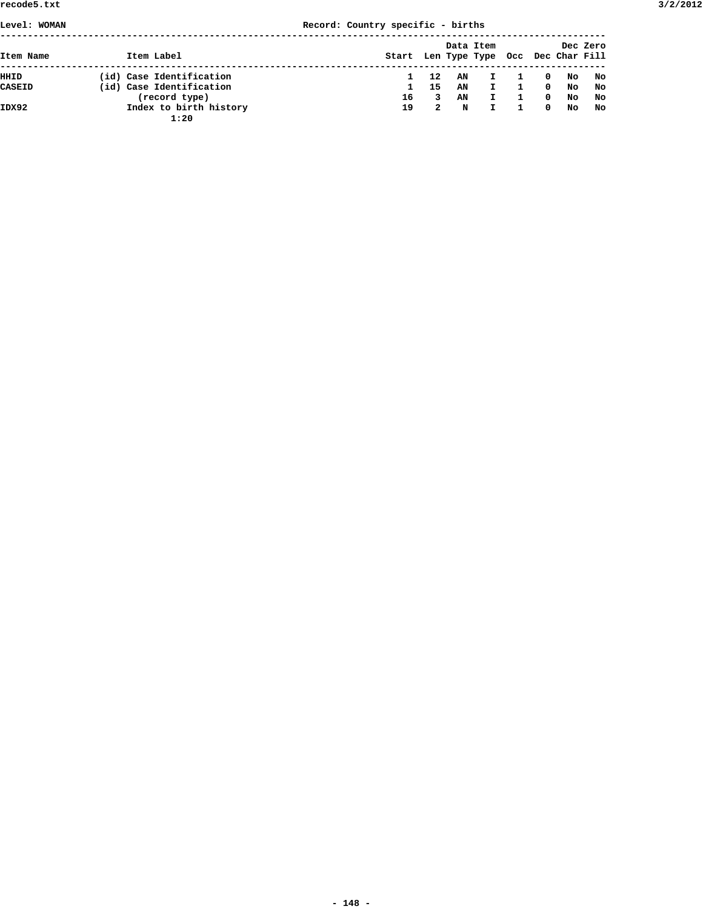Level: WOMAN Record: Country specific - births

| Item Name | Item Label | Start | Len | Data Type | Item Type | Occ | Dec | Dec Char | Zero Fill |
|---|---|---|---|---|---|---|---|---|---|
| HHID | (id) Case Identification | 1 | 12 | AN | I | 1 | 0 | No | No |
| CASEID | (id) Case Identification | 1 | 15 | AN | I | 1 | 0 | No | No |
| | (record type) | 16 | 3 | AN | I | 1 | 0 | No | No |
| IDX92 | Index to birth history | 19 | 2 | N | I | 1 | 0 | No | No |
| | 1:20 | | | | | | | | |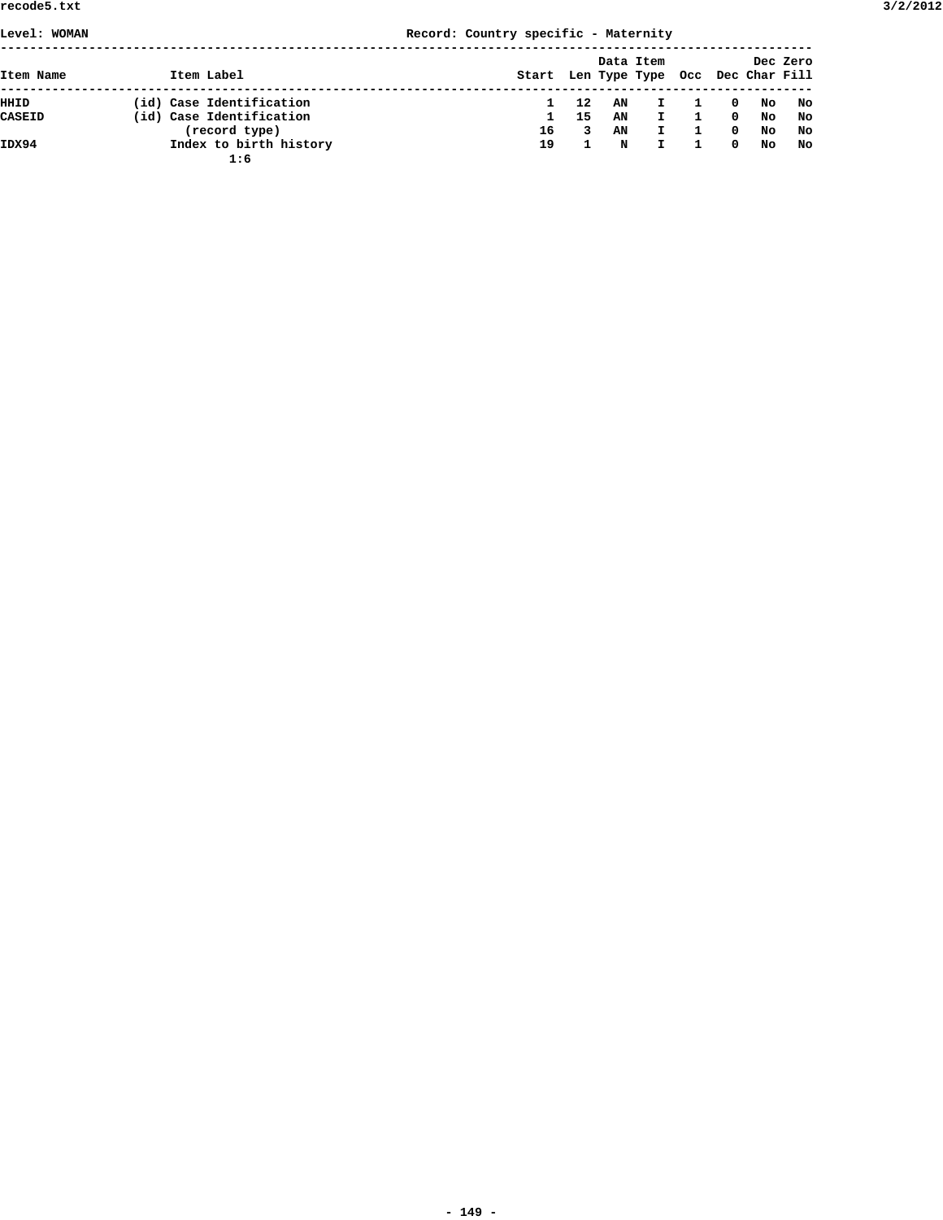Level: WOMAN Record: Country specific - Maternity

| Item Name | Item Label | Start | Len | Data Type | Item Type | Occ | Dec | Dec Char | Zero Fill |
|---|---|---|---|---|---|---|---|---|---|
| HHID | (id) Case Identification | 1 | 12 | AN | I | 1 | 0 | No | No |
| CASEID | (id) Case Identification | 1 | 15 | AN | I | 1 | 0 | No | No |
| | (record type) | 16 | 3 | AN | I | 1 | 0 | No | No |
| IDX94 | Index to birth history<br>1:6 | 19 | 1 | N | I | 1 | 0 | No | No |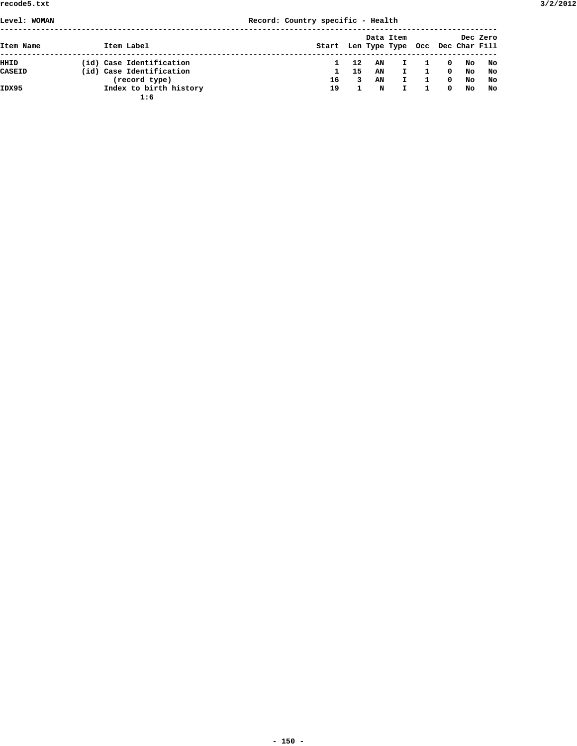Level: WOMAN Record: Country specific - Health

| Item Name | Item Label | Start | Len | Data Type | Item Type | Occ | Dec | Dec Char | Zero Fill |
|---|---|---|---|---|---|---|---|---|---|
| HHID | (id) Case Identification | 1 | 12 | AN | I | 1 | 0 | No | No |
| CASEID | (id) Case Identification | 1 | 15 | AN | I | 1 | 0 | No | No |
| | (record type) | 16 | 3 | AN | I | 1 | 0 | No | No |
| IDX95 | Index to birth history<br>1:6 | 19 | 1 | N | I | 1 | 0 | No | No |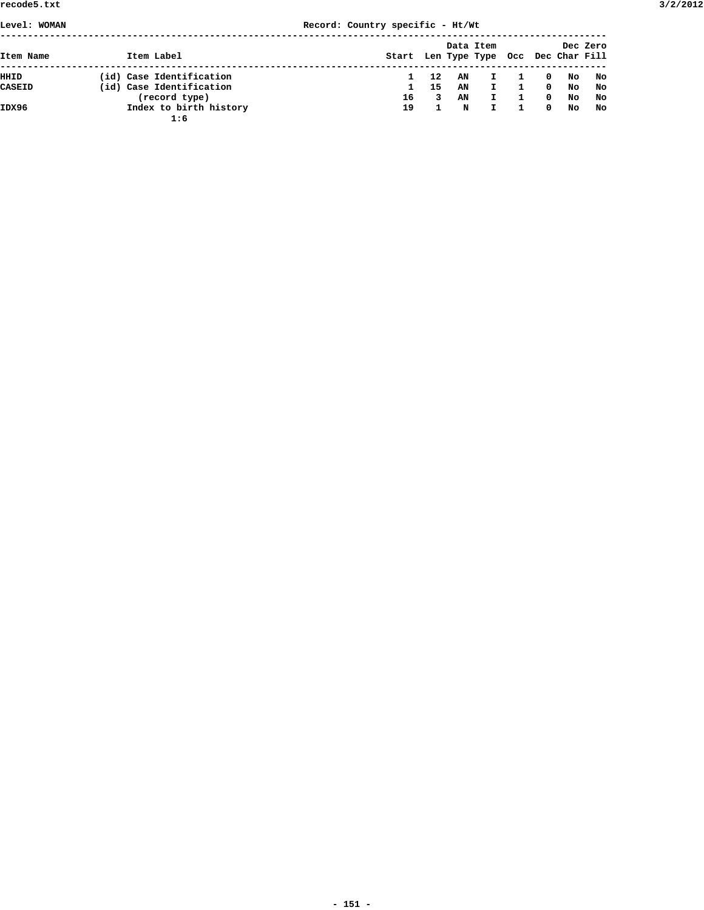Level: WOMAN Record: Country specific - Ht/Wt

| Item Name | Item Label | Start | Len | Data Type | Item Type | Occ | Dec | Dec Char | Zero Fill |
|---|---|---|---|---|---|---|---|---|---|
| HHID | (id) Case Identification | 1 | 12 | AN | I | 1 | 0 | No | No |
| CASEID | (id) Case Identification | 1 | 15 | AN | I | 1 | 0 | No | No |
| | (record type) | 16 | 3 | AN | I | 1 | 0 | No | No |
| IDX96 | Index to birth history | 19 | 1 | N | I | 1 | 0 | No | No |
| | 1:6 | | | | | | | | |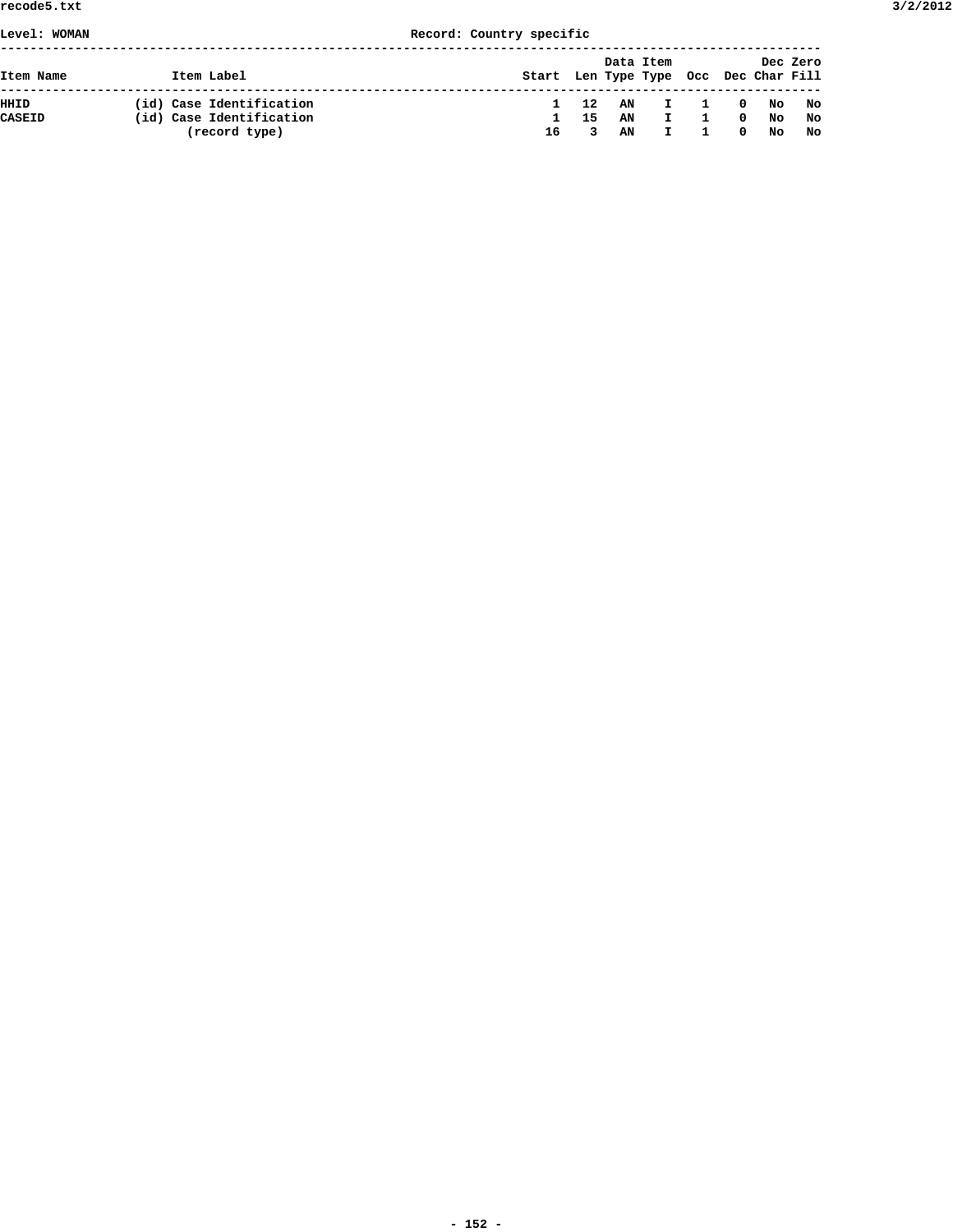Level: WOMAN Record: Country specific

| Item Name | Item Label | Start | Len | Data Type | Item Type | Occ | Dec | Dec Char | Zero Fill |
|---|---|---|---|---|---|---|---|---|---|
| HHID | (id) Case Identification | 1 | 12 | AN | I | 1 | 0 | No | No |
| CASEID | (id) Case Identification | 1 | 15 | AN | I | 1 | 0 | No | No |
| | (record type) | 16 | 3 | AN | I | 1 | 0 | No | No |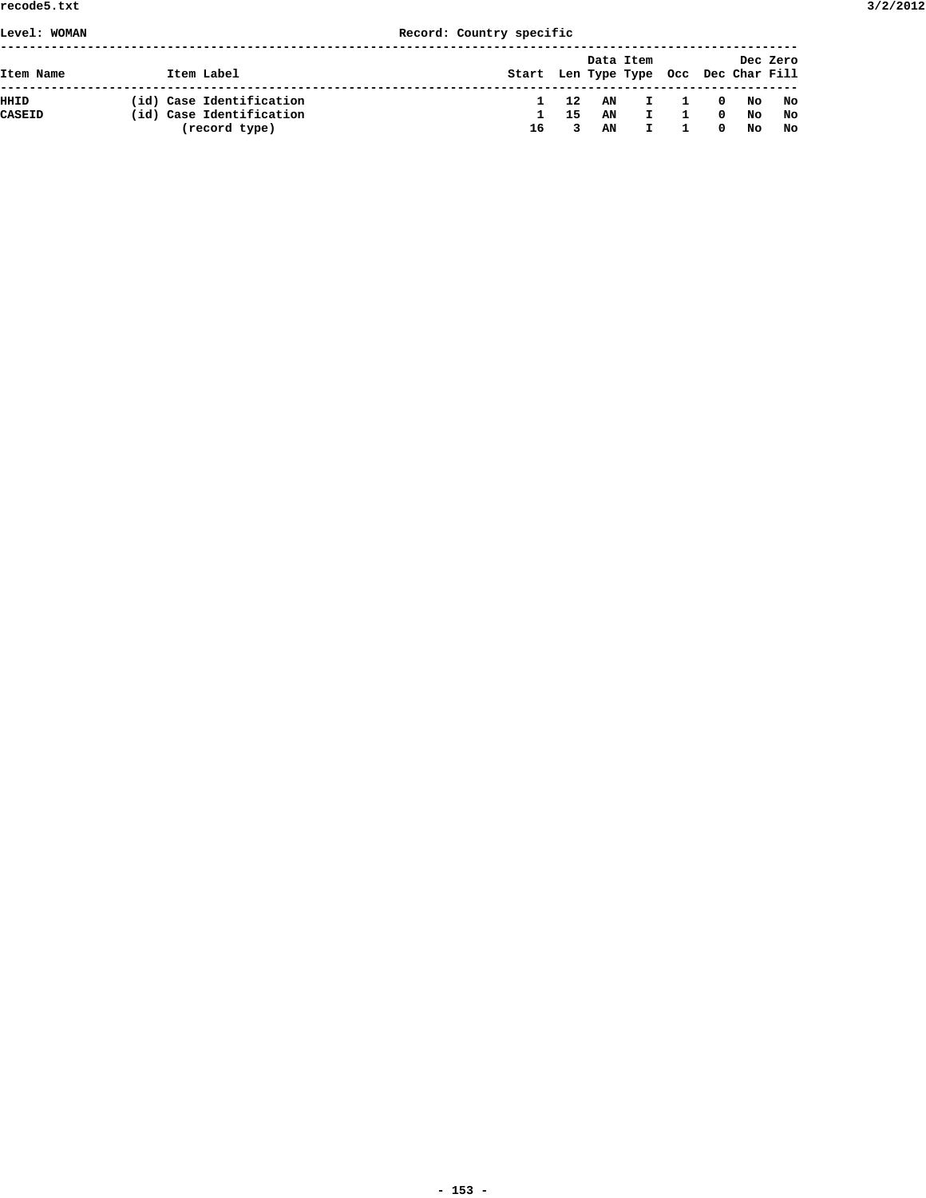Level: WOMAN                                  Record: Country specific

| Item Name | Item Label | Start | Len | Data Type | Item Type | Occ | Dec | Dec Char | Zero Fill |
|---|---|---|---|---|---|---|---|---|---|
| HHID | (id) Case Identification | 1 | 12 | AN | I | 1 | 0 | No | No |
| CASEID | (id) Case Identification | 1 | 15 | AN | I | 1 | 0 | No | No |
| | (record type) | 16 | 3 | AN | I | 1 | 0 | No | No |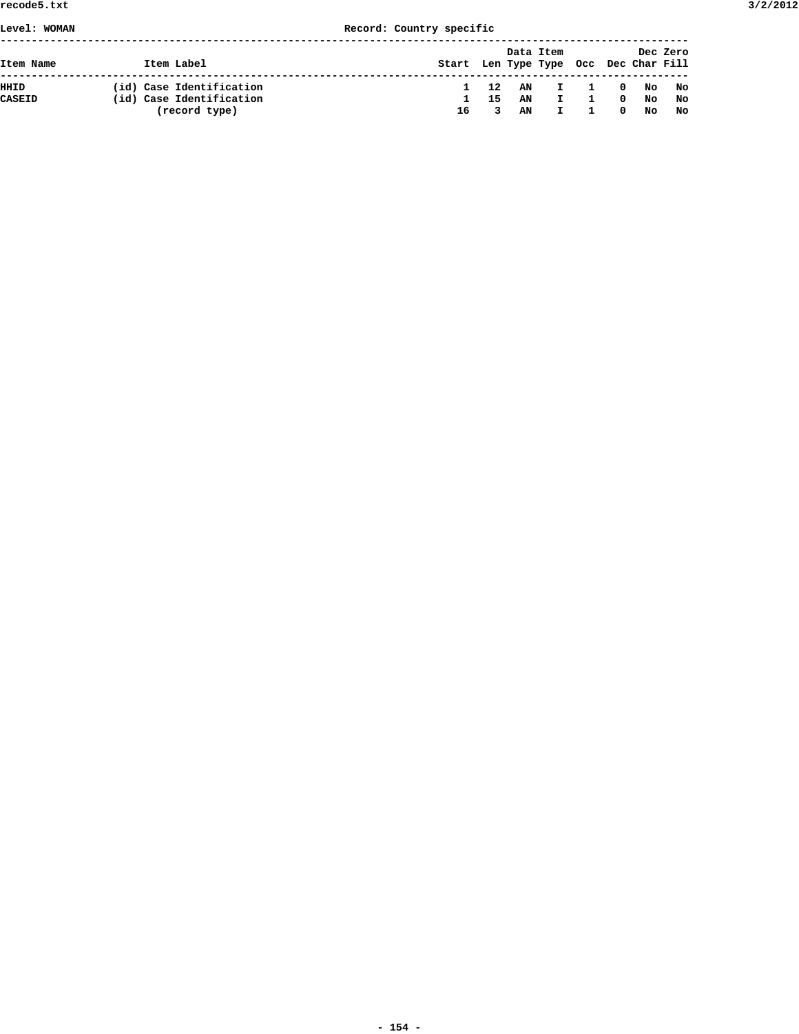Level: WOMAN Record: Country specific

| Item Name | Item Label | Start | Len | Data Type | Item Type | Occ | Dec | Dec Char | Zero Fill |
|---|---|---|---|---|---|---|---|---|---|
| HHID | (id) Case Identification | 1 | 12 | AN | I | 1 | 0 | No | No |
| CASEID | (id) Case Identification | 1 | 15 | AN | I | 1 | 0 | No | No |
| | (record type) | 16 | 3 | AN | I | 1 | 0 | No | No |